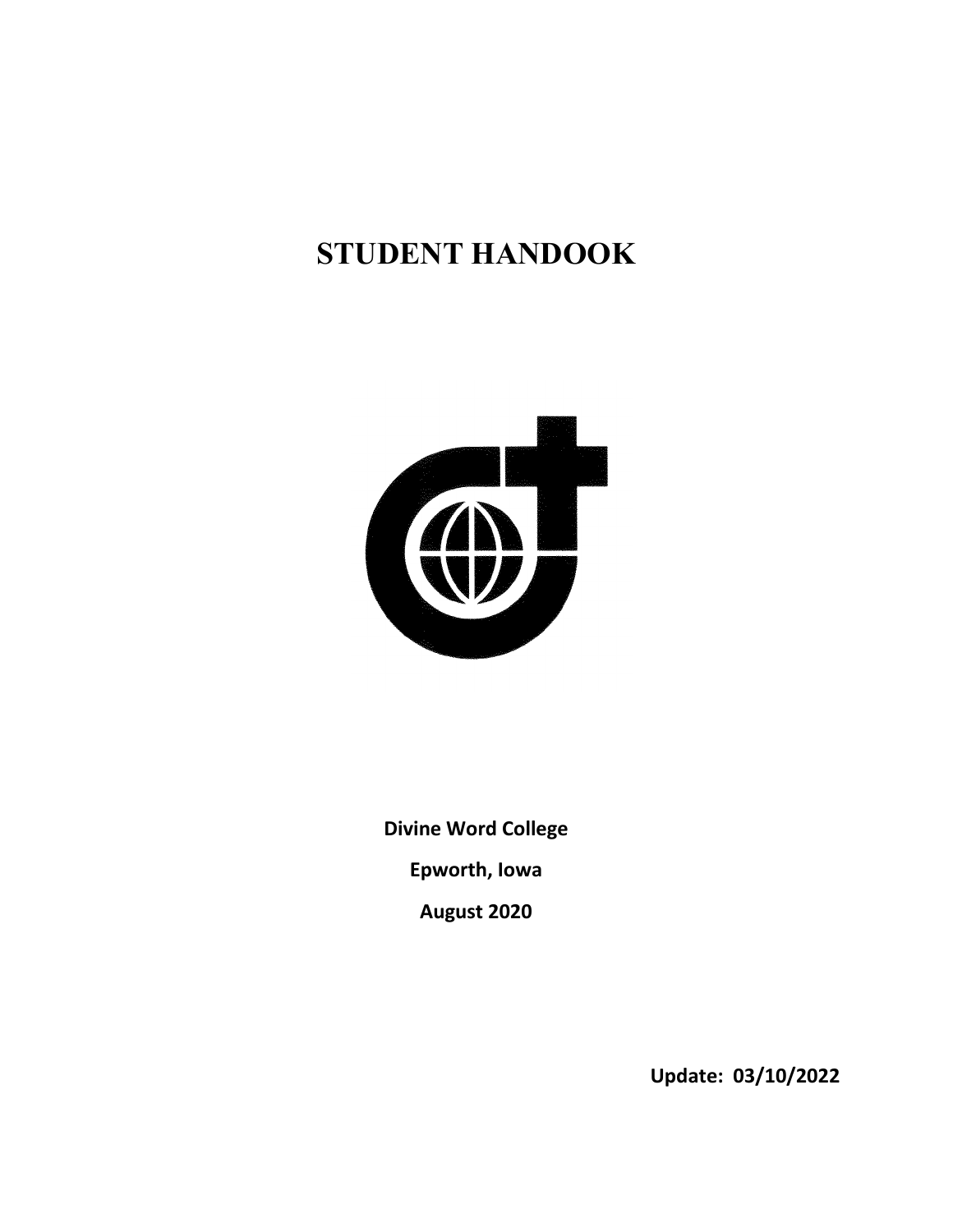# STUDENT HANDOOK

**Divine Word College**

**Epworth, Iowa**

**August 2020**

**Update: 03/10/2022**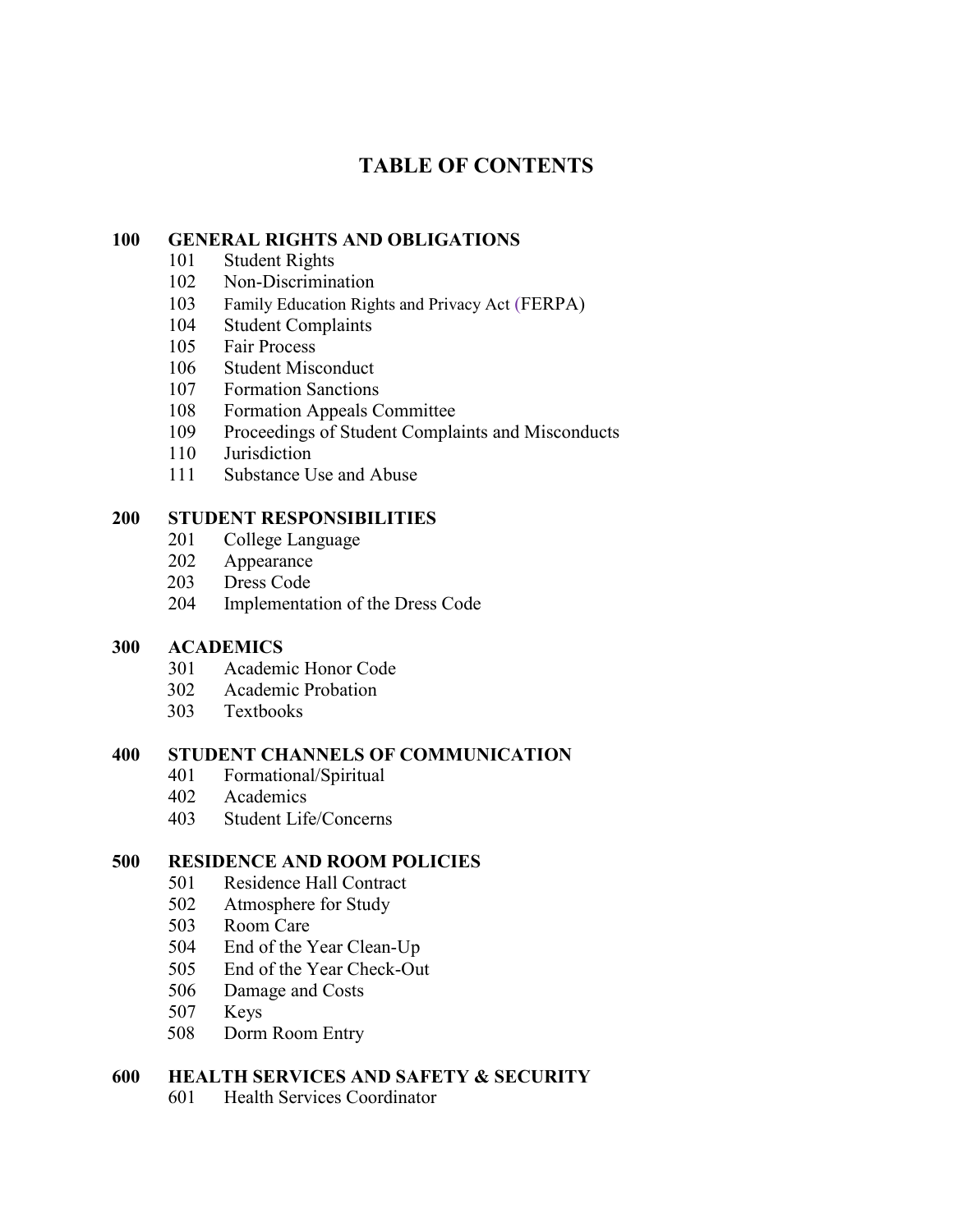# TABLE OF CONTENTS

**100 GENERAL RIGHTS AND OBLIGATIONS**

- 101 Student Rights
- 102 Non-Discrimination
- 103 Family Education Rights and Privacy Act (FERPA)
- 104 Student Complaints
- 105 Fair Process
- 106 Student Misconduct
- 107 Formation Sanctions
- 108 Formation Appeals Committee
- 109 Proceedings of Student Complaints and Misconducts
- 110 Jurisdiction
- 111 Substance Use and Abuse

**200 STUDENT RESPONSIBILITIES**

- 201 College Language
- 202 Appearance
- 203 Dress Code
- 204 Implementation of the Dress Code

**300 ACADEMICS**

- 301 Academic Honor Code
- 302 Academic Probation
- 303 Textbooks

**400 STUDENT CHANNELS OF COMMUNICATION**

- 401 Formational/Spiritual
- 402 Academics
- 403 Student Life/Concerns

**500 RESIDENCE AND ROOM POLICIES**

- 501 Residence Hall Contract
- 502 Atmosphere for Study
- 503 Room Care
- 504 End of the Year Clean-Up
- 505 End of the Year Check-Out
- 506 Damage and Costs
- 507 Keys
- 508 Dorm Room Entry

**600 HEALTH SERVICES AND SAFETY & SECURITY**

- 601 Health Services Coordinator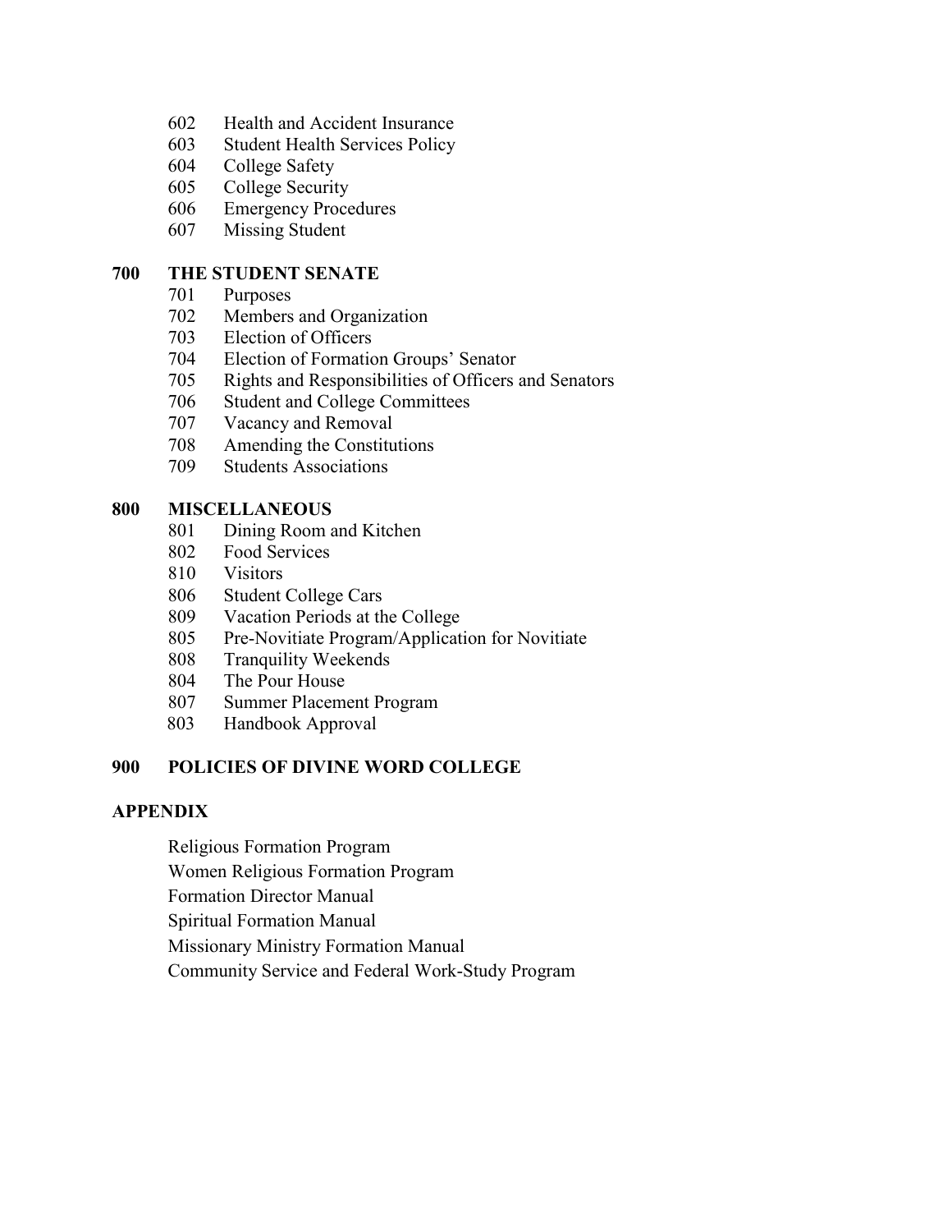602 Health and Accident Insurance
603 Student Health Services Policy
604 College Safety
605 College Security
606 Emergency Procedures
607 Missing Student

**700 THE STUDENT SENATE**

701 Purposes
702 Members and Organization
703 Election of Officers
704 Election of Formation Groups' Senator
705 Rights and Responsibilities of Officers and Senators
706 Student and College Committees
707 Vacancy and Removal
708 Amending the Constitutions
709 Students Associations

**800 MISCELLANEOUS**

801 Dining Room and Kitchen
802 Food Services
810 Visitors
806 Student College Cars
809 Vacation Periods at the College
805 Pre-Novitiate Program/Application for Novitiate
808 Tranquility Weekends
804 The Pour House
807 Summer Placement Program
803 Handbook Approval

**900 POLICIES OF DIVINE WORD COLLEGE**

**APPENDIX**

Religious Formation Program
Women Religious Formation Program
Formation Director Manual
Spiritual Formation Manual
Missionary Ministry Formation Manual
Community Service and Federal Work-Study Program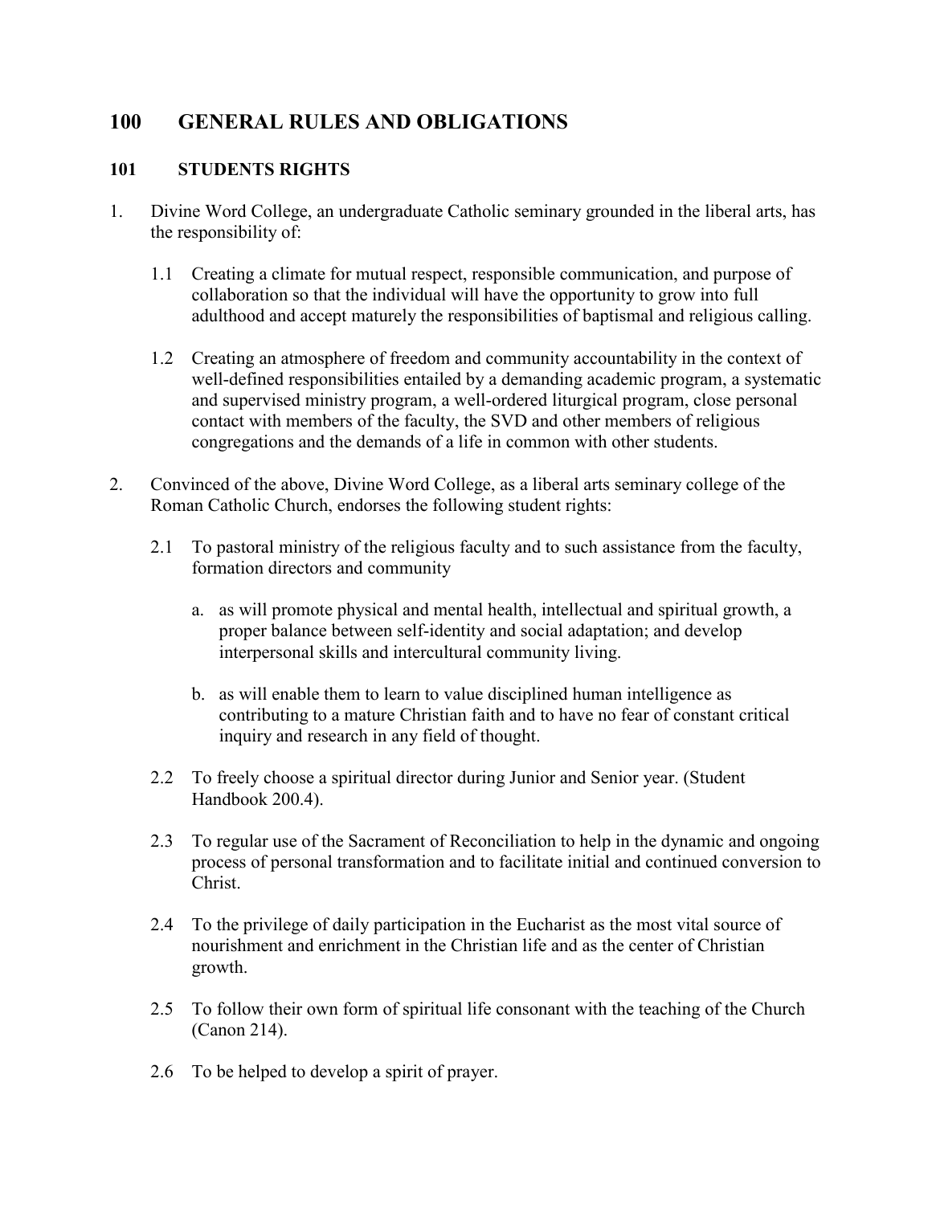# 100 GENERAL RULES AND OBLIGATIONS

## 101 STUDENTS RIGHTS

1. Divine Word College, an undergraduate Catholic seminary grounded in the liberal arts, has the responsibility of:

   1.1 Creating a climate for mutual respect, responsible communication, and purpose of collaboration so that the individual will have the opportunity to grow into full adulthood and accept maturely the responsibilities of baptismal and religious calling.

   1.2 Creating an atmosphere of freedom and community accountability in the context of well-defined responsibilities entailed by a demanding academic program, a systematic and supervised ministry program, a well-ordered liturgical program, close personal contact with members of the faculty, the SVD and other members of religious congregations and the demands of a life in common with other students.

2. Convinced of the above, Divine Word College, as a liberal arts seminary college of the Roman Catholic Church, endorses the following student rights:

   2.1 To pastoral ministry of the religious faculty and to such assistance from the faculty, formation directors and community

      a. as will promote physical and mental health, intellectual and spiritual growth, a proper balance between self-identity and social adaptation; and develop interpersonal skills and intercultural community living.

      b. as will enable them to learn to value disciplined human intelligence as contributing to a mature Christian faith and to have no fear of constant critical inquiry and research in any field of thought.

   2.2 To freely choose a spiritual director during Junior and Senior year. (Student Handbook 200.4).

   2.3 To regular use of the Sacrament of Reconciliation to help in the dynamic and ongoing process of personal transformation and to facilitate initial and continued conversion to Christ.

   2.4 To the privilege of daily participation in the Eucharist as the most vital source of nourishment and enrichment in the Christian life and as the center of Christian growth.

   2.5 To follow their own form of spiritual life consonant with the teaching of the Church (Canon 214).

   2.6 To be helped to develop a spirit of prayer.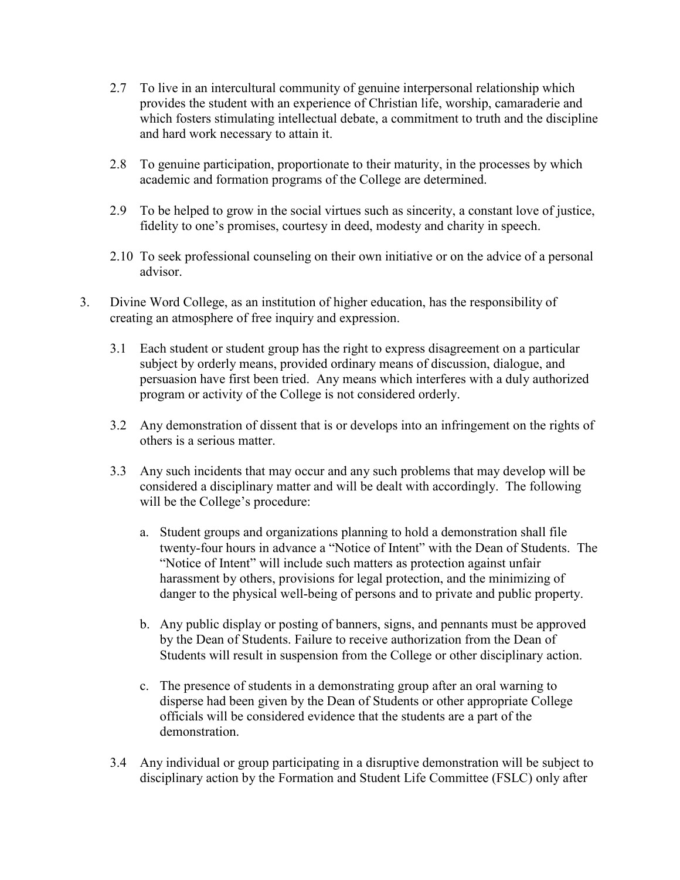2.7 To live in an intercultural community of genuine interpersonal relationship which provides the student with an experience of Christian life, worship, camaraderie and which fosters stimulating intellectual debate, a commitment to truth and the discipline and hard work necessary to attain it.

2.8 To genuine participation, proportionate to their maturity, in the processes by which academic and formation programs of the College are determined.

2.9 To be helped to grow in the social virtues such as sincerity, a constant love of justice, fidelity to one's promises, courtesy in deed, modesty and charity in speech.

2.10 To seek professional counseling on their own initiative or on the advice of a personal advisor.

3. Divine Word College, as an institution of higher education, has the responsibility of creating an atmosphere of free inquiry and expression.

   3.1 Each student or student group has the right to express disagreement on a particular subject by orderly means, provided ordinary means of discussion, dialogue, and persuasion have first been tried. Any means which interferes with a duly authorized program or activity of the College is not considered orderly.

   3.2 Any demonstration of dissent that is or develops into an infringement on the rights of others is a serious matter.

   3.3 Any such incidents that may occur and any such problems that may develop will be considered a disciplinary matter and will be dealt with accordingly. The following will be the College's procedure:

      a. Student groups and organizations planning to hold a demonstration shall file twenty-four hours in advance a "Notice of Intent" with the Dean of Students. The "Notice of Intent" will include such matters as protection against unfair harassment by others, provisions for legal protection, and the minimizing of danger to the physical well-being of persons and to private and public property.

      b. Any public display or posting of banners, signs, and pennants must be approved by the Dean of Students. Failure to receive authorization from the Dean of Students will result in suspension from the College or other disciplinary action.

      c. The presence of students in a demonstrating group after an oral warning to disperse had been given by the Dean of Students or other appropriate College officials will be considered evidence that the students are a part of the demonstration.

   3.4 Any individual or group participating in a disruptive demonstration will be subject to disciplinary action by the Formation and Student Life Committee (FSLC) only after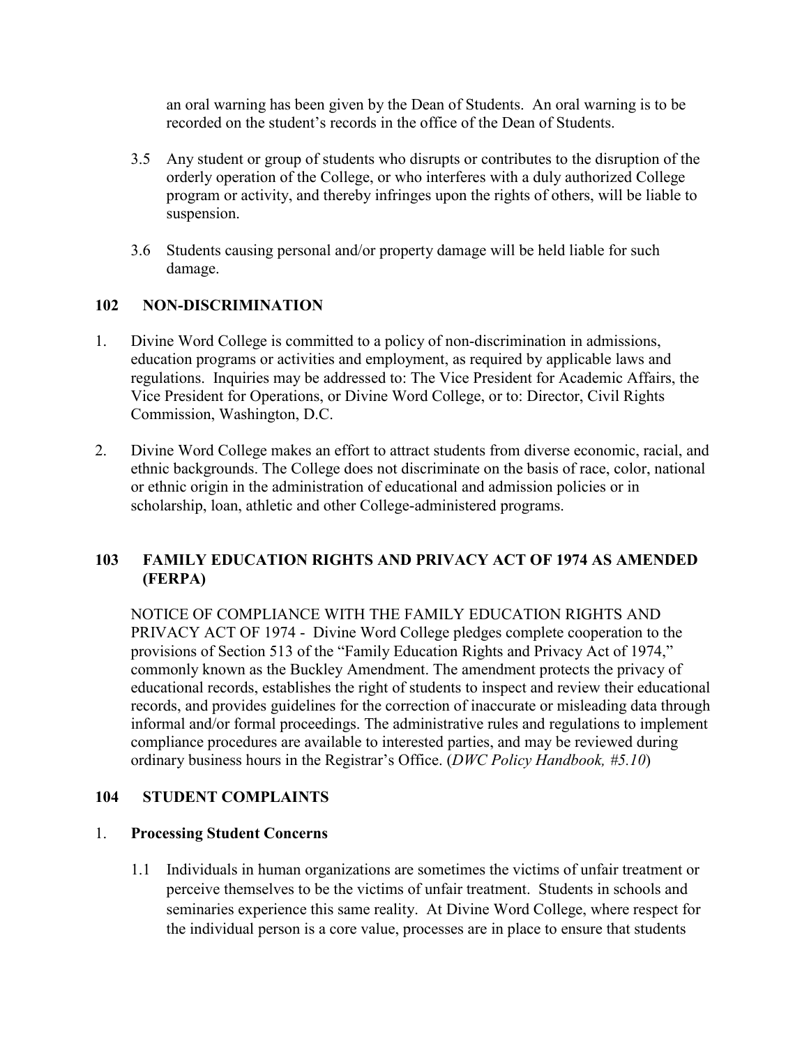an oral warning has been given by the Dean of Students. An oral warning is to be recorded on the student's records in the office of the Dean of Students.

3.5 Any student or group of students who disrupts or contributes to the disruption of the orderly operation of the College, or who interferes with a duly authorized College program or activity, and thereby infringes upon the rights of others, will be liable to suspension.

3.6 Students causing personal and/or property damage will be held liable for such damage.

## 102 NON-DISCRIMINATION

1. Divine Word College is committed to a policy of non-discrimination in admissions, education programs or activities and employment, as required by applicable laws and regulations. Inquiries may be addressed to: The Vice President for Academic Affairs, the Vice President for Operations, or Divine Word College, or to: Director, Civil Rights Commission, Washington, D.C.

2. Divine Word College makes an effort to attract students from diverse economic, racial, and ethnic backgrounds. The College does not discriminate on the basis of race, color, national or ethnic origin in the administration of educational and admission policies or in scholarship, loan, athletic and other College-administered programs.

## 103 FAMILY EDUCATION RIGHTS AND PRIVACY ACT OF 1974 AS AMENDED (FERPA)

NOTICE OF COMPLIANCE WITH THE FAMILY EDUCATION RIGHTS AND PRIVACY ACT OF 1974 - Divine Word College pledges complete cooperation to the provisions of Section 513 of the "Family Education Rights and Privacy Act of 1974," commonly known as the Buckley Amendment. The amendment protects the privacy of educational records, establishes the right of students to inspect and review their educational records, and provides guidelines for the correction of inaccurate or misleading data through informal and/or formal proceedings. The administrative rules and regulations to implement compliance procedures are available to interested parties, and may be reviewed during ordinary business hours in the Registrar's Office. (*DWC Policy Handbook, #5.10*)

## 104 STUDENT COMPLAINTS

1. **Processing Student Concerns**

1.1 Individuals in human organizations are sometimes the victims of unfair treatment or perceive themselves to be the victims of unfair treatment. Students in schools and seminaries experience this same reality. At Divine Word College, where respect for the individual person is a core value, processes are in place to ensure that students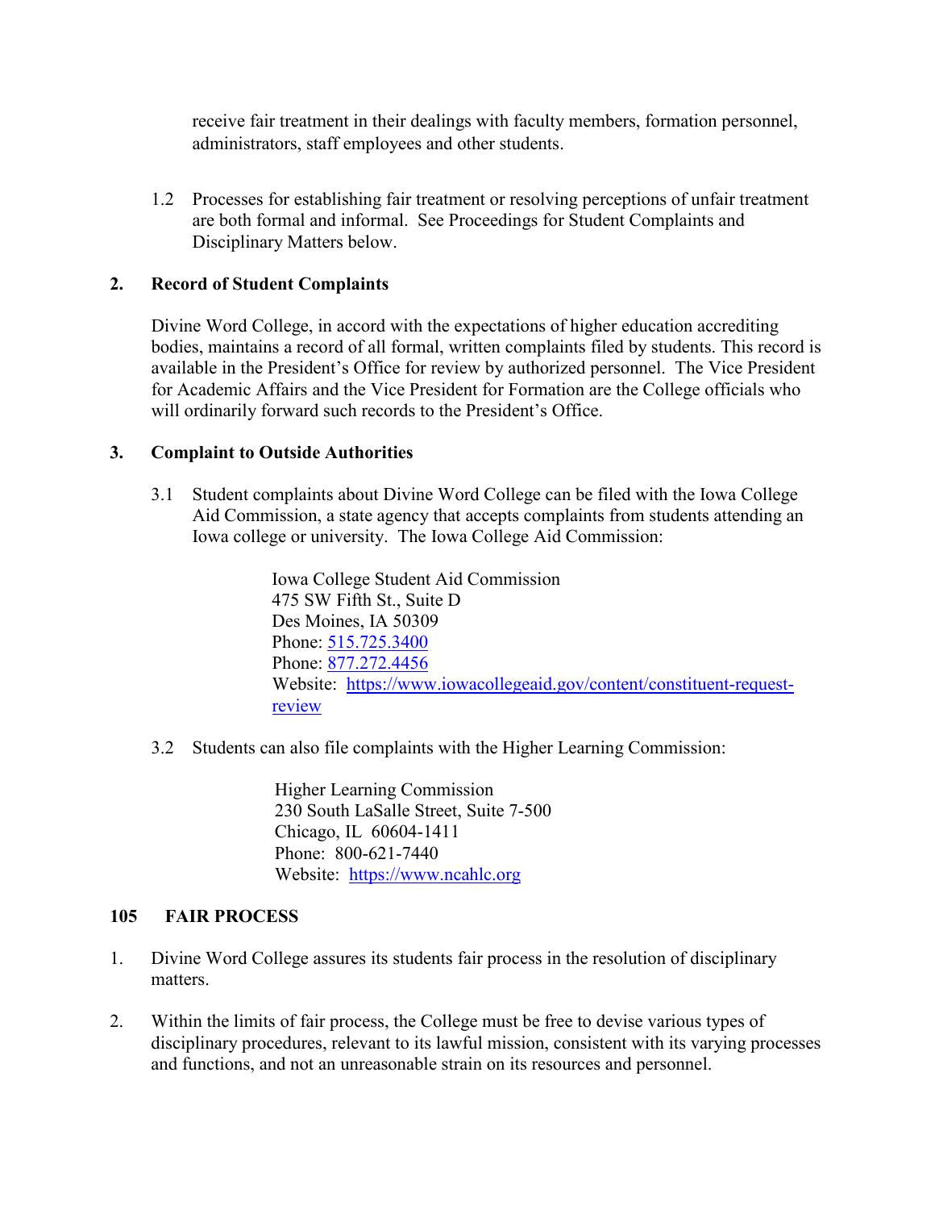receive fair treatment in their dealings with faculty members, formation personnel, administrators, staff employees and other students.

1.2 Processes for establishing fair treatment or resolving perceptions of unfair treatment are both formal and informal. See Proceedings for Student Complaints and Disciplinary Matters below.

**2. Record of Student Complaints**

Divine Word College, in accord with the expectations of higher education accrediting bodies, maintains a record of all formal, written complaints filed by students. This record is available in the President's Office for review by authorized personnel. The Vice President for Academic Affairs and the Vice President for Formation are the College officials who will ordinarily forward such records to the President's Office.

**3. Complaint to Outside Authorities**

3.1 Student complaints about Divine Word College can be filed with the Iowa College Aid Commission, a state agency that accepts complaints from students attending an Iowa college or university. The Iowa College Aid Commission:

Iowa College Student Aid Commission
475 SW Fifth St., Suite D
Des Moines, IA 50309
Phone: 515.725.3400
Phone: 877.272.4456
Website: https://www.iowacollegeaid.gov/content/constituent-request-review

3.2 Students can also file complaints with the Higher Learning Commission:

Higher Learning Commission
230 South LaSalle Street, Suite 7-500
Chicago, IL 60604-1411
Phone: 800-621-7440
Website: https://www.ncahlc.org

## 105 FAIR PROCESS

1. Divine Word College assures its students fair process in the resolution of disciplinary matters.

2. Within the limits of fair process, the College must be free to devise various types of disciplinary procedures, relevant to its lawful mission, consistent with its varying processes and functions, and not an unreasonable strain on its resources and personnel.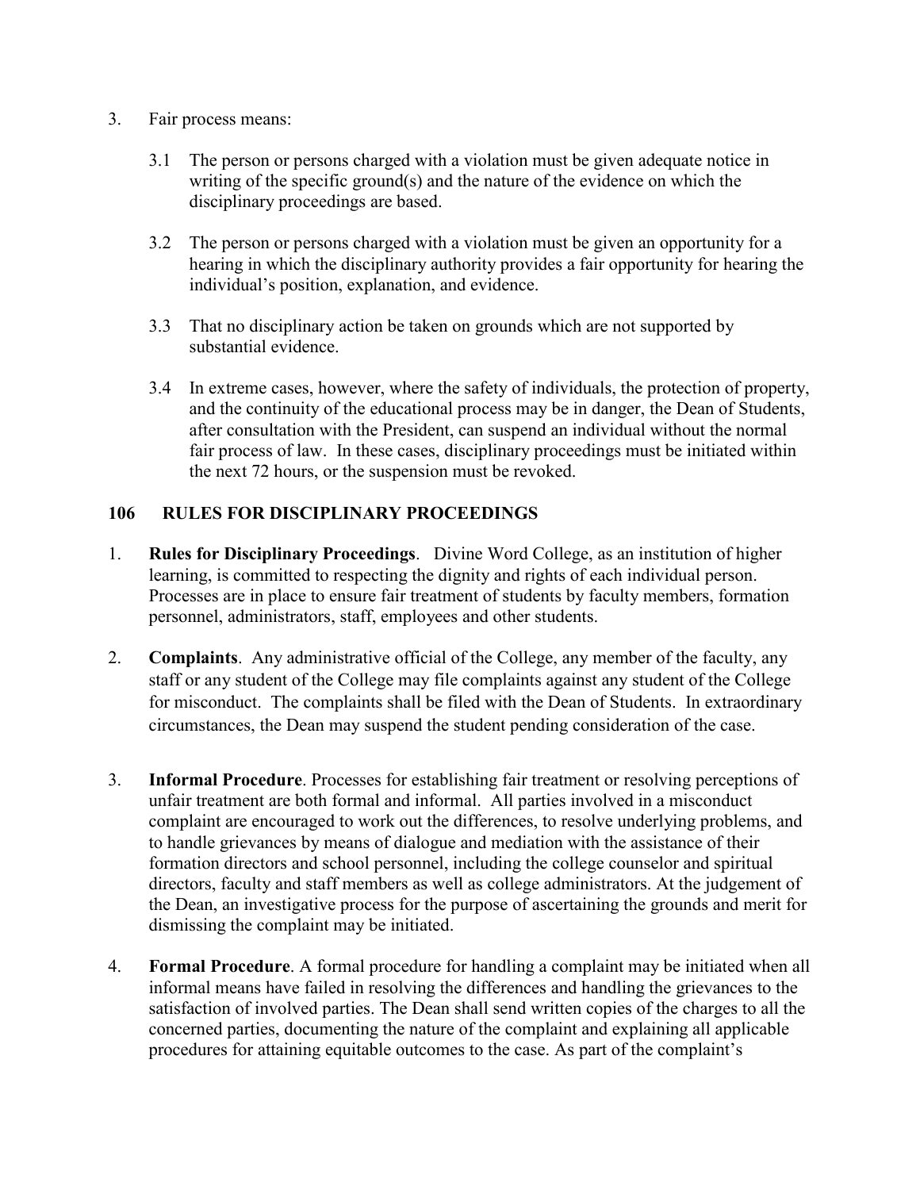3. Fair process means:

   3.1 The person or persons charged with a violation must be given adequate notice in writing of the specific ground(s) and the nature of the evidence on which the disciplinary proceedings are based.

   3.2 The person or persons charged with a violation must be given an opportunity for a hearing in which the disciplinary authority provides a fair opportunity for hearing the individual's position, explanation, and evidence.

   3.3 That no disciplinary action be taken on grounds which are not supported by substantial evidence.

   3.4 In extreme cases, however, where the safety of individuals, the protection of property, and the continuity of the educational process may be in danger, the Dean of Students, after consultation with the President, can suspend an individual without the normal fair process of law. In these cases, disciplinary proceedings must be initiated within the next 72 hours, or the suspension must be revoked.

## 106 RULES FOR DISCIPLINARY PROCEEDINGS

1. **Rules for Disciplinary Proceedings**. Divine Word College, as an institution of higher learning, is committed to respecting the dignity and rights of each individual person. Processes are in place to ensure fair treatment of students by faculty members, formation personnel, administrators, staff, employees and other students.

2. **Complaints**. Any administrative official of the College, any member of the faculty, any staff or any student of the College may file complaints against any student of the College for misconduct. The complaints shall be filed with the Dean of Students. In extraordinary circumstances, the Dean may suspend the student pending consideration of the case.

3. **Informal Procedure**. Processes for establishing fair treatment or resolving perceptions of unfair treatment are both formal and informal. All parties involved in a misconduct complaint are encouraged to work out the differences, to resolve underlying problems, and to handle grievances by means of dialogue and mediation with the assistance of their formation directors and school personnel, including the college counselor and spiritual directors, faculty and staff members as well as college administrators. At the judgement of the Dean, an investigative process for the purpose of ascertaining the grounds and merit for dismissing the complaint may be initiated.

4. **Formal Procedure**. A formal procedure for handling a complaint may be initiated when all informal means have failed in resolving the differences and handling the grievances to the satisfaction of involved parties. The Dean shall send written copies of the charges to all the concerned parties, documenting the nature of the complaint and explaining all applicable procedures for attaining equitable outcomes to the case. As part of the complaint's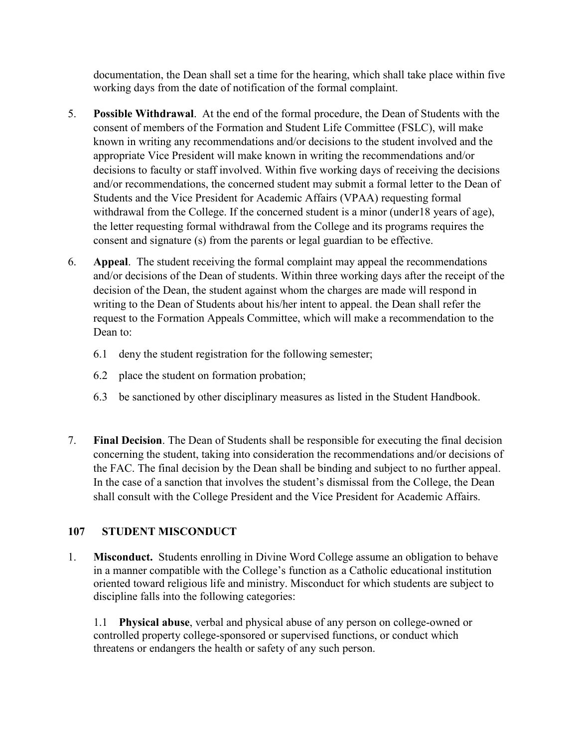documentation, the Dean shall set a time for the hearing, which shall take place within five working days from the date of notification of the formal complaint.

5. **Possible Withdrawal**. At the end of the formal procedure, the Dean of Students with the consent of members of the Formation and Student Life Committee (FSLC), will make known in writing any recommendations and/or decisions to the student involved and the appropriate Vice President will make known in writing the recommendations and/or decisions to faculty or staff involved. Within five working days of receiving the decisions and/or recommendations, the concerned student may submit a formal letter to the Dean of Students and the Vice President for Academic Affairs (VPAA) requesting formal withdrawal from the College. If the concerned student is a minor (under18 years of age), the letter requesting formal withdrawal from the College and its programs requires the consent and signature (s) from the parents or legal guardian to be effective.

6. **Appeal**. The student receiving the formal complaint may appeal the recommendations and/or decisions of the Dean of students. Within three working days after the receipt of the decision of the Dean, the student against whom the charges are made will respond in writing to the Dean of Students about his/her intent to appeal. the Dean shall refer the request to the Formation Appeals Committee, which will make a recommendation to the Dean to:

   6.1 deny the student registration for the following semester;

   6.2 place the student on formation probation;

   6.3 be sanctioned by other disciplinary measures as listed in the Student Handbook.

7. **Final Decision**. The Dean of Students shall be responsible for executing the final decision concerning the student, taking into consideration the recommendations and/or decisions of the FAC. The final decision by the Dean shall be binding and subject to no further appeal. In the case of a sanction that involves the student's dismissal from the College, the Dean shall consult with the College President and the Vice President for Academic Affairs.

## 107 STUDENT MISCONDUCT

1. **Misconduct.** Students enrolling in Divine Word College assume an obligation to behave in a manner compatible with the College's function as a Catholic educational institution oriented toward religious life and ministry. Misconduct for which students are subject to discipline falls into the following categories:

   1.1 **Physical abuse**, verbal and physical abuse of any person on college-owned or controlled property college-sponsored or supervised functions, or conduct which threatens or endangers the health or safety of any such person.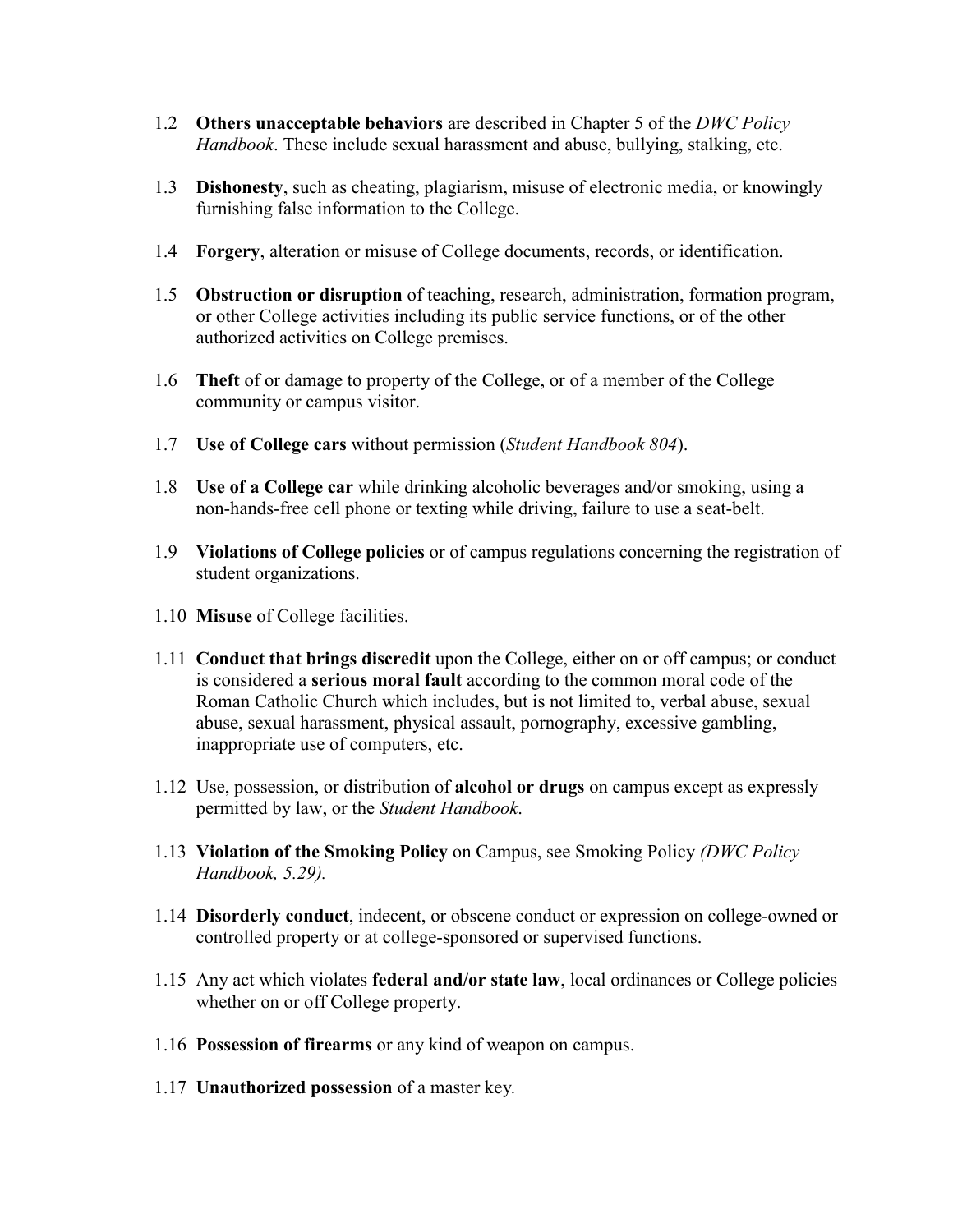1.2 **Others unacceptable behaviors** are described in Chapter 5 of the *DWC Policy Handbook*. These include sexual harassment and abuse, bullying, stalking, etc.

1.3 **Dishonesty**, such as cheating, plagiarism, misuse of electronic media, or knowingly furnishing false information to the College.

1.4 **Forgery**, alteration or misuse of College documents, records, or identification.

1.5 **Obstruction or disruption** of teaching, research, administration, formation program, or other College activities including its public service functions, or of the other authorized activities on College premises.

1.6 **Theft** of or damage to property of the College, or of a member of the College community or campus visitor.

1.7 **Use of College cars** without permission (*Student Handbook 804*).

1.8 **Use of a College car** while drinking alcoholic beverages and/or smoking, using a non-hands-free cell phone or texting while driving, failure to use a seat-belt.

1.9 **Violations of College policies** or of campus regulations concerning the registration of student organizations.

1.10 **Misuse** of College facilities.

1.11 **Conduct that brings discredit** upon the College, either on or off campus; or conduct is considered a **serious moral fault** according to the common moral code of the Roman Catholic Church which includes, but is not limited to, verbal abuse, sexual abuse, sexual harassment, physical assault, pornography, excessive gambling, inappropriate use of computers, etc.

1.12 Use, possession, or distribution of **alcohol or drugs** on campus except as expressly permitted by law, or the *Student Handbook*.

1.13 **Violation of the Smoking Policy** on Campus, see Smoking Policy *(DWC Policy Handbook, 5.29).*

1.14 **Disorderly conduct**, indecent, or obscene conduct or expression on college-owned or controlled property or at college-sponsored or supervised functions.

1.15 Any act which violates **federal and/or state law**, local ordinances or College policies whether on or off College property.

1.16 **Possession of firearms** or any kind of weapon on campus.

1.17 **Unauthorized possession** of a master key.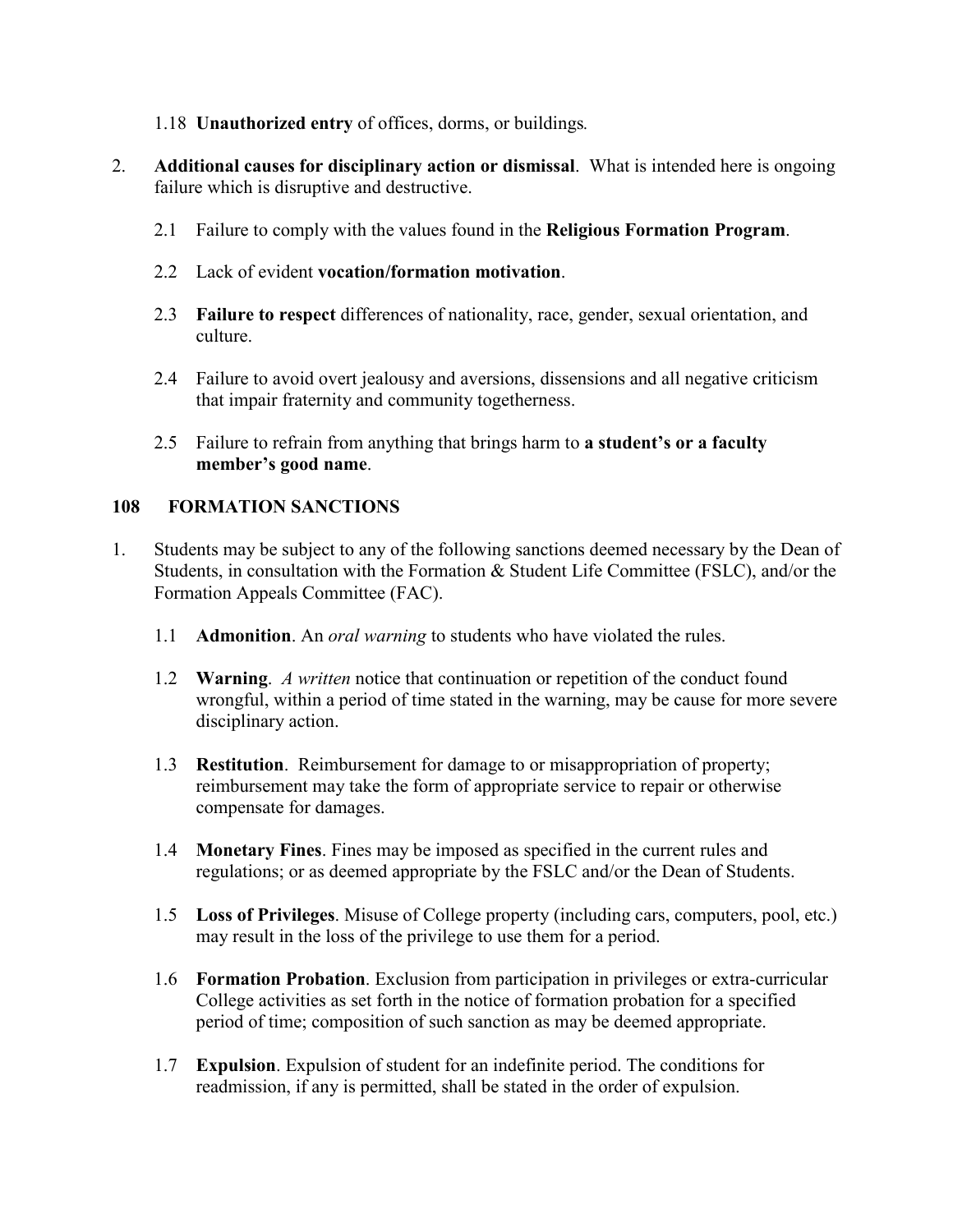1.18 **Unauthorized entry** of offices, dorms, or buildings.

2. **Additional causes for disciplinary action or dismissal**. What is intended here is ongoing failure which is disruptive and destructive.

   2.1 Failure to comply with the values found in the **Religious Formation Program**.

   2.2 Lack of evident **vocation/formation motivation**.

   2.3 **Failure to respect** differences of nationality, race, gender, sexual orientation, and culture.

   2.4 Failure to avoid overt jealousy and aversions, dissensions and all negative criticism that impair fraternity and community togetherness.

   2.5 Failure to refrain from anything that brings harm to **a student's or a faculty member's good name**.

## 108 FORMATION SANCTIONS

1. Students may be subject to any of the following sanctions deemed necessary by the Dean of Students, in consultation with the Formation & Student Life Committee (FSLC), and/or the Formation Appeals Committee (FAC).

   1.1 **Admonition**. An *oral warning* to students who have violated the rules.

   1.2 **Warning**. *A written* notice that continuation or repetition of the conduct found wrongful, within a period of time stated in the warning, may be cause for more severe disciplinary action.

   1.3 **Restitution**. Reimbursement for damage to or misappropriation of property; reimbursement may take the form of appropriate service to repair or otherwise compensate for damages.

   1.4 **Monetary Fines**. Fines may be imposed as specified in the current rules and regulations; or as deemed appropriate by the FSLC and/or the Dean of Students.

   1.5 **Loss of Privileges**. Misuse of College property (including cars, computers, pool, etc.) may result in the loss of the privilege to use them for a period.

   1.6 **Formation Probation**. Exclusion from participation in privileges or extra-curricular College activities as set forth in the notice of formation probation for a specified period of time; composition of such sanction as may be deemed appropriate.

   1.7 **Expulsion**. Expulsion of student for an indefinite period. The conditions for readmission, if any is permitted, shall be stated in the order of expulsion.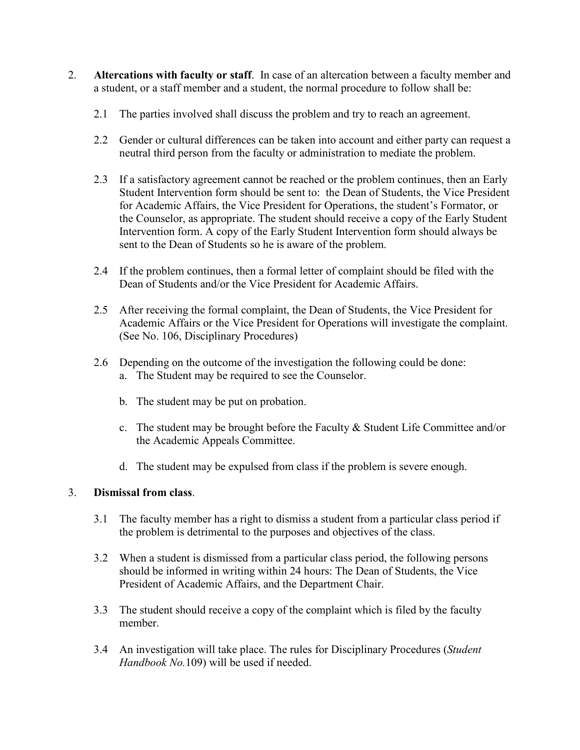2. **Altercations with faculty or staff**. In case of an altercation between a faculty member and a student, or a staff member and a student, the normal procedure to follow shall be:

   2.1 The parties involved shall discuss the problem and try to reach an agreement.

   2.2 Gender or cultural differences can be taken into account and either party can request a neutral third person from the faculty or administration to mediate the problem.

   2.3 If a satisfactory agreement cannot be reached or the problem continues, then an Early Student Intervention form should be sent to: the Dean of Students, the Vice President for Academic Affairs, the Vice President for Operations, the student's Formator, or the Counselor, as appropriate. The student should receive a copy of the Early Student Intervention form. A copy of the Early Student Intervention form should always be sent to the Dean of Students so he is aware of the problem.

   2.4 If the problem continues, then a formal letter of complaint should be filed with the Dean of Students and/or the Vice President for Academic Affairs.

   2.5 After receiving the formal complaint, the Dean of Students, the Vice President for Academic Affairs or the Vice President for Operations will investigate the complaint. (See No. 106, Disciplinary Procedures)

   2.6 Depending on the outcome of the investigation the following could be done:

   a. The Student may be required to see the Counselor.

   b. The student may be put on probation.

   c. The student may be brought before the Faculty & Student Life Committee and/or the Academic Appeals Committee.

   d. The student may be expulsed from class if the problem is severe enough.

3. **Dismissal from class**.

   3.1 The faculty member has a right to dismiss a student from a particular class period if the problem is detrimental to the purposes and objectives of the class.

   3.2 When a student is dismissed from a particular class period, the following persons should be informed in writing within 24 hours: The Dean of Students, the Vice President of Academic Affairs, and the Department Chair.

   3.3 The student should receive a copy of the complaint which is filed by the faculty member.

   3.4 An investigation will take place. The rules for Disciplinary Procedures (*Student Handbook No.*109) will be used if needed.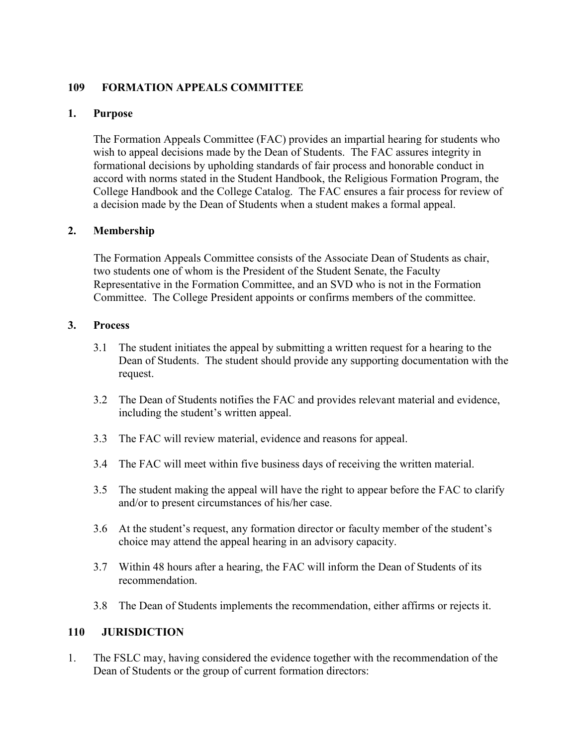## 109 FORMATION APPEALS COMMITTEE

### 1. Purpose

The Formation Appeals Committee (FAC) provides an impartial hearing for students who wish to appeal decisions made by the Dean of Students. The FAC assures integrity in formational decisions by upholding standards of fair process and honorable conduct in accord with norms stated in the Student Handbook, the Religious Formation Program, the College Handbook and the College Catalog. The FAC ensures a fair process for review of a decision made by the Dean of Students when a student makes a formal appeal.

### 2. Membership

The Formation Appeals Committee consists of the Associate Dean of Students as chair, two students one of whom is the President of the Student Senate, the Faculty Representative in the Formation Committee, and an SVD who is not in the Formation Committee. The College President appoints or confirms members of the committee.

### 3. Process

3.1 The student initiates the appeal by submitting a written request for a hearing to the Dean of Students. The student should provide any supporting documentation with the request.

3.2 The Dean of Students notifies the FAC and provides relevant material and evidence, including the student's written appeal.

3.3 The FAC will review material, evidence and reasons for appeal.

3.4 The FAC will meet within five business days of receiving the written material.

3.5 The student making the appeal will have the right to appear before the FAC to clarify and/or to present circumstances of his/her case.

3.6 At the student's request, any formation director or faculty member of the student's choice may attend the appeal hearing in an advisory capacity.

3.7 Within 48 hours after a hearing, the FAC will inform the Dean of Students of its recommendation.

3.8 The Dean of Students implements the recommendation, either affirms or rejects it.

## 110 JURISDICTION

1. The FSLC may, having considered the evidence together with the recommendation of the Dean of Students or the group of current formation directors: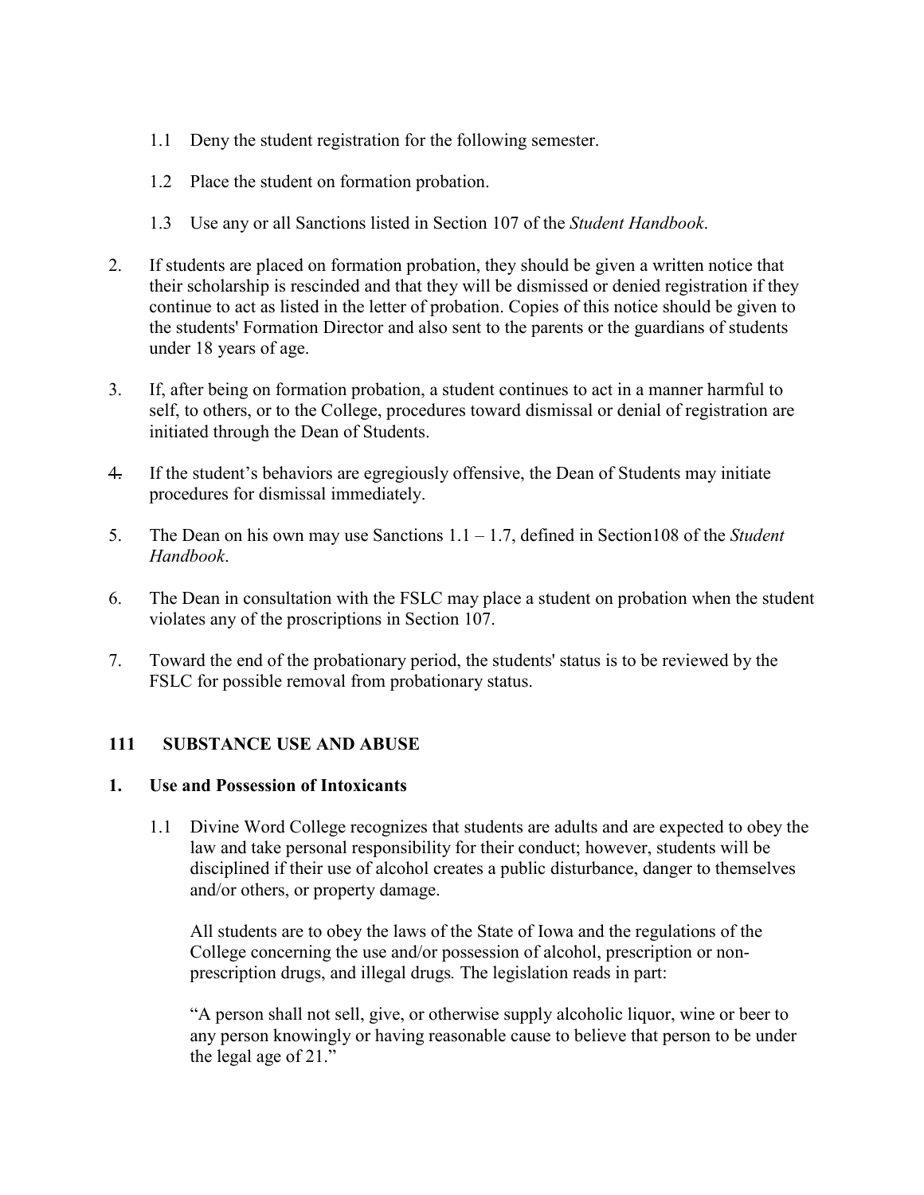1.1 Deny the student registration for the following semester.

1.2 Place the student on formation probation.

1.3 Use any or all Sanctions listed in Section 107 of the *Student Handbook*.

2. If students are placed on formation probation, they should be given a written notice that their scholarship is rescinded and that they will be dismissed or denied registration if they continue to act as listed in the letter of probation. Copies of this notice should be given to the students' Formation Director and also sent to the parents or the guardians of students under 18 years of age.

3. If, after being on formation probation, a student continues to act in a manner harmful to self, to others, or to the College, procedures toward dismissal or denial of registration are initiated through the Dean of Students.

4. If the student's behaviors are egregiously offensive, the Dean of Students may initiate procedures for dismissal immediately.

5. The Dean on his own may use Sanctions 1.1 – 1.7, defined in Section108 of the *Student Handbook*.

6. The Dean in consultation with the FSLC may place a student on probation when the student violates any of the proscriptions in Section 107.

7. Toward the end of the probationary period, the students' status is to be reviewed by the FSLC for possible removal from probationary status.

## 111 SUBSTANCE USE AND ABUSE

### 1. Use and Possession of Intoxicants

1.1 Divine Word College recognizes that students are adults and are expected to obey the law and take personal responsibility for their conduct; however, students will be disciplined if their use of alcohol creates a public disturbance, danger to themselves and/or others, or property damage.

All students are to obey the laws of the State of Iowa and the regulations of the College concerning the use and/or possession of alcohol, prescription or non-prescription drugs, and illegal drugs. The legislation reads in part:

"A person shall not sell, give, or otherwise supply alcoholic liquor, wine or beer to any person knowingly or having reasonable cause to believe that person to be under the legal age of 21."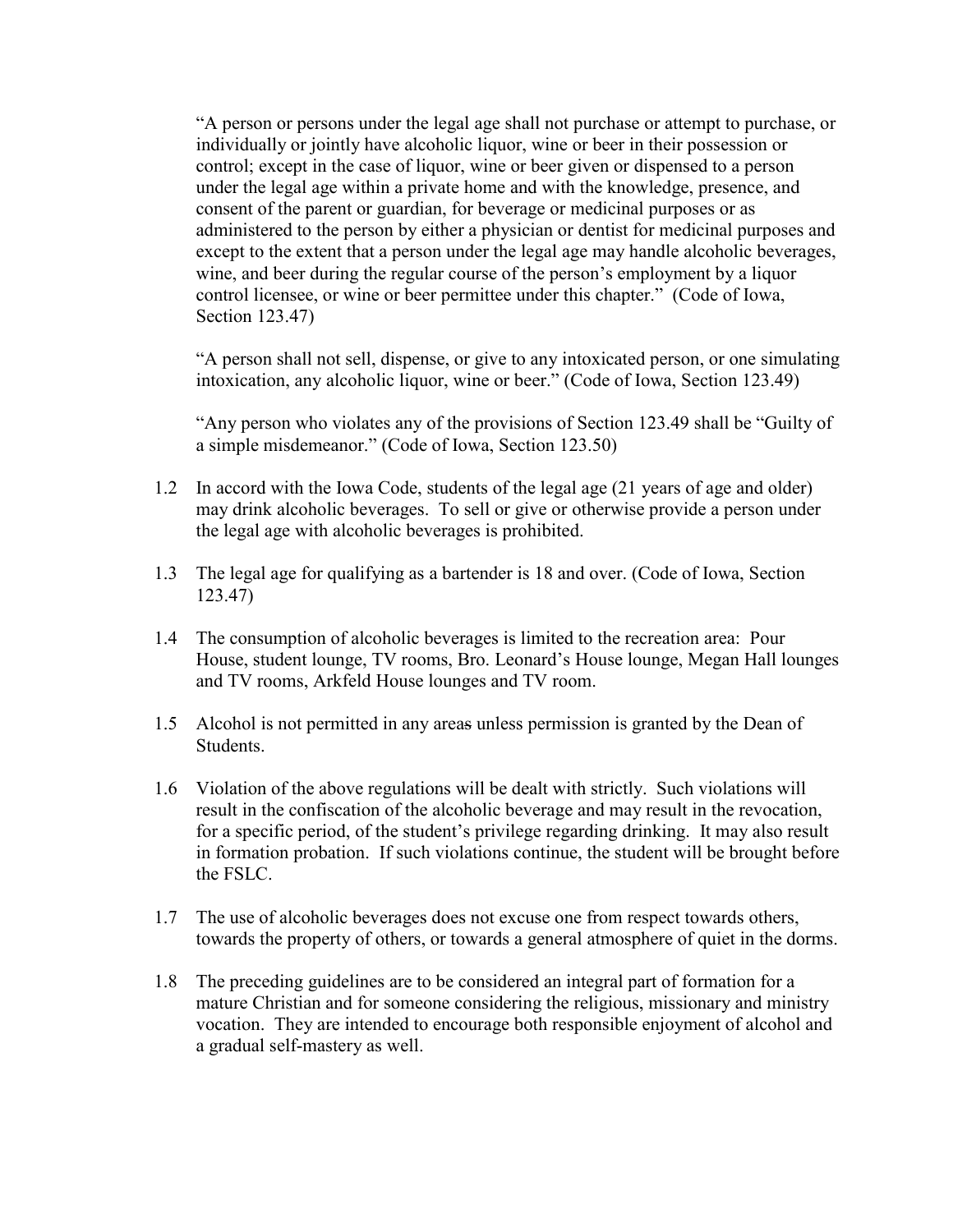"A person or persons under the legal age shall not purchase or attempt to purchase, or individually or jointly have alcoholic liquor, wine or beer in their possession or control; except in the case of liquor, wine or beer given or dispensed to a person under the legal age within a private home and with the knowledge, presence, and consent of the parent or guardian, for beverage or medicinal purposes or as administered to the person by either a physician or dentist for medicinal purposes and except to the extent that a person under the legal age may handle alcoholic beverages, wine, and beer during the regular course of the person's employment by a liquor control licensee, or wine or beer permittee under this chapter." (Code of Iowa, Section 123.47)

"A person shall not sell, dispense, or give to any intoxicated person, or one simulating intoxication, any alcoholic liquor, wine or beer." (Code of Iowa, Section 123.49)

"Any person who violates any of the provisions of Section 123.49 shall be "Guilty of a simple misdemeanor." (Code of Iowa, Section 123.50)

1.2 In accord with the Iowa Code, students of the legal age (21 years of age and older) may drink alcoholic beverages. To sell or give or otherwise provide a person under the legal age with alcoholic beverages is prohibited.

1.3 The legal age for qualifying as a bartender is 18 and over. (Code of Iowa, Section 123.47)

1.4 The consumption of alcoholic beverages is limited to the recreation area: Pour House, student lounge, TV rooms, Bro. Leonard's House lounge, Megan Hall lounges and TV rooms, Arkfeld House lounges and TV room.

1.5 Alcohol is not permitted in any areas unless permission is granted by the Dean of Students.

1.6 Violation of the above regulations will be dealt with strictly. Such violations will result in the confiscation of the alcoholic beverage and may result in the revocation, for a specific period, of the student's privilege regarding drinking. It may also result in formation probation. If such violations continue, the student will be brought before the FSLC.

1.7 The use of alcoholic beverages does not excuse one from respect towards others, towards the property of others, or towards a general atmosphere of quiet in the dorms.

1.8 The preceding guidelines are to be considered an integral part of formation for a mature Christian and for someone considering the religious, missionary and ministry vocation. They are intended to encourage both responsible enjoyment of alcohol and a gradual self-mastery as well.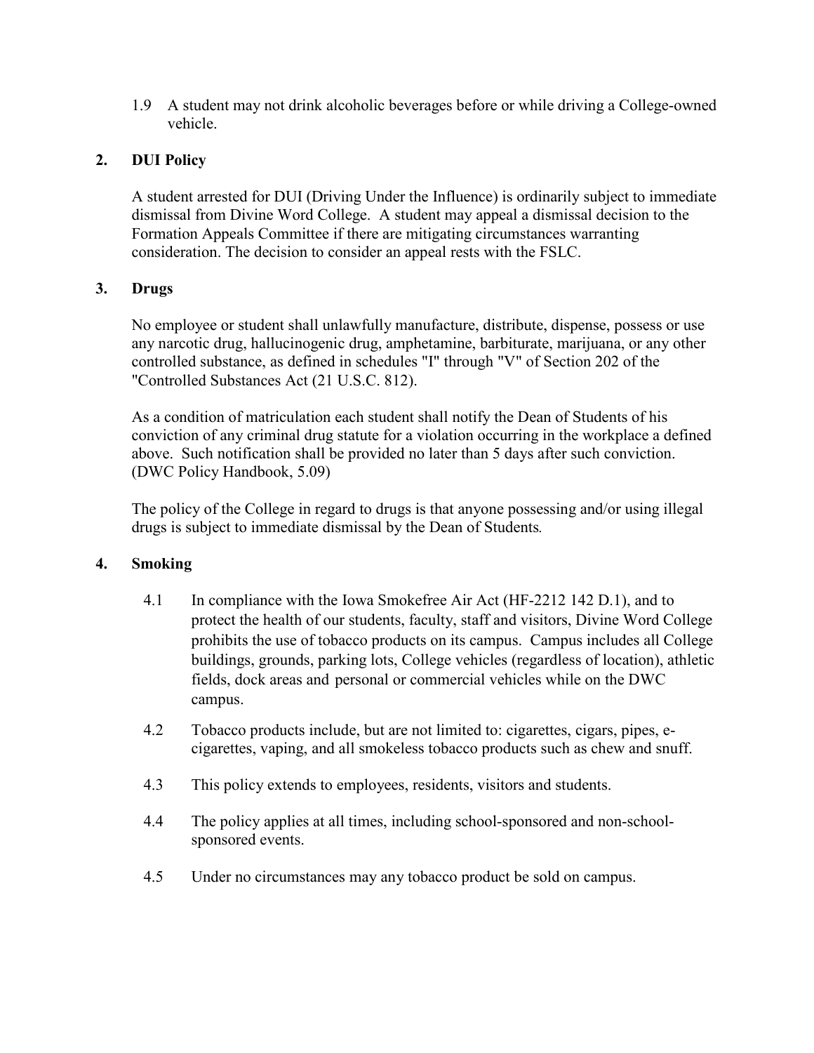1.9 A student may not drink alcoholic beverages before or while driving a College-owned vehicle.

## 2. DUI Policy

A student arrested for DUI (Driving Under the Influence) is ordinarily subject to immediate dismissal from Divine Word College. A student may appeal a dismissal decision to the Formation Appeals Committee if there are mitigating circumstances warranting consideration. The decision to consider an appeal rests with the FSLC.

## 3. Drugs

No employee or student shall unlawfully manufacture, distribute, dispense, possess or use any narcotic drug, hallucinogenic drug, amphetamine, barbiturate, marijuana, or any other controlled substance, as defined in schedules "I" through "V" of Section 202 of the "Controlled Substances Act (21 U.S.C. 812).

As a condition of matriculation each student shall notify the Dean of Students of his conviction of any criminal drug statute for a violation occurring in the workplace a defined above. Such notification shall be provided no later than 5 days after such conviction. (DWC Policy Handbook, 5.09)

The policy of the College in regard to drugs is that anyone possessing and/or using illegal drugs is subject to immediate dismissal by the Dean of Students.

## 4. Smoking

4.1 In compliance with the Iowa Smokefree Air Act (HF-2212 142 D.1), and to protect the health of our students, faculty, staff and visitors, Divine Word College prohibits the use of tobacco products on its campus. Campus includes all College buildings, grounds, parking lots, College vehicles (regardless of location), athletic fields, dock areas and personal or commercial vehicles while on the DWC campus.

4.2 Tobacco products include, but are not limited to: cigarettes, cigars, pipes, e-cigarettes, vaping, and all smokeless tobacco products such as chew and snuff.

4.3 This policy extends to employees, residents, visitors and students.

4.4 The policy applies at all times, including school-sponsored and non-school-sponsored events.

4.5 Under no circumstances may any tobacco product be sold on campus.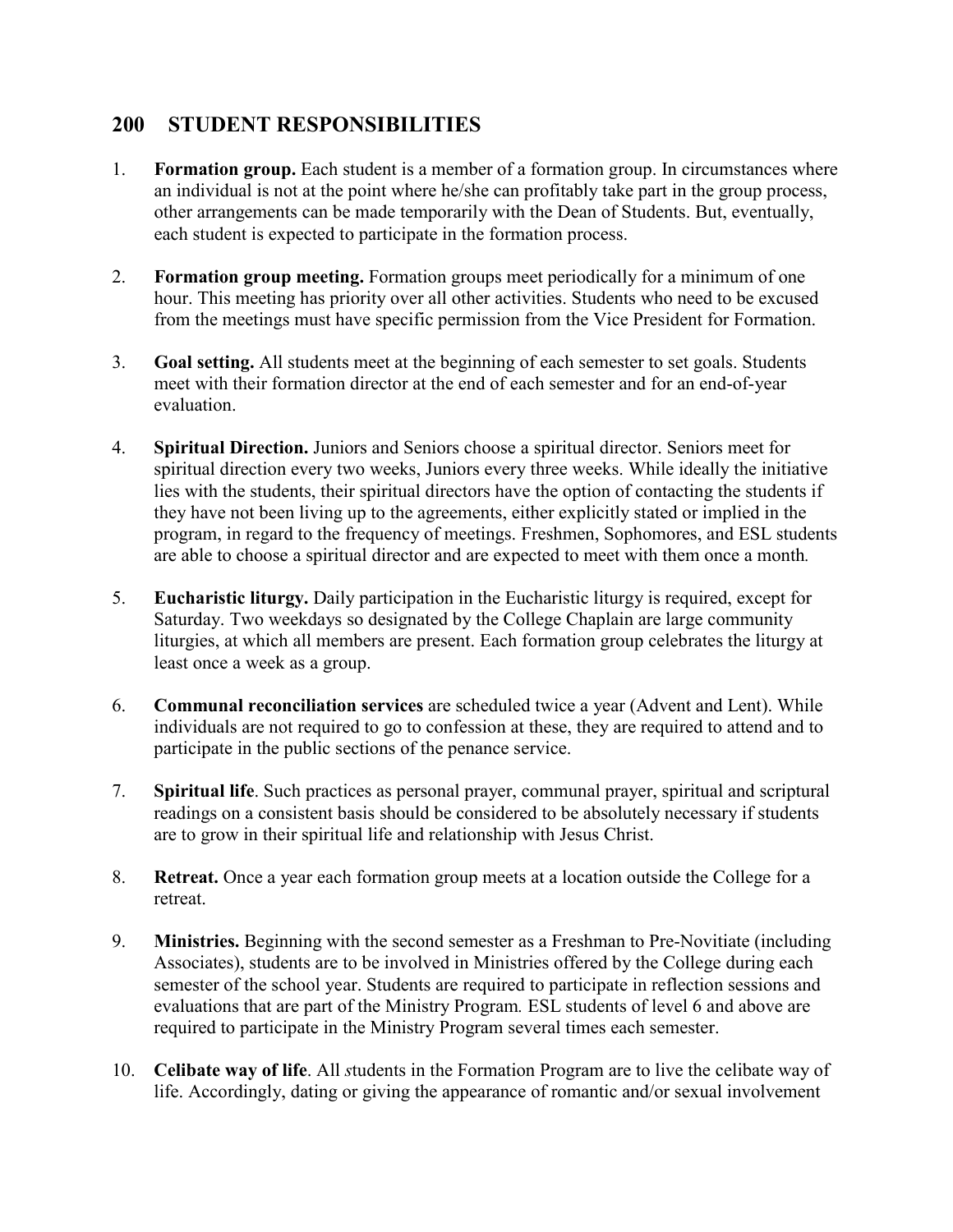## 200 STUDENT RESPONSIBILITIES

1. **Formation group.** Each student is a member of a formation group. In circumstances where an individual is not at the point where he/she can profitably take part in the group process, other arrangements can be made temporarily with the Dean of Students. But, eventually, each student is expected to participate in the formation process.

2. **Formation group meeting.** Formation groups meet periodically for a minimum of one hour. This meeting has priority over all other activities. Students who need to be excused from the meetings must have specific permission from the Vice President for Formation.

3. **Goal setting.** All students meet at the beginning of each semester to set goals. Students meet with their formation director at the end of each semester and for an end-of-year evaluation.

4. **Spiritual Direction.** Juniors and Seniors choose a spiritual director. Seniors meet for spiritual direction every two weeks, Juniors every three weeks. While ideally the initiative lies with the students, their spiritual directors have the option of contacting the students if they have not been living up to the agreements, either explicitly stated or implied in the program, in regard to the frequency of meetings. Freshmen, Sophomores, and ESL students are able to choose a spiritual director and are expected to meet with them once a month.

5. **Eucharistic liturgy.** Daily participation in the Eucharistic liturgy is required, except for Saturday. Two weekdays so designated by the College Chaplain are large community liturgies, at which all members are present. Each formation group celebrates the liturgy at least once a week as a group.

6. **Communal reconciliation services** are scheduled twice a year (Advent and Lent). While individuals are not required to go to confession at these, they are required to attend and to participate in the public sections of the penance service.

7. **Spiritual life**. Such practices as personal prayer, communal prayer, spiritual and scriptural readings on a consistent basis should be considered to be absolutely necessary if students are to grow in their spiritual life and relationship with Jesus Christ.

8. **Retreat.** Once a year each formation group meets at a location outside the College for a retreat.

9. **Ministries.** Beginning with the second semester as a Freshman to Pre-Novitiate (including Associates), students are to be involved in Ministries offered by the College during each semester of the school year. Students are required to participate in reflection sessions and evaluations that are part of the Ministry Program. ESL students of level 6 and above are required to participate in the Ministry Program several times each semester.

10. **Celibate way of life**. All students in the Formation Program are to live the celibate way of life. Accordingly, dating or giving the appearance of romantic and/or sexual involvement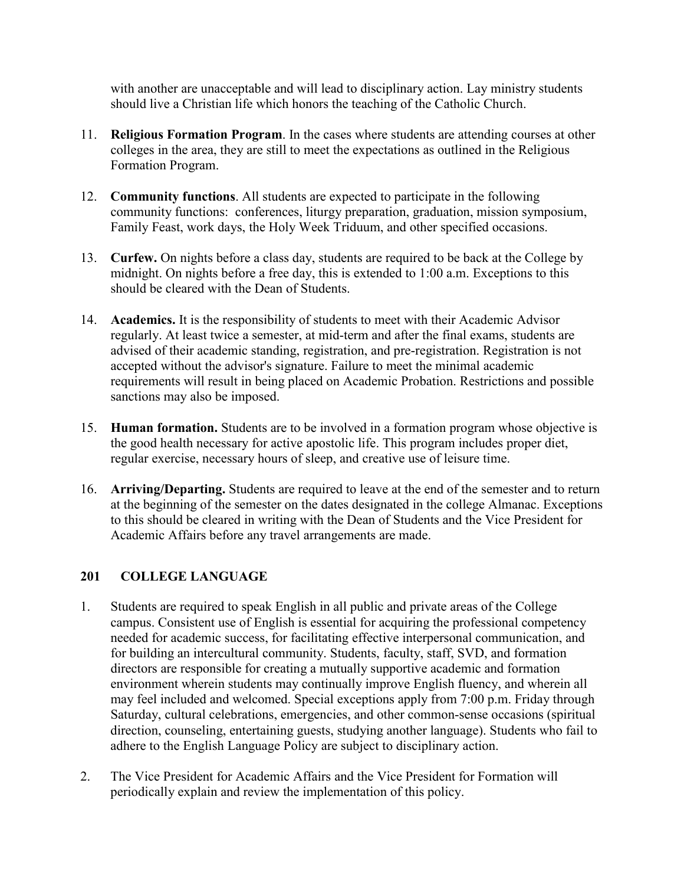with another are unacceptable and will lead to disciplinary action. Lay ministry students should live a Christian life which honors the teaching of the Catholic Church.

11. **Religious Formation Program**. In the cases where students are attending courses at other colleges in the area, they are still to meet the expectations as outlined in the Religious Formation Program.

12. **Community functions**. All students are expected to participate in the following community functions: conferences, liturgy preparation, graduation, mission symposium, Family Feast, work days, the Holy Week Triduum, and other specified occasions.

13. **Curfew.** On nights before a class day, students are required to be back at the College by midnight. On nights before a free day, this is extended to 1:00 a.m. Exceptions to this should be cleared with the Dean of Students.

14. **Academics.** It is the responsibility of students to meet with their Academic Advisor regularly. At least twice a semester, at mid-term and after the final exams, students are advised of their academic standing, registration, and pre-registration. Registration is not accepted without the advisor's signature. Failure to meet the minimal academic requirements will result in being placed on Academic Probation. Restrictions and possible sanctions may also be imposed.

15. **Human formation.** Students are to be involved in a formation program whose objective is the good health necessary for active apostolic life. This program includes proper diet, regular exercise, necessary hours of sleep, and creative use of leisure time.

16. **Arriving/Departing.** Students are required to leave at the end of the semester and to return at the beginning of the semester on the dates designated in the college Almanac. Exceptions to this should be cleared in writing with the Dean of Students and the Vice President for Academic Affairs before any travel arrangements are made.

## 201 COLLEGE LANGUAGE

1. Students are required to speak English in all public and private areas of the College campus. Consistent use of English is essential for acquiring the professional competency needed for academic success, for facilitating effective interpersonal communication, and for building an intercultural community. Students, faculty, staff, SVD, and formation directors are responsible for creating a mutually supportive academic and formation environment wherein students may continually improve English fluency, and wherein all may feel included and welcomed. Special exceptions apply from 7:00 p.m. Friday through Saturday, cultural celebrations, emergencies, and other common-sense occasions (spiritual direction, counseling, entertaining guests, studying another language). Students who fail to adhere to the English Language Policy are subject to disciplinary action.

2. The Vice President for Academic Affairs and the Vice President for Formation will periodically explain and review the implementation of this policy.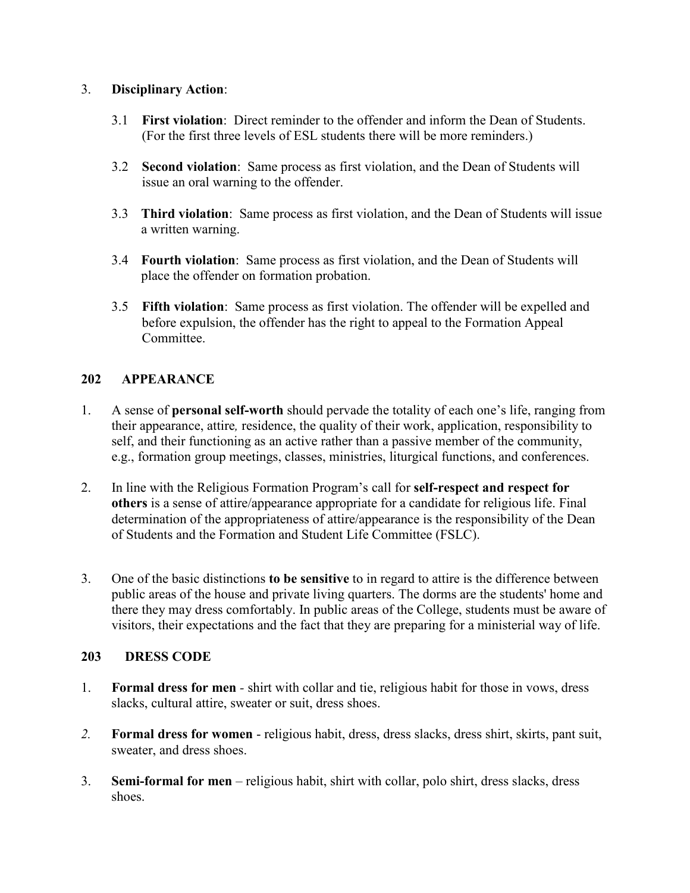3. **Disciplinary Action**:

   3.1 **First violation**: Direct reminder to the offender and inform the Dean of Students. (For the first three levels of ESL students there will be more reminders.)

   3.2 **Second violation**: Same process as first violation, and the Dean of Students will issue an oral warning to the offender.

   3.3 **Third violation**: Same process as first violation, and the Dean of Students will issue a written warning.

   3.4 **Fourth violation**: Same process as first violation, and the Dean of Students will place the offender on formation probation.

   3.5 **Fifth violation**: Same process as first violation. The offender will be expelled and before expulsion, the offender has the right to appeal to the Formation Appeal Committee.

## 202 APPEARANCE

1. A sense of **personal self-worth** should pervade the totality of each one's life, ranging from their appearance, attire*,* residence, the quality of their work, application, responsibility to self, and their functioning as an active rather than a passive member of the community, e.g., formation group meetings, classes, ministries, liturgical functions, and conferences.

2. In line with the Religious Formation Program's call for **self-respect and respect for others** is a sense of attire/appearance appropriate for a candidate for religious life. Final determination of the appropriateness of attire/appearance is the responsibility of the Dean of Students and the Formation and Student Life Committee (FSLC).

3. One of the basic distinctions **to be sensitive** to in regard to attire is the difference between public areas of the house and private living quarters. The dorms are the students' home and there they may dress comfortably. In public areas of the College, students must be aware of visitors, their expectations and the fact that they are preparing for a ministerial way of life.

## 203 DRESS CODE

1. **Formal dress for men** - shirt with collar and tie, religious habit for those in vows, dress slacks, cultural attire, sweater or suit, dress shoes.

*2.* **Formal dress for women** - religious habit, dress, dress slacks, dress shirt, skirts, pant suit, sweater, and dress shoes.

3. **Semi-formal for men** – religious habit, shirt with collar, polo shirt, dress slacks, dress shoes.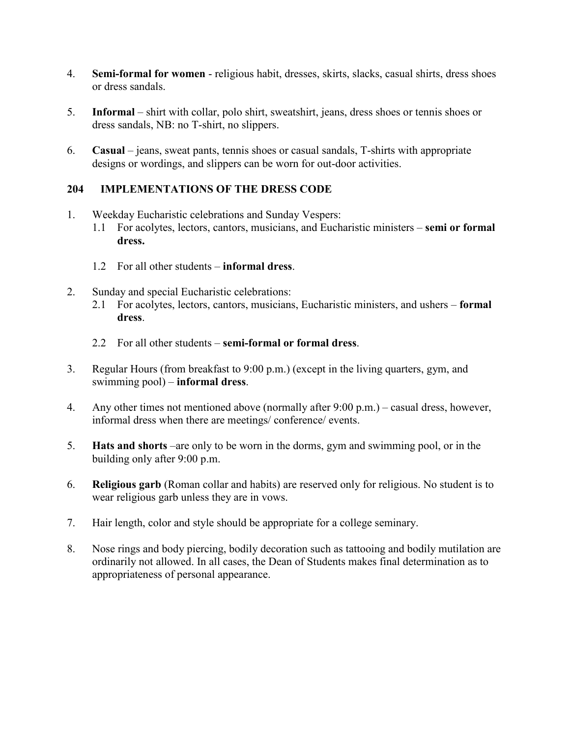4. **Semi-formal for women** - religious habit, dresses, skirts, slacks, casual shirts, dress shoes or dress sandals.

5. **Informal** – shirt with collar, polo shirt, sweatshirt, jeans, dress shoes or tennis shoes or dress sandals, NB: no T-shirt, no slippers.

6. **Casual** – jeans, sweat pants, tennis shoes or casual sandals, T-shirts with appropriate designs or wordings, and slippers can be worn for out-door activities.

### 204 IMPLEMENTATIONS OF THE DRESS CODE

1. Weekday Eucharistic celebrations and Sunday Vespers:
   1.1 For acolytes, lectors, cantors, musicians, and Eucharistic ministers – **semi or formal dress.**

   1.2 For all other students – **informal dress**.

2. Sunday and special Eucharistic celebrations:
   2.1 For acolytes, lectors, cantors, musicians, Eucharistic ministers, and ushers – **formal dress**.

   2.2 For all other students – **semi-formal or formal dress**.

3. Regular Hours (from breakfast to 9:00 p.m.) (except in the living quarters, gym, and swimming pool) – **informal dress**.

4. Any other times not mentioned above (normally after 9:00 p.m.) – casual dress, however, informal dress when there are meetings/ conference/ events.

5. **Hats and shorts** –are only to be worn in the dorms, gym and swimming pool, or in the building only after 9:00 p.m.

6. **Religious garb** (Roman collar and habits) are reserved only for religious. No student is to wear religious garb unless they are in vows.

7. Hair length, color and style should be appropriate for a college seminary.

8. Nose rings and body piercing, bodily decoration such as tattooing and bodily mutilation are ordinarily not allowed. In all cases, the Dean of Students makes final determination as to appropriateness of personal appearance.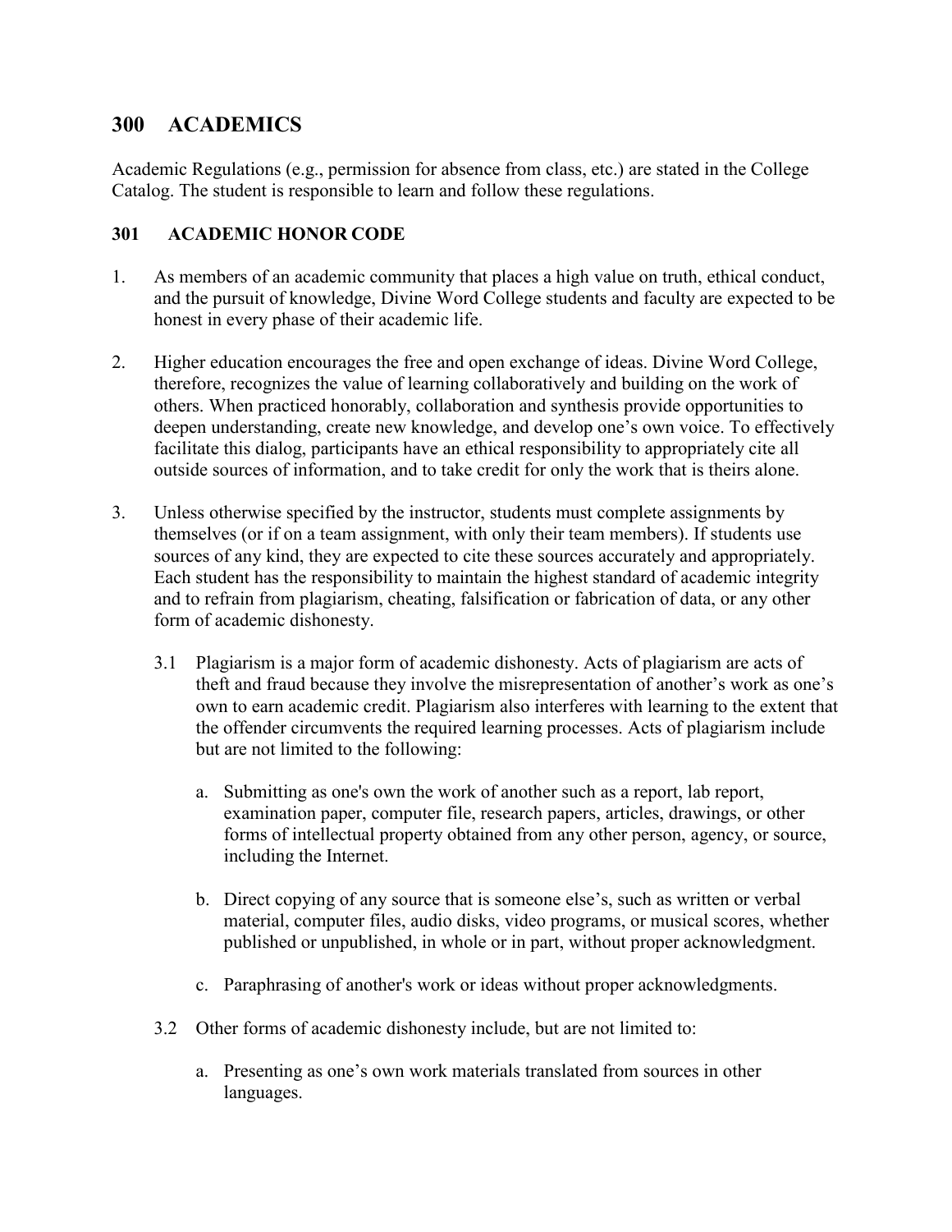# 300 ACADEMICS

Academic Regulations (e.g., permission for absence from class, etc.) are stated in the College Catalog. The student is responsible to learn and follow these regulations.

## 301 ACADEMIC HONOR CODE

1. As members of an academic community that places a high value on truth, ethical conduct, and the pursuit of knowledge, Divine Word College students and faculty are expected to be honest in every phase of their academic life.

2. Higher education encourages the free and open exchange of ideas. Divine Word College, therefore, recognizes the value of learning collaboratively and building on the work of others. When practiced honorably, collaboration and synthesis provide opportunities to deepen understanding, create new knowledge, and develop one's own voice. To effectively facilitate this dialog, participants have an ethical responsibility to appropriately cite all outside sources of information, and to take credit for only the work that is theirs alone.

3. Unless otherwise specified by the instructor, students must complete assignments by themselves (or if on a team assignment, with only their team members). If students use sources of any kind, they are expected to cite these sources accurately and appropriately. Each student has the responsibility to maintain the highest standard of academic integrity and to refrain from plagiarism, cheating, falsification or fabrication of data, or any other form of academic dishonesty.

   3.1 Plagiarism is a major form of academic dishonesty. Acts of plagiarism are acts of theft and fraud because they involve the misrepresentation of another's work as one's own to earn academic credit. Plagiarism also interferes with learning to the extent that the offender circumvents the required learning processes. Acts of plagiarism include but are not limited to the following:

   a. Submitting as one's own the work of another such as a report, lab report, examination paper, computer file, research papers, articles, drawings, or other forms of intellectual property obtained from any other person, agency, or source, including the Internet.

   b. Direct copying of any source that is someone else's, such as written or verbal material, computer files, audio disks, video programs, or musical scores, whether published or unpublished, in whole or in part, without proper acknowledgment.

   c. Paraphrasing of another's work or ideas without proper acknowledgments.

   3.2 Other forms of academic dishonesty include, but are not limited to:

   a. Presenting as one's own work materials translated from sources in other languages.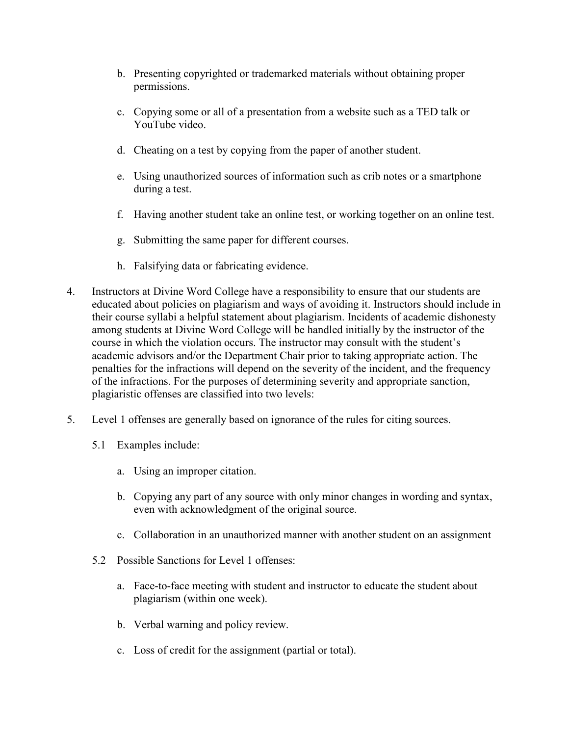b. Presenting copyrighted or trademarked materials without obtaining proper permissions.

c. Copying some or all of a presentation from a website such as a TED talk or YouTube video.

d. Cheating on a test by copying from the paper of another student.

e. Using unauthorized sources of information such as crib notes or a smartphone during a test.

f. Having another student take an online test, or working together on an online test.

g. Submitting the same paper for different courses.

h. Falsifying data or fabricating evidence.

4. Instructors at Divine Word College have a responsibility to ensure that our students are educated about policies on plagiarism and ways of avoiding it. Instructors should include in their course syllabi a helpful statement about plagiarism. Incidents of academic dishonesty among students at Divine Word College will be handled initially by the instructor of the course in which the violation occurs. The instructor may consult with the student's academic advisors and/or the Department Chair prior to taking appropriate action. The penalties for the infractions will depend on the severity of the incident, and the frequency of the infractions. For the purposes of determining severity and appropriate sanction, plagiaristic offenses are classified into two levels:

5. Level 1 offenses are generally based on ignorance of the rules for citing sources.

   5.1 Examples include:

   a. Using an improper citation.

   b. Copying any part of any source with only minor changes in wording and syntax, even with acknowledgment of the original source.

   c. Collaboration in an unauthorized manner with another student on an assignment

   5.2 Possible Sanctions for Level 1 offenses:

   a. Face-to-face meeting with student and instructor to educate the student about plagiarism (within one week).

   b. Verbal warning and policy review.

   c. Loss of credit for the assignment (partial or total).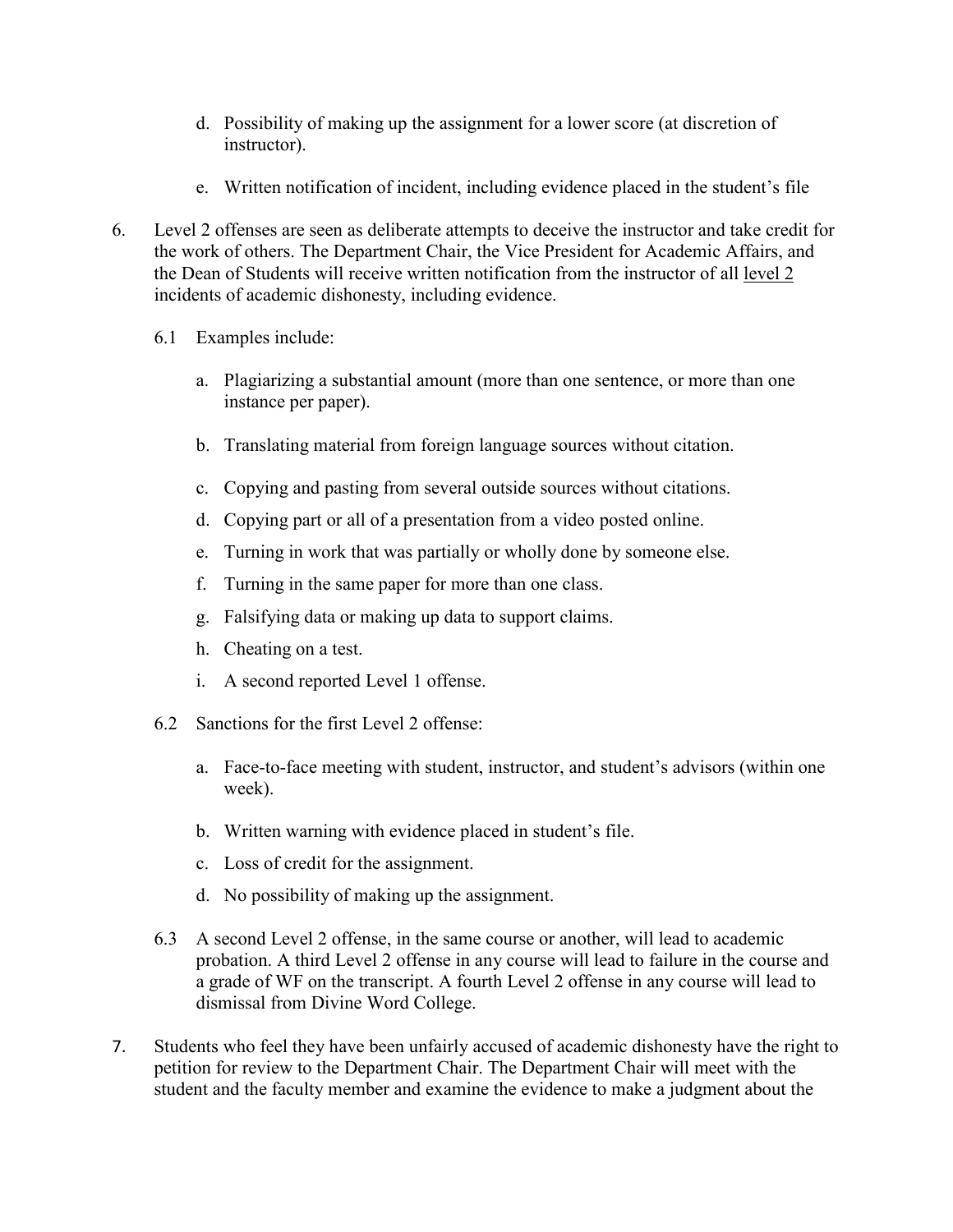d. Possibility of making up the assignment for a lower score (at discretion of instructor).

   e. Written notification of incident, including evidence placed in the student's file

6. Level 2 offenses are seen as deliberate attempts to deceive the instructor and take credit for the work of others. The Department Chair, the Vice President for Academic Affairs, and the Dean of Students will receive written notification from the instructor of all <u>level 2</u> incidents of academic dishonesty, including evidence.

   6.1 Examples include:

   a. Plagiarizing a substantial amount (more than one sentence, or more than one instance per paper).

   b. Translating material from foreign language sources without citation.

   c. Copying and pasting from several outside sources without citations.

   d. Copying part or all of a presentation from a video posted online.

   e. Turning in work that was partially or wholly done by someone else.

   f. Turning in the same paper for more than one class.

   g. Falsifying data or making up data to support claims.

   h. Cheating on a test.

   i. A second reported Level 1 offense.

   6.2 Sanctions for the first Level 2 offense:

   a. Face-to-face meeting with student, instructor, and student's advisors (within one week).

   b. Written warning with evidence placed in student's file.

   c. Loss of credit for the assignment.

   d. No possibility of making up the assignment.

   6.3 A second Level 2 offense, in the same course or another, will lead to academic probation. A third Level 2 offense in any course will lead to failure in the course and a grade of WF on the transcript. A fourth Level 2 offense in any course will lead to dismissal from Divine Word College.

7. Students who feel they have been unfairly accused of academic dishonesty have the right to petition for review to the Department Chair. The Department Chair will meet with the student and the faculty member and examine the evidence to make a judgment about the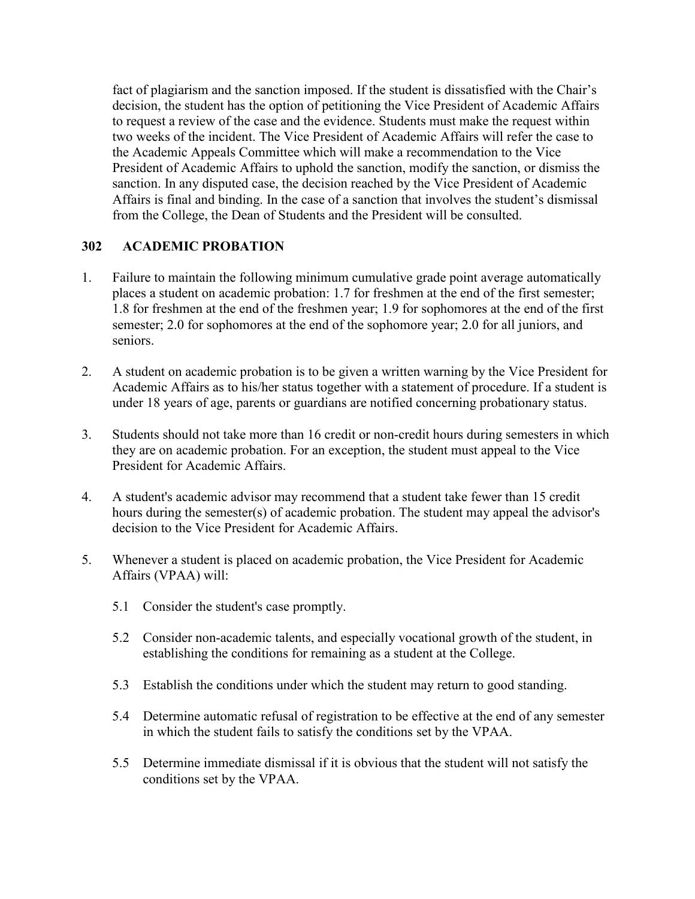fact of plagiarism and the sanction imposed. If the student is dissatisfied with the Chair's decision, the student has the option of petitioning the Vice President of Academic Affairs to request a review of the case and the evidence. Students must make the request within two weeks of the incident. The Vice President of Academic Affairs will refer the case to the Academic Appeals Committee which will make a recommendation to the Vice President of Academic Affairs to uphold the sanction, modify the sanction, or dismiss the sanction. In any disputed case, the decision reached by the Vice President of Academic Affairs is final and binding. In the case of a sanction that involves the student's dismissal from the College, the Dean of Students and the President will be consulted.

## 302 ACADEMIC PROBATION

1. Failure to maintain the following minimum cumulative grade point average automatically places a student on academic probation: 1.7 for freshmen at the end of the first semester; 1.8 for freshmen at the end of the freshmen year; 1.9 for sophomores at the end of the first semester; 2.0 for sophomores at the end of the sophomore year; 2.0 for all juniors, and seniors.

2. A student on academic probation is to be given a written warning by the Vice President for Academic Affairs as to his/her status together with a statement of procedure. If a student is under 18 years of age, parents or guardians are notified concerning probationary status.

3. Students should not take more than 16 credit or non-credit hours during semesters in which they are on academic probation. For an exception, the student must appeal to the Vice President for Academic Affairs.

4. A student's academic advisor may recommend that a student take fewer than 15 credit hours during the semester(s) of academic probation. The student may appeal the advisor's decision to the Vice President for Academic Affairs.

5. Whenever a student is placed on academic probation, the Vice President for Academic Affairs (VPAA) will:

   5.1 Consider the student's case promptly.

   5.2 Consider non-academic talents, and especially vocational growth of the student, in establishing the conditions for remaining as a student at the College.

   5.3 Establish the conditions under which the student may return to good standing.

   5.4 Determine automatic refusal of registration to be effective at the end of any semester in which the student fails to satisfy the conditions set by the VPAA.

   5.5 Determine immediate dismissal if it is obvious that the student will not satisfy the conditions set by the VPAA.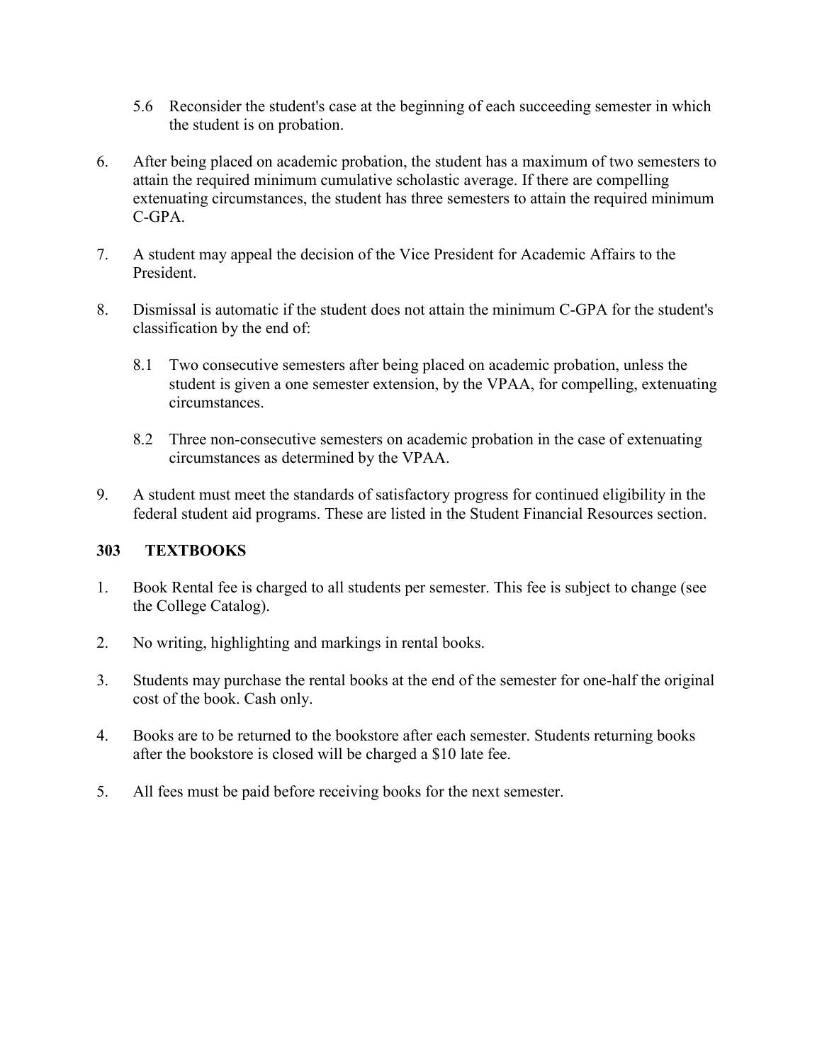5.6 Reconsider the student's case at the beginning of each succeeding semester in which the student is on probation.

6. After being placed on academic probation, the student has a maximum of two semesters to attain the required minimum cumulative scholastic average. If there are compelling extenuating circumstances, the student has three semesters to attain the required minimum C-GPA.

7. A student may appeal the decision of the Vice President for Academic Affairs to the President.

8. Dismissal is automatic if the student does not attain the minimum C-GPA for the student's classification by the end of:

   8.1 Two consecutive semesters after being placed on academic probation, unless the student is given a one semester extension, by the VPAA, for compelling, extenuating circumstances.

   8.2 Three non-consecutive semesters on academic probation in the case of extenuating circumstances as determined by the VPAA.

9. A student must meet the standards of satisfactory progress for continued eligibility in the federal student aid programs. These are listed in the Student Financial Resources section.

## 303 TEXTBOOKS

1. Book Rental fee is charged to all students per semester. This fee is subject to change (see the College Catalog).

2. No writing, highlighting and markings in rental books.

3. Students may purchase the rental books at the end of the semester for one-half the original cost of the book. Cash only.

4. Books are to be returned to the bookstore after each semester. Students returning books after the bookstore is closed will be charged a $10 late fee.

5. All fees must be paid before receiving books for the next semester.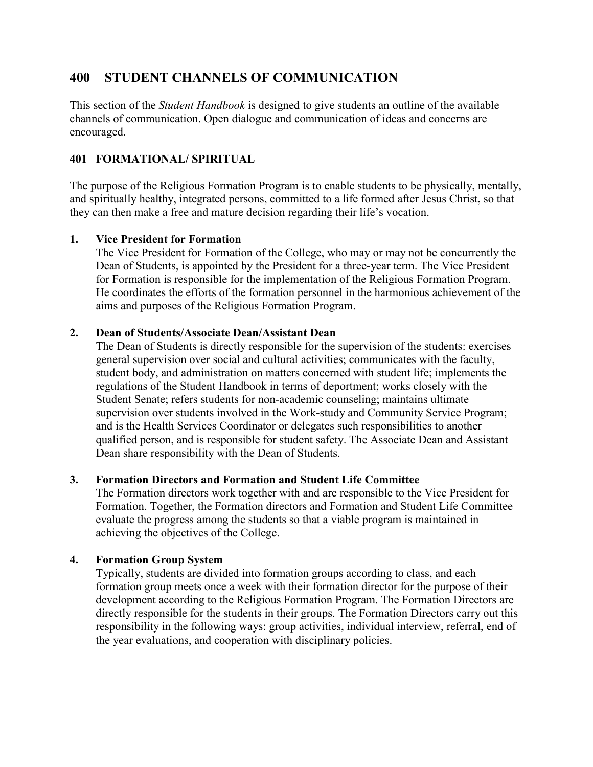# 400 STUDENT CHANNELS OF COMMUNICATION

This section of the *Student Handbook* is designed to give students an outline of the available channels of communication. Open dialogue and communication of ideas and concerns are encouraged.

## 401 FORMATIONAL/ SPIRITUAL

The purpose of the Religious Formation Program is to enable students to be physically, mentally, and spiritually healthy, integrated persons, committed to a life formed after Jesus Christ, so that they can then make a free and mature decision regarding their life's vocation.

1. **Vice President for Formation**
   The Vice President for Formation of the College, who may or may not be concurrently the Dean of Students, is appointed by the President for a three-year term. The Vice President for Formation is responsible for the implementation of the Religious Formation Program. He coordinates the efforts of the formation personnel in the harmonious achievement of the aims and purposes of the Religious Formation Program.

2. **Dean of Students/Associate Dean/Assistant Dean**
   The Dean of Students is directly responsible for the supervision of the students: exercises general supervision over social and cultural activities; communicates with the faculty, student body, and administration on matters concerned with student life; implements the regulations of the Student Handbook in terms of deportment; works closely with the Student Senate; refers students for non-academic counseling; maintains ultimate supervision over students involved in the Work-study and Community Service Program; and is the Health Services Coordinator or delegates such responsibilities to another qualified person, and is responsible for student safety. The Associate Dean and Assistant Dean share responsibility with the Dean of Students.

3. **Formation Directors and Formation and Student Life Committee**
   The Formation directors work together with and are responsible to the Vice President for Formation. Together, the Formation directors and Formation and Student Life Committee evaluate the progress among the students so that a viable program is maintained in achieving the objectives of the College.

4. **Formation Group System**
   Typically, students are divided into formation groups according to class, and each formation group meets once a week with their formation director for the purpose of their development according to the Religious Formation Program. The Formation Directors are directly responsible for the students in their groups. The Formation Directors carry out this responsibility in the following ways: group activities, individual interview, referral, end of the year evaluations, and cooperation with disciplinary policies.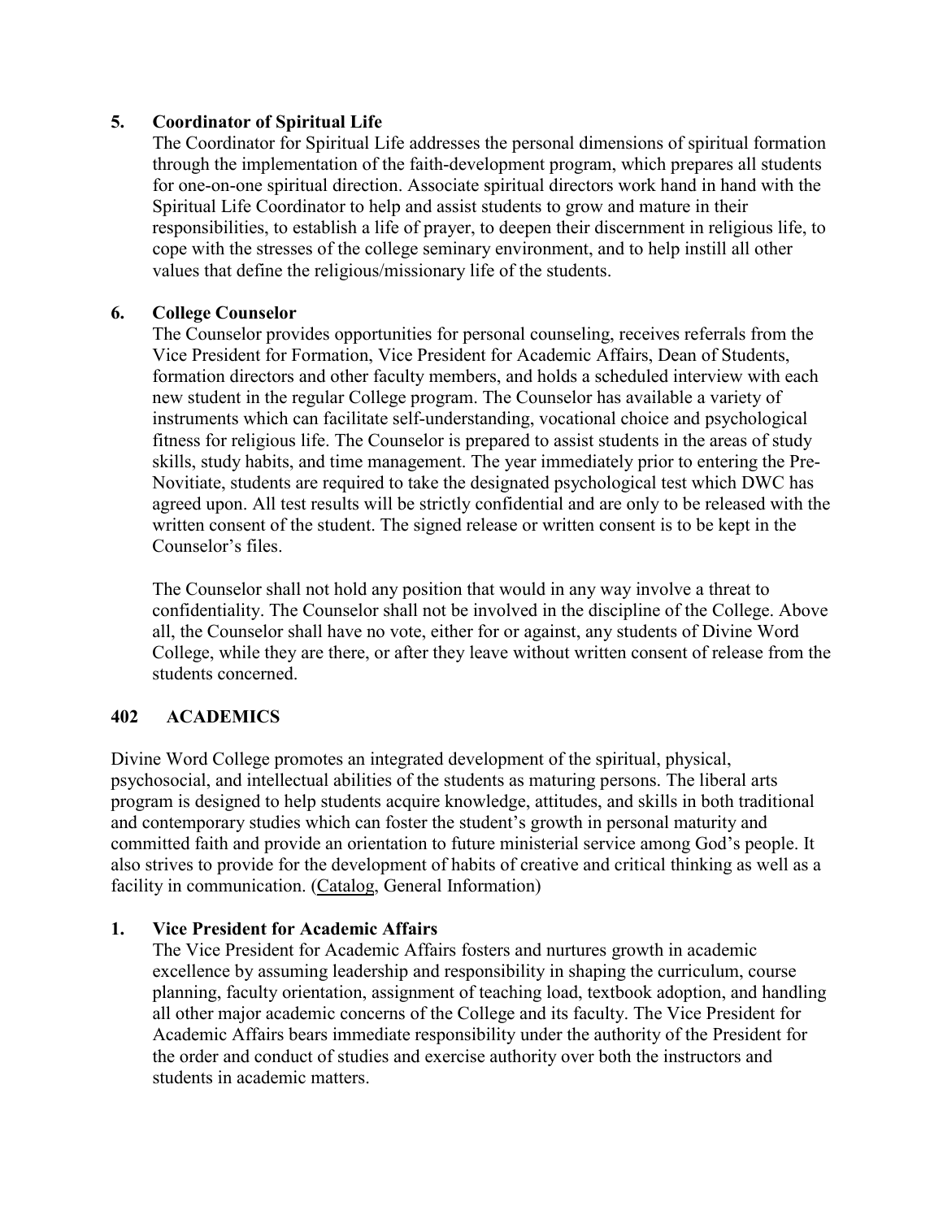**5. Coordinator of Spiritual Life**

The Coordinator for Spiritual Life addresses the personal dimensions of spiritual formation through the implementation of the faith-development program, which prepares all students for one-on-one spiritual direction. Associate spiritual directors work hand in hand with the Spiritual Life Coordinator to help and assist students to grow and mature in their responsibilities, to establish a life of prayer, to deepen their discernment in religious life, to cope with the stresses of the college seminary environment, and to help instill all other values that define the religious/missionary life of the students.

**6. College Counselor**

The Counselor provides opportunities for personal counseling, receives referrals from the Vice President for Formation, Vice President for Academic Affairs, Dean of Students, formation directors and other faculty members, and holds a scheduled interview with each new student in the regular College program. The Counselor has available a variety of instruments which can facilitate self-understanding, vocational choice and psychological fitness for religious life. The Counselor is prepared to assist students in the areas of study skills, study habits, and time management. The year immediately prior to entering the Pre-Novitiate, students are required to take the designated psychological test which DWC has agreed upon. All test results will be strictly confidential and are only to be released with the written consent of the student. The signed release or written consent is to be kept in the Counselor's files.

The Counselor shall not hold any position that would in any way involve a threat to confidentiality. The Counselor shall not be involved in the discipline of the College. Above all, the Counselor shall have no vote, either for or against, any students of Divine Word College, while they are there, or after they leave without written consent of release from the students concerned.

## 402 ACADEMICS

Divine Word College promotes an integrated development of the spiritual, physical, psychosocial, and intellectual abilities of the students as maturing persons. The liberal arts program is designed to help students acquire knowledge, attitudes, and skills in both traditional and contemporary studies which can foster the student's growth in personal maturity and committed faith and provide an orientation to future ministerial service among God's people. It also strives to provide for the development of habits of creative and critical thinking as well as a facility in communication. (Catalog, General Information)

**1. Vice President for Academic Affairs**

The Vice President for Academic Affairs fosters and nurtures growth in academic excellence by assuming leadership and responsibility in shaping the curriculum, course planning, faculty orientation, assignment of teaching load, textbook adoption, and handling all other major academic concerns of the College and its faculty. The Vice President for Academic Affairs bears immediate responsibility under the authority of the President for the order and conduct of studies and exercise authority over both the instructors and students in academic matters.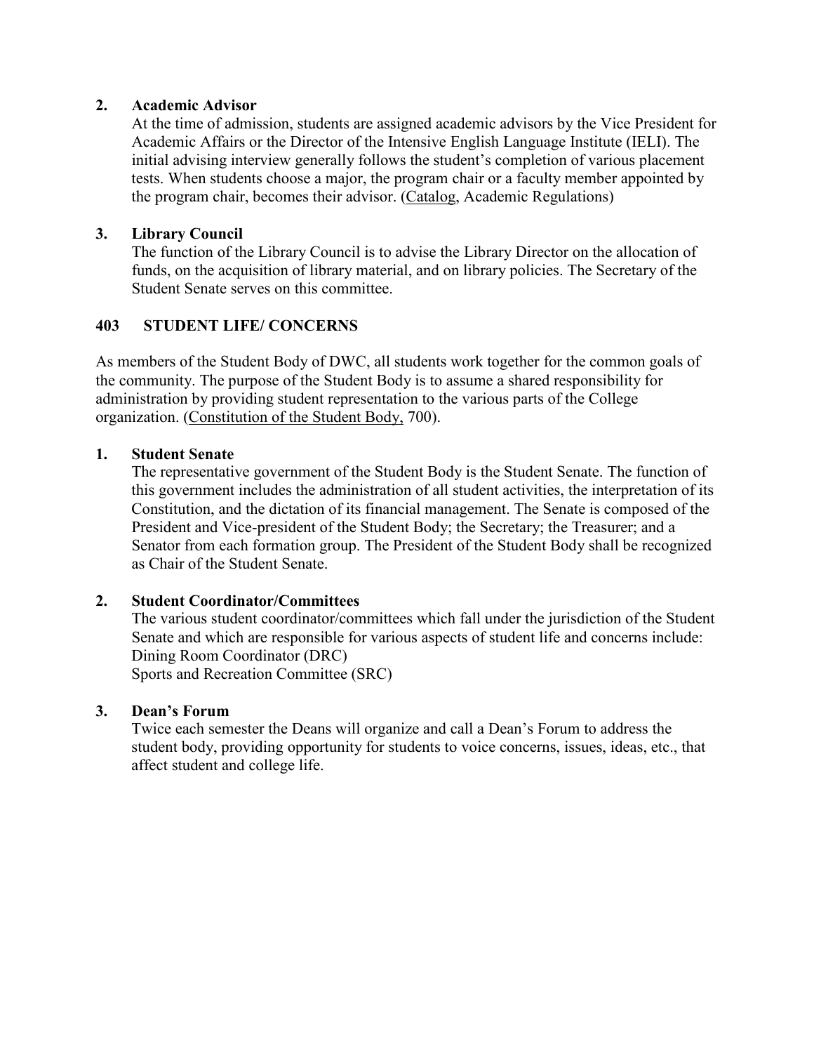**2. Academic Advisor**

At the time of admission, students are assigned academic advisors by the Vice President for Academic Affairs or the Director of the Intensive English Language Institute (IELI). The initial advising interview generally follows the student's completion of various placement tests. When students choose a major, the program chair or a faculty member appointed by the program chair, becomes their advisor. (Catalog, Academic Regulations)

**3. Library Council**

The function of the Library Council is to advise the Library Director on the allocation of funds, on the acquisition of library material, and on library policies. The Secretary of the Student Senate serves on this committee.

## 403 STUDENT LIFE/ CONCERNS

As members of the Student Body of DWC, all students work together for the common goals of the community. The purpose of the Student Body is to assume a shared responsibility for administration by providing student representation to the various parts of the College organization. (Constitution of the Student Body, 700).

**1. Student Senate**

The representative government of the Student Body is the Student Senate. The function of this government includes the administration of all student activities, the interpretation of its Constitution, and the dictation of its financial management. The Senate is composed of the President and Vice-president of the Student Body; the Secretary; the Treasurer; and a Senator from each formation group. The President of the Student Body shall be recognized as Chair of the Student Senate.

**2. Student Coordinator/Committees**

The various student coordinator/committees which fall under the jurisdiction of the Student Senate and which are responsible for various aspects of student life and concerns include:
Dining Room Coordinator (DRC)
Sports and Recreation Committee (SRC)

**3. Dean's Forum**

Twice each semester the Deans will organize and call a Dean's Forum to address the student body, providing opportunity for students to voice concerns, issues, ideas, etc., that affect student and college life.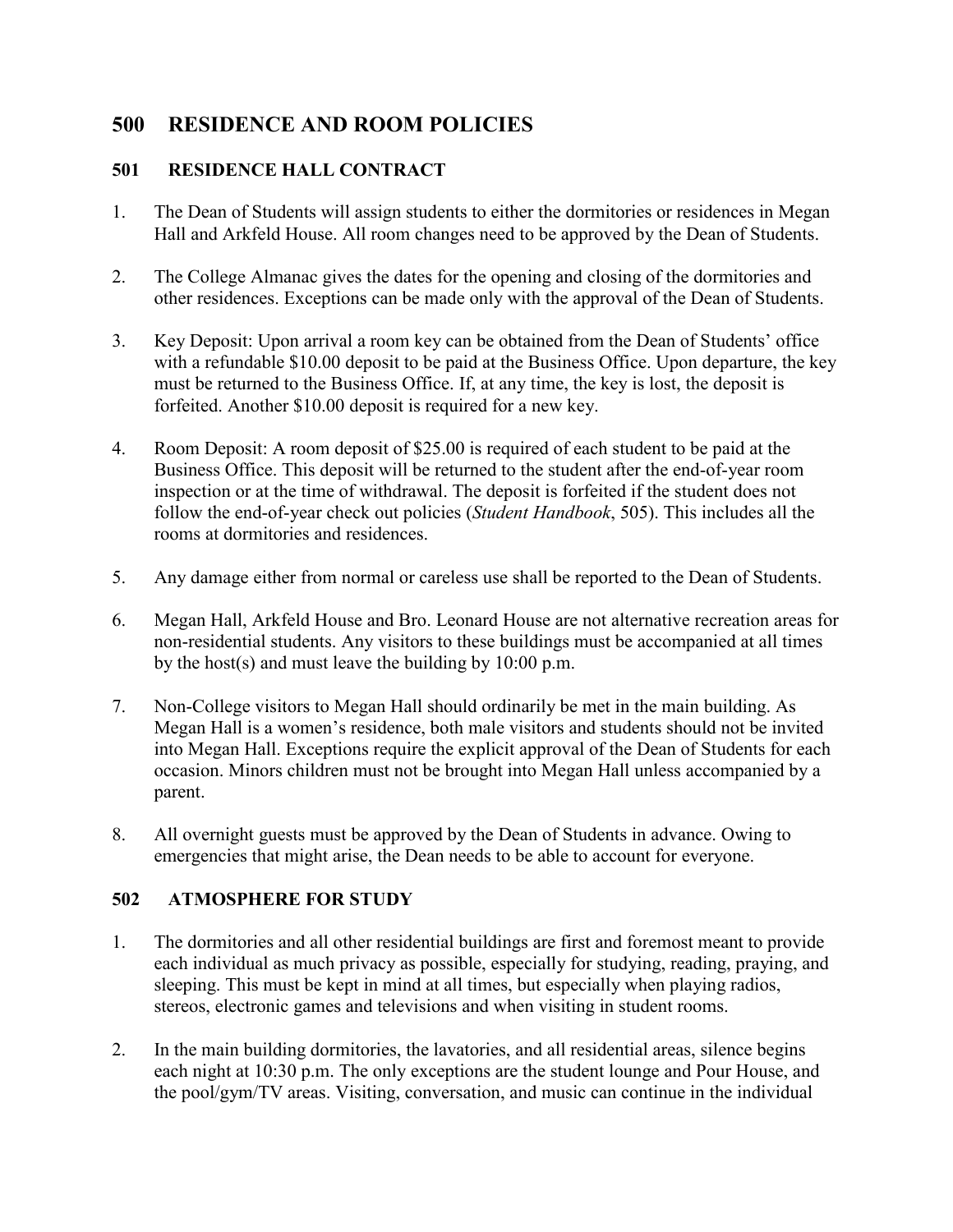# 500 RESIDENCE AND ROOM POLICIES

## 501 RESIDENCE HALL CONTRACT

1. The Dean of Students will assign students to either the dormitories or residences in Megan Hall and Arkfeld House. All room changes need to be approved by the Dean of Students.

2. The College Almanac gives the dates for the opening and closing of the dormitories and other residences. Exceptions can be made only with the approval of the Dean of Students.

3. Key Deposit: Upon arrival a room key can be obtained from the Dean of Students' office with a refundable $10.00 deposit to be paid at the Business Office. Upon departure, the key must be returned to the Business Office. If, at any time, the key is lost, the deposit is forfeited. Another $10.00 deposit is required for a new key.

4. Room Deposit: A room deposit of $25.00 is required of each student to be paid at the Business Office. This deposit will be returned to the student after the end-of-year room inspection or at the time of withdrawal. The deposit is forfeited if the student does not follow the end-of-year check out policies (*Student Handbook*, 505). This includes all the rooms at dormitories and residences.

5. Any damage either from normal or careless use shall be reported to the Dean of Students.

6. Megan Hall, Arkfeld House and Bro. Leonard House are not alternative recreation areas for non-residential students. Any visitors to these buildings must be accompanied at all times by the host(s) and must leave the building by 10:00 p.m.

7. Non-College visitors to Megan Hall should ordinarily be met in the main building. As Megan Hall is a women's residence, both male visitors and students should not be invited into Megan Hall. Exceptions require the explicit approval of the Dean of Students for each occasion. Minors children must not be brought into Megan Hall unless accompanied by a parent.

8. All overnight guests must be approved by the Dean of Students in advance. Owing to emergencies that might arise, the Dean needs to be able to account for everyone.

## 502 ATMOSPHERE FOR STUDY

1. The dormitories and all other residential buildings are first and foremost meant to provide each individual as much privacy as possible, especially for studying, reading, praying, and sleeping. This must be kept in mind at all times, but especially when playing radios, stereos, electronic games and televisions and when visiting in student rooms.

2. In the main building dormitories, the lavatories, and all residential areas, silence begins each night at 10:30 p.m. The only exceptions are the student lounge and Pour House, and the pool/gym/TV areas. Visiting, conversation, and music can continue in the individual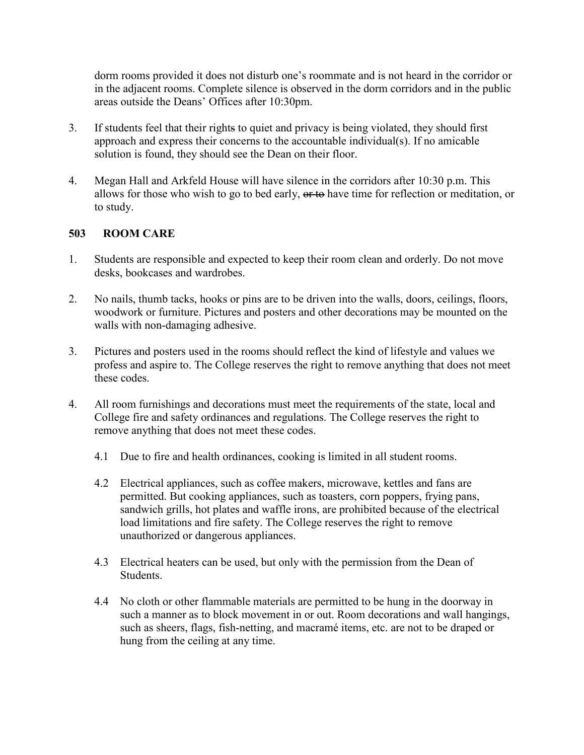dorm rooms provided it does not disturb one's roommate and is not heard in the corridor or in the adjacent rooms. Complete silence is observed in the dorm corridors and in the public areas outside the Deans' Offices after 10:30pm.

3. If students feel that their rights to quiet and privacy is being violated, they should first approach and express their concerns to the accountable individual(s). If no amicable solution is found, they should see the Dean on their floor.

4. Megan Hall and Arkfeld House will have silence in the corridors after 10:30 p.m. This allows for those who wish to go to bed early, ~~or to~~ have time for reflection or meditation, or to study.

### 503 ROOM CARE

1. Students are responsible and expected to keep their room clean and orderly. Do not move desks, bookcases and wardrobes.

2. No nails, thumb tacks, hooks or pins are to be driven into the walls, doors, ceilings, floors, woodwork or furniture. Pictures and posters and other decorations may be mounted on the walls with non-damaging adhesive.

3. Pictures and posters used in the rooms should reflect the kind of lifestyle and values we profess and aspire to. The College reserves the right to remove anything that does not meet these codes.

4. All room furnishings and decorations must meet the requirements of the state, local and College fire and safety ordinances and regulations. The College reserves the right to remove anything that does not meet these codes.

   4.1 Due to fire and health ordinances, cooking is limited in all student rooms.

   4.2 Electrical appliances, such as coffee makers, microwave, kettles and fans are permitted. But cooking appliances, such as toasters, corn poppers, frying pans, sandwich grills, hot plates and waffle irons, are prohibited because of the electrical load limitations and fire safety. The College reserves the right to remove unauthorized or dangerous appliances.

   4.3 Electrical heaters can be used, but only with the permission from the Dean of Students.

   4.4 No cloth or other flammable materials are permitted to be hung in the doorway in such a manner as to block movement in or out. Room decorations and wall hangings, such as sheers, flags, fish-netting, and macramé items, etc. are not to be draped or hung from the ceiling at any time.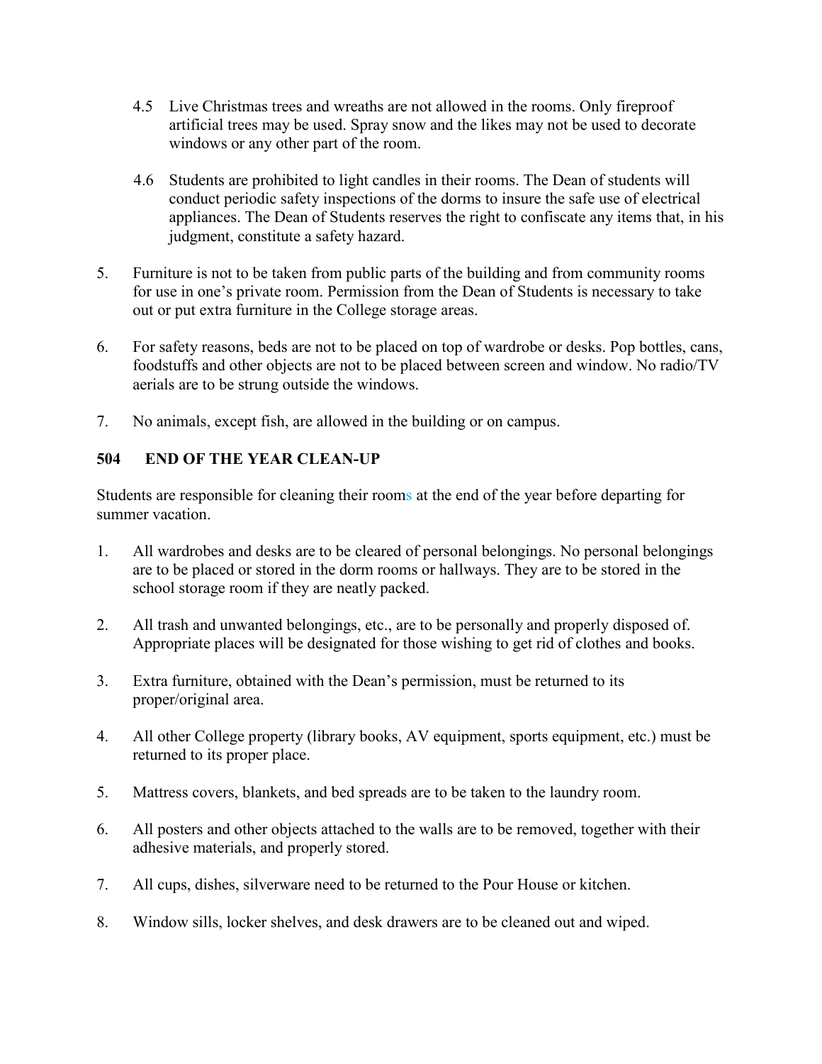4.5 Live Christmas trees and wreaths are not allowed in the rooms. Only fireproof artificial trees may be used. Spray snow and the likes may not be used to decorate windows or any other part of the room.

4.6 Students are prohibited to light candles in their rooms. The Dean of students will conduct periodic safety inspections of the dorms to insure the safe use of electrical appliances. The Dean of Students reserves the right to confiscate any items that, in his judgment, constitute a safety hazard.

5. Furniture is not to be taken from public parts of the building and from community rooms for use in one's private room. Permission from the Dean of Students is necessary to take out or put extra furniture in the College storage areas.

6. For safety reasons, beds are not to be placed on top of wardrobe or desks. Pop bottles, cans, foodstuffs and other objects are not to be placed between screen and window. No radio/TV aerials are to be strung outside the windows.

7. No animals, except fish, are allowed in the building or on campus.

## 504 END OF THE YEAR CLEAN-UP

Students are responsible for cleaning their rooms at the end of the year before departing for summer vacation.

1. All wardrobes and desks are to be cleared of personal belongings. No personal belongings are to be placed or stored in the dorm rooms or hallways. They are to be stored in the school storage room if they are neatly packed.
2. All trash and unwanted belongings, etc., are to be personally and properly disposed of. Appropriate places will be designated for those wishing to get rid of clothes and books.
3. Extra furniture, obtained with the Dean's permission, must be returned to its proper/original area.
4. All other College property (library books, AV equipment, sports equipment, etc.) must be returned to its proper place.
5. Mattress covers, blankets, and bed spreads are to be taken to the laundry room.
6. All posters and other objects attached to the walls are to be removed, together with their adhesive materials, and properly stored.
7. All cups, dishes, silverware need to be returned to the Pour House or kitchen.
8. Window sills, locker shelves, and desk drawers are to be cleaned out and wiped.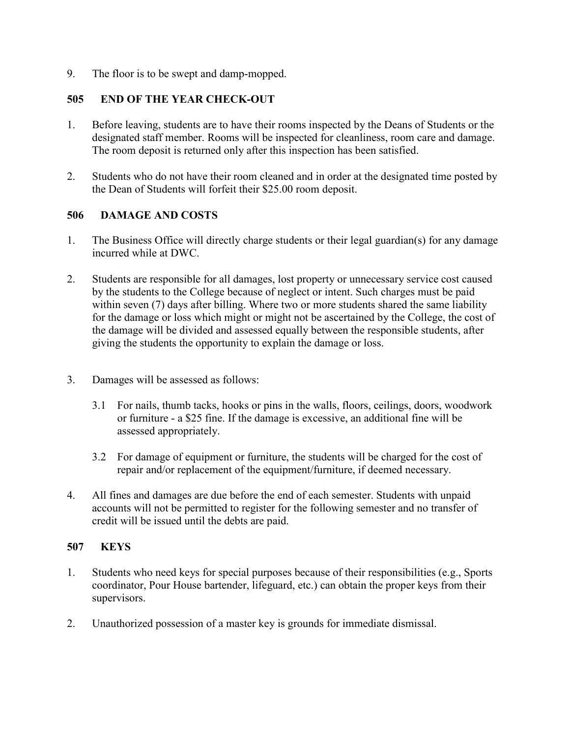9. The floor is to be swept and damp-mopped.

## 505 END OF THE YEAR CHECK-OUT

1. Before leaving, students are to have their rooms inspected by the Deans of Students or the designated staff member. Rooms will be inspected for cleanliness, room care and damage. The room deposit is returned only after this inspection has been satisfied.

2. Students who do not have their room cleaned and in order at the designated time posted by the Dean of Students will forfeit their $25.00 room deposit.

## 506 DAMAGE AND COSTS

1. The Business Office will directly charge students or their legal guardian(s) for any damage incurred while at DWC.

2. Students are responsible for all damages, lost property or unnecessary service cost caused by the students to the College because of neglect or intent. Such charges must be paid within seven (7) days after billing. Where two or more students shared the same liability for the damage or loss which might or might not be ascertained by the College, the cost of the damage will be divided and assessed equally between the responsible students, after giving the students the opportunity to explain the damage or loss.

3. Damages will be assessed as follows:

   3.1 For nails, thumb tacks, hooks or pins in the walls, floors, ceilings, doors, woodwork or furniture - a $25 fine. If the damage is excessive, an additional fine will be assessed appropriately.

   3.2 For damage of equipment or furniture, the students will be charged for the cost of repair and/or replacement of the equipment/furniture, if deemed necessary.

4. All fines and damages are due before the end of each semester. Students with unpaid accounts will not be permitted to register for the following semester and no transfer of credit will be issued until the debts are paid.

## 507 KEYS

1. Students who need keys for special purposes because of their responsibilities (e.g., Sports coordinator, Pour House bartender, lifeguard, etc.) can obtain the proper keys from their supervisors.

2. Unauthorized possession of a master key is grounds for immediate dismissal.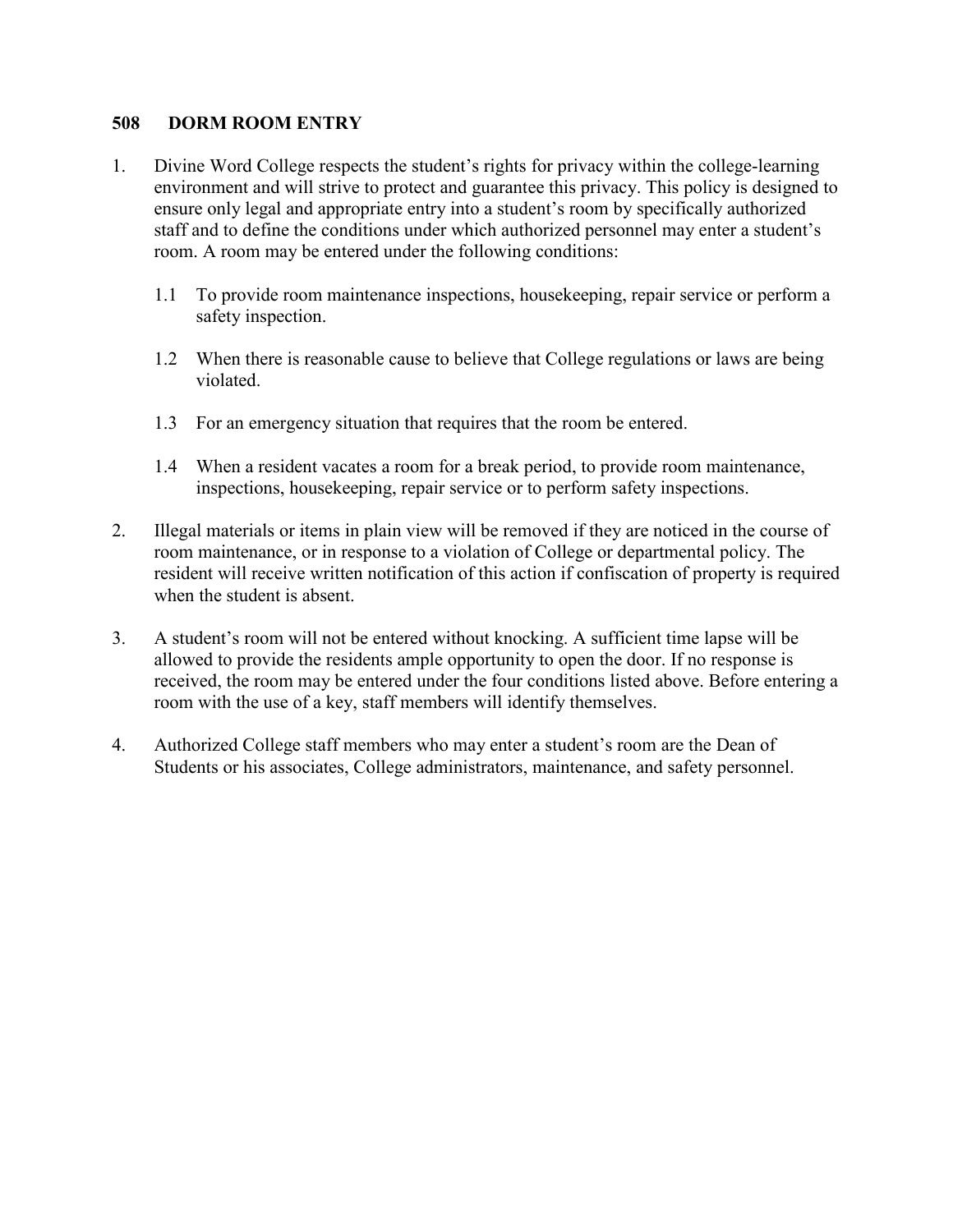## 508 DORM ROOM ENTRY

1. Divine Word College respects the student's rights for privacy within the college-learning environment and will strive to protect and guarantee this privacy. This policy is designed to ensure only legal and appropriate entry into a student's room by specifically authorized staff and to define the conditions under which authorized personnel may enter a student's room. A room may be entered under the following conditions:

   1.1 To provide room maintenance inspections, housekeeping, repair service or perform a safety inspection.

   1.2 When there is reasonable cause to believe that College regulations or laws are being violated.

   1.3 For an emergency situation that requires that the room be entered.

   1.4 When a resident vacates a room for a break period, to provide room maintenance, inspections, housekeeping, repair service or to perform safety inspections.

2. Illegal materials or items in plain view will be removed if they are noticed in the course of room maintenance, or in response to a violation of College or departmental policy. The resident will receive written notification of this action if confiscation of property is required when the student is absent.

3. A student's room will not be entered without knocking. A sufficient time lapse will be allowed to provide the residents ample opportunity to open the door. If no response is received, the room may be entered under the four conditions listed above. Before entering a room with the use of a key, staff members will identify themselves.

4. Authorized College staff members who may enter a student's room are the Dean of Students or his associates, College administrators, maintenance, and safety personnel.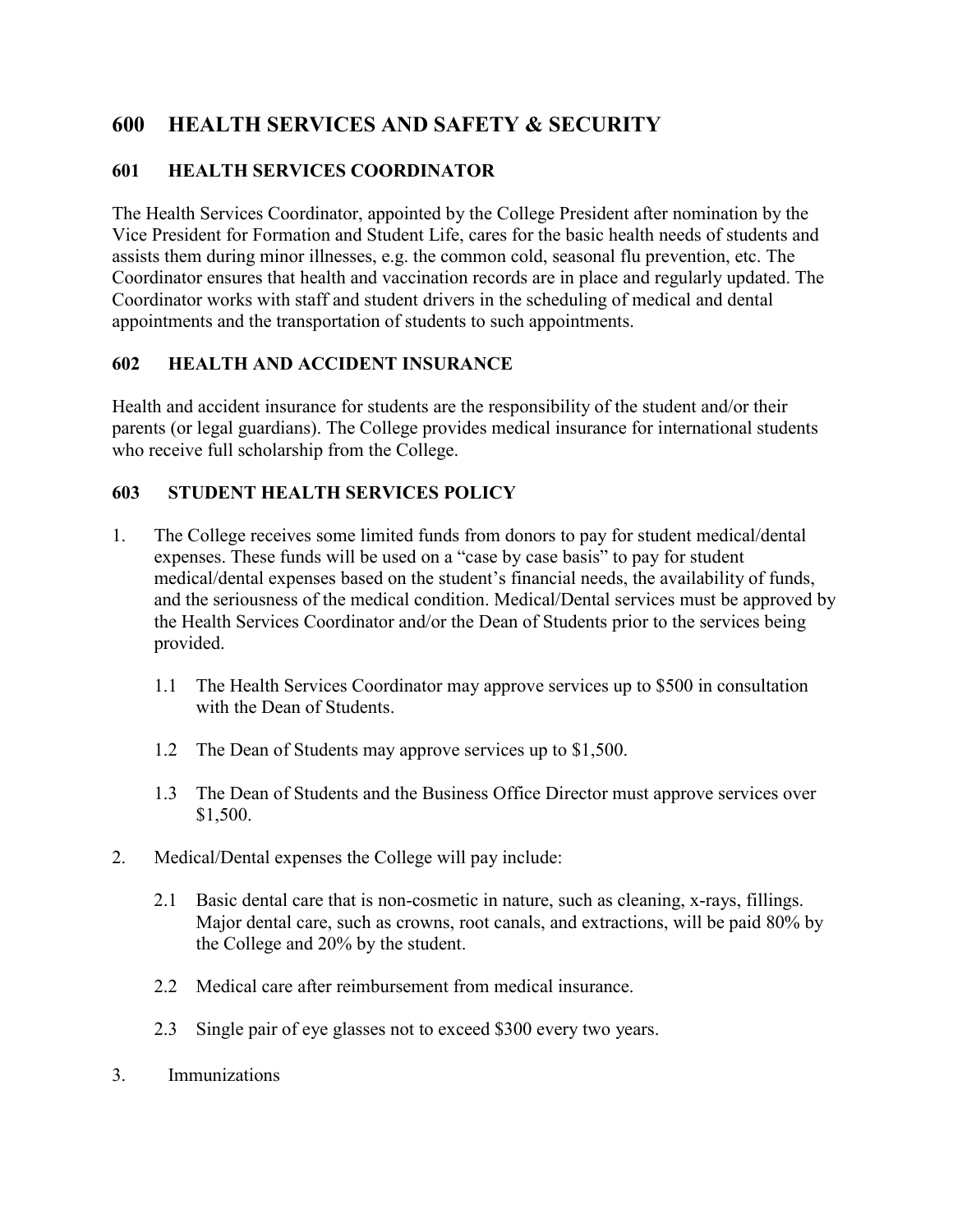# 600 HEALTH SERVICES AND SAFETY & SECURITY

## 601 HEALTH SERVICES COORDINATOR

The Health Services Coordinator, appointed by the College President after nomination by the Vice President for Formation and Student Life, cares for the basic health needs of students and assists them during minor illnesses, e.g. the common cold, seasonal flu prevention, etc. The Coordinator ensures that health and vaccination records are in place and regularly updated. The Coordinator works with staff and student drivers in the scheduling of medical and dental appointments and the transportation of students to such appointments.

## 602 HEALTH AND ACCIDENT INSURANCE

Health and accident insurance for students are the responsibility of the student and/or their parents (or legal guardians). The College provides medical insurance for international students who receive full scholarship from the College.

## 603 STUDENT HEALTH SERVICES POLICY

1. The College receives some limited funds from donors to pay for student medical/dental expenses. These funds will be used on a "case by case basis" to pay for student medical/dental expenses based on the student's financial needs, the availability of funds, and the seriousness of the medical condition. Medical/Dental services must be approved by the Health Services Coordinator and/or the Dean of Students prior to the services being provided.

   1.1 The Health Services Coordinator may approve services up to $500 in consultation with the Dean of Students.

   1.2 The Dean of Students may approve services up to $1,500.

   1.3 The Dean of Students and the Business Office Director must approve services over $1,500.

2. Medical/Dental expenses the College will pay include:

   2.1 Basic dental care that is non-cosmetic in nature, such as cleaning, x-rays, fillings. Major dental care, such as crowns, root canals, and extractions, will be paid 80% by the College and 20% by the student.

   2.2 Medical care after reimbursement from medical insurance.

   2.3 Single pair of eye glasses not to exceed $300 every two years.

3. Immunizations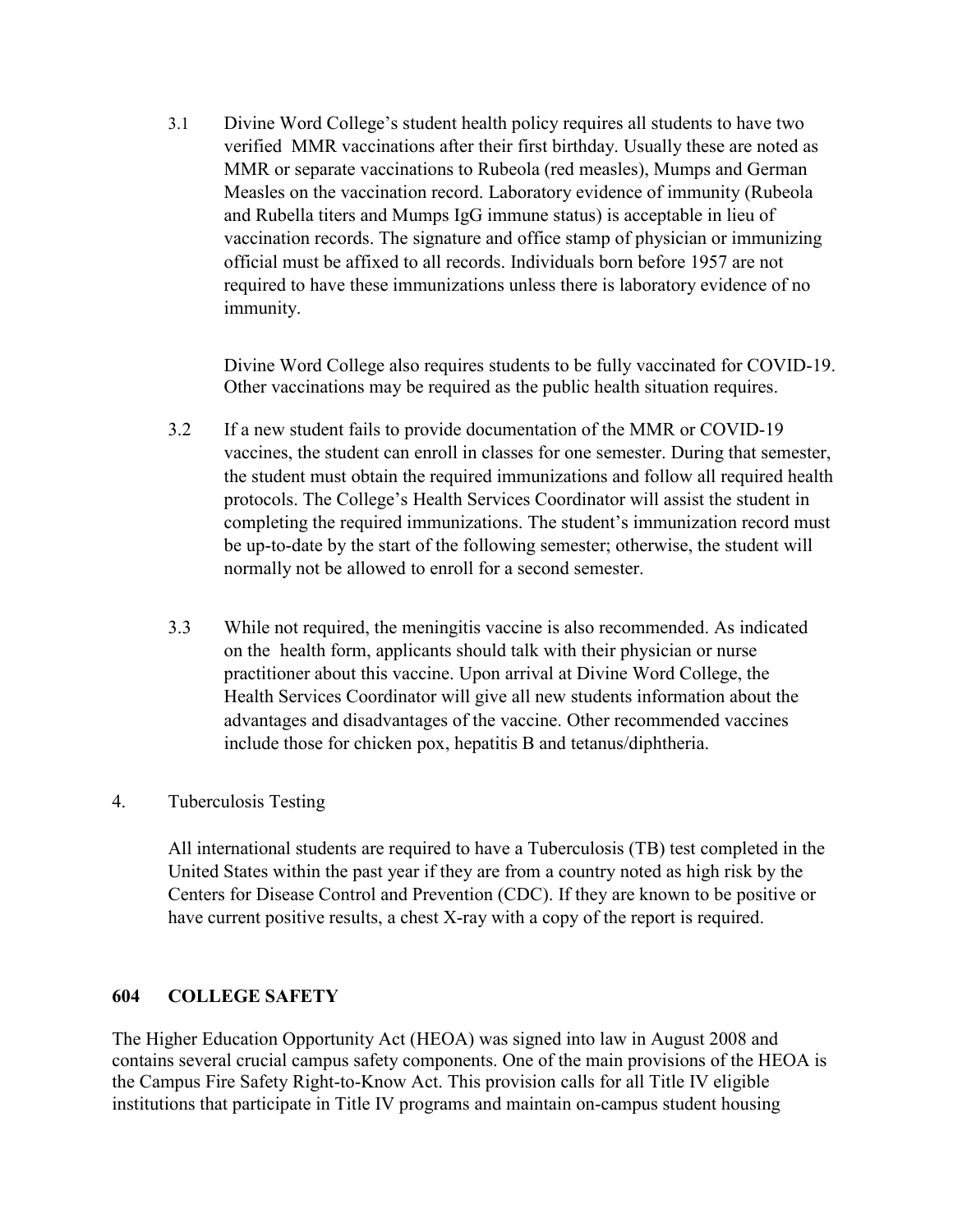3.1 Divine Word College's student health policy requires all students to have two verified MMR vaccinations after their first birthday. Usually these are noted as MMR or separate vaccinations to Rubeola (red measles), Mumps and German Measles on the vaccination record. Laboratory evidence of immunity (Rubeola and Rubella titers and Mumps IgG immune status) is acceptable in lieu of vaccination records. The signature and office stamp of physician or immunizing official must be affixed to all records. Individuals born before 1957 are not required to have these immunizations unless there is laboratory evidence of no immunity.

Divine Word College also requires students to be fully vaccinated for COVID-19. Other vaccinations may be required as the public health situation requires.

3.2 If a new student fails to provide documentation of the MMR or COVID-19 vaccines, the student can enroll in classes for one semester. During that semester, the student must obtain the required immunizations and follow all required health protocols. The College's Health Services Coordinator will assist the student in completing the required immunizations. The student's immunization record must be up-to-date by the start of the following semester; otherwise, the student will normally not be allowed to enroll for a second semester.

3.3 While not required, the meningitis vaccine is also recommended. As indicated on the health form, applicants should talk with their physician or nurse practitioner about this vaccine. Upon arrival at Divine Word College, the Health Services Coordinator will give all new students information about the advantages and disadvantages of the vaccine. Other recommended vaccines include those for chicken pox, hepatitis B and tetanus/diphtheria.

4. Tuberculosis Testing

All international students are required to have a Tuberculosis (TB) test completed in the United States within the past year if they are from a country noted as high risk by the Centers for Disease Control and Prevention (CDC). If they are known to be positive or have current positive results, a chest X-ray with a copy of the report is required.

## 604 COLLEGE SAFETY

The Higher Education Opportunity Act (HEOA) was signed into law in August 2008 and contains several crucial campus safety components. One of the main provisions of the HEOA is the Campus Fire Safety Right-to-Know Act. This provision calls for all Title IV eligible institutions that participate in Title IV programs and maintain on-campus student housing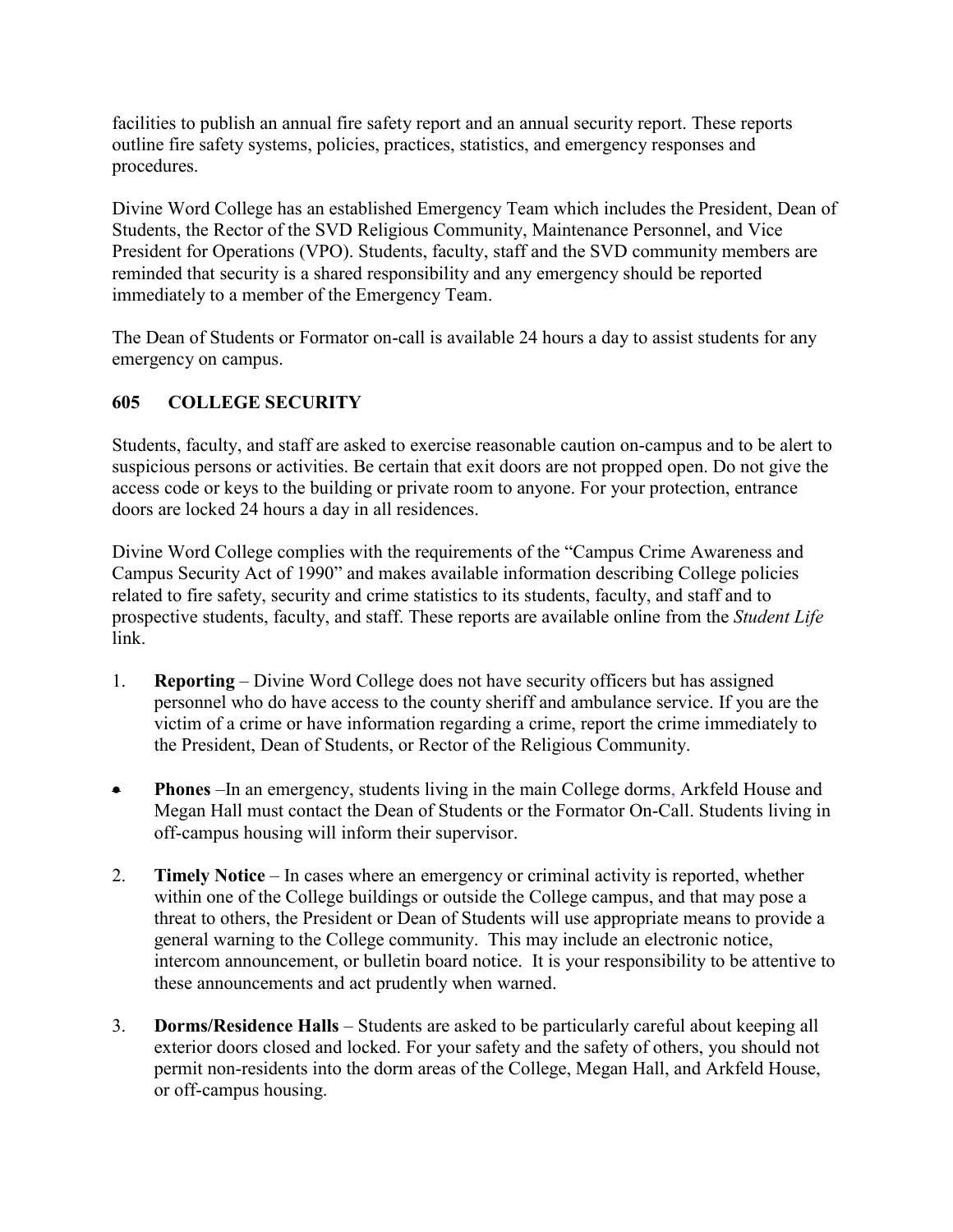facilities to publish an annual fire safety report and an annual security report. These reports outline fire safety systems, policies, practices, statistics, and emergency responses and procedures.

Divine Word College has an established Emergency Team which includes the President, Dean of Students, the Rector of the SVD Religious Community, Maintenance Personnel, and Vice President for Operations (VPO). Students, faculty, staff and the SVD community members are reminded that security is a shared responsibility and any emergency should be reported immediately to a member of the Emergency Team.

The Dean of Students or Formator on-call is available 24 hours a day to assist students for any emergency on campus.

### 605 COLLEGE SECURITY

Students, faculty, and staff are asked to exercise reasonable caution on-campus and to be alert to suspicious persons or activities. Be certain that exit doors are not propped open. Do not give the access code or keys to the building or private room to anyone. For your protection, entrance doors are locked 24 hours a day in all residences.

Divine Word College complies with the requirements of the "Campus Crime Awareness and Campus Security Act of 1990" and makes available information describing College policies related to fire safety, security and crime statistics to its students, faculty, and staff and to prospective students, faculty, and staff. These reports are available online from the *Student Life* link.

1. **Reporting** – Divine Word College does not have security officers but has assigned personnel who do have access to the county sheriff and ambulance service. If you are the victim of a crime or have information regarding a crime, report the crime immediately to the President, Dean of Students, or Rector of the Religious Community.

- **Phones** –In an emergency, students living in the main College dorms, Arkfeld House and Megan Hall must contact the Dean of Students or the Formator On-Call. Students living in off-campus housing will inform their supervisor.

2. **Timely Notice** – In cases where an emergency or criminal activity is reported, whether within one of the College buildings or outside the College campus, and that may pose a threat to others, the President or Dean of Students will use appropriate means to provide a general warning to the College community. This may include an electronic notice, intercom announcement, or bulletin board notice. It is your responsibility to be attentive to these announcements and act prudently when warned.

3. **Dorms/Residence Halls** – Students are asked to be particularly careful about keeping all exterior doors closed and locked. For your safety and the safety of others, you should not permit non-residents into the dorm areas of the College, Megan Hall, and Arkfeld House, or off-campus housing.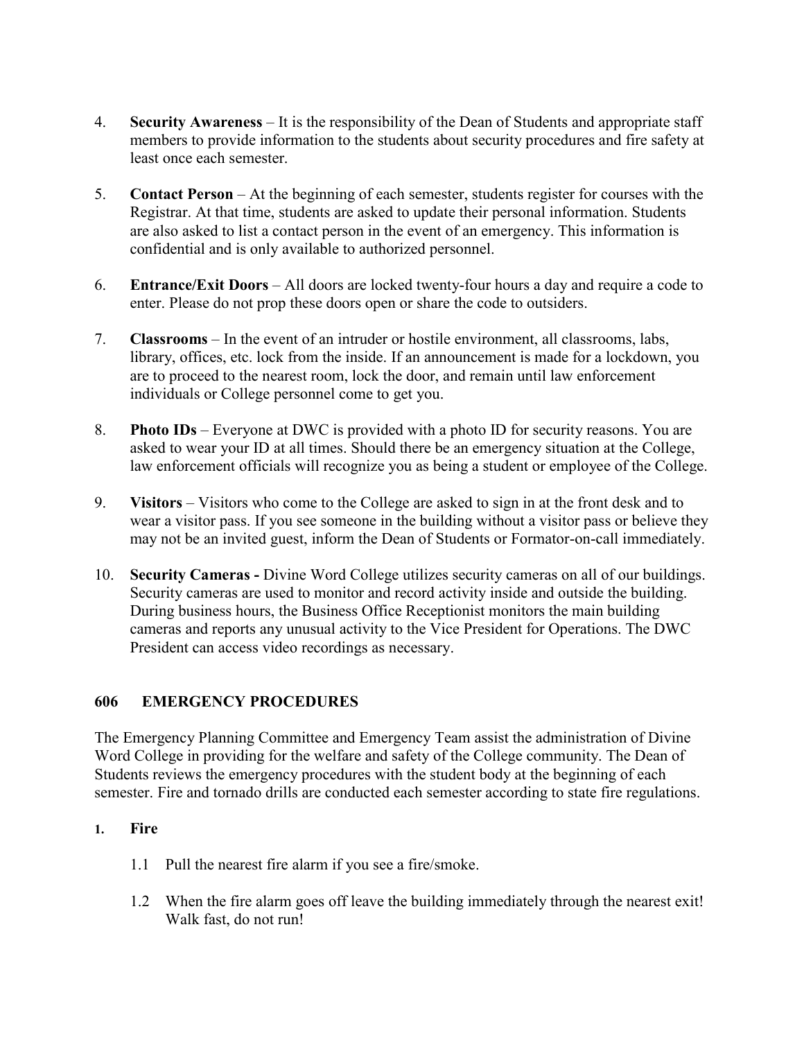4. **Security Awareness** – It is the responsibility of the Dean of Students and appropriate staff members to provide information to the students about security procedures and fire safety at least once each semester.

5. **Contact Person** – At the beginning of each semester, students register for courses with the Registrar. At that time, students are asked to update their personal information. Students are also asked to list a contact person in the event of an emergency. This information is confidential and is only available to authorized personnel.

6. **Entrance/Exit Doors** – All doors are locked twenty-four hours a day and require a code to enter. Please do not prop these doors open or share the code to outsiders.

7. **Classrooms** – In the event of an intruder or hostile environment, all classrooms, labs, library, offices, etc. lock from the inside. If an announcement is made for a lockdown, you are to proceed to the nearest room, lock the door, and remain until law enforcement individuals or College personnel come to get you.

8. **Photo IDs** – Everyone at DWC is provided with a photo ID for security reasons. You are asked to wear your ID at all times. Should there be an emergency situation at the College, law enforcement officials will recognize you as being a student or employee of the College.

9. **Visitors** – Visitors who come to the College are asked to sign in at the front desk and to wear a visitor pass. If you see someone in the building without a visitor pass or believe they may not be an invited guest, inform the Dean of Students or Formator-on-call immediately.

10. **Security Cameras -** Divine Word College utilizes security cameras on all of our buildings. Security cameras are used to monitor and record activity inside and outside the building. During business hours, the Business Office Receptionist monitors the main building cameras and reports any unusual activity to the Vice President for Operations. The DWC President can access video recordings as necessary.

## 606 EMERGENCY PROCEDURES

The Emergency Planning Committee and Emergency Team assist the administration of Divine Word College in providing for the welfare and safety of the College community. The Dean of Students reviews the emergency procedures with the student body at the beginning of each semester. Fire and tornado drills are conducted each semester according to state fire regulations.

### 1. Fire

1.1 Pull the nearest fire alarm if you see a fire/smoke.

1.2 When the fire alarm goes off leave the building immediately through the nearest exit! Walk fast, do not run!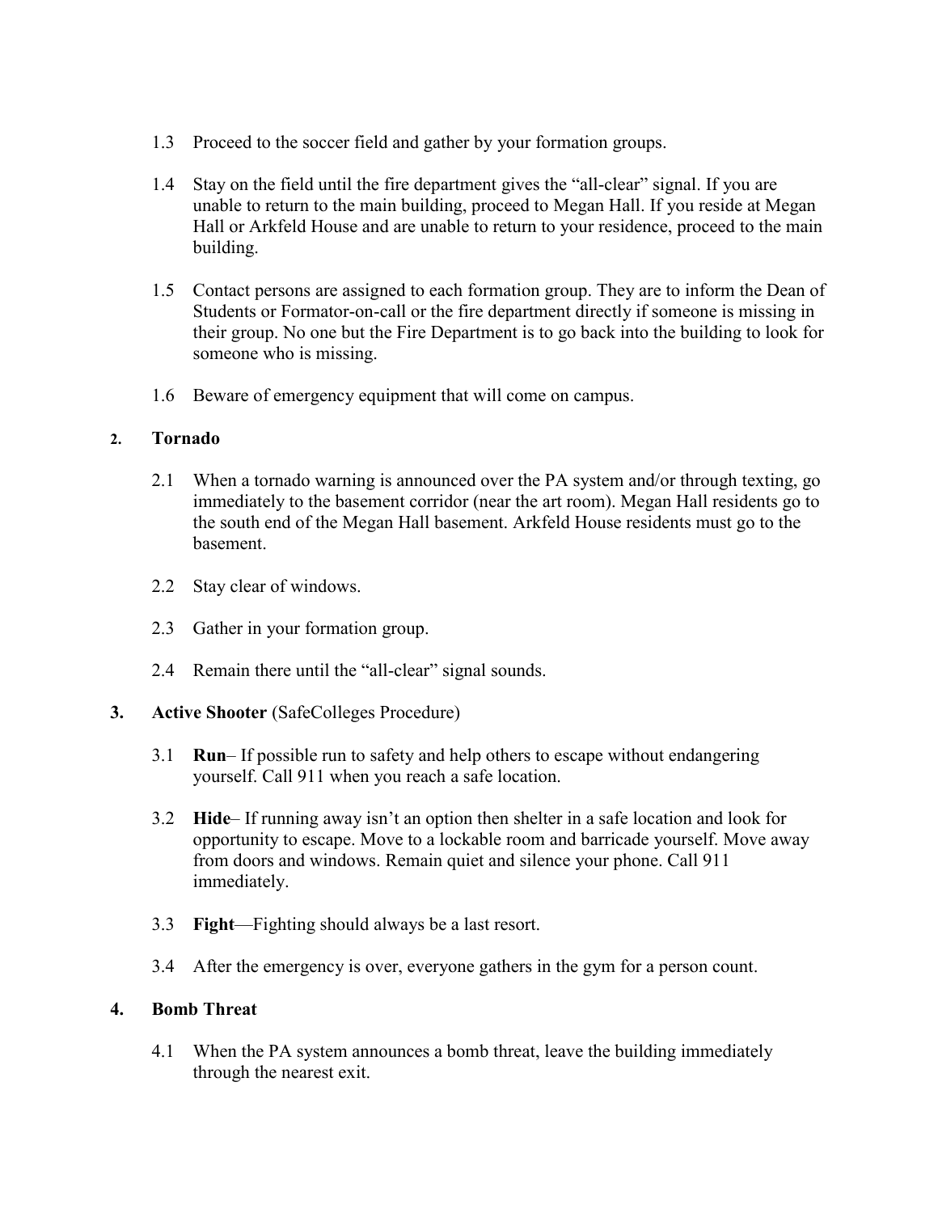1.3 Proceed to the soccer field and gather by your formation groups.

1.4 Stay on the field until the fire department gives the "all-clear" signal. If you are unable to return to the main building, proceed to Megan Hall. If you reside at Megan Hall or Arkfeld House and are unable to return to your residence, proceed to the main building.

1.5 Contact persons are assigned to each formation group. They are to inform the Dean of Students or Formator-on-call or the fire department directly if someone is missing in their group. No one but the Fire Department is to go back into the building to look for someone who is missing.

1.6 Beware of emergency equipment that will come on campus.

## 2. Tornado

2.1 When a tornado warning is announced over the PA system and/or through texting, go immediately to the basement corridor (near the art room). Megan Hall residents go to the south end of the Megan Hall basement. Arkfeld House residents must go to the basement.

2.2 Stay clear of windows.

2.3 Gather in your formation group.

2.4 Remain there until the "all-clear" signal sounds.

## 3. Active Shooter (SafeColleges Procedure)

3.1 **Run**– If possible run to safety and help others to escape without endangering yourself. Call 911 when you reach a safe location.

3.2 **Hide**– If running away isn't an option then shelter in a safe location and look for opportunity to escape. Move to a lockable room and barricade yourself. Move away from doors and windows. Remain quiet and silence your phone. Call 911 immediately.

3.3 **Fight**—Fighting should always be a last resort.

3.4 After the emergency is over, everyone gathers in the gym for a person count.

## 4. Bomb Threat

4.1 When the PA system announces a bomb threat, leave the building immediately through the nearest exit.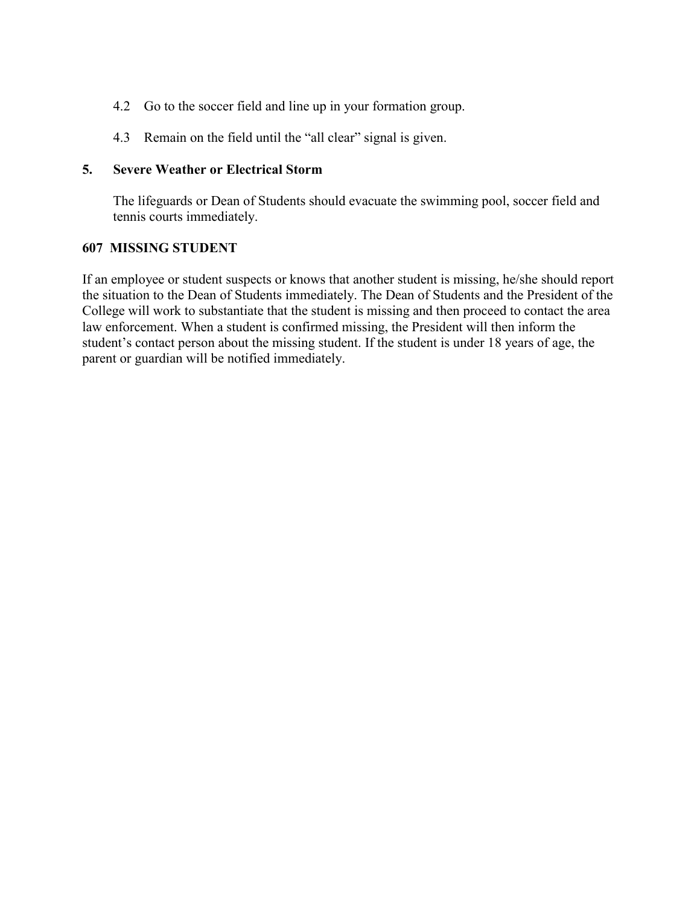4.2 Go to the soccer field and line up in your formation group.

4.3 Remain on the field until the "all clear" signal is given.

**5. Severe Weather or Electrical Storm**

The lifeguards or Dean of Students should evacuate the swimming pool, soccer field and tennis courts immediately.

## 607 MISSING STUDENT

If an employee or student suspects or knows that another student is missing, he/she should report the situation to the Dean of Students immediately. The Dean of Students and the President of the College will work to substantiate that the student is missing and then proceed to contact the area law enforcement. When a student is confirmed missing, the President will then inform the student's contact person about the missing student. If the student is under 18 years of age, the parent or guardian will be notified immediately.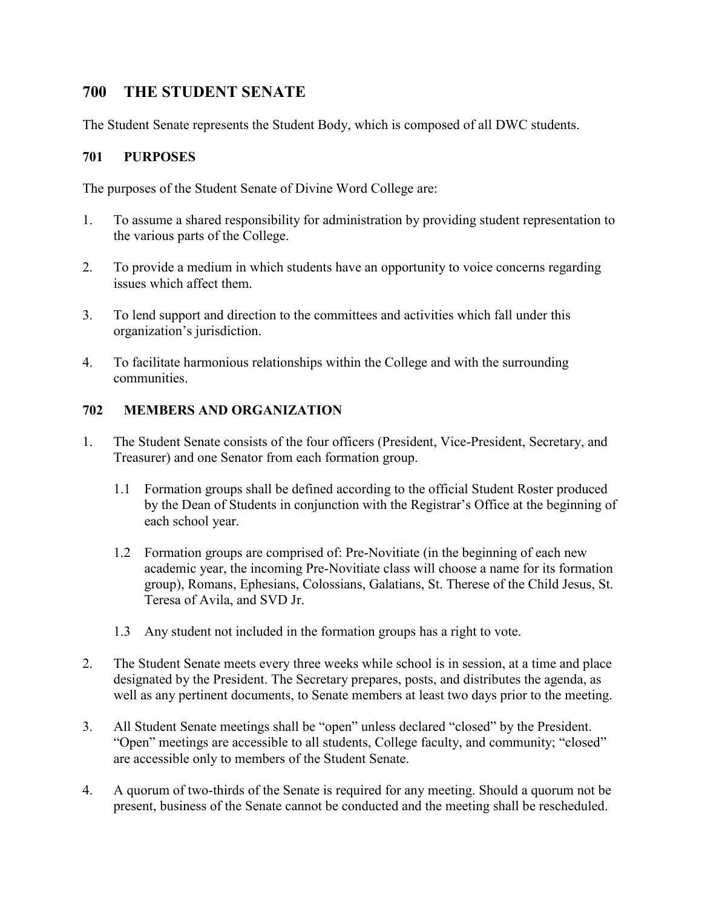# 700 THE STUDENT SENATE

The Student Senate represents the Student Body, which is composed of all DWC students.

## 701 PURPOSES

The purposes of the Student Senate of Divine Word College are:

1. To assume a shared responsibility for administration by providing student representation to the various parts of the College.

2. To provide a medium in which students have an opportunity to voice concerns regarding issues which affect them.

3. To lend support and direction to the committees and activities which fall under this organization's jurisdiction.

4. To facilitate harmonious relationships within the College and with the surrounding communities.

## 702 MEMBERS AND ORGANIZATION

1. The Student Senate consists of the four officers (President, Vice-President, Secretary, and Treasurer) and one Senator from each formation group.

   1.1 Formation groups shall be defined according to the official Student Roster produced by the Dean of Students in conjunction with the Registrar's Office at the beginning of each school year.

   1.2 Formation groups are comprised of: Pre-Novitiate (in the beginning of each new academic year, the incoming Pre-Novitiate class will choose a name for its formation group), Romans, Ephesians, Colossians, Galatians, St. Therese of the Child Jesus, St. Teresa of Avila, and SVD Jr.

   1.3 Any student not included in the formation groups has a right to vote.

2. The Student Senate meets every three weeks while school is in session, at a time and place designated by the President. The Secretary prepares, posts, and distributes the agenda, as well as any pertinent documents, to Senate members at least two days prior to the meeting.

3. All Student Senate meetings shall be "open" unless declared "closed" by the President. "Open" meetings are accessible to all students, College faculty, and community; "closed" are accessible only to members of the Student Senate.

4. A quorum of two-thirds of the Senate is required for any meeting. Should a quorum not be present, business of the Senate cannot be conducted and the meeting shall be rescheduled.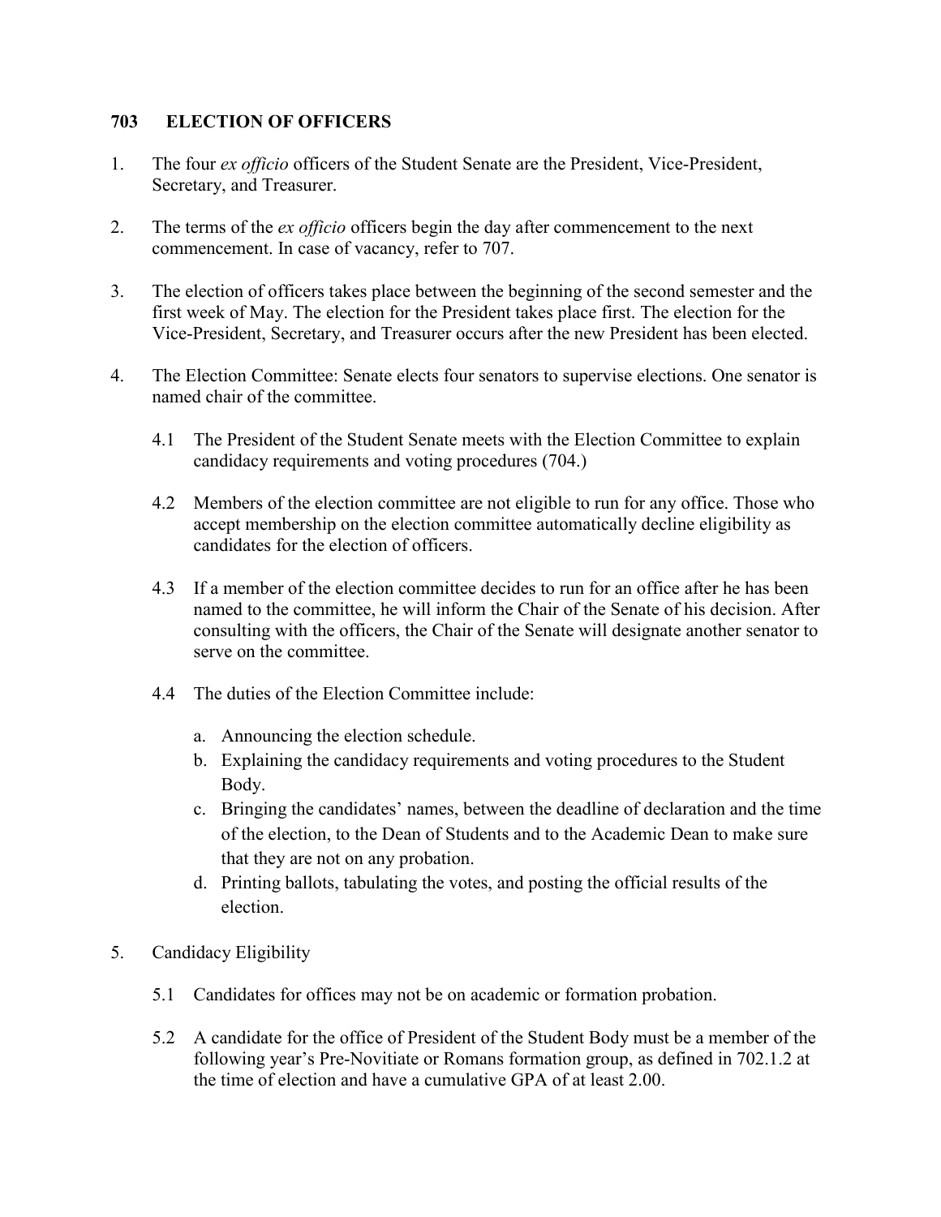## 703 ELECTION OF OFFICERS

1. The four *ex officio* officers of the Student Senate are the President, Vice-President, Secretary, and Treasurer.

2. The terms of the *ex officio* officers begin the day after commencement to the next commencement. In case of vacancy, refer to 707.

3. The election of officers takes place between the beginning of the second semester and the first week of May. The election for the President takes place first. The election for the Vice-President, Secretary, and Treasurer occurs after the new President has been elected.

4. The Election Committee: Senate elects four senators to supervise elections. One senator is named chair of the committee.

   4.1 The President of the Student Senate meets with the Election Committee to explain candidacy requirements and voting procedures (704.)

   4.2 Members of the election committee are not eligible to run for any office. Those who accept membership on the election committee automatically decline eligibility as candidates for the election of officers.

   4.3 If a member of the election committee decides to run for an office after he has been named to the committee, he will inform the Chair of the Senate of his decision. After consulting with the officers, the Chair of the Senate will designate another senator to serve on the committee.

   4.4 The duties of the Election Committee include:

   a. Announcing the election schedule.
   b. Explaining the candidacy requirements and voting procedures to the Student Body.
   c. Bringing the candidates' names, between the deadline of declaration and the time of the election, to the Dean of Students and to the Academic Dean to make sure that they are not on any probation.
   d. Printing ballots, tabulating the votes, and posting the official results of the election.

5. Candidacy Eligibility

   5.1 Candidates for offices may not be on academic or formation probation.

   5.2 A candidate for the office of President of the Student Body must be a member of the following year's Pre-Novitiate or Romans formation group, as defined in 702.1.2 at the time of election and have a cumulative GPA of at least 2.00.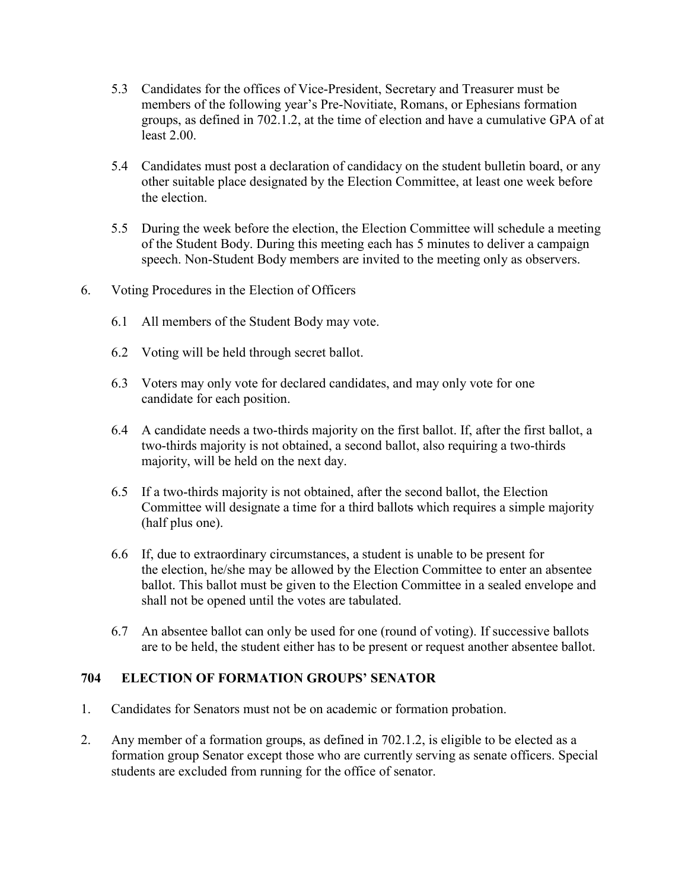5.3 Candidates for the offices of Vice-President, Secretary and Treasurer must be members of the following year's Pre-Novitiate, Romans, or Ephesians formation groups, as defined in 702.1.2, at the time of election and have a cumulative GPA of at least 2.00.

5.4 Candidates must post a declaration of candidacy on the student bulletin board, or any other suitable place designated by the Election Committee, at least one week before the election.

5.5 During the week before the election, the Election Committee will schedule a meeting of the Student Body. During this meeting each has 5 minutes to deliver a campaign speech. Non-Student Body members are invited to the meeting only as observers.

6. Voting Procedures in the Election of Officers

6.1 All members of the Student Body may vote.

6.2 Voting will be held through secret ballot.

6.3 Voters may only vote for declared candidates, and may only vote for one candidate for each position.

6.4 A candidate needs a two-thirds majority on the first ballot. If, after the first ballot, a two-thirds majority is not obtained, a second ballot, also requiring a two-thirds majority, will be held on the next day.

6.5 If a two-thirds majority is not obtained, after the second ballot, the Election Committee will designate a time for a third ballots which requires a simple majority (half plus one).

6.6 If, due to extraordinary circumstances, a student is unable to be present for the election, he/she may be allowed by the Election Committee to enter an absentee ballot. This ballot must be given to the Election Committee in a sealed envelope and shall not be opened until the votes are tabulated.

6.7 An absentee ballot can only be used for one (round of voting). If successive ballots are to be held, the student either has to be present or request another absentee ballot.

## 704 ELECTION OF FORMATION GROUPS' SENATOR

1. Candidates for Senators must not be on academic or formation probation.

2. Any member of a formation groups, as defined in 702.1.2, is eligible to be elected as a formation group Senator except those who are currently serving as senate officers. Special students are excluded from running for the office of senator.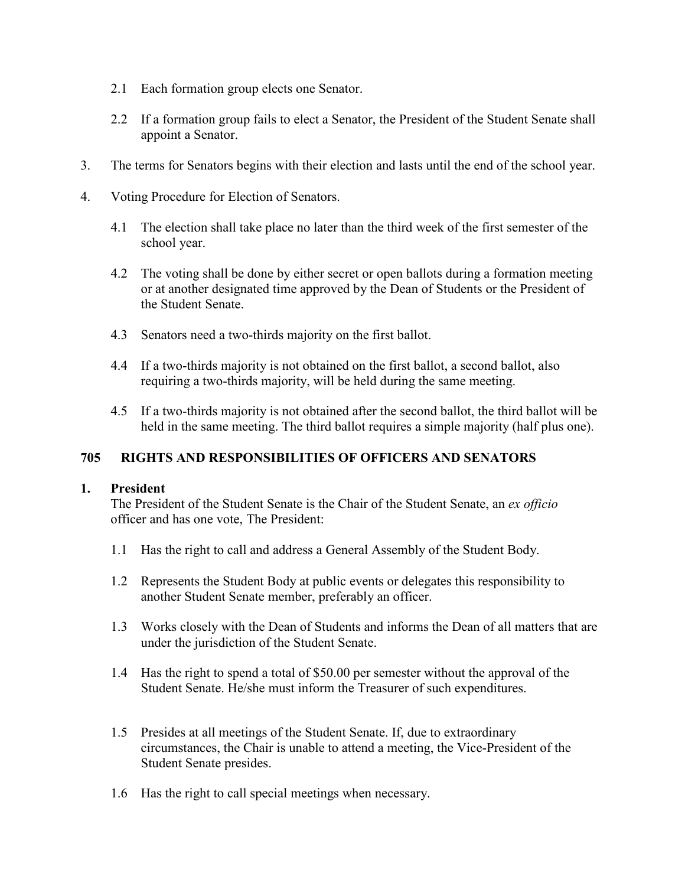2.1 Each formation group elects one Senator.

2.2 If a formation group fails to elect a Senator, the President of the Student Senate shall appoint a Senator.

3. The terms for Senators begins with their election and lasts until the end of the school year.

4. Voting Procedure for Election of Senators.

   4.1 The election shall take place no later than the third week of the first semester of the school year.

   4.2 The voting shall be done by either secret or open ballots during a formation meeting or at another designated time approved by the Dean of Students or the President of the Student Senate.

   4.3 Senators need a two-thirds majority on the first ballot.

   4.4 If a two-thirds majority is not obtained on the first ballot, a second ballot, also requiring a two-thirds majority, will be held during the same meeting.

   4.5 If a two-thirds majority is not obtained after the second ballot, the third ballot will be held in the same meeting. The third ballot requires a simple majority (half plus one).

## 705 RIGHTS AND RESPONSIBILITIES OF OFFICERS AND SENATORS

### 1. President

The President of the Student Senate is the Chair of the Student Senate, an *ex officio* officer and has one vote, The President:

1.1 Has the right to call and address a General Assembly of the Student Body.

1.2 Represents the Student Body at public events or delegates this responsibility to another Student Senate member, preferably an officer.

1.3 Works closely with the Dean of Students and informs the Dean of all matters that are under the jurisdiction of the Student Senate.

1.4 Has the right to spend a total of $50.00 per semester without the approval of the Student Senate. He/she must inform the Treasurer of such expenditures.

1.5 Presides at all meetings of the Student Senate. If, due to extraordinary circumstances, the Chair is unable to attend a meeting, the Vice-President of the Student Senate presides.

1.6 Has the right to call special meetings when necessary.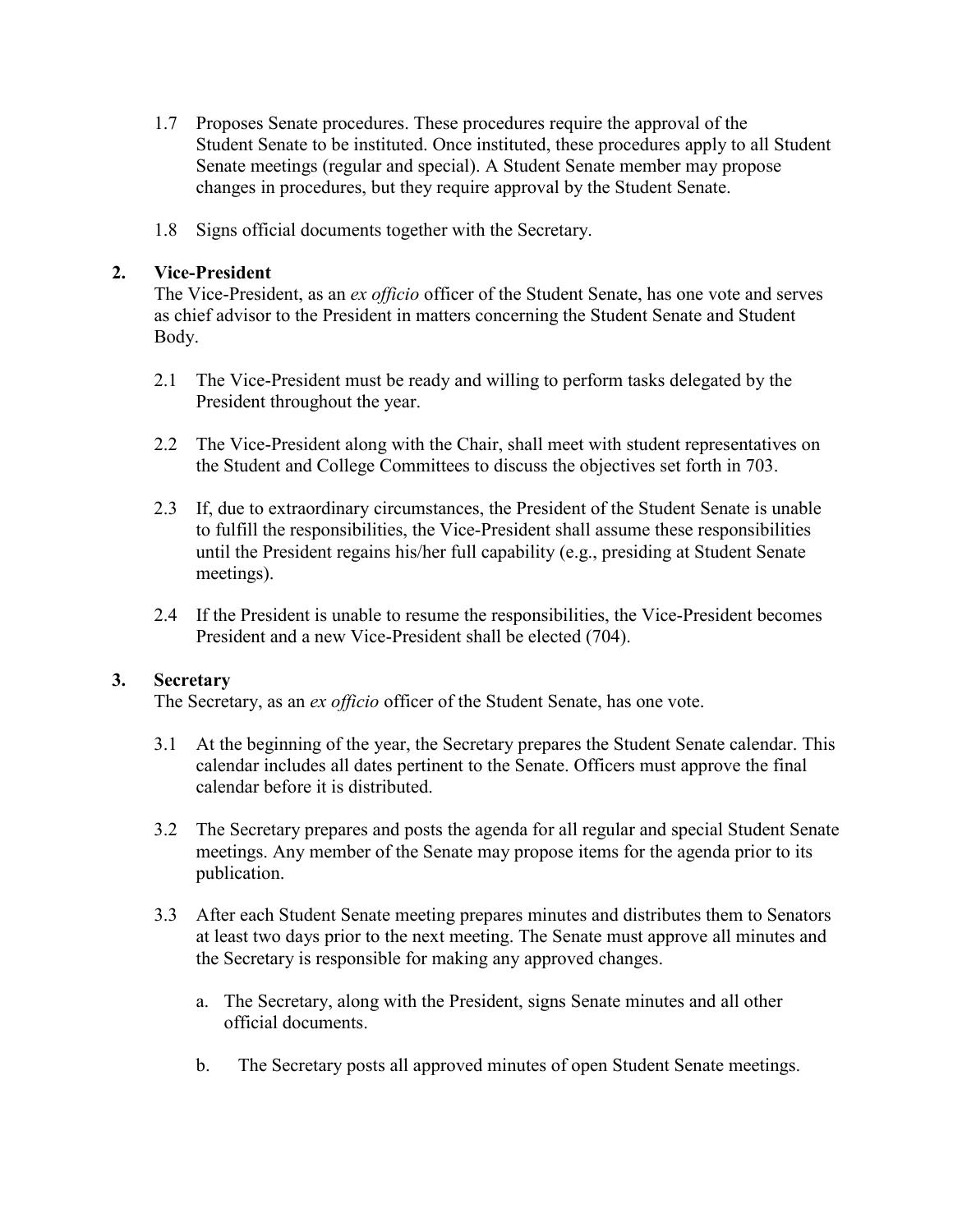1.7 Proposes Senate procedures. These procedures require the approval of the Student Senate to be instituted. Once instituted, these procedures apply to all Student Senate meetings (regular and special). A Student Senate member may propose changes in procedures, but they require approval by the Student Senate.

1.8 Signs official documents together with the Secretary.

### 2. Vice-President

The Vice-President, as an *ex officio* officer of the Student Senate, has one vote and serves as chief advisor to the President in matters concerning the Student Senate and Student Body.

2.1 The Vice-President must be ready and willing to perform tasks delegated by the President throughout the year.

2.2 The Vice-President along with the Chair, shall meet with student representatives on the Student and College Committees to discuss the objectives set forth in 703.

2.3 If, due to extraordinary circumstances, the President of the Student Senate is unable to fulfill the responsibilities, the Vice-President shall assume these responsibilities until the President regains his/her full capability (e.g., presiding at Student Senate meetings).

2.4 If the President is unable to resume the responsibilities, the Vice-President becomes President and a new Vice-President shall be elected (704).

### 3. Secretary

The Secretary, as an *ex officio* officer of the Student Senate, has one vote.

3.1 At the beginning of the year, the Secretary prepares the Student Senate calendar. This calendar includes all dates pertinent to the Senate. Officers must approve the final calendar before it is distributed.

3.2 The Secretary prepares and posts the agenda for all regular and special Student Senate meetings. Any member of the Senate may propose items for the agenda prior to its publication.

3.3 After each Student Senate meeting prepares minutes and distributes them to Senators at least two days prior to the next meeting. The Senate must approve all minutes and the Secretary is responsible for making any approved changes.

   a. The Secretary, along with the President, signs Senate minutes and all other official documents.

   b. The Secretary posts all approved minutes of open Student Senate meetings.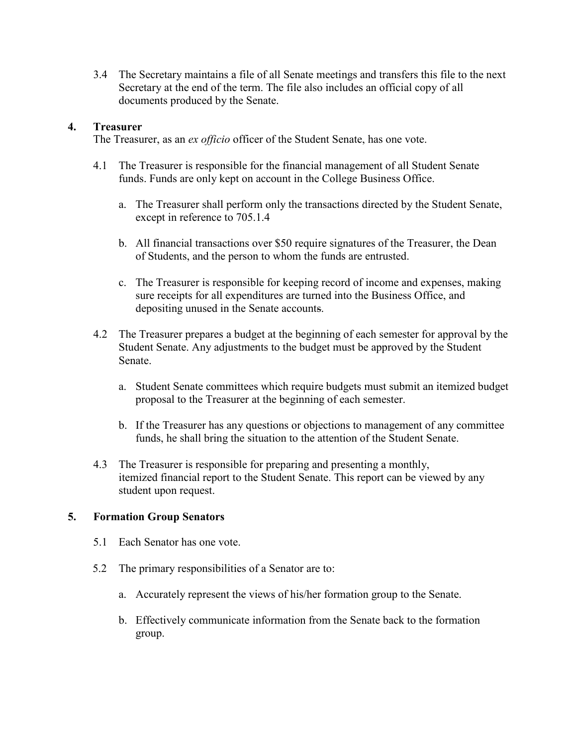3.4 The Secretary maintains a file of all Senate meetings and transfers this file to the next Secretary at the end of the term. The file also includes an official copy of all documents produced by the Senate.

**4. Treasurer**

The Treasurer, as an *ex officio* officer of the Student Senate, has one vote.

4.1 The Treasurer is responsible for the financial management of all Student Senate funds. Funds are only kept on account in the College Business Office.

a. The Treasurer shall perform only the transactions directed by the Student Senate, except in reference to 705.1.4

b. All financial transactions over $50 require signatures of the Treasurer, the Dean of Students, and the person to whom the funds are entrusted.

c. The Treasurer is responsible for keeping record of income and expenses, making sure receipts for all expenditures are turned into the Business Office, and depositing unused in the Senate accounts.

4.2 The Treasurer prepares a budget at the beginning of each semester for approval by the Student Senate. Any adjustments to the budget must be approved by the Student Senate.

a. Student Senate committees which require budgets must submit an itemized budget proposal to the Treasurer at the beginning of each semester.

b. If the Treasurer has any questions or objections to management of any committee funds, he shall bring the situation to the attention of the Student Senate.

4.3 The Treasurer is responsible for preparing and presenting a monthly, itemized financial report to the Student Senate. This report can be viewed by any student upon request.

**5. Formation Group Senators**

5.1 Each Senator has one vote.

5.2 The primary responsibilities of a Senator are to:

a. Accurately represent the views of his/her formation group to the Senate.

b. Effectively communicate information from the Senate back to the formation group.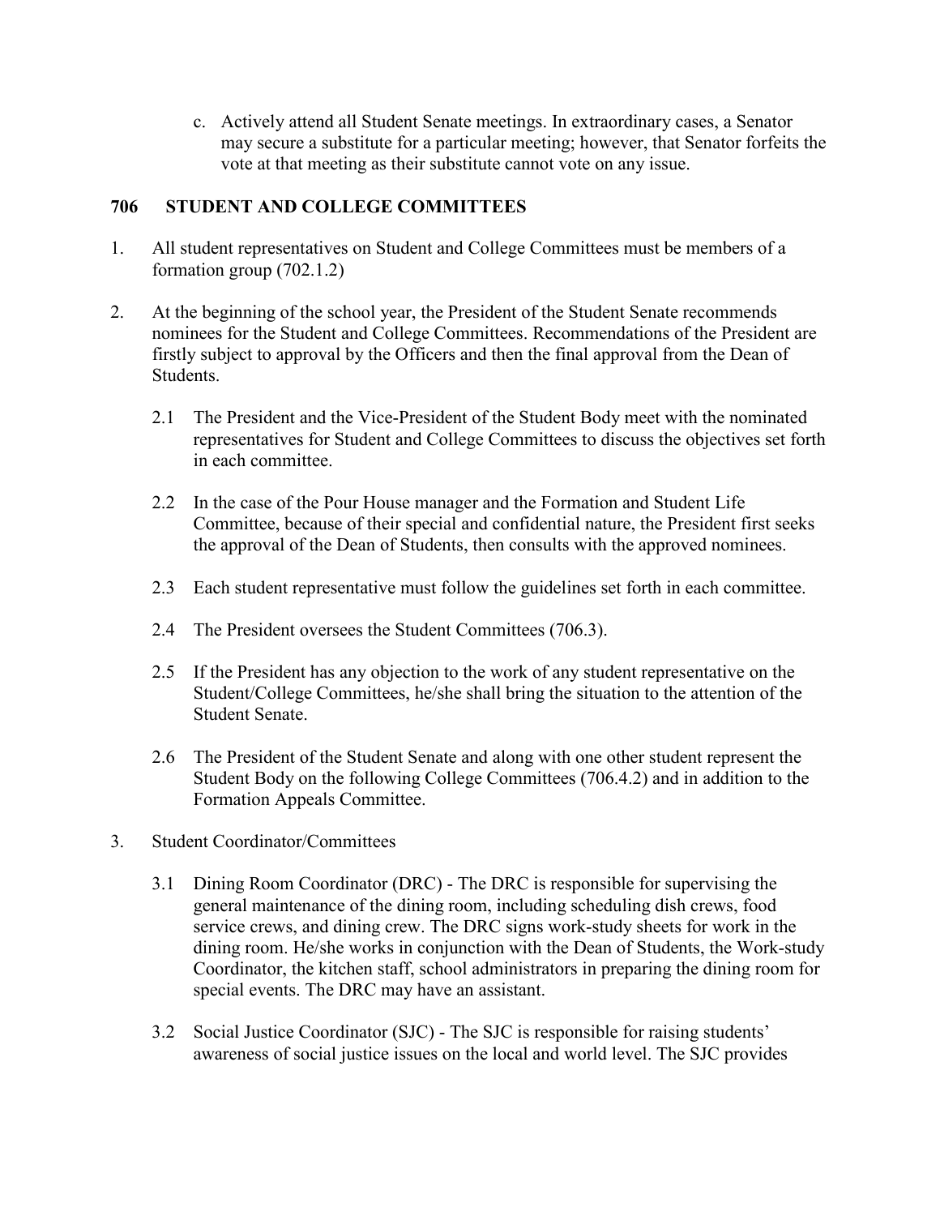c. Actively attend all Student Senate meetings. In extraordinary cases, a Senator may secure a substitute for a particular meeting; however, that Senator forfeits the vote at that meeting as their substitute cannot vote on any issue.

## 706 STUDENT AND COLLEGE COMMITTEES

1. All student representatives on Student and College Committees must be members of a formation group (702.1.2)

2. At the beginning of the school year, the President of the Student Senate recommends nominees for the Student and College Committees. Recommendations of the President are firstly subject to approval by the Officers and then the final approval from the Dean of Students.

   2.1 The President and the Vice-President of the Student Body meet with the nominated representatives for Student and College Committees to discuss the objectives set forth in each committee.

   2.2 In the case of the Pour House manager and the Formation and Student Life Committee, because of their special and confidential nature, the President first seeks the approval of the Dean of Students, then consults with the approved nominees.

   2.3 Each student representative must follow the guidelines set forth in each committee.

   2.4 The President oversees the Student Committees (706.3).

   2.5 If the President has any objection to the work of any student representative on the Student/College Committees, he/she shall bring the situation to the attention of the Student Senate.

   2.6 The President of the Student Senate and along with one other student represent the Student Body on the following College Committees (706.4.2) and in addition to the Formation Appeals Committee.

3. Student Coordinator/Committees

   3.1 Dining Room Coordinator (DRC) - The DRC is responsible for supervising the general maintenance of the dining room, including scheduling dish crews, food service crews, and dining crew. The DRC signs work-study sheets for work in the dining room. He/she works in conjunction with the Dean of Students, the Work-study Coordinator, the kitchen staff, school administrators in preparing the dining room for special events. The DRC may have an assistant.

   3.2 Social Justice Coordinator (SJC) - The SJC is responsible for raising students' awareness of social justice issues on the local and world level. The SJC provides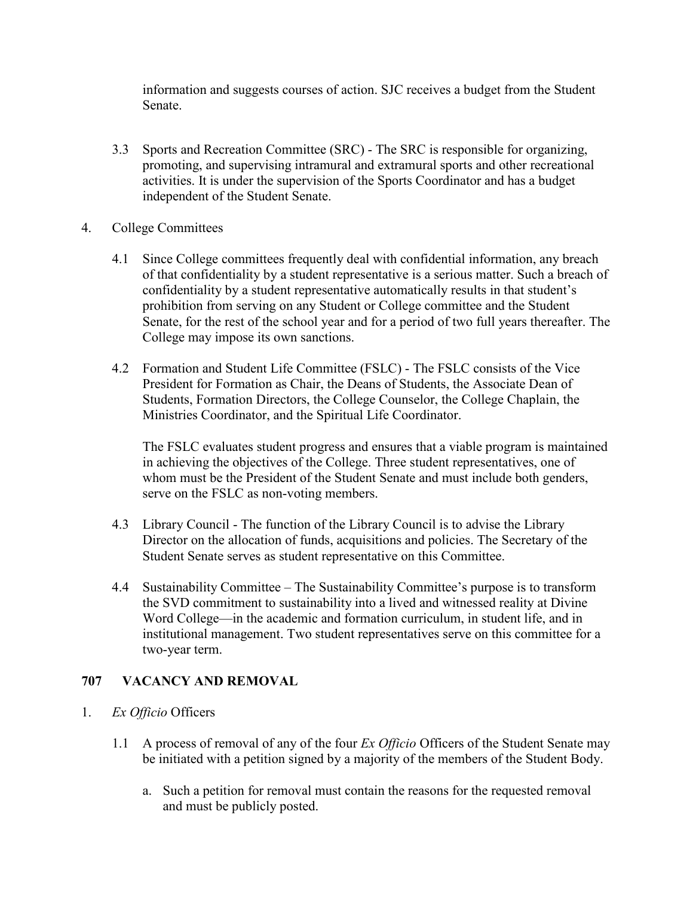information and suggests courses of action. SJC receives a budget from the Student Senate.

3.3 Sports and Recreation Committee (SRC) - The SRC is responsible for organizing, promoting, and supervising intramural and extramural sports and other recreational activities. It is under the supervision of the Sports Coordinator and has a budget independent of the Student Senate.

4. College Committees

   4.1 Since College committees frequently deal with confidential information, any breach of that confidentiality by a student representative is a serious matter. Such a breach of confidentiality by a student representative automatically results in that student's prohibition from serving on any Student or College committee and the Student Senate, for the rest of the school year and for a period of two full years thereafter. The College may impose its own sanctions.

   4.2 Formation and Student Life Committee (FSLC) - The FSLC consists of the Vice President for Formation as Chair, the Deans of Students, the Associate Dean of Students, Formation Directors, the College Counselor, the College Chaplain, the Ministries Coordinator, and the Spiritual Life Coordinator.

   The FSLC evaluates student progress and ensures that a viable program is maintained in achieving the objectives of the College. Three student representatives, one of whom must be the President of the Student Senate and must include both genders, serve on the FSLC as non-voting members.

   4.3 Library Council - The function of the Library Council is to advise the Library Director on the allocation of funds, acquisitions and policies. The Secretary of the Student Senate serves as student representative on this Committee.

   4.4 Sustainability Committee – The Sustainability Committee's purpose is to transform the SVD commitment to sustainability into a lived and witnessed reality at Divine Word College—in the academic and formation curriculum, in student life, and in institutional management. Two student representatives serve on this committee for a two-year term.

## 707 VACANCY AND REMOVAL

1. *Ex Officio* Officers

   1.1 A process of removal of any of the four *Ex Officio* Officers of the Student Senate may be initiated with a petition signed by a majority of the members of the Student Body.

      a. Such a petition for removal must contain the reasons for the requested removal and must be publicly posted.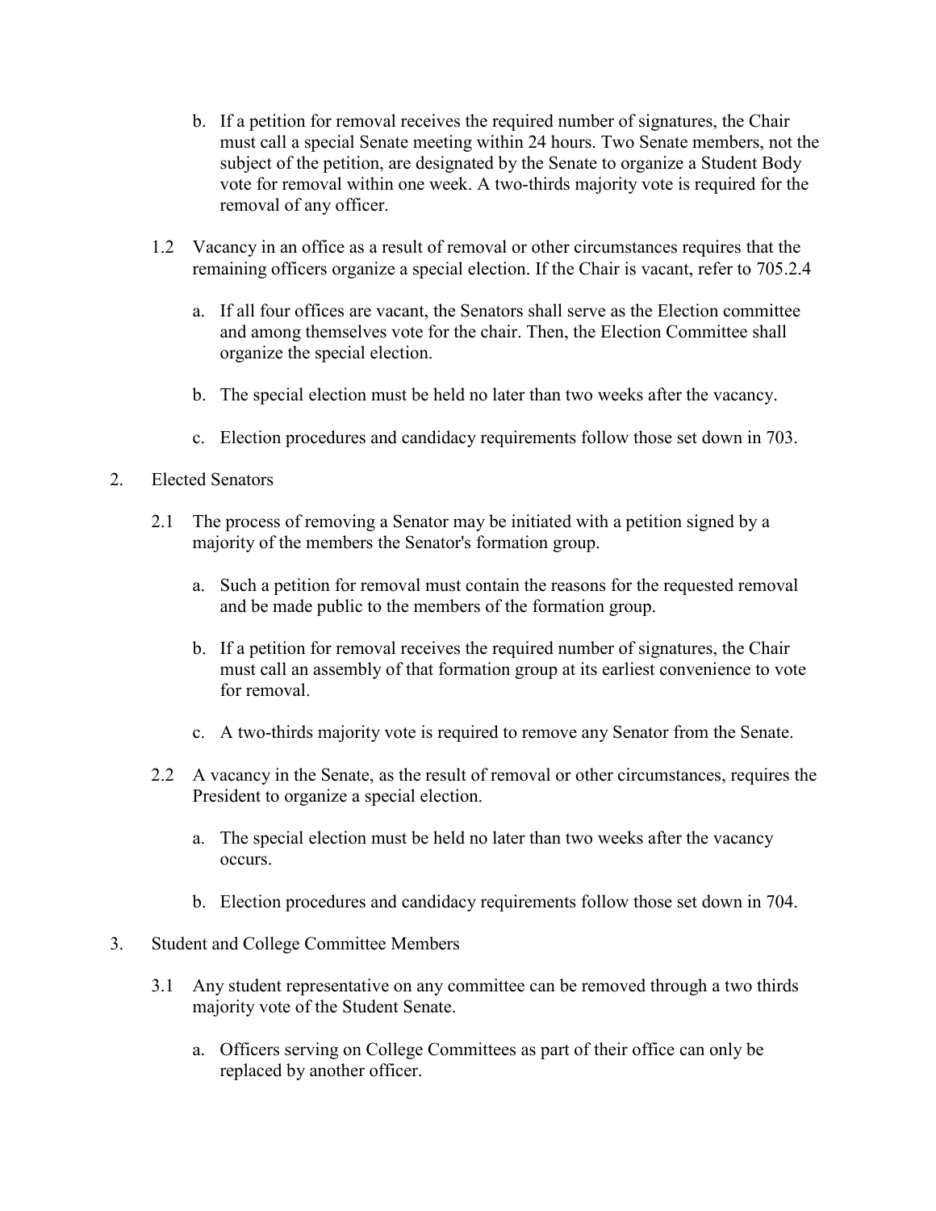b. If a petition for removal receives the required number of signatures, the Chair must call a special Senate meeting within 24 hours. Two Senate members, not the subject of the petition, are designated by the Senate to organize a Student Body vote for removal within one week. A two-thirds majority vote is required for the removal of any officer.

1.2 Vacancy in an office as a result of removal or other circumstances requires that the remaining officers organize a special election. If the Chair is vacant, refer to 705.2.4

   a. If all four offices are vacant, the Senators shall serve as the Election committee and among themselves vote for the chair. Then, the Election Committee shall organize the special election.

   b. The special election must be held no later than two weeks after the vacancy.

   c. Election procedures and candidacy requirements follow those set down in 703.

2. Elected Senators

2.1 The process of removing a Senator may be initiated with a petition signed by a majority of the members the Senator's formation group.

   a. Such a petition for removal must contain the reasons for the requested removal and be made public to the members of the formation group.

   b. If a petition for removal receives the required number of signatures, the Chair must call an assembly of that formation group at its earliest convenience to vote for removal.

   c. A two-thirds majority vote is required to remove any Senator from the Senate.

2.2 A vacancy in the Senate, as the result of removal or other circumstances, requires the President to organize a special election.

   a. The special election must be held no later than two weeks after the vacancy occurs.

   b. Election procedures and candidacy requirements follow those set down in 704.

3. Student and College Committee Members

3.1 Any student representative on any committee can be removed through a two thirds majority vote of the Student Senate.

   a. Officers serving on College Committees as part of their office can only be replaced by another officer.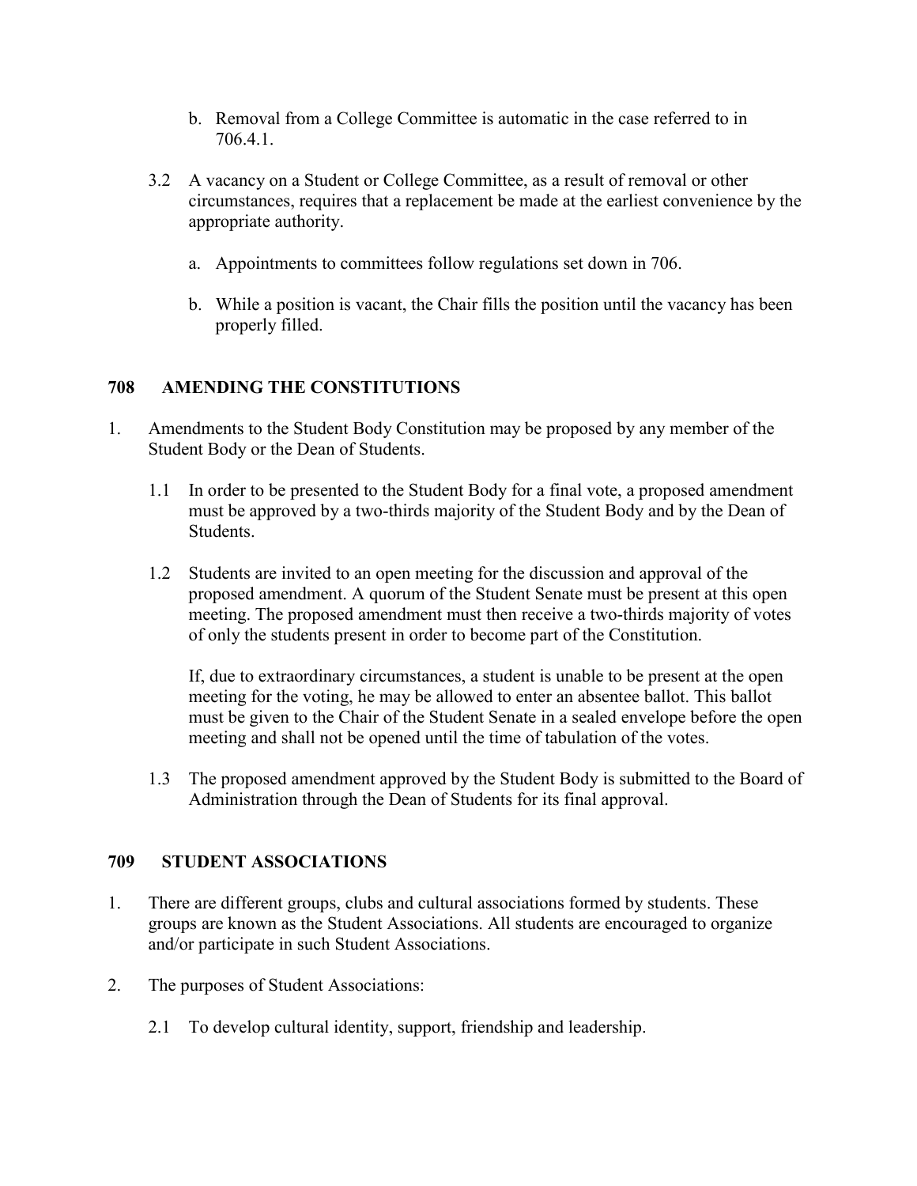b. Removal from a College Committee is automatic in the case referred to in 706.4.1.

3.2 A vacancy on a Student or College Committee, as a result of removal or other circumstances, requires that a replacement be made at the earliest convenience by the appropriate authority.

   a. Appointments to committees follow regulations set down in 706.

   b. While a position is vacant, the Chair fills the position until the vacancy has been properly filled.

## 708 AMENDING THE CONSTITUTIONS

1. Amendments to the Student Body Constitution may be proposed by any member of the Student Body or the Dean of Students.

   1.1 In order to be presented to the Student Body for a final vote, a proposed amendment must be approved by a two-thirds majority of the Student Body and by the Dean of Students.

   1.2 Students are invited to an open meeting for the discussion and approval of the proposed amendment. A quorum of the Student Senate must be present at this open meeting. The proposed amendment must then receive a two-thirds majority of votes of only the students present in order to become part of the Constitution.

   If, due to extraordinary circumstances, a student is unable to be present at the open meeting for the voting, he may be allowed to enter an absentee ballot. This ballot must be given to the Chair of the Student Senate in a sealed envelope before the open meeting and shall not be opened until the time of tabulation of the votes.

   1.3 The proposed amendment approved by the Student Body is submitted to the Board of Administration through the Dean of Students for its final approval.

## 709 STUDENT ASSOCIATIONS

1. There are different groups, clubs and cultural associations formed by students. These groups are known as the Student Associations. All students are encouraged to organize and/or participate in such Student Associations.

2. The purposes of Student Associations:

   2.1 To develop cultural identity, support, friendship and leadership.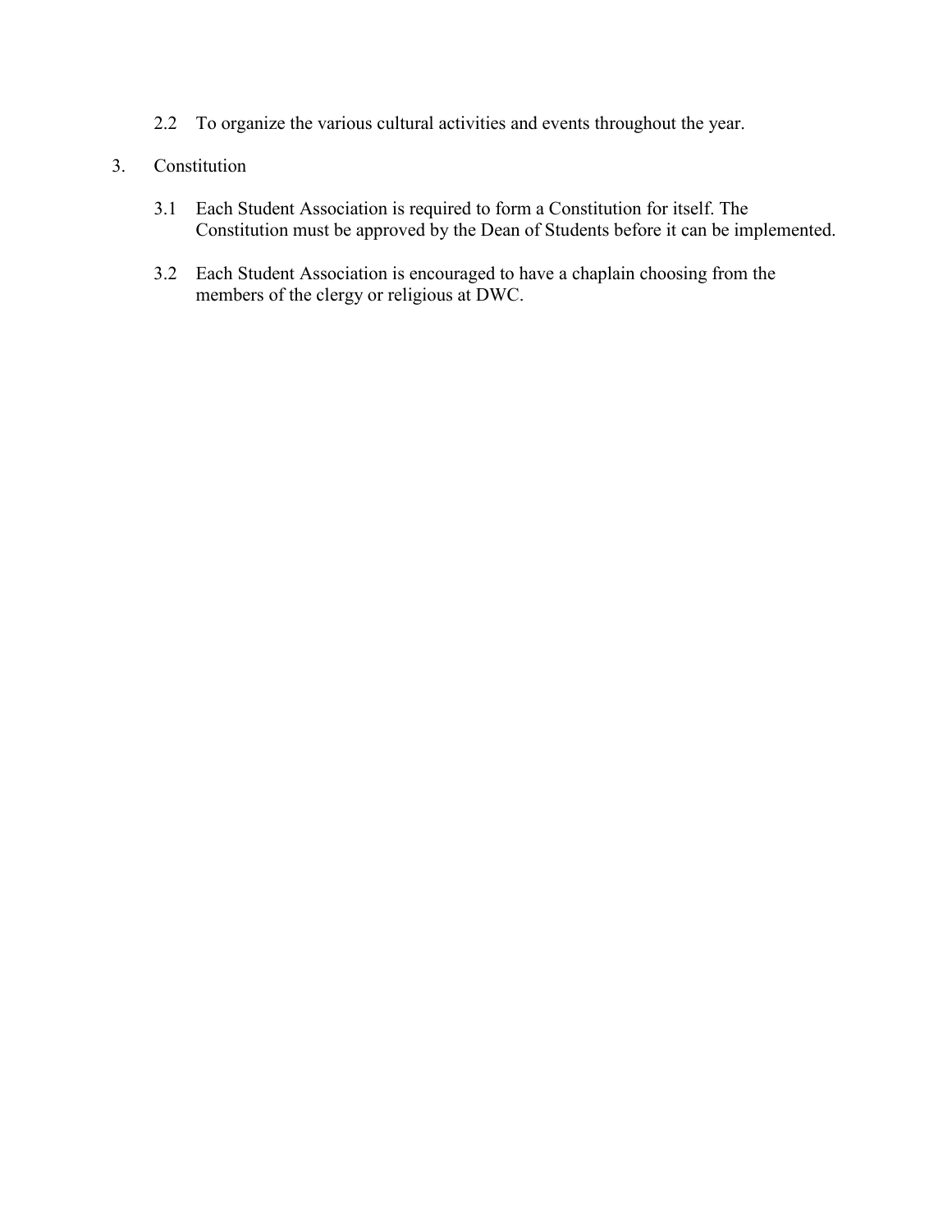2.2 To organize the various cultural activities and events throughout the year.

3. Constitution

3.1 Each Student Association is required to form a Constitution for itself. The Constitution must be approved by the Dean of Students before it can be implemented.

3.2 Each Student Association is encouraged to have a chaplain choosing from the members of the clergy or religious at DWC.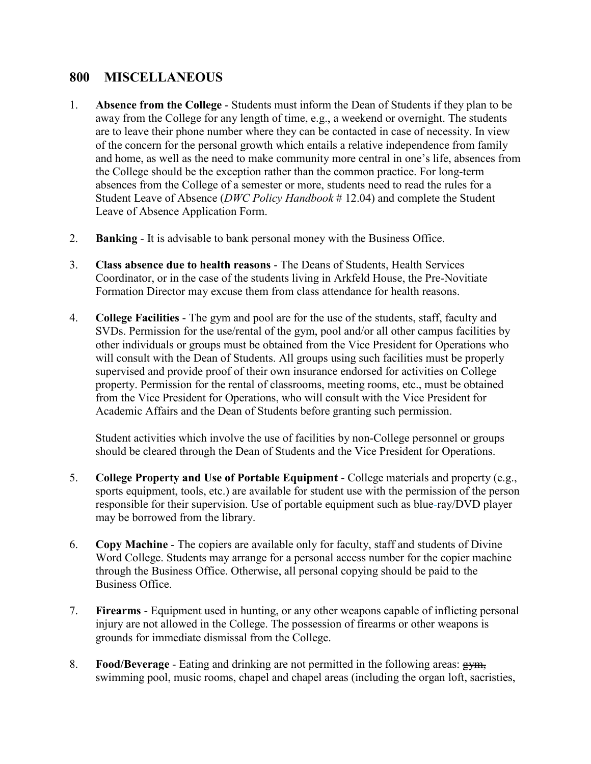## 800 MISCELLANEOUS

1. **Absence from the College** - Students must inform the Dean of Students if they plan to be away from the College for any length of time, e.g., a weekend or overnight. The students are to leave their phone number where they can be contacted in case of necessity. In view of the concern for the personal growth which entails a relative independence from family and home, as well as the need to make community more central in one's life, absences from the College should be the exception rather than the common practice. For long-term absences from the College of a semester or more, students need to read the rules for a Student Leave of Absence (*DWC Policy Handbook* # 12.04) and complete the Student Leave of Absence Application Form.

2. **Banking** - It is advisable to bank personal money with the Business Office.

3. **Class absence due to health reasons** - The Deans of Students, Health Services Coordinator, or in the case of the students living in Arkfeld House, the Pre-Novitiate Formation Director may excuse them from class attendance for health reasons.

4. **College Facilities** - The gym and pool are for the use of the students, staff, faculty and SVDs. Permission for the use/rental of the gym, pool and/or all other campus facilities by other individuals or groups must be obtained from the Vice President for Operations who will consult with the Dean of Students. All groups using such facilities must be properly supervised and provide proof of their own insurance endorsed for activities on College property. Permission for the rental of classrooms, meeting rooms, etc., must be obtained from the Vice President for Operations, who will consult with the Vice President for Academic Affairs and the Dean of Students before granting such permission.

   Student activities which involve the use of facilities by non-College personnel or groups should be cleared through the Dean of Students and the Vice President for Operations.

5. **College Property and Use of Portable Equipment** - College materials and property (e.g., sports equipment, tools, etc.) are available for student use with the permission of the person responsible for their supervision. Use of portable equipment such as blue-ray/DVD player may be borrowed from the library.

6. **Copy Machine** - The copiers are available only for faculty, staff and students of Divine Word College. Students may arrange for a personal access number for the copier machine through the Business Office. Otherwise, all personal copying should be paid to the Business Office.

7. **Firearms** - Equipment used in hunting, or any other weapons capable of inflicting personal injury are not allowed in the College. The possession of firearms or other weapons is grounds for immediate dismissal from the College.

8. **Food/Beverage** - Eating and drinking are not permitted in the following areas: ~~gym,~~ swimming pool, music rooms, chapel and chapel areas (including the organ loft, sacristies,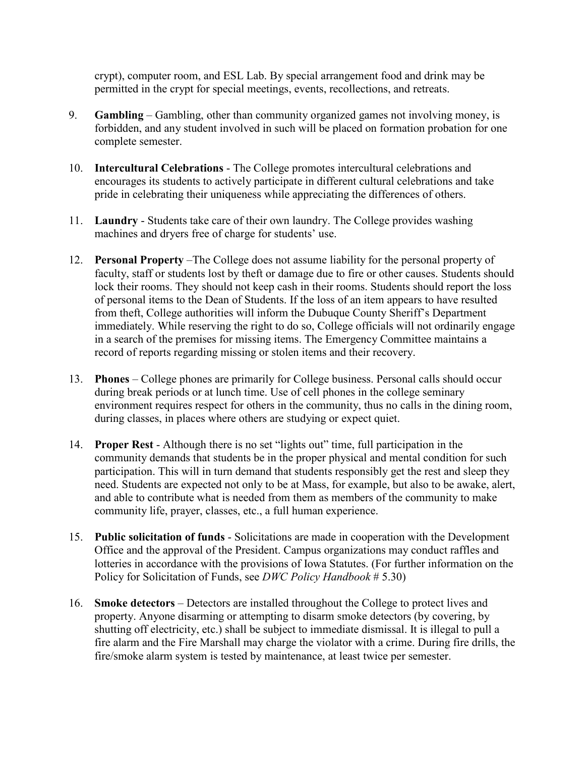crypt), computer room, and ESL Lab. By special arrangement food and drink may be permitted in the crypt for special meetings, events, recollections, and retreats.

9. **Gambling** – Gambling, other than community organized games not involving money, is forbidden, and any student involved in such will be placed on formation probation for one complete semester.

10. **Intercultural Celebrations** - The College promotes intercultural celebrations and encourages its students to actively participate in different cultural celebrations and take pride in celebrating their uniqueness while appreciating the differences of others.

11. **Laundry** - Students take care of their own laundry. The College provides washing machines and dryers free of charge for students' use.

12. **Personal Property** –The College does not assume liability for the personal property of faculty, staff or students lost by theft or damage due to fire or other causes. Students should lock their rooms. They should not keep cash in their rooms. Students should report the loss of personal items to the Dean of Students. If the loss of an item appears to have resulted from theft, College authorities will inform the Dubuque County Sheriff's Department immediately. While reserving the right to do so, College officials will not ordinarily engage in a search of the premises for missing items. The Emergency Committee maintains a record of reports regarding missing or stolen items and their recovery.

13. **Phones** – College phones are primarily for College business. Personal calls should occur during break periods or at lunch time. Use of cell phones in the college seminary environment requires respect for others in the community, thus no calls in the dining room, during classes, in places where others are studying or expect quiet.

14. **Proper Rest** - Although there is no set "lights out" time, full participation in the community demands that students be in the proper physical and mental condition for such participation. This will in turn demand that students responsibly get the rest and sleep they need. Students are expected not only to be at Mass, for example, but also to be awake, alert, and able to contribute what is needed from them as members of the community to make community life, prayer, classes, etc., a full human experience.

15. **Public solicitation of funds** - Solicitations are made in cooperation with the Development Office and the approval of the President. Campus organizations may conduct raffles and lotteries in accordance with the provisions of Iowa Statutes. (For further information on the Policy for Solicitation of Funds, see *DWC Policy Handbook* # 5.30)

16. **Smoke detectors** – Detectors are installed throughout the College to protect lives and property. Anyone disarming or attempting to disarm smoke detectors (by covering, by shutting off electricity, etc.) shall be subject to immediate dismissal. It is illegal to pull a fire alarm and the Fire Marshall may charge the violator with a crime. During fire drills, the fire/smoke alarm system is tested by maintenance, at least twice per semester.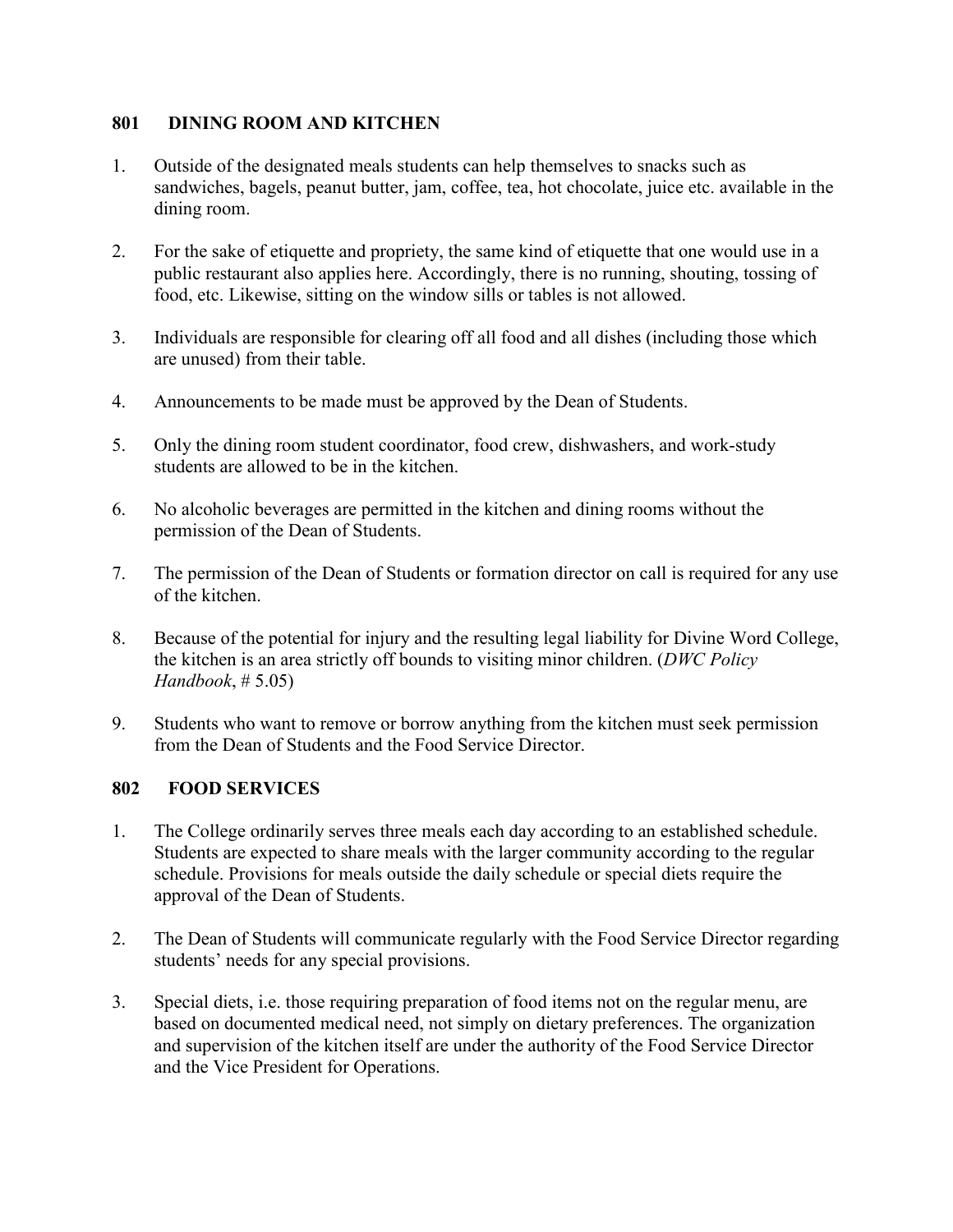## 801 DINING ROOM AND KITCHEN

1. Outside of the designated meals students can help themselves to snacks such as sandwiches, bagels, peanut butter, jam, coffee, tea, hot chocolate, juice etc. available in the dining room.

2. For the sake of etiquette and propriety, the same kind of etiquette that one would use in a public restaurant also applies here. Accordingly, there is no running, shouting, tossing of food, etc. Likewise, sitting on the window sills or tables is not allowed.

3. Individuals are responsible for clearing off all food and all dishes (including those which are unused) from their table.

4. Announcements to be made must be approved by the Dean of Students.

5. Only the dining room student coordinator, food crew, dishwashers, and work-study students are allowed to be in the kitchen.

6. No alcoholic beverages are permitted in the kitchen and dining rooms without the permission of the Dean of Students.

7. The permission of the Dean of Students or formation director on call is required for any use of the kitchen.

8. Because of the potential for injury and the resulting legal liability for Divine Word College, the kitchen is an area strictly off bounds to visiting minor children. (*DWC Policy Handbook*, # 5.05)

9. Students who want to remove or borrow anything from the kitchen must seek permission from the Dean of Students and the Food Service Director.

## 802 FOOD SERVICES

1. The College ordinarily serves three meals each day according to an established schedule. Students are expected to share meals with the larger community according to the regular schedule. Provisions for meals outside the daily schedule or special diets require the approval of the Dean of Students.

2. The Dean of Students will communicate regularly with the Food Service Director regarding students' needs for any special provisions.

3. Special diets, i.e. those requiring preparation of food items not on the regular menu, are based on documented medical need, not simply on dietary preferences. The organization and supervision of the kitchen itself are under the authority of the Food Service Director and the Vice President for Operations.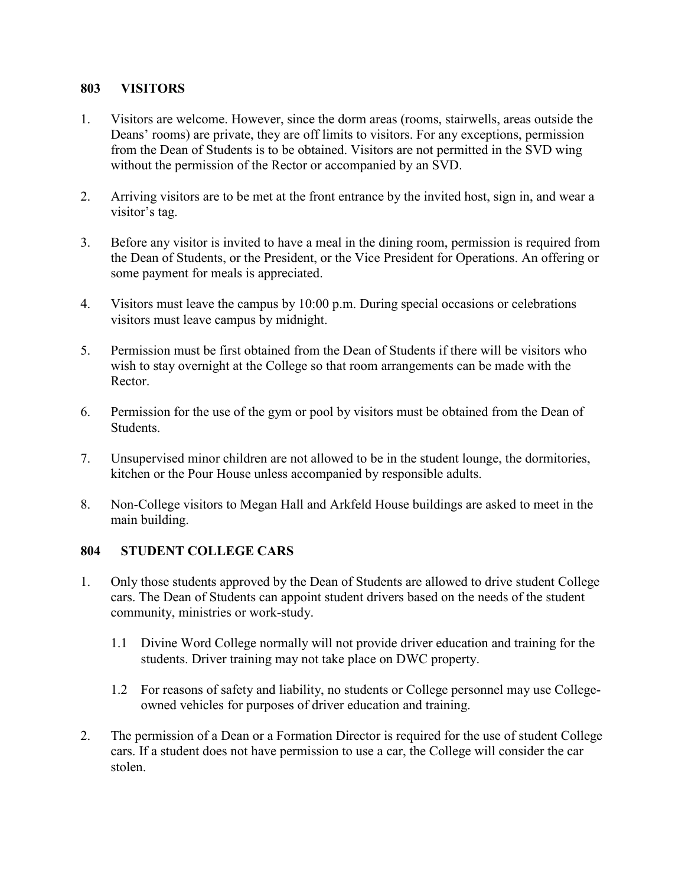## 803 VISITORS

1. Visitors are welcome. However, since the dorm areas (rooms, stairwells, areas outside the Deans' rooms) are private, they are off limits to visitors. For any exceptions, permission from the Dean of Students is to be obtained. Visitors are not permitted in the SVD wing without the permission of the Rector or accompanied by an SVD.

2. Arriving visitors are to be met at the front entrance by the invited host, sign in, and wear a visitor's tag.

3. Before any visitor is invited to have a meal in the dining room, permission is required from the Dean of Students, or the President, or the Vice President for Operations. An offering or some payment for meals is appreciated.

4. Visitors must leave the campus by 10:00 p.m. During special occasions or celebrations visitors must leave campus by midnight.

5. Permission must be first obtained from the Dean of Students if there will be visitors who wish to stay overnight at the College so that room arrangements can be made with the Rector.

6. Permission for the use of the gym or pool by visitors must be obtained from the Dean of Students.

7. Unsupervised minor children are not allowed to be in the student lounge, the dormitories, kitchen or the Pour House unless accompanied by responsible adults.

8. Non-College visitors to Megan Hall and Arkfeld House buildings are asked to meet in the main building.

## 804 STUDENT COLLEGE CARS

1. Only those students approved by the Dean of Students are allowed to drive student College cars. The Dean of Students can appoint student drivers based on the needs of the student community, ministries or work-study.

   1.1 Divine Word College normally will not provide driver education and training for the students. Driver training may not take place on DWC property.

   1.2 For reasons of safety and liability, no students or College personnel may use College-owned vehicles for purposes of driver education and training.

2. The permission of a Dean or a Formation Director is required for the use of student College cars. If a student does not have permission to use a car, the College will consider the car stolen.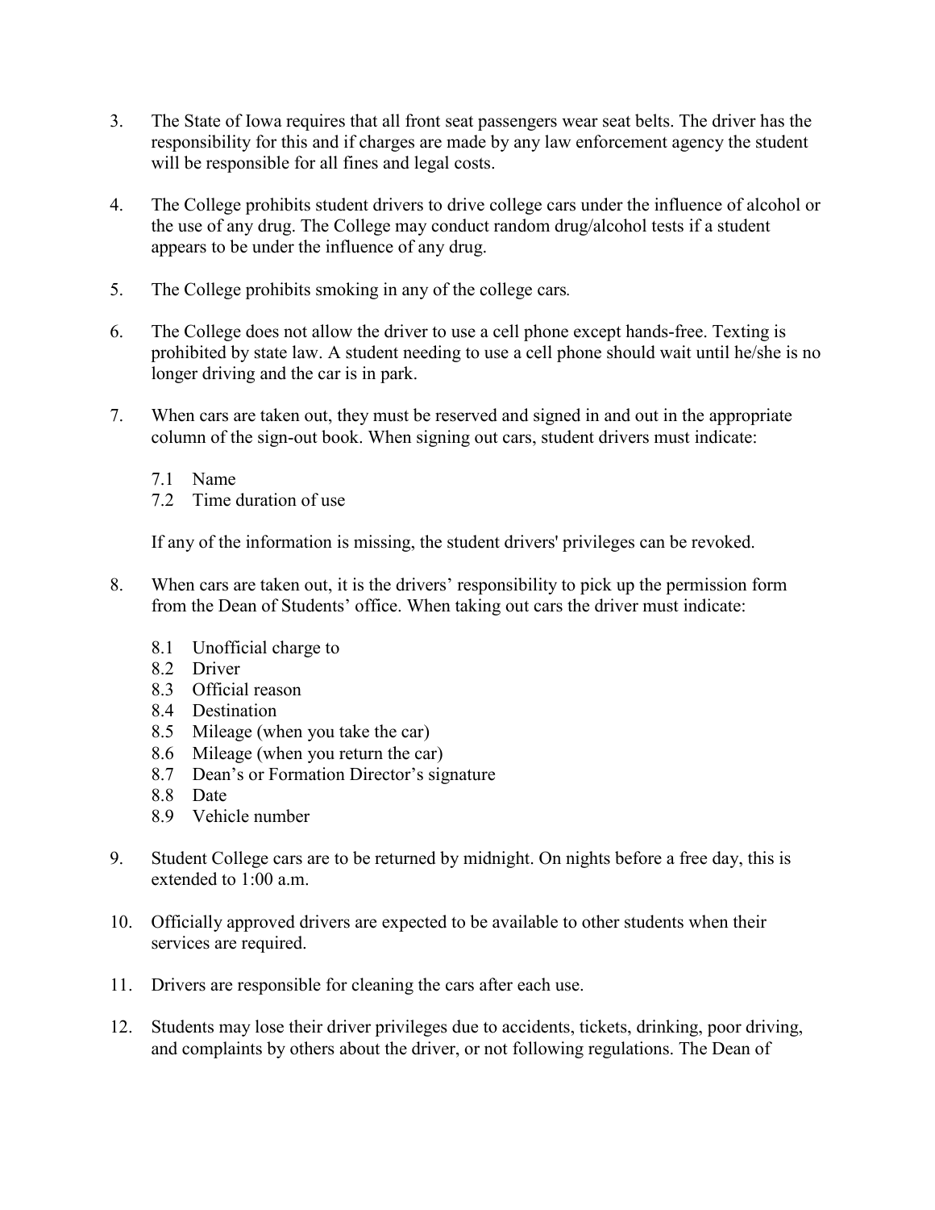3. The State of Iowa requires that all front seat passengers wear seat belts. The driver has the responsibility for this and if charges are made by any law enforcement agency the student will be responsible for all fines and legal costs.

4. The College prohibits student drivers to drive college cars under the influence of alcohol or the use of any drug. The College may conduct random drug/alcohol tests if a student appears to be under the influence of any drug.

5. The College prohibits smoking in any of the college cars.

6. The College does not allow the driver to use a cell phone except hands-free. Texting is prohibited by state law. A student needing to use a cell phone should wait until he/she is no longer driving and the car is in park.

7. When cars are taken out, they must be reserved and signed in and out in the appropriate column of the sign-out book. When signing out cars, student drivers must indicate:

   7.1 Name
   7.2 Time duration of use

   If any of the information is missing, the student drivers' privileges can be revoked.

8. When cars are taken out, it is the drivers' responsibility to pick up the permission form from the Dean of Students' office. When taking out cars the driver must indicate:

   8.1 Unofficial charge to
   8.2 Driver
   8.3 Official reason
   8.4 Destination
   8.5 Mileage (when you take the car)
   8.6 Mileage (when you return the car)
   8.7 Dean's or Formation Director's signature
   8.8 Date
   8.9 Vehicle number

9. Student College cars are to be returned by midnight. On nights before a free day, this is extended to 1:00 a.m.

10. Officially approved drivers are expected to be available to other students when their services are required.

11. Drivers are responsible for cleaning the cars after each use.

12. Students may lose their driver privileges due to accidents, tickets, drinking, poor driving, and complaints by others about the driver, or not following regulations. The Dean of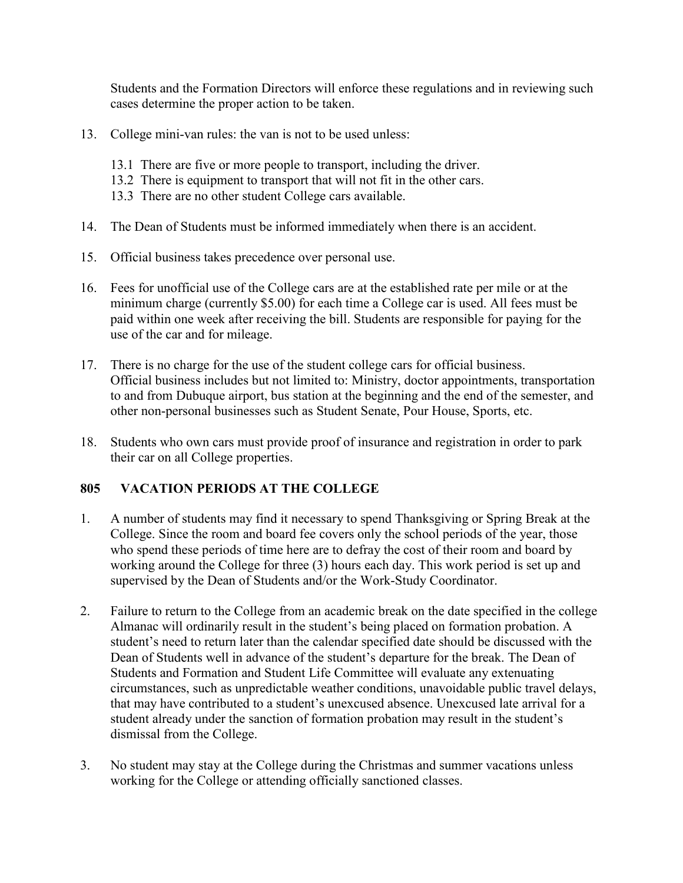Students and the Formation Directors will enforce these regulations and in reviewing such cases determine the proper action to be taken.

13. College mini-van rules: the van is not to be used unless:

    13.1 There are five or more people to transport, including the driver.
    13.2 There is equipment to transport that will not fit in the other cars.
    13.3 There are no other student College cars available.

14. The Dean of Students must be informed immediately when there is an accident.

15. Official business takes precedence over personal use.

16. Fees for unofficial use of the College cars are at the established rate per mile or at the minimum charge (currently $5.00) for each time a College car is used. All fees must be paid within one week after receiving the bill. Students are responsible for paying for the use of the car and for mileage.

17. There is no charge for the use of the student college cars for official business. Official business includes but not limited to: Ministry, doctor appointments, transportation to and from Dubuque airport, bus station at the beginning and the end of the semester, and other non-personal businesses such as Student Senate, Pour House, Sports, etc.

18. Students who own cars must provide proof of insurance and registration in order to park their car on all College properties.

## 805 VACATION PERIODS AT THE COLLEGE

1. A number of students may find it necessary to spend Thanksgiving or Spring Break at the College. Since the room and board fee covers only the school periods of the year, those who spend these periods of time here are to defray the cost of their room and board by working around the College for three (3) hours each day. This work period is set up and supervised by the Dean of Students and/or the Work-Study Coordinator.

2. Failure to return to the College from an academic break on the date specified in the college Almanac will ordinarily result in the student's being placed on formation probation. A student's need to return later than the calendar specified date should be discussed with the Dean of Students well in advance of the student's departure for the break. The Dean of Students and Formation and Student Life Committee will evaluate any extenuating circumstances, such as unpredictable weather conditions, unavoidable public travel delays, that may have contributed to a student's unexcused absence. Unexcused late arrival for a student already under the sanction of formation probation may result in the student's dismissal from the College.

3. No student may stay at the College during the Christmas and summer vacations unless working for the College or attending officially sanctioned classes.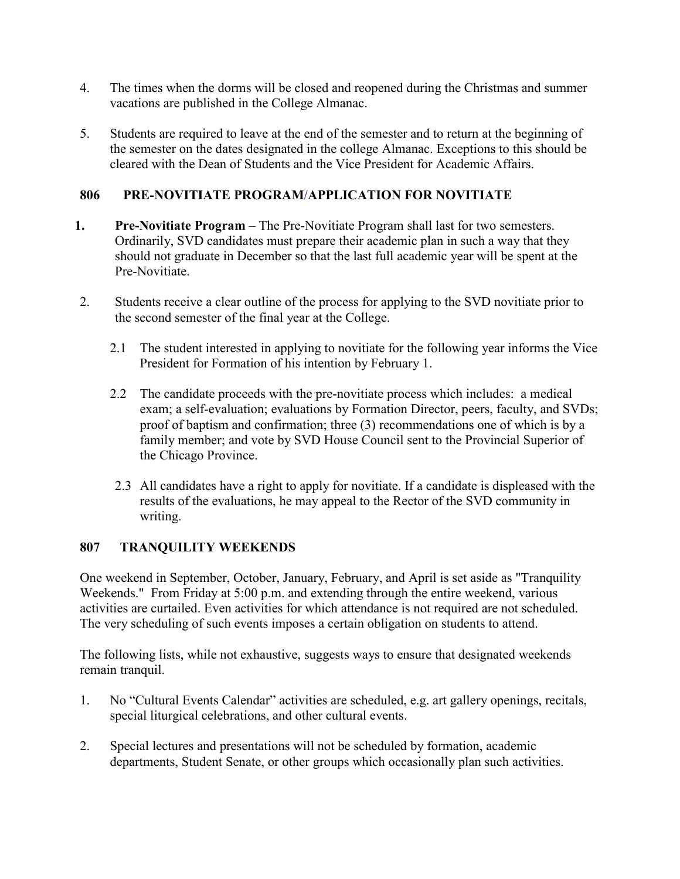4. The times when the dorms will be closed and reopened during the Christmas and summer vacations are published in the College Almanac.

5. Students are required to leave at the end of the semester and to return at the beginning of the semester on the dates designated in the college Almanac. Exceptions to this should be cleared with the Dean of Students and the Vice President for Academic Affairs.

## 806 PRE-NOVITIATE PROGRAM/APPLICATION FOR NOVITIATE

1. **Pre-Novitiate Program** – The Pre-Novitiate Program shall last for two semesters. Ordinarily, SVD candidates must prepare their academic plan in such a way that they should not graduate in December so that the last full academic year will be spent at the Pre-Novitiate.

2. Students receive a clear outline of the process for applying to the SVD novitiate prior to the second semester of the final year at the College.

   2.1 The student interested in applying to novitiate for the following year informs the Vice President for Formation of his intention by February 1.

   2.2 The candidate proceeds with the pre-novitiate process which includes: a medical exam; a self-evaluation; evaluations by Formation Director, peers, faculty, and SVDs; proof of baptism and confirmation; three (3) recommendations one of which is by a family member; and vote by SVD House Council sent to the Provincial Superior of the Chicago Province.

   2.3 All candidates have a right to apply for novitiate. If a candidate is displeased with the results of the evaluations, he may appeal to the Rector of the SVD community in writing.

## 807 TRANQUILITY WEEKENDS

One weekend in September, October, January, February, and April is set aside as "Tranquility Weekends." From Friday at 5:00 p.m. and extending through the entire weekend, various activities are curtailed. Even activities for which attendance is not required are not scheduled. The very scheduling of such events imposes a certain obligation on students to attend.

The following lists, while not exhaustive, suggests ways to ensure that designated weekends remain tranquil.

1. No “Cultural Events Calendar” activities are scheduled, e.g. art gallery openings, recitals, special liturgical celebrations, and other cultural events.

2. Special lectures and presentations will not be scheduled by formation, academic departments, Student Senate, or other groups which occasionally plan such activities.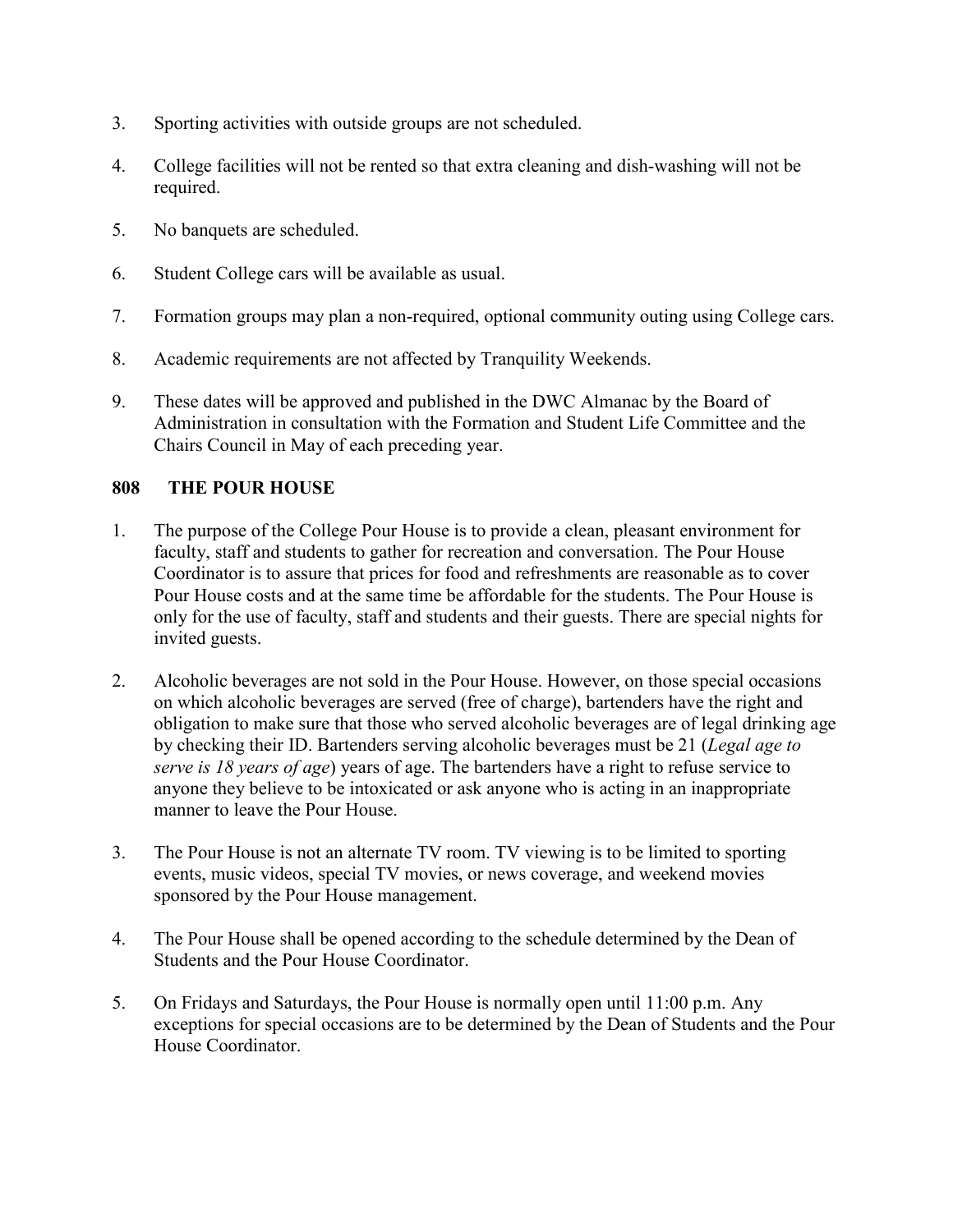3. Sporting activities with outside groups are not scheduled.

4. College facilities will not be rented so that extra cleaning and dish-washing will not be required.

5. No banquets are scheduled.

6. Student College cars will be available as usual.

7. Formation groups may plan a non-required, optional community outing using College cars.

8. Academic requirements are not affected by Tranquility Weekends.

9. These dates will be approved and published in the DWC Almanac by the Board of Administration in consultation with the Formation and Student Life Committee and the Chairs Council in May of each preceding year.

### 808 THE POUR HOUSE

1. The purpose of the College Pour House is to provide a clean, pleasant environment for faculty, staff and students to gather for recreation and conversation. The Pour House Coordinator is to assure that prices for food and refreshments are reasonable as to cover Pour House costs and at the same time be affordable for the students. The Pour House is only for the use of faculty, staff and students and their guests. There are special nights for invited guests.

2. Alcoholic beverages are not sold in the Pour House. However, on those special occasions on which alcoholic beverages are served (free of charge), bartenders have the right and obligation to make sure that those who served alcoholic beverages are of legal drinking age by checking their ID. Bartenders serving alcoholic beverages must be 21 (*Legal age to serve is 18 years of age*) years of age. The bartenders have a right to refuse service to anyone they believe to be intoxicated or ask anyone who is acting in an inappropriate manner to leave the Pour House.

3. The Pour House is not an alternate TV room. TV viewing is to be limited to sporting events, music videos, special TV movies, or news coverage, and weekend movies sponsored by the Pour House management.

4. The Pour House shall be opened according to the schedule determined by the Dean of Students and the Pour House Coordinator.

5. On Fridays and Saturdays, the Pour House is normally open until 11:00 p.m. Any exceptions for special occasions are to be determined by the Dean of Students and the Pour House Coordinator.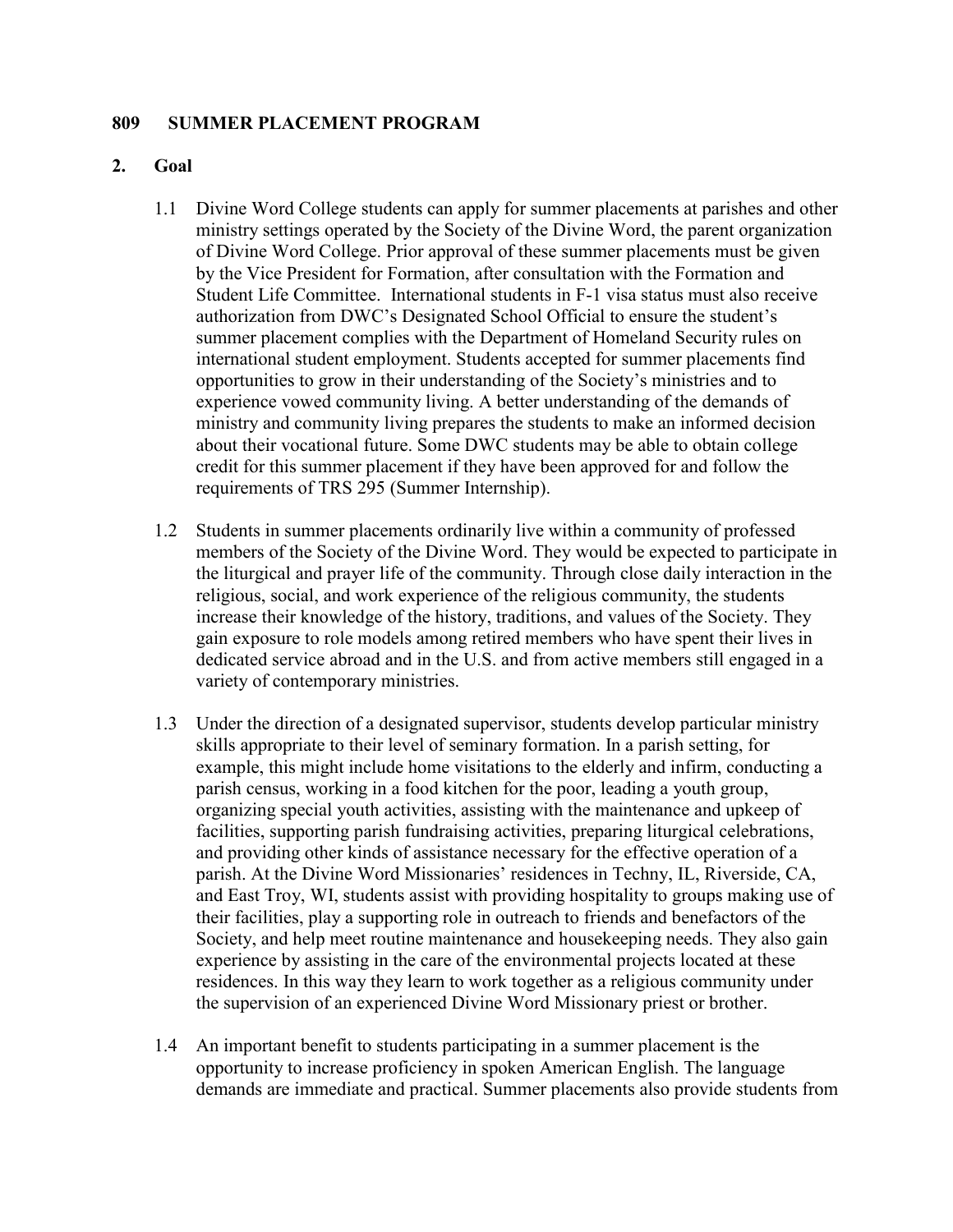## 809 SUMMER PLACEMENT PROGRAM

### 2. Goal

1.1 Divine Word College students can apply for summer placements at parishes and other ministry settings operated by the Society of the Divine Word, the parent organization of Divine Word College. Prior approval of these summer placements must be given by the Vice President for Formation, after consultation with the Formation and Student Life Committee. International students in F-1 visa status must also receive authorization from DWC's Designated School Official to ensure the student's summer placement complies with the Department of Homeland Security rules on international student employment. Students accepted for summer placements find opportunities to grow in their understanding of the Society's ministries and to experience vowed community living. A better understanding of the demands of ministry and community living prepares the students to make an informed decision about their vocational future. Some DWC students may be able to obtain college credit for this summer placement if they have been approved for and follow the requirements of TRS 295 (Summer Internship).

1.2 Students in summer placements ordinarily live within a community of professed members of the Society of the Divine Word. They would be expected to participate in the liturgical and prayer life of the community. Through close daily interaction in the religious, social, and work experience of the religious community, the students increase their knowledge of the history, traditions, and values of the Society. They gain exposure to role models among retired members who have spent their lives in dedicated service abroad and in the U.S. and from active members still engaged in a variety of contemporary ministries.

1.3 Under the direction of a designated supervisor, students develop particular ministry skills appropriate to their level of seminary formation. In a parish setting, for example, this might include home visitations to the elderly and infirm, conducting a parish census, working in a food kitchen for the poor, leading a youth group, organizing special youth activities, assisting with the maintenance and upkeep of facilities, supporting parish fundraising activities, preparing liturgical celebrations, and providing other kinds of assistance necessary for the effective operation of a parish. At the Divine Word Missionaries' residences in Techny, IL, Riverside, CA, and East Troy, WI, students assist with providing hospitality to groups making use of their facilities, play a supporting role in outreach to friends and benefactors of the Society, and help meet routine maintenance and housekeeping needs. They also gain experience by assisting in the care of the environmental projects located at these residences. In this way they learn to work together as a religious community under the supervision of an experienced Divine Word Missionary priest or brother.

1.4 An important benefit to students participating in a summer placement is the opportunity to increase proficiency in spoken American English. The language demands are immediate and practical. Summer placements also provide students from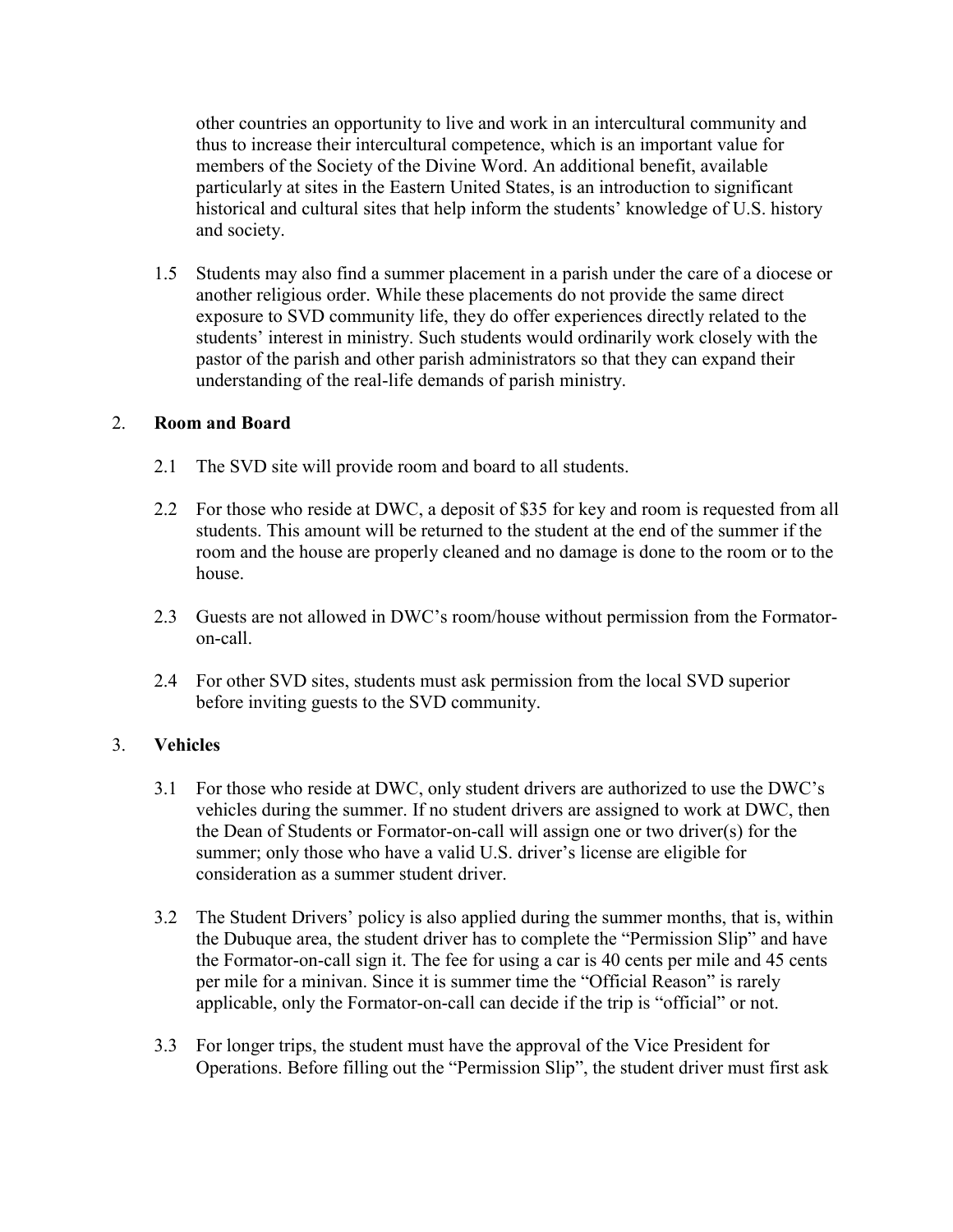other countries an opportunity to live and work in an intercultural community and thus to increase their intercultural competence, which is an important value for members of the Society of the Divine Word. An additional benefit, available particularly at sites in the Eastern United States, is an introduction to significant historical and cultural sites that help inform the students' knowledge of U.S. history and society.

1.5 Students may also find a summer placement in a parish under the care of a diocese or another religious order. While these placements do not provide the same direct exposure to SVD community life, they do offer experiences directly related to the students' interest in ministry. Such students would ordinarily work closely with the pastor of the parish and other parish administrators so that they can expand their understanding of the real-life demands of parish ministry.

## 2. Room and Board

2.1 The SVD site will provide room and board to all students.

2.2 For those who reside at DWC, a deposit of $35 for key and room is requested from all students. This amount will be returned to the student at the end of the summer if the room and the house are properly cleaned and no damage is done to the room or to the house.

2.3 Guests are not allowed in DWC's room/house without permission from the Formator-on-call.

2.4 For other SVD sites, students must ask permission from the local SVD superior before inviting guests to the SVD community.

## 3. Vehicles

3.1 For those who reside at DWC, only student drivers are authorized to use the DWC's vehicles during the summer. If no student drivers are assigned to work at DWC, then the Dean of Students or Formator-on-call will assign one or two driver(s) for the summer; only those who have a valid U.S. driver's license are eligible for consideration as a summer student driver.

3.2 The Student Drivers' policy is also applied during the summer months, that is, within the Dubuque area, the student driver has to complete the "Permission Slip" and have the Formator-on-call sign it. The fee for using a car is 40 cents per mile and 45 cents per mile for a minivan. Since it is summer time the "Official Reason" is rarely applicable, only the Formator-on-call can decide if the trip is "official" or not.

3.3 For longer trips, the student must have the approval of the Vice President for Operations. Before filling out the "Permission Slip", the student driver must first ask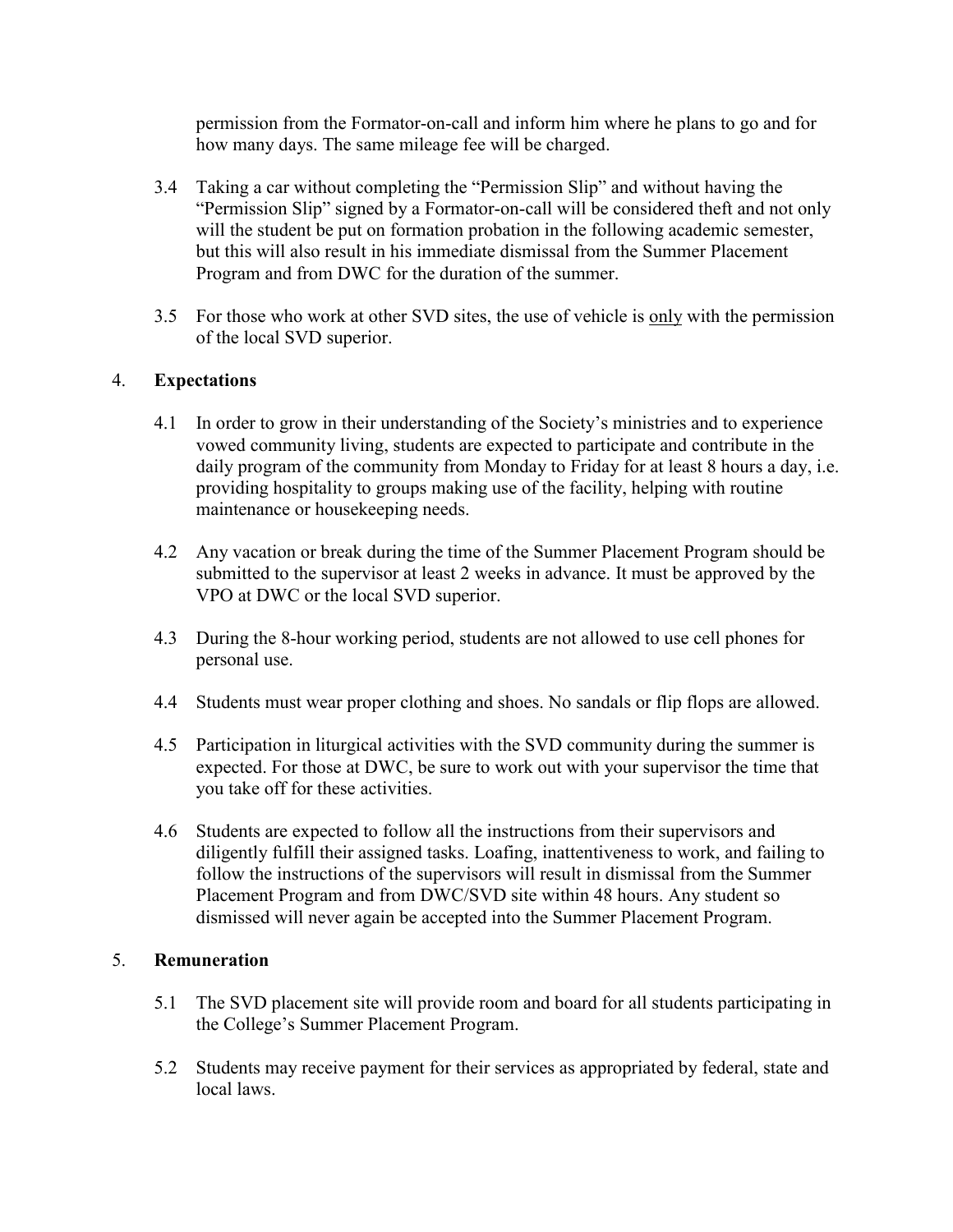permission from the Formator-on-call and inform him where he plans to go and for how many days. The same mileage fee will be charged.

3.4 Taking a car without completing the "Permission Slip" and without having the "Permission Slip" signed by a Formator-on-call will be considered theft and not only will the student be put on formation probation in the following academic semester, but this will also result in his immediate dismissal from the Summer Placement Program and from DWC for the duration of the summer.

3.5 For those who work at other SVD sites, the use of vehicle is <u>only</u> with the permission of the local SVD superior.

## 4. **Expectations**

4.1 In order to grow in their understanding of the Society's ministries and to experience vowed community living, students are expected to participate and contribute in the daily program of the community from Monday to Friday for at least 8 hours a day, i.e. providing hospitality to groups making use of the facility, helping with routine maintenance or housekeeping needs.

4.2 Any vacation or break during the time of the Summer Placement Program should be submitted to the supervisor at least 2 weeks in advance. It must be approved by the VPO at DWC or the local SVD superior.

4.3 During the 8-hour working period, students are not allowed to use cell phones for personal use.

4.4 Students must wear proper clothing and shoes. No sandals or flip flops are allowed.

4.5 Participation in liturgical activities with the SVD community during the summer is expected. For those at DWC, be sure to work out with your supervisor the time that you take off for these activities.

4.6 Students are expected to follow all the instructions from their supervisors and diligently fulfill their assigned tasks. Loafing, inattentiveness to work, and failing to follow the instructions of the supervisors will result in dismissal from the Summer Placement Program and from DWC/SVD site within 48 hours. Any student so dismissed will never again be accepted into the Summer Placement Program.

## 5. **Remuneration**

5.1 The SVD placement site will provide room and board for all students participating in the College's Summer Placement Program.

5.2 Students may receive payment for their services as appropriated by federal, state and local laws.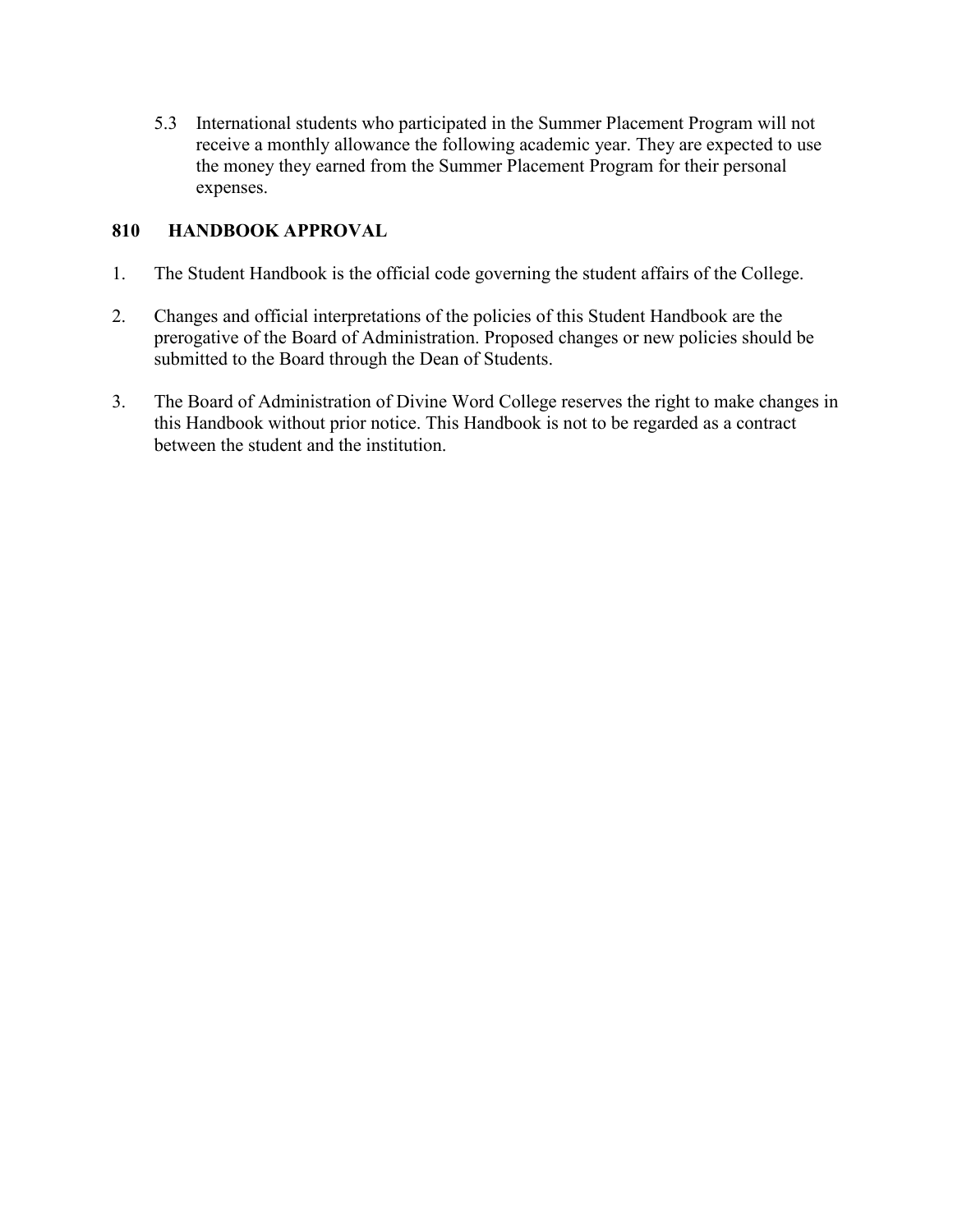5.3 International students who participated in the Summer Placement Program will not receive a monthly allowance the following academic year. They are expected to use the money they earned from the Summer Placement Program for their personal expenses.

## 810 HANDBOOK APPROVAL

1. The Student Handbook is the official code governing the student affairs of the College.

2. Changes and official interpretations of the policies of this Student Handbook are the prerogative of the Board of Administration. Proposed changes or new policies should be submitted to the Board through the Dean of Students.

3. The Board of Administration of Divine Word College reserves the right to make changes in this Handbook without prior notice. This Handbook is not to be regarded as a contract between the student and the institution.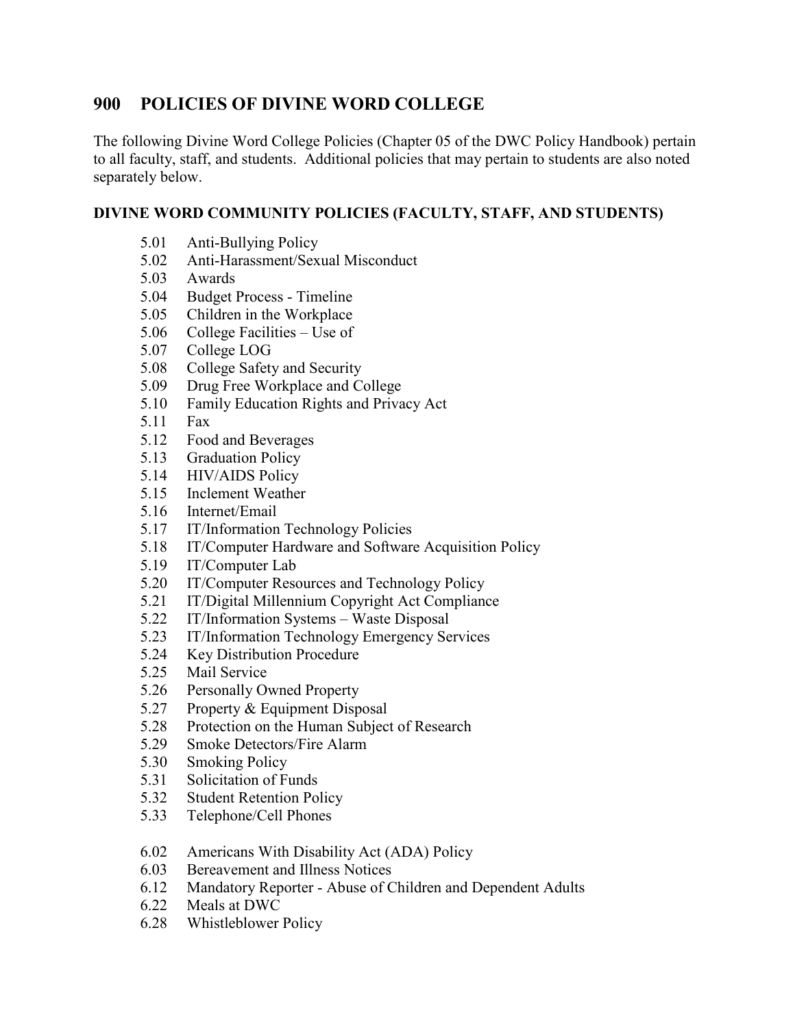## 900 POLICIES OF DIVINE WORD COLLEGE

The following Divine Word College Policies (Chapter 05 of the DWC Policy Handbook) pertain to all faculty, staff, and students. Additional policies that may pertain to students are also noted separately below.

### DIVINE WORD COMMUNITY POLICIES (FACULTY, STAFF, AND STUDENTS)

- 5.01 Anti-Bullying Policy
- 5.02 Anti-Harassment/Sexual Misconduct
- 5.03 Awards
- 5.04 Budget Process - Timeline
- 5.05 Children in the Workplace
- 5.06 College Facilities – Use of
- 5.07 College LOG
- 5.08 College Safety and Security
- 5.09 Drug Free Workplace and College
- 5.10 Family Education Rights and Privacy Act
- 5.11 Fax
- 5.12 Food and Beverages
- 5.13 Graduation Policy
- 5.14 HIV/AIDS Policy
- 5.15 Inclement Weather
- 5.16 Internet/Email
- 5.17 IT/Information Technology Policies
- 5.18 IT/Computer Hardware and Software Acquisition Policy
- 5.19 IT/Computer Lab
- 5.20 IT/Computer Resources and Technology Policy
- 5.21 IT/Digital Millennium Copyright Act Compliance
- 5.22 IT/Information Systems – Waste Disposal
- 5.23 IT/Information Technology Emergency Services
- 5.24 Key Distribution Procedure
- 5.25 Mail Service
- 5.26 Personally Owned Property
- 5.27 Property & Equipment Disposal
- 5.28 Protection on the Human Subject of Research
- 5.29 Smoke Detectors/Fire Alarm
- 5.30 Smoking Policy
- 5.31 Solicitation of Funds
- 5.32 Student Retention Policy
- 5.33 Telephone/Cell Phones

- 6.02 Americans With Disability Act (ADA) Policy
- 6.03 Bereavement and Illness Notices
- 6.12 Mandatory Reporter - Abuse of Children and Dependent Adults
- 6.22 Meals at DWC
- 6.28 Whistleblower Policy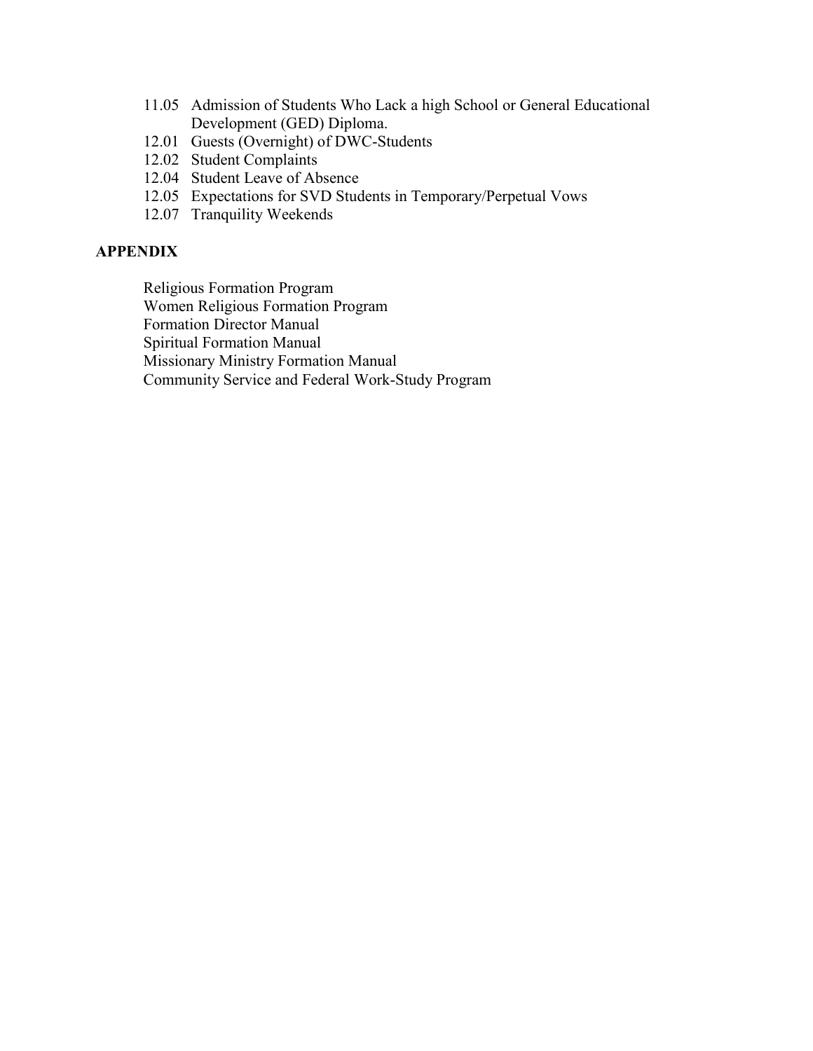11.05 Admission of Students Who Lack a high School or General Educational Development (GED) Diploma.
12.01 Guests (Overnight) of DWC-Students
12.02 Student Complaints
12.04 Student Leave of Absence
12.05 Expectations for SVD Students in Temporary/Perpetual Vows
12.07 Tranquility Weekends

**APPENDIX**

Religious Formation Program
Women Religious Formation Program
Formation Director Manual
Spiritual Formation Manual
Missionary Ministry Formation Manual
Community Service and Federal Work-Study Program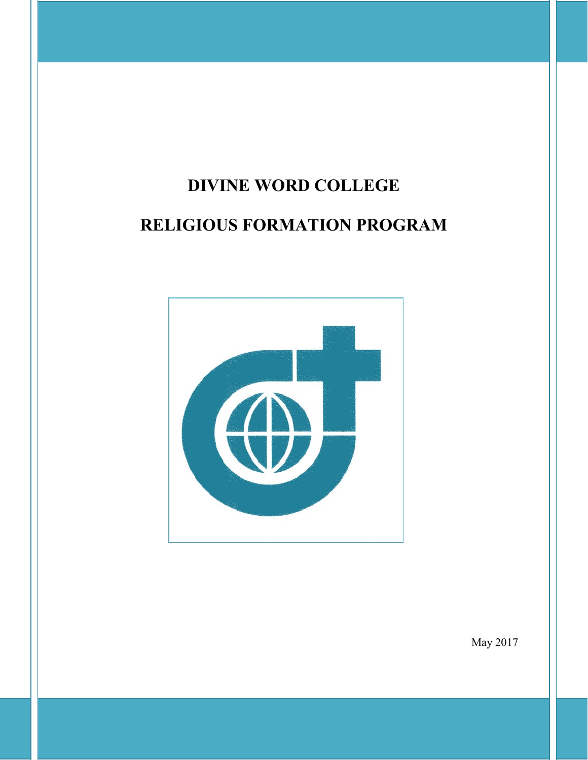# DIVINE WORD COLLEGE

# RELIGIOUS FORMATION PROGRAM

May 2017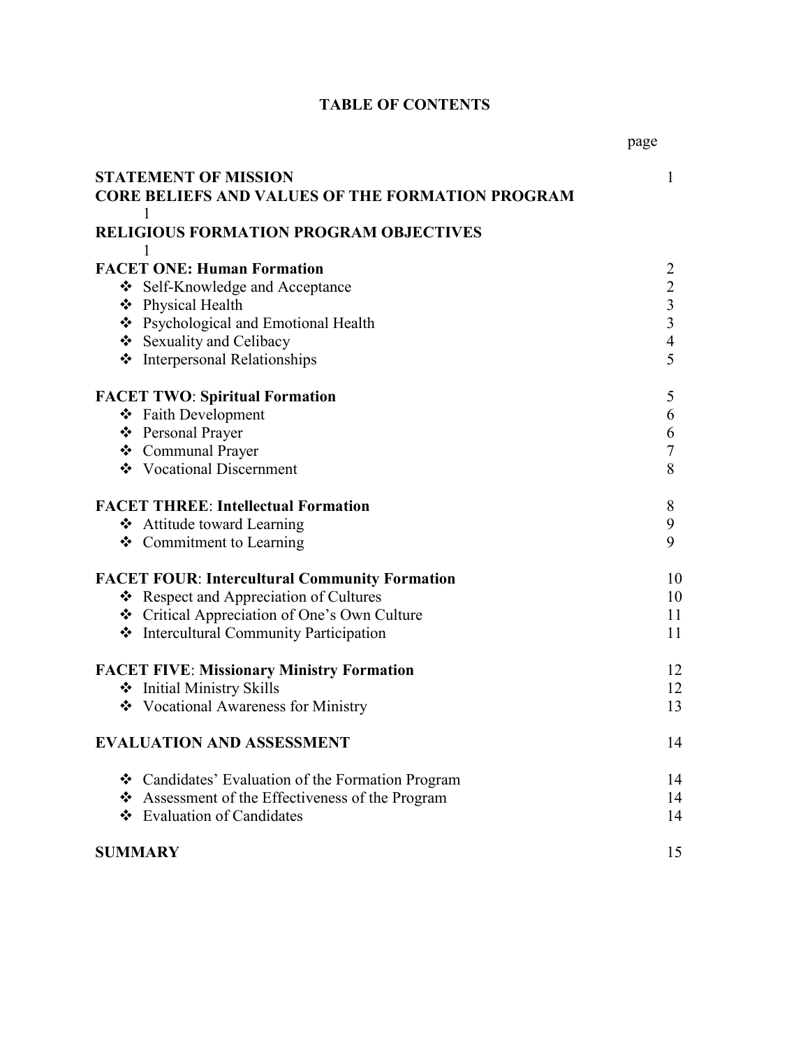# TABLE OF CONTENTS

| | page |
|---|---|
| **STATEMENT OF MISSION** | 1 |
| **CORE BELIEFS AND VALUES OF THE FORMATION PROGRAM** | 1 |
| **RELIGIOUS FORMATION PROGRAM OBJECTIVES** | 1 |
| **FACET ONE: Human Formation** | 2 |
| ❖ Self-Knowledge and Acceptance | 2 |
| ❖ Physical Health | 3 |
| ❖ Psychological and Emotional Health | 3 |
| ❖ Sexuality and Celibacy | 4 |
| ❖ Interpersonal Relationships | 5 |
| **FACET TWO: Spiritual Formation** | 5 |
| ❖ Faith Development | 6 |
| ❖ Personal Prayer | 6 |
| ❖ Communal Prayer | 7 |
| ❖ Vocational Discernment | 8 |
| **FACET THREE: Intellectual Formation** | 8 |
| ❖ Attitude toward Learning | 9 |
| ❖ Commitment to Learning | 9 |
| **FACET FOUR: Intercultural Community Formation** | 10 |
| ❖ Respect and Appreciation of Cultures | 10 |
| ❖ Critical Appreciation of One's Own Culture | 11 |
| ❖ Intercultural Community Participation | 11 |
| **FACET FIVE: Missionary Ministry Formation** | 12 |
| ❖ Initial Ministry Skills | 12 |
| ❖ Vocational Awareness for Ministry | 13 |
| **EVALUATION AND ASSESSMENT** | 14 |
| ❖ Candidates' Evaluation of the Formation Program | 14 |
| ❖ Assessment of the Effectiveness of the Program | 14 |
| ❖ Evaluation of Candidates | 14 |
| **SUMMARY** | 15 |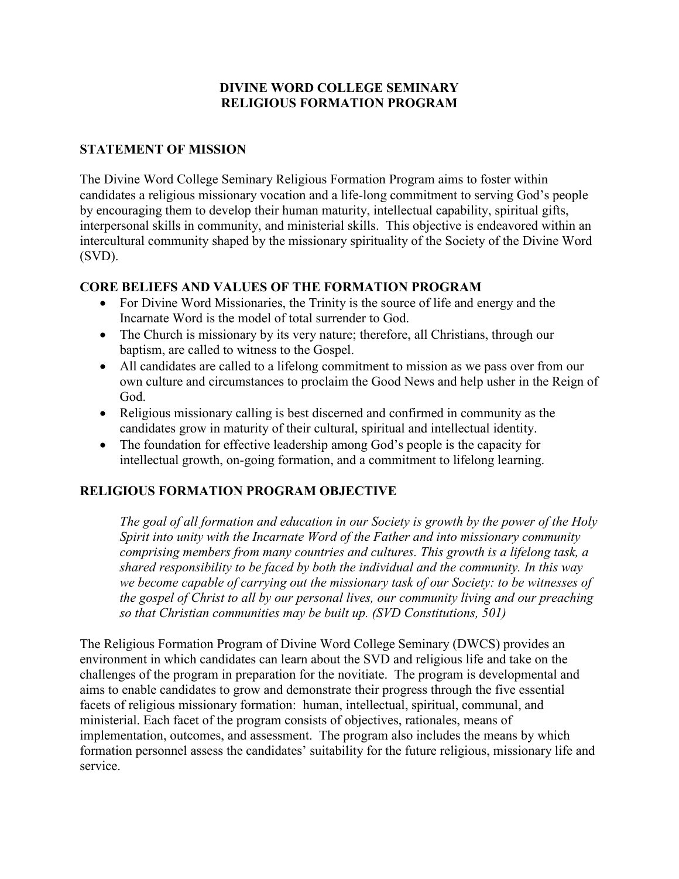# DIVINE WORD COLLEGE SEMINARY
# RELIGIOUS FORMATION PROGRAM

## STATEMENT OF MISSION

The Divine Word College Seminary Religious Formation Program aims to foster within candidates a religious missionary vocation and a life-long commitment to serving God's people by encouraging them to develop their human maturity, intellectual capability, spiritual gifts, interpersonal skills in community, and ministerial skills. This objective is endeavored within an intercultural community shaped by the missionary spirituality of the Society of the Divine Word (SVD).

## CORE BELIEFS AND VALUES OF THE FORMATION PROGRAM

- For Divine Word Missionaries, the Trinity is the source of life and energy and the Incarnate Word is the model of total surrender to God.
- The Church is missionary by its very nature; therefore, all Christians, through our baptism, are called to witness to the Gospel.
- All candidates are called to a lifelong commitment to mission as we pass over from our own culture and circumstances to proclaim the Good News and help usher in the Reign of God.
- Religious missionary calling is best discerned and confirmed in community as the candidates grow in maturity of their cultural, spiritual and intellectual identity.
- The foundation for effective leadership among God's people is the capacity for intellectual growth, on-going formation, and a commitment to lifelong learning.

## RELIGIOUS FORMATION PROGRAM OBJECTIVE

> *The goal of all formation and education in our Society is growth by the power of the Holy Spirit into unity with the Incarnate Word of the Father and into missionary community comprising members from many countries and cultures. This growth is a lifelong task, a shared responsibility to be faced by both the individual and the community. In this way we become capable of carrying out the missionary task of our Society: to be witnesses of the gospel of Christ to all by our personal lives, our community living and our preaching so that Christian communities may be built up. (SVD Constitutions, 501)*

The Religious Formation Program of Divine Word College Seminary (DWCS) provides an environment in which candidates can learn about the SVD and religious life and take on the challenges of the program in preparation for the novitiate. The program is developmental and aims to enable candidates to grow and demonstrate their progress through the five essential facets of religious missionary formation: human, intellectual, spiritual, communal, and ministerial. Each facet of the program consists of objectives, rationales, means of implementation, outcomes, and assessment. The program also includes the means by which formation personnel assess the candidates' suitability for the future religious, missionary life and service.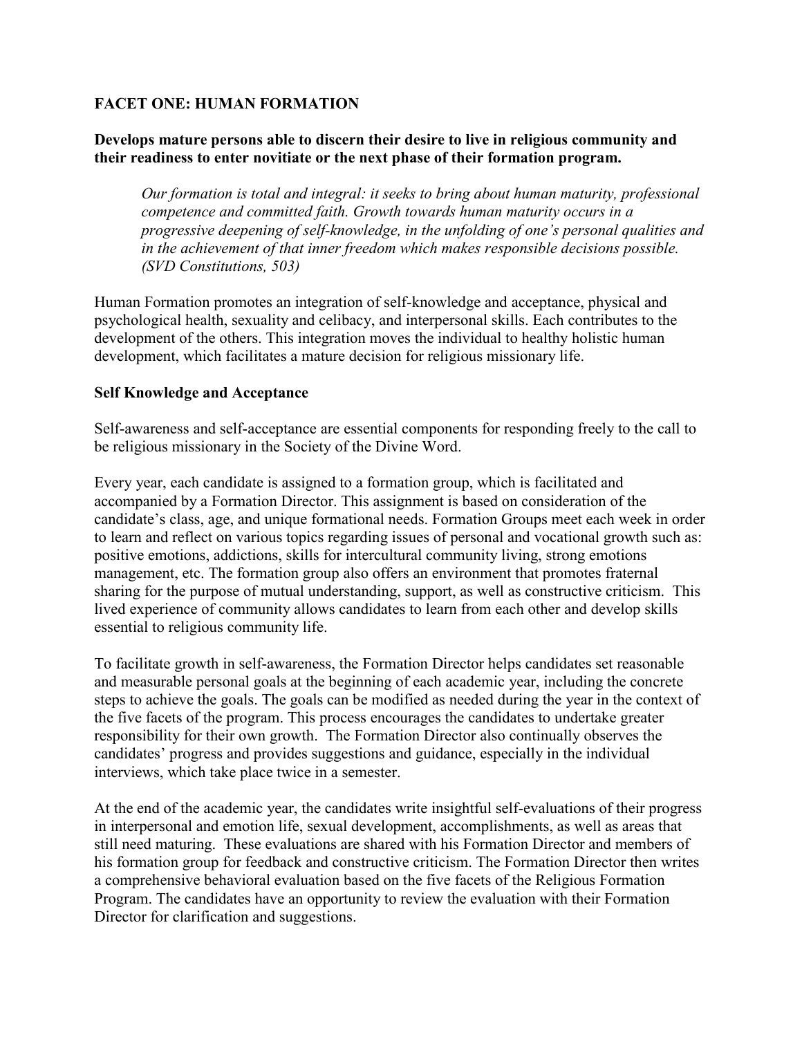## FACET ONE: HUMAN FORMATION

**Develops mature persons able to discern their desire to live in religious community and their readiness to enter novitiate or the next phase of their formation program.**

> *Our formation is total and integral: it seeks to bring about human maturity, professional competence and committed faith. Growth towards human maturity occurs in a progressive deepening of self-knowledge, in the unfolding of one's personal qualities and in the achievement of that inner freedom which makes responsible decisions possible. (SVD Constitutions, 503)*

Human Formation promotes an integration of self-knowledge and acceptance, physical and psychological health, sexuality and celibacy, and interpersonal skills. Each contributes to the development of the others. This integration moves the individual to healthy holistic human development, which facilitates a mature decision for religious missionary life.

### Self Knowledge and Acceptance

Self-awareness and self-acceptance are essential components for responding freely to the call to be religious missionary in the Society of the Divine Word.

Every year, each candidate is assigned to a formation group, which is facilitated and accompanied by a Formation Director. This assignment is based on consideration of the candidate's class, age, and unique formational needs. Formation Groups meet each week in order to learn and reflect on various topics regarding issues of personal and vocational growth such as: positive emotions, addictions, skills for intercultural community living, strong emotions management, etc. The formation group also offers an environment that promotes fraternal sharing for the purpose of mutual understanding, support, as well as constructive criticism. This lived experience of community allows candidates to learn from each other and develop skills essential to religious community life.

To facilitate growth in self-awareness, the Formation Director helps candidates set reasonable and measurable personal goals at the beginning of each academic year, including the concrete steps to achieve the goals. The goals can be modified as needed during the year in the context of the five facets of the program. This process encourages the candidates to undertake greater responsibility for their own growth. The Formation Director also continually observes the candidates' progress and provides suggestions and guidance, especially in the individual interviews, which take place twice in a semester.

At the end of the academic year, the candidates write insightful self-evaluations of their progress in interpersonal and emotion life, sexual development, accomplishments, as well as areas that still need maturing. These evaluations are shared with his Formation Director and members of his formation group for feedback and constructive criticism. The Formation Director then writes a comprehensive behavioral evaluation based on the five facets of the Religious Formation Program. The candidates have an opportunity to review the evaluation with their Formation Director for clarification and suggestions.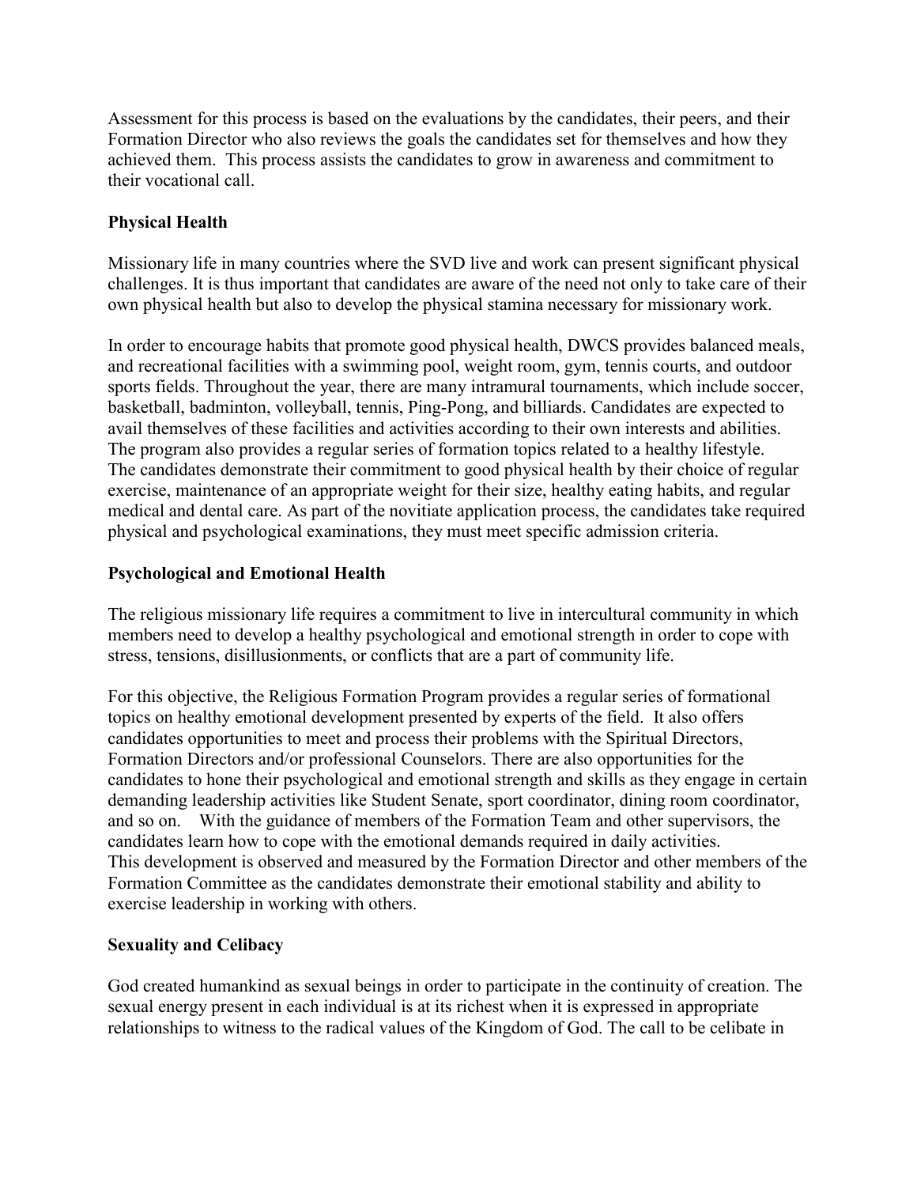Assessment for this process is based on the evaluations by the candidates, their peers, and their Formation Director who also reviews the goals the candidates set for themselves and how they achieved them. This process assists the candidates to grow in awareness and commitment to their vocational call.

### Physical Health

Missionary life in many countries where the SVD live and work can present significant physical challenges. It is thus important that candidates are aware of the need not only to take care of their own physical health but also to develop the physical stamina necessary for missionary work.

In order to encourage habits that promote good physical health, DWCS provides balanced meals, and recreational facilities with a swimming pool, weight room, gym, tennis courts, and outdoor sports fields. Throughout the year, there are many intramural tournaments, which include soccer, basketball, badminton, volleyball, tennis, Ping-Pong, and billiards. Candidates are expected to avail themselves of these facilities and activities according to their own interests and abilities. The program also provides a regular series of formation topics related to a healthy lifestyle. The candidates demonstrate their commitment to good physical health by their choice of regular exercise, maintenance of an appropriate weight for their size, healthy eating habits, and regular medical and dental care. As part of the novitiate application process, the candidates take required physical and psychological examinations, they must meet specific admission criteria.

### Psychological and Emotional Health

The religious missionary life requires a commitment to live in intercultural community in which members need to develop a healthy psychological and emotional strength in order to cope with stress, tensions, disillusionments, or conflicts that are a part of community life.

For this objective, the Religious Formation Program provides a regular series of formational topics on healthy emotional development presented by experts of the field. It also offers candidates opportunities to meet and process their problems with the Spiritual Directors, Formation Directors and/or professional Counselors. There are also opportunities for the candidates to hone their psychological and emotional strength and skills as they engage in certain demanding leadership activities like Student Senate, sport coordinator, dining room coordinator, and so on. With the guidance of members of the Formation Team and other supervisors, the candidates learn how to cope with the emotional demands required in daily activities. This development is observed and measured by the Formation Director and other members of the Formation Committee as the candidates demonstrate their emotional stability and ability to exercise leadership in working with others.

### Sexuality and Celibacy

God created humankind as sexual beings in order to participate in the continuity of creation. The sexual energy present in each individual is at its richest when it is expressed in appropriate relationships to witness to the radical values of the Kingdom of God. The call to be celibate in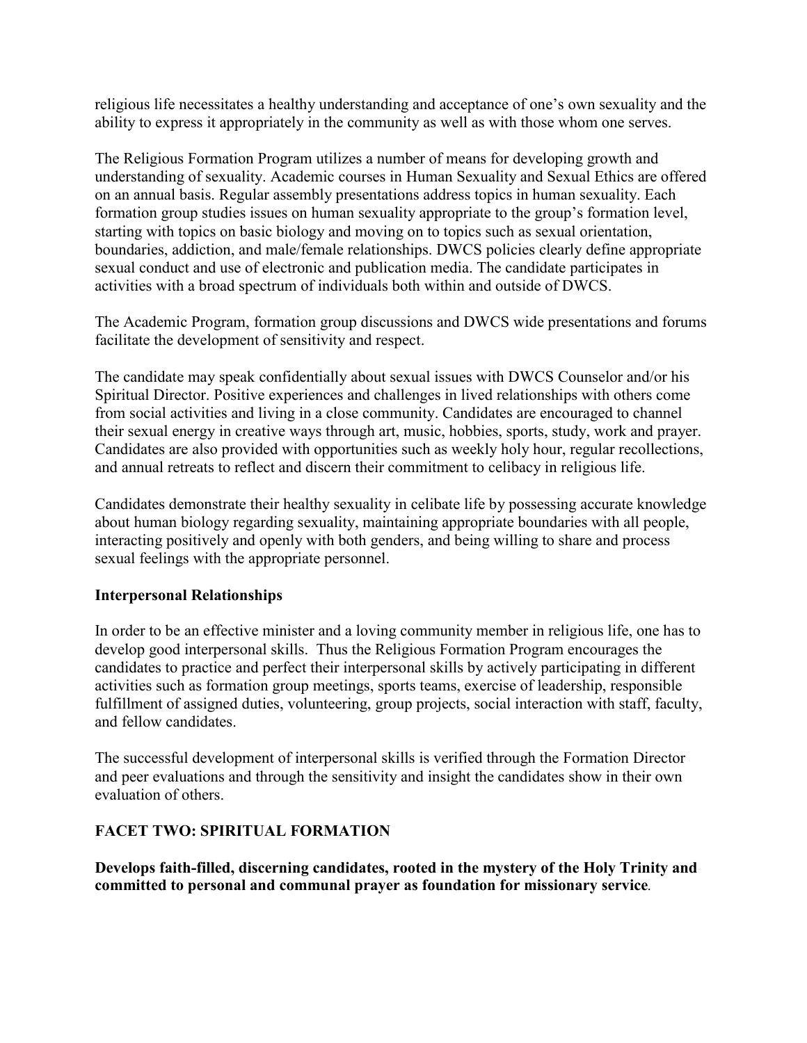religious life necessitates a healthy understanding and acceptance of one's own sexuality and the ability to express it appropriately in the community as well as with those whom one serves.

The Religious Formation Program utilizes a number of means for developing growth and understanding of sexuality. Academic courses in Human Sexuality and Sexual Ethics are offered on an annual basis. Regular assembly presentations address topics in human sexuality. Each formation group studies issues on human sexuality appropriate to the group's formation level, starting with topics on basic biology and moving on to topics such as sexual orientation, boundaries, addiction, and male/female relationships. DWCS policies clearly define appropriate sexual conduct and use of electronic and publication media. The candidate participates in activities with a broad spectrum of individuals both within and outside of DWCS.

The Academic Program, formation group discussions and DWCS wide presentations and forums facilitate the development of sensitivity and respect.

The candidate may speak confidentially about sexual issues with DWCS Counselor and/or his Spiritual Director. Positive experiences and challenges in lived relationships with others come from social activities and living in a close community. Candidates are encouraged to channel their sexual energy in creative ways through art, music, hobbies, sports, study, work and prayer. Candidates are also provided with opportunities such as weekly holy hour, regular recollections, and annual retreats to reflect and discern their commitment to celibacy in religious life.

Candidates demonstrate their healthy sexuality in celibate life by possessing accurate knowledge about human biology regarding sexuality, maintaining appropriate boundaries with all people, interacting positively and openly with both genders, and being willing to share and process sexual feelings with the appropriate personnel.

### Interpersonal Relationships

In order to be an effective minister and a loving community member in religious life, one has to develop good interpersonal skills. Thus the Religious Formation Program encourages the candidates to practice and perfect their interpersonal skills by actively participating in different activities such as formation group meetings, sports teams, exercise of leadership, responsible fulfillment of assigned duties, volunteering, group projects, social interaction with staff, faculty, and fellow candidates.

The successful development of interpersonal skills is verified through the Formation Director and peer evaluations and through the sensitivity and insight the candidates show in their own evaluation of others.

## FACET TWO: SPIRITUAL FORMATION

**Develops faith-filled, discerning candidates, rooted in the mystery of the Holy Trinity and committed to personal and communal prayer as foundation for missionary service.**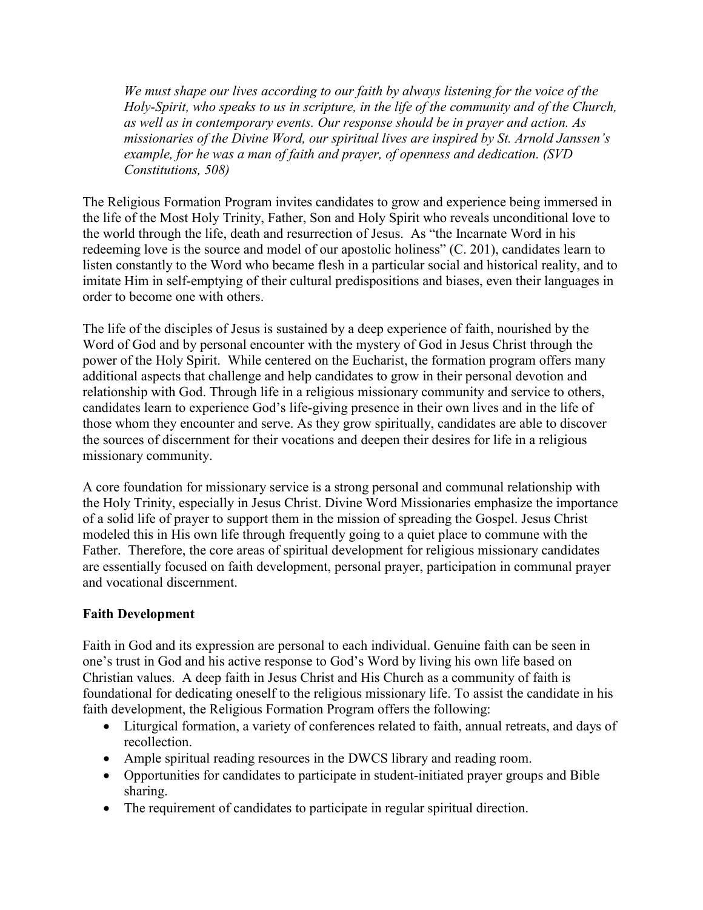*We must shape our lives according to our faith by always listening for the voice of the Holy-Spirit, who speaks to us in scripture, in the life of the community and of the Church, as well as in contemporary events. Our response should be in prayer and action. As missionaries of the Divine Word, our spiritual lives are inspired by St. Arnold Janssen's example, for he was a man of faith and prayer, of openness and dedication. (SVD Constitutions, 508)*

The Religious Formation Program invites candidates to grow and experience being immersed in the life of the Most Holy Trinity, Father, Son and Holy Spirit who reveals unconditional love to the world through the life, death and resurrection of Jesus. As "the Incarnate Word in his redeeming love is the source and model of our apostolic holiness" (C. 201), candidates learn to listen constantly to the Word who became flesh in a particular social and historical reality, and to imitate Him in self-emptying of their cultural predispositions and biases, even their languages in order to become one with others.

The life of the disciples of Jesus is sustained by a deep experience of faith, nourished by the Word of God and by personal encounter with the mystery of God in Jesus Christ through the power of the Holy Spirit. While centered on the Eucharist, the formation program offers many additional aspects that challenge and help candidates to grow in their personal devotion and relationship with God. Through life in a religious missionary community and service to others, candidates learn to experience God's life-giving presence in their own lives and in the life of those whom they encounter and serve. As they grow spiritually, candidates are able to discover the sources of discernment for their vocations and deepen their desires for life in a religious missionary community.

A core foundation for missionary service is a strong personal and communal relationship with the Holy Trinity, especially in Jesus Christ. Divine Word Missionaries emphasize the importance of a solid life of prayer to support them in the mission of spreading the Gospel. Jesus Christ modeled this in His own life through frequently going to a quiet place to commune with the Father. Therefore, the core areas of spiritual development for religious missionary candidates are essentially focused on faith development, personal prayer, participation in communal prayer and vocational discernment.

**Faith Development**

Faith in God and its expression are personal to each individual. Genuine faith can be seen in one's trust in God and his active response to God's Word by living his own life based on Christian values. A deep faith in Jesus Christ and His Church as a community of faith is foundational for dedicating oneself to the religious missionary life. To assist the candidate in his faith development, the Religious Formation Program offers the following:

- Liturgical formation, a variety of conferences related to faith, annual retreats, and days of recollection.
- Ample spiritual reading resources in the DWCS library and reading room.
- Opportunities for candidates to participate in student-initiated prayer groups and Bible sharing.
- The requirement of candidates to participate in regular spiritual direction.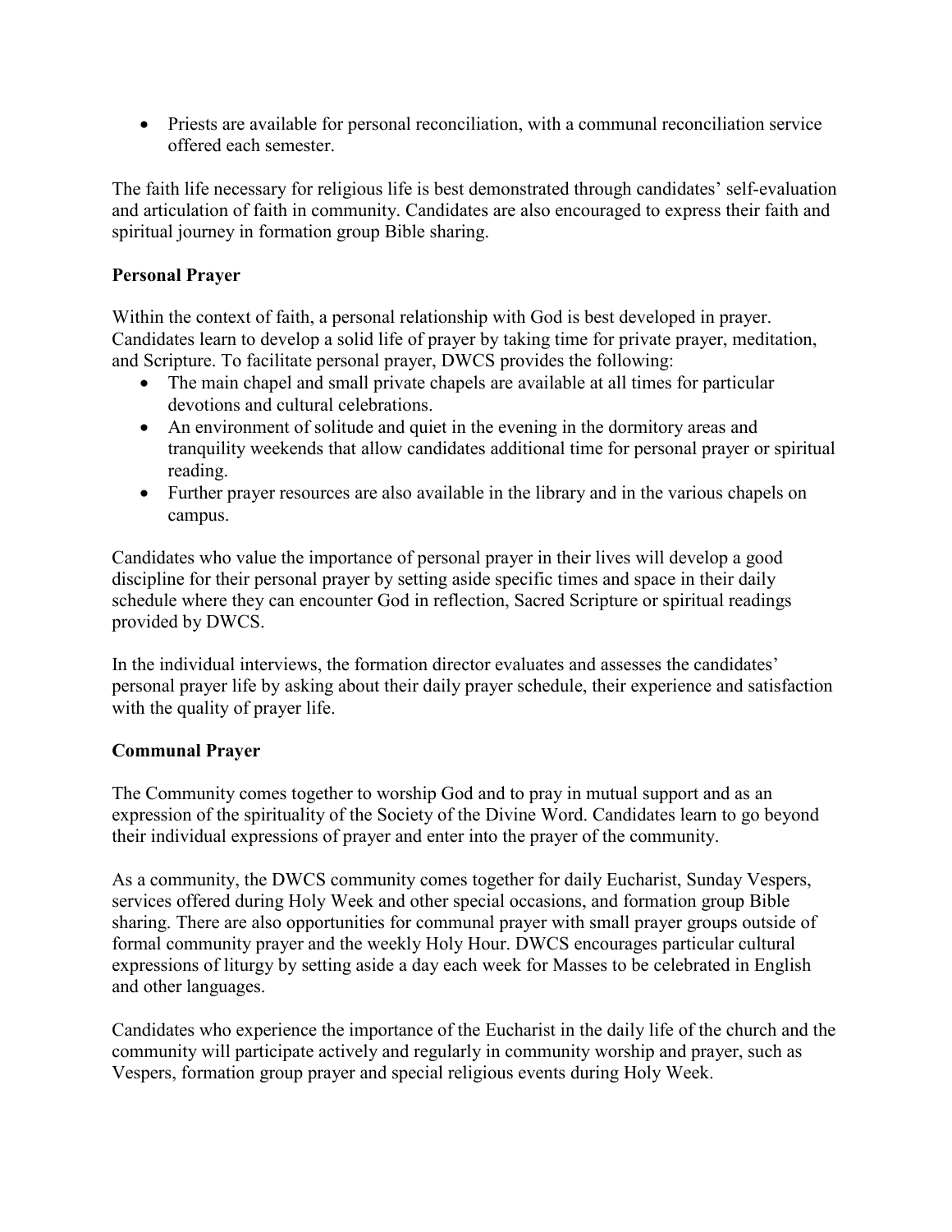- Priests are available for personal reconciliation, with a communal reconciliation service offered each semester.

The faith life necessary for religious life is best demonstrated through candidates' self-evaluation and articulation of faith in community. Candidates are also encouraged to express their faith and spiritual journey in formation group Bible sharing.

**Personal Prayer**

Within the context of faith, a personal relationship with God is best developed in prayer. Candidates learn to develop a solid life of prayer by taking time for private prayer, meditation, and Scripture. To facilitate personal prayer, DWCS provides the following:

- The main chapel and small private chapels are available at all times for particular devotions and cultural celebrations.
- An environment of solitude and quiet in the evening in the dormitory areas and tranquility weekends that allow candidates additional time for personal prayer or spiritual reading.
- Further prayer resources are also available in the library and in the various chapels on campus.

Candidates who value the importance of personal prayer in their lives will develop a good discipline for their personal prayer by setting aside specific times and space in their daily schedule where they can encounter God in reflection, Sacred Scripture or spiritual readings provided by DWCS.

In the individual interviews, the formation director evaluates and assesses the candidates' personal prayer life by asking about their daily prayer schedule, their experience and satisfaction with the quality of prayer life.

**Communal Prayer**

The Community comes together to worship God and to pray in mutual support and as an expression of the spirituality of the Society of the Divine Word. Candidates learn to go beyond their individual expressions of prayer and enter into the prayer of the community.

As a community, the DWCS community comes together for daily Eucharist, Sunday Vespers, services offered during Holy Week and other special occasions, and formation group Bible sharing. There are also opportunities for communal prayer with small prayer groups outside of formal community prayer and the weekly Holy Hour. DWCS encourages particular cultural expressions of liturgy by setting aside a day each week for Masses to be celebrated in English and other languages.

Candidates who experience the importance of the Eucharist in the daily life of the church and the community will participate actively and regularly in community worship and prayer, such as Vespers, formation group prayer and special religious events during Holy Week.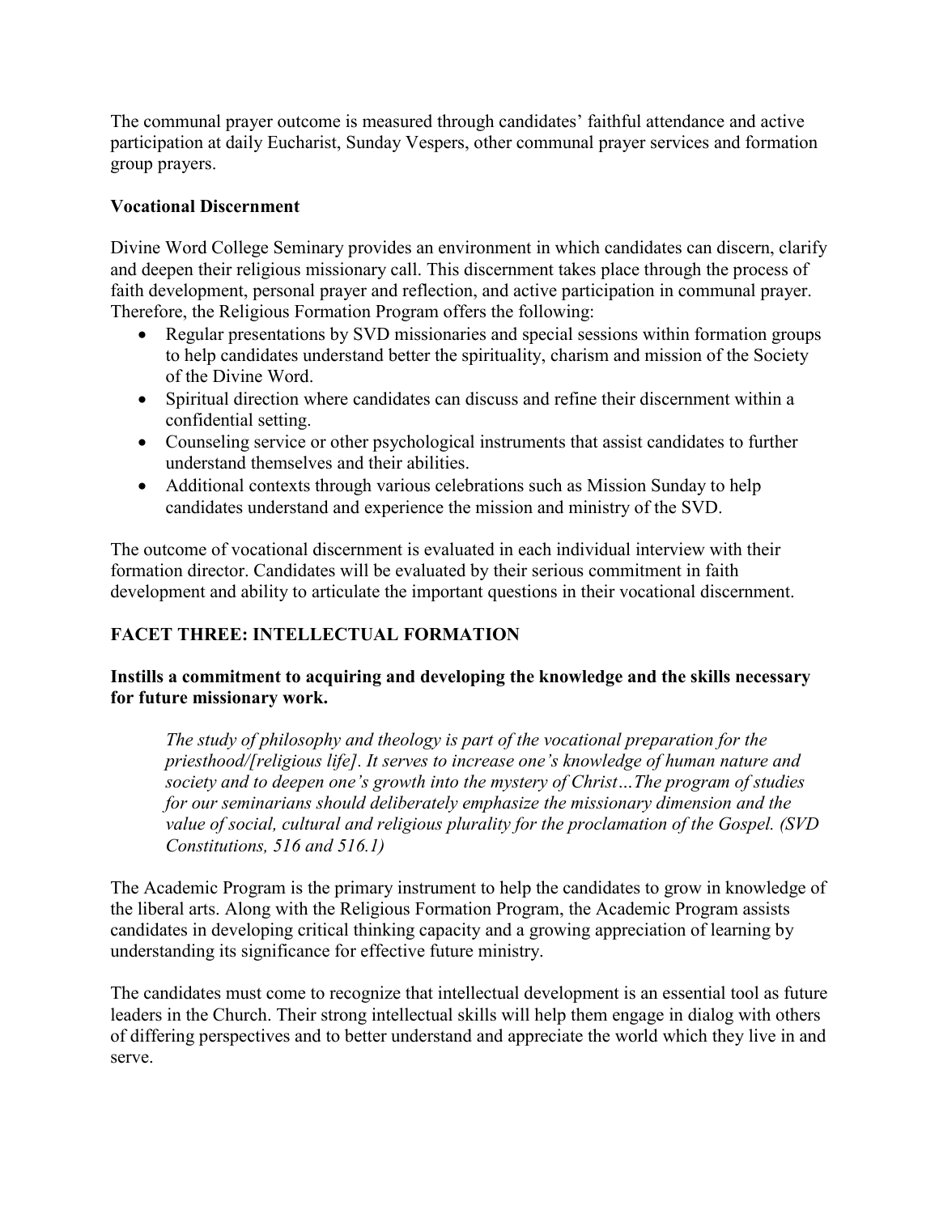The communal prayer outcome is measured through candidates' faithful attendance and active participation at daily Eucharist, Sunday Vespers, other communal prayer services and formation group prayers.

**Vocational Discernment**

Divine Word College Seminary provides an environment in which candidates can discern, clarify and deepen their religious missionary call. This discernment takes place through the process of faith development, personal prayer and reflection, and active participation in communal prayer. Therefore, the Religious Formation Program offers the following:

- Regular presentations by SVD missionaries and special sessions within formation groups to help candidates understand better the spirituality, charism and mission of the Society of the Divine Word.
- Spiritual direction where candidates can discuss and refine their discernment within a confidential setting.
- Counseling service or other psychological instruments that assist candidates to further understand themselves and their abilities.
- Additional contexts through various celebrations such as Mission Sunday to help candidates understand and experience the mission and ministry of the SVD.

The outcome of vocational discernment is evaluated in each individual interview with their formation director. Candidates will be evaluated by their serious commitment in faith development and ability to articulate the important questions in their vocational discernment.

## FACET THREE: INTELLECTUAL FORMATION

**Instills a commitment to acquiring and developing the knowledge and the skills necessary for future missionary work.**

> *The study of philosophy and theology is part of the vocational preparation for the priesthood/[religious life]. It serves to increase one's knowledge of human nature and society and to deepen one's growth into the mystery of Christ…The program of studies for our seminarians should deliberately emphasize the missionary dimension and the value of social, cultural and religious plurality for the proclamation of the Gospel. (SVD Constitutions, 516 and 516.1)*

The Academic Program is the primary instrument to help the candidates to grow in knowledge of the liberal arts. Along with the Religious Formation Program, the Academic Program assists candidates in developing critical thinking capacity and a growing appreciation of learning by understanding its significance for effective future ministry.

The candidates must come to recognize that intellectual development is an essential tool as future leaders in the Church. Their strong intellectual skills will help them engage in dialog with others of differing perspectives and to better understand and appreciate the world which they live in and serve.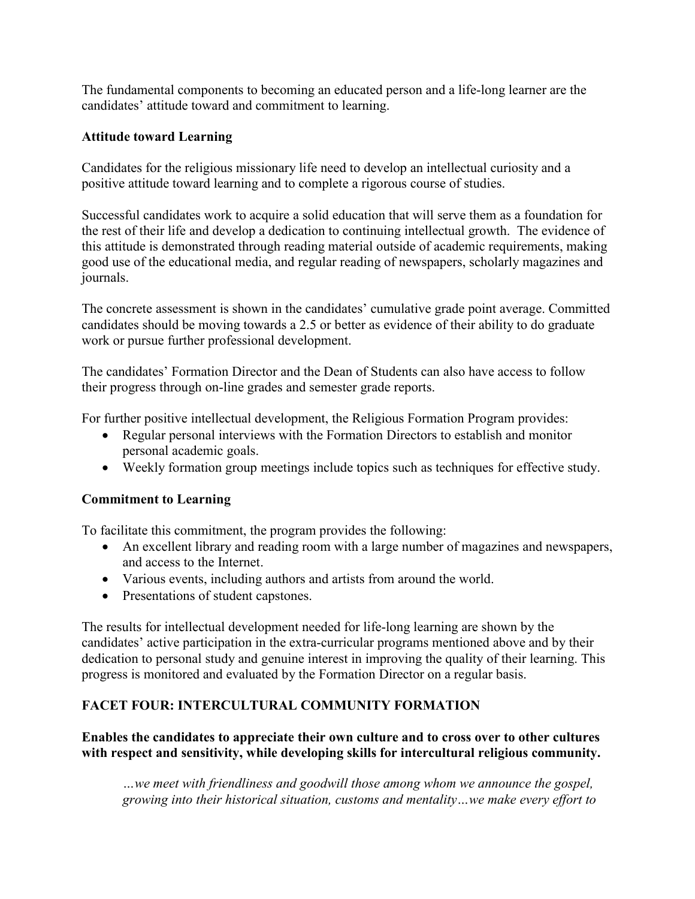The fundamental components to becoming an educated person and a life-long learner are the candidates' attitude toward and commitment to learning.

### Attitude toward Learning

Candidates for the religious missionary life need to develop an intellectual curiosity and a positive attitude toward learning and to complete a rigorous course of studies.

Successful candidates work to acquire a solid education that will serve them as a foundation for the rest of their life and develop a dedication to continuing intellectual growth. The evidence of this attitude is demonstrated through reading material outside of academic requirements, making good use of the educational media, and regular reading of newspapers, scholarly magazines and journals.

The concrete assessment is shown in the candidates' cumulative grade point average. Committed candidates should be moving towards a 2.5 or better as evidence of their ability to do graduate work or pursue further professional development.

The candidates' Formation Director and the Dean of Students can also have access to follow their progress through on-line grades and semester grade reports.

For further positive intellectual development, the Religious Formation Program provides:

- Regular personal interviews with the Formation Directors to establish and monitor personal academic goals.
- Weekly formation group meetings include topics such as techniques for effective study.

### Commitment to Learning

To facilitate this commitment, the program provides the following:

- An excellent library and reading room with a large number of magazines and newspapers, and access to the Internet.
- Various events, including authors and artists from around the world.
- Presentations of student capstones.

The results for intellectual development needed for life-long learning are shown by the candidates' active participation in the extra-curricular programs mentioned above and by their dedication to personal study and genuine interest in improving the quality of their learning. This progress is monitored and evaluated by the Formation Director on a regular basis.

## FACET FOUR: INTERCULTURAL COMMUNITY FORMATION

**Enables the candidates to appreciate their own culture and to cross over to other cultures with respect and sensitivity, while developing skills for intercultural religious community.**

> *…we meet with friendliness and goodwill those among whom we announce the gospel, growing into their historical situation, customs and mentality…we make every effort to*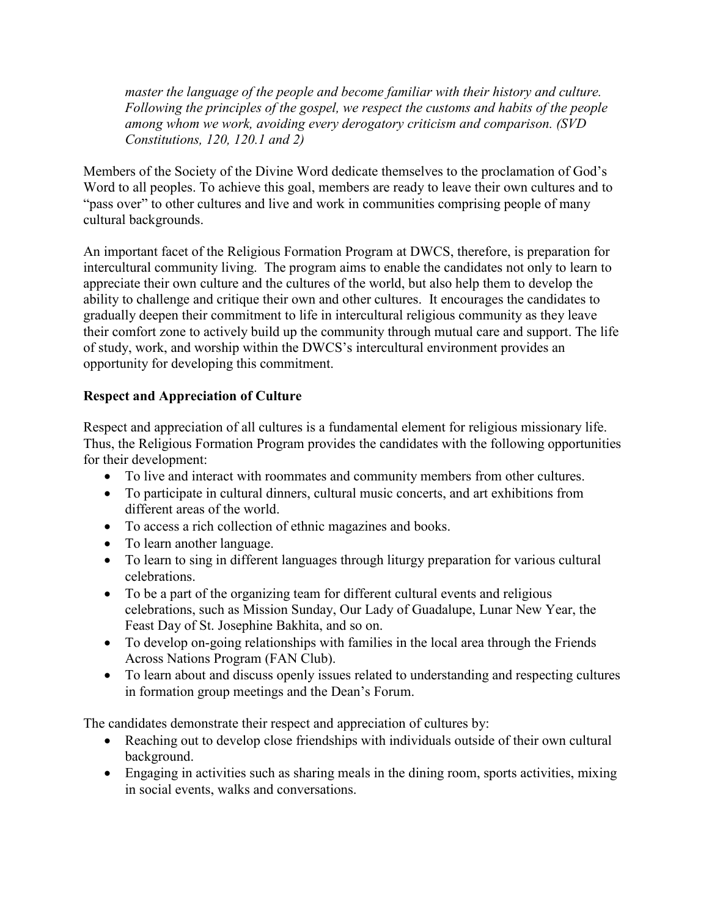*master the language of the people and become familiar with their history and culture. Following the principles of the gospel, we respect the customs and habits of the people among whom we work, avoiding every derogatory criticism and comparison. (SVD Constitutions, 120, 120.1 and 2)*

Members of the Society of the Divine Word dedicate themselves to the proclamation of God's Word to all peoples. To achieve this goal, members are ready to leave their own cultures and to "pass over" to other cultures and live and work in communities comprising people of many cultural backgrounds.

An important facet of the Religious Formation Program at DWCS, therefore, is preparation for intercultural community living. The program aims to enable the candidates not only to learn to appreciate their own culture and the cultures of the world, but also help them to develop the ability to challenge and critique their own and other cultures. It encourages the candidates to gradually deepen their commitment to life in intercultural religious community as they leave their comfort zone to actively build up the community through mutual care and support. The life of study, work, and worship within the DWCS's intercultural environment provides an opportunity for developing this commitment.

**Respect and Appreciation of Culture**

Respect and appreciation of all cultures is a fundamental element for religious missionary life. Thus, the Religious Formation Program provides the candidates with the following opportunities for their development:

- To live and interact with roommates and community members from other cultures.
- To participate in cultural dinners, cultural music concerts, and art exhibitions from different areas of the world.
- To access a rich collection of ethnic magazines and books.
- To learn another language.
- To learn to sing in different languages through liturgy preparation for various cultural celebrations.
- To be a part of the organizing team for different cultural events and religious celebrations, such as Mission Sunday, Our Lady of Guadalupe, Lunar New Year, the Feast Day of St. Josephine Bakhita, and so on.
- To develop on-going relationships with families in the local area through the Friends Across Nations Program (FAN Club).
- To learn about and discuss openly issues related to understanding and respecting cultures in formation group meetings and the Dean's Forum.

The candidates demonstrate their respect and appreciation of cultures by:

- Reaching out to develop close friendships with individuals outside of their own cultural background.
- Engaging in activities such as sharing meals in the dining room, sports activities, mixing in social events, walks and conversations.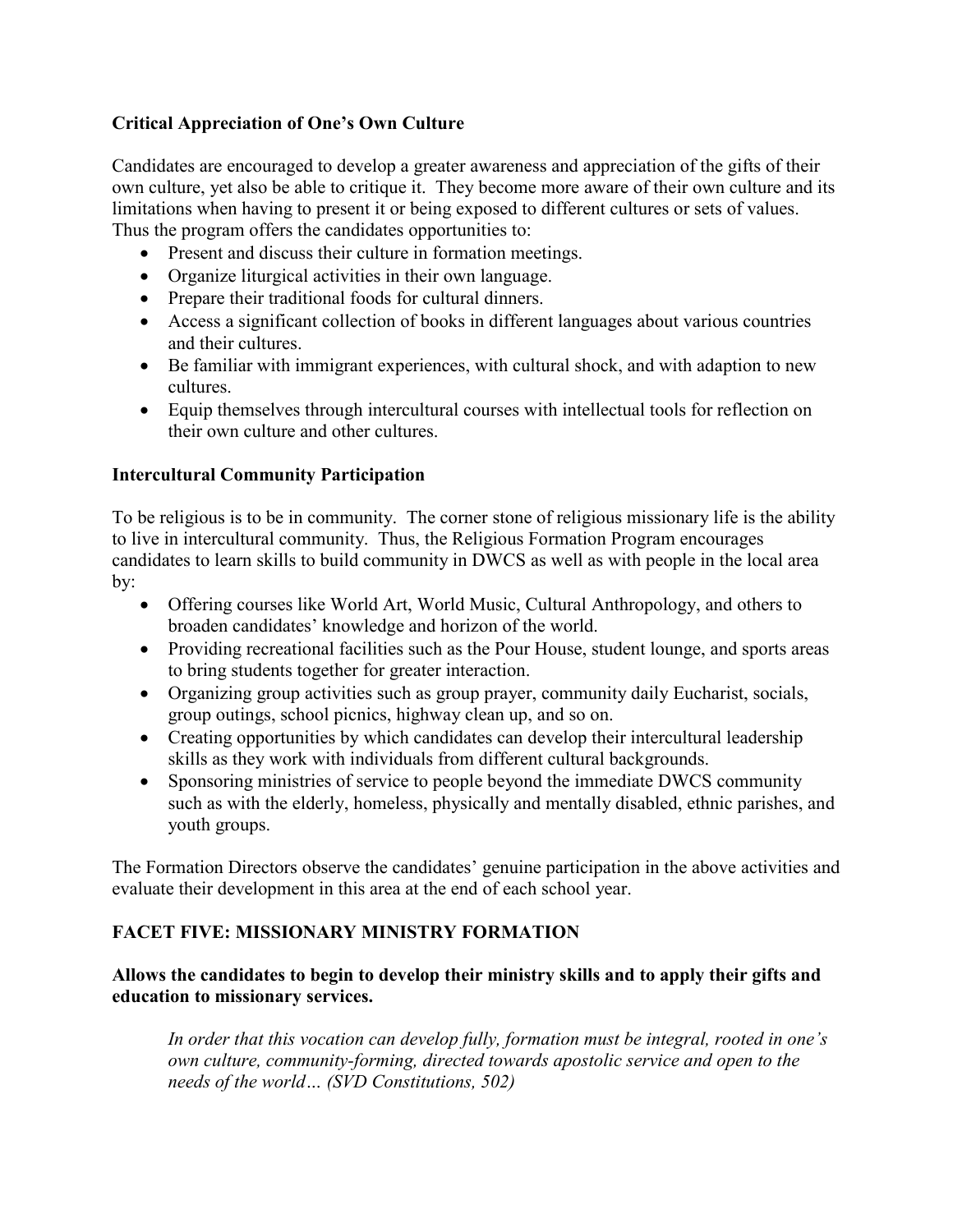**Critical Appreciation of One's Own Culture**

Candidates are encouraged to develop a greater awareness and appreciation of the gifts of their own culture, yet also be able to critique it. They become more aware of their own culture and its limitations when having to present it or being exposed to different cultures or sets of values. Thus the program offers the candidates opportunities to:

- Present and discuss their culture in formation meetings.
- Organize liturgical activities in their own language.
- Prepare their traditional foods for cultural dinners.
- Access a significant collection of books in different languages about various countries and their cultures.
- Be familiar with immigrant experiences, with cultural shock, and with adaption to new cultures.
- Equip themselves through intercultural courses with intellectual tools for reflection on their own culture and other cultures.

**Intercultural Community Participation**

To be religious is to be in community. The corner stone of religious missionary life is the ability to live in intercultural community. Thus, the Religious Formation Program encourages candidates to learn skills to build community in DWCS as well as with people in the local area by:

- Offering courses like World Art, World Music, Cultural Anthropology, and others to broaden candidates' knowledge and horizon of the world.
- Providing recreational facilities such as the Pour House, student lounge, and sports areas to bring students together for greater interaction.
- Organizing group activities such as group prayer, community daily Eucharist, socials, group outings, school picnics, highway clean up, and so on.
- Creating opportunities by which candidates can develop their intercultural leadership skills as they work with individuals from different cultural backgrounds.
- Sponsoring ministries of service to people beyond the immediate DWCS community such as with the elderly, homeless, physically and mentally disabled, ethnic parishes, and youth groups.

The Formation Directors observe the candidates' genuine participation in the above activities and evaluate their development in this area at the end of each school year.

## FACET FIVE: MISSIONARY MINISTRY FORMATION

**Allows the candidates to begin to develop their ministry skills and to apply their gifts and education to missionary services.**

> *In order that this vocation can develop fully, formation must be integral, rooted in one's own culture, community-forming, directed towards apostolic service and open to the needs of the world… (SVD Constitutions, 502)*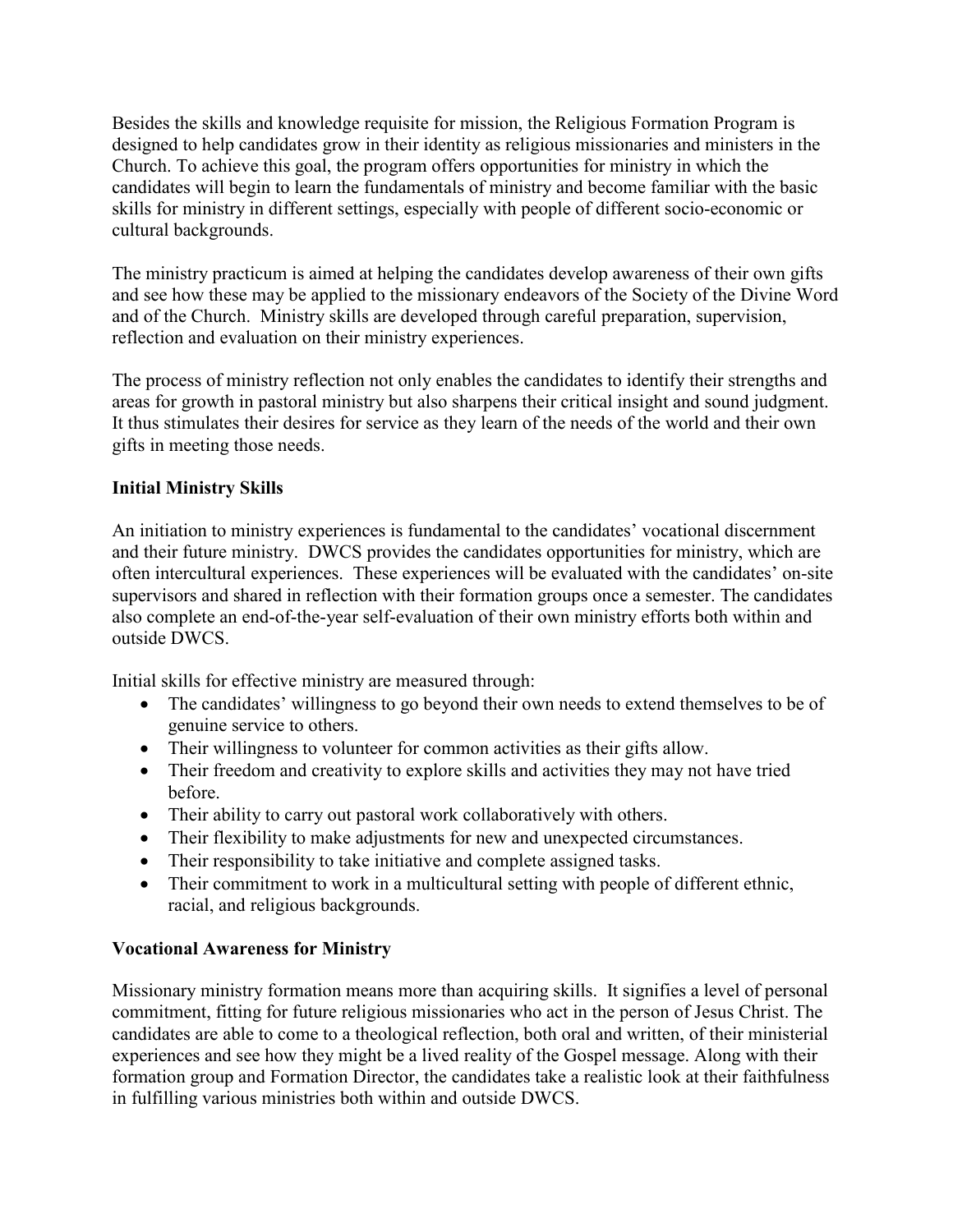Besides the skills and knowledge requisite for mission, the Religious Formation Program is designed to help candidates grow in their identity as religious missionaries and ministers in the Church. To achieve this goal, the program offers opportunities for ministry in which the candidates will begin to learn the fundamentals of ministry and become familiar with the basic skills for ministry in different settings, especially with people of different socio-economic or cultural backgrounds.

The ministry practicum is aimed at helping the candidates develop awareness of their own gifts and see how these may be applied to the missionary endeavors of the Society of the Divine Word and of the Church. Ministry skills are developed through careful preparation, supervision, reflection and evaluation on their ministry experiences.

The process of ministry reflection not only enables the candidates to identify their strengths and areas for growth in pastoral ministry but also sharpens their critical insight and sound judgment. It thus stimulates their desires for service as they learn of the needs of the world and their own gifts in meeting those needs.

**Initial Ministry Skills**

An initiation to ministry experiences is fundamental to the candidates' vocational discernment and their future ministry. DWCS provides the candidates opportunities for ministry, which are often intercultural experiences. These experiences will be evaluated with the candidates' on-site supervisors and shared in reflection with their formation groups once a semester. The candidates also complete an end-of-the-year self-evaluation of their own ministry efforts both within and outside DWCS.

Initial skills for effective ministry are measured through:

- The candidates' willingness to go beyond their own needs to extend themselves to be of genuine service to others.
- Their willingness to volunteer for common activities as their gifts allow.
- Their freedom and creativity to explore skills and activities they may not have tried before.
- Their ability to carry out pastoral work collaboratively with others.
- Their flexibility to make adjustments for new and unexpected circumstances.
- Their responsibility to take initiative and complete assigned tasks.
- Their commitment to work in a multicultural setting with people of different ethnic, racial, and religious backgrounds.

**Vocational Awareness for Ministry**

Missionary ministry formation means more than acquiring skills. It signifies a level of personal commitment, fitting for future religious missionaries who act in the person of Jesus Christ. The candidates are able to come to a theological reflection, both oral and written, of their ministerial experiences and see how they might be a lived reality of the Gospel message. Along with their formation group and Formation Director, the candidates take a realistic look at their faithfulness in fulfilling various ministries both within and outside DWCS.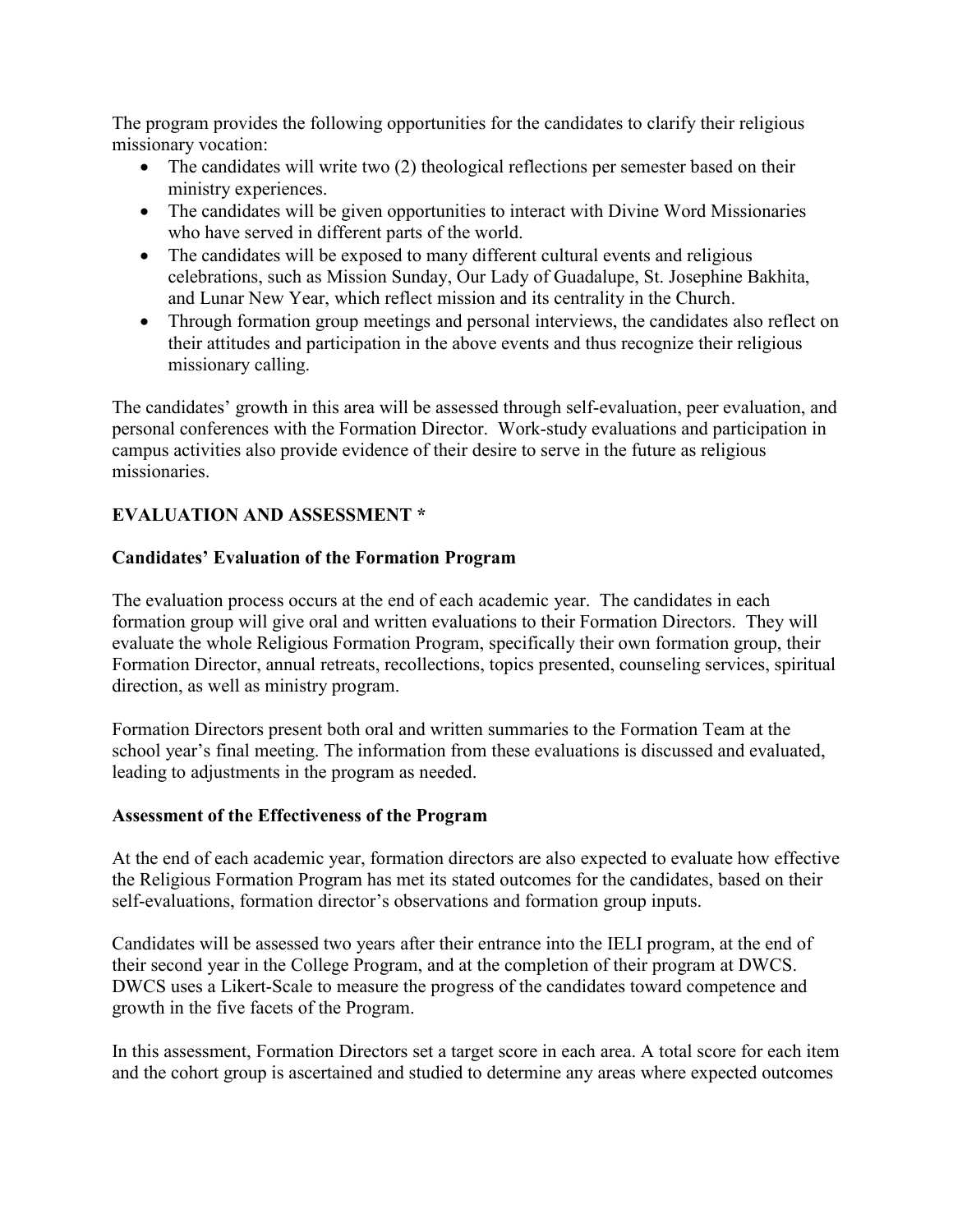The program provides the following opportunities for the candidates to clarify their religious missionary vocation:

- The candidates will write two (2) theological reflections per semester based on their ministry experiences.
- The candidates will be given opportunities to interact with Divine Word Missionaries who have served in different parts of the world.
- The candidates will be exposed to many different cultural events and religious celebrations, such as Mission Sunday, Our Lady of Guadalupe, St. Josephine Bakhita, and Lunar New Year, which reflect mission and its centrality in the Church.
- Through formation group meetings and personal interviews, the candidates also reflect on their attitudes and participation in the above events and thus recognize their religious missionary calling.

The candidates' growth in this area will be assessed through self-evaluation, peer evaluation, and personal conferences with the Formation Director. Work-study evaluations and participation in campus activities also provide evidence of their desire to serve in the future as religious missionaries.

## EVALUATION AND ASSESSMENT *

### Candidates' Evaluation of the Formation Program

The evaluation process occurs at the end of each academic year. The candidates in each formation group will give oral and written evaluations to their Formation Directors. They will evaluate the whole Religious Formation Program, specifically their own formation group, their Formation Director, annual retreats, recollections, topics presented, counseling services, spiritual direction, as well as ministry program.

Formation Directors present both oral and written summaries to the Formation Team at the school year's final meeting. The information from these evaluations is discussed and evaluated, leading to adjustments in the program as needed.

### Assessment of the Effectiveness of the Program

At the end of each academic year, formation directors are also expected to evaluate how effective the Religious Formation Program has met its stated outcomes for the candidates, based on their self-evaluations, formation director's observations and formation group inputs.

Candidates will be assessed two years after their entrance into the IELI program, at the end of their second year in the College Program, and at the completion of their program at DWCS. DWCS uses a Likert-Scale to measure the progress of the candidates toward competence and growth in the five facets of the Program.

In this assessment, Formation Directors set a target score in each area. A total score for each item and the cohort group is ascertained and studied to determine any areas where expected outcomes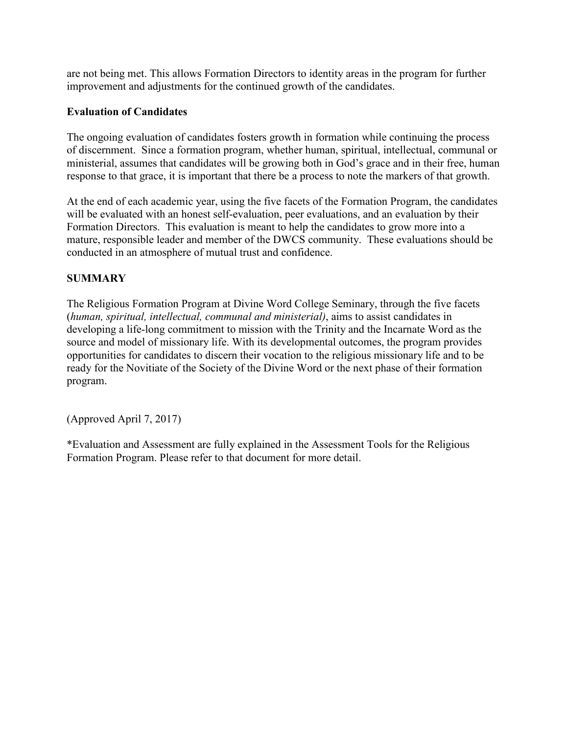are not being met. This allows Formation Directors to identity areas in the program for further improvement and adjustments for the continued growth of the candidates.

**Evaluation of Candidates**

The ongoing evaluation of candidates fosters growth in formation while continuing the process of discernment. Since a formation program, whether human, spiritual, intellectual, communal or ministerial, assumes that candidates will be growing both in God's grace and in their free, human response to that grace, it is important that there be a process to note the markers of that growth.

At the end of each academic year, using the five facets of the Formation Program, the candidates will be evaluated with an honest self-evaluation, peer evaluations, and an evaluation by their Formation Directors. This evaluation is meant to help the candidates to grow more into a mature, responsible leader and member of the DWCS community. These evaluations should be conducted in an atmosphere of mutual trust and confidence.

**SUMMARY**

The Religious Formation Program at Divine Word College Seminary, through the five facets (*human, spiritual, intellectual, communal and ministerial)*, aims to assist candidates in developing a life-long commitment to mission with the Trinity and the Incarnate Word as the source and model of missionary life. With its developmental outcomes, the program provides opportunities for candidates to discern their vocation to the religious missionary life and to be ready for the Novitiate of the Society of the Divine Word or the next phase of their formation program.

(Approved April 7, 2017)

*Evaluation and Assessment are fully explained in the Assessment Tools for the Religious Formation Program. Please refer to that document for more detail.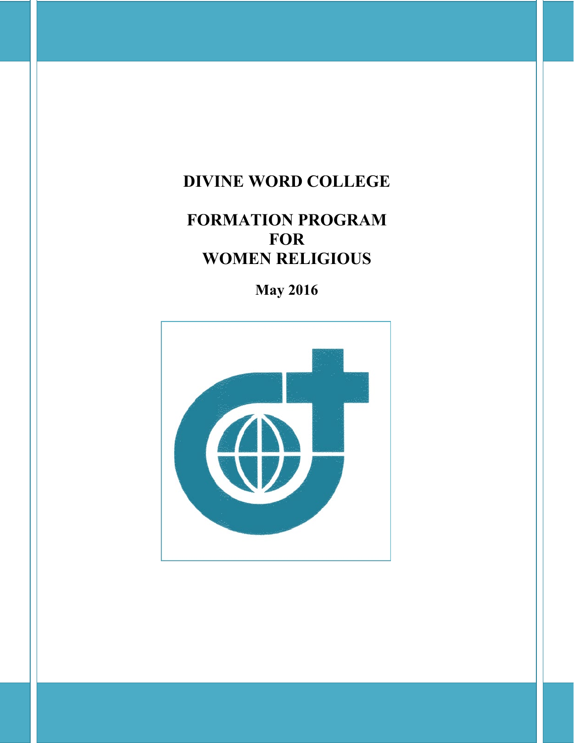# DIVINE WORD COLLEGE

## FORMATION PROGRAM FOR WOMEN RELIGIOUS

**May 2016**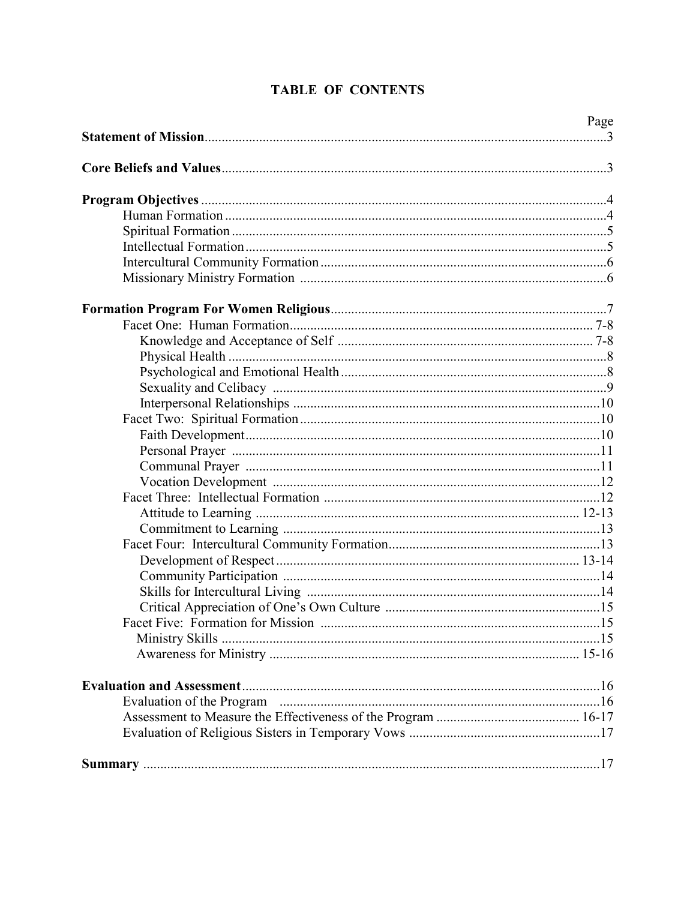# TABLE OF CONTENTS

| | Page |
|---|---|
| **Statement of Mission** | 3 |
| **Core Beliefs and Values** | 3 |
| **Program Objectives** | 4 |
| Human Formation | 4 |
| Spiritual Formation | 5 |
| Intellectual Formation | 5 |
| Intercultural Community Formation | 6 |
| Missionary Ministry Formation | 6 |
| **Formation Program For Women Religious** | 7 |
| Facet One: Human Formation | 7-8 |
| Knowledge and Acceptance of Self | 7-8 |
| Physical Health | 8 |
| Psychological and Emotional Health | 8 |
| Sexuality and Celibacy | 9 |
| Interpersonal Relationships | 10 |
| Facet Two: Spiritual Formation | 10 |
| Faith Development | 10 |
| Personal Prayer | 11 |
| Communal Prayer | 11 |
| Vocation Development | 12 |
| Facet Three: Intellectual Formation | 12 |
| Attitude to Learning | 12-13 |
| Commitment to Learning | 13 |
| Facet Four: Intercultural Community Formation | 13 |
| Development of Respect | 13-14 |
| Community Participation | 14 |
| Skills for Intercultural Living | 14 |
| Critical Appreciation of One's Own Culture | 15 |
| Facet Five: Formation for Mission | 15 |
| Ministry Skills | 15 |
| Awareness for Ministry | 15-16 |
| **Evaluation and Assessment** | 16 |
| Evaluation of the Program | 16 |
| Assessment to Measure the Effectiveness of the Program | 16-17 |
| Evaluation of Religious Sisters in Temporary Vows | 17 |
| **Summary** | 17 |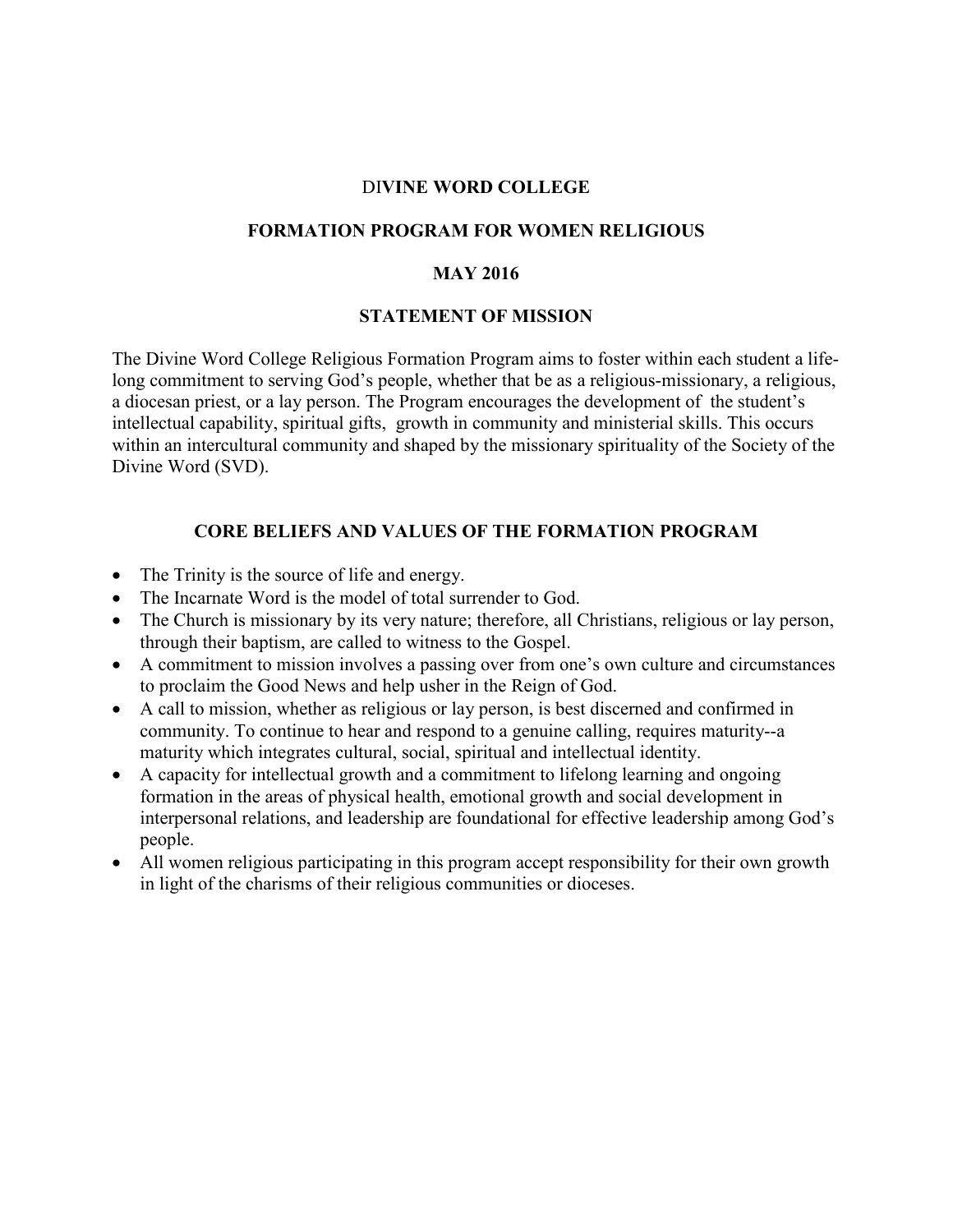# DIVINE WORD COLLEGE

## FORMATION PROGRAM FOR WOMEN RELIGIOUS

## MAY 2016

## STATEMENT OF MISSION

The Divine Word College Religious Formation Program aims to foster within each student a life-long commitment to serving God's people, whether that be as a religious-missionary, a religious, a diocesan priest, or a lay person. The Program encourages the development of the student's intellectual capability, spiritual gifts, growth in community and ministerial skills. This occurs within an intercultural community and shaped by the missionary spirituality of the Society of the Divine Word (SVD).

## CORE BELIEFS AND VALUES OF THE FORMATION PROGRAM

- The Trinity is the source of life and energy.
- The Incarnate Word is the model of total surrender to God.
- The Church is missionary by its very nature; therefore, all Christians, religious or lay person, through their baptism, are called to witness to the Gospel.
- A commitment to mission involves a passing over from one's own culture and circumstances to proclaim the Good News and help usher in the Reign of God.
- A call to mission, whether as religious or lay person, is best discerned and confirmed in community. To continue to hear and respond to a genuine calling, requires maturity--a maturity which integrates cultural, social, spiritual and intellectual identity.
- A capacity for intellectual growth and a commitment to lifelong learning and ongoing formation in the areas of physical health, emotional growth and social development in interpersonal relations, and leadership are foundational for effective leadership among God's people.
- All women religious participating in this program accept responsibility for their own growth in light of the charisms of their religious communities or dioceses.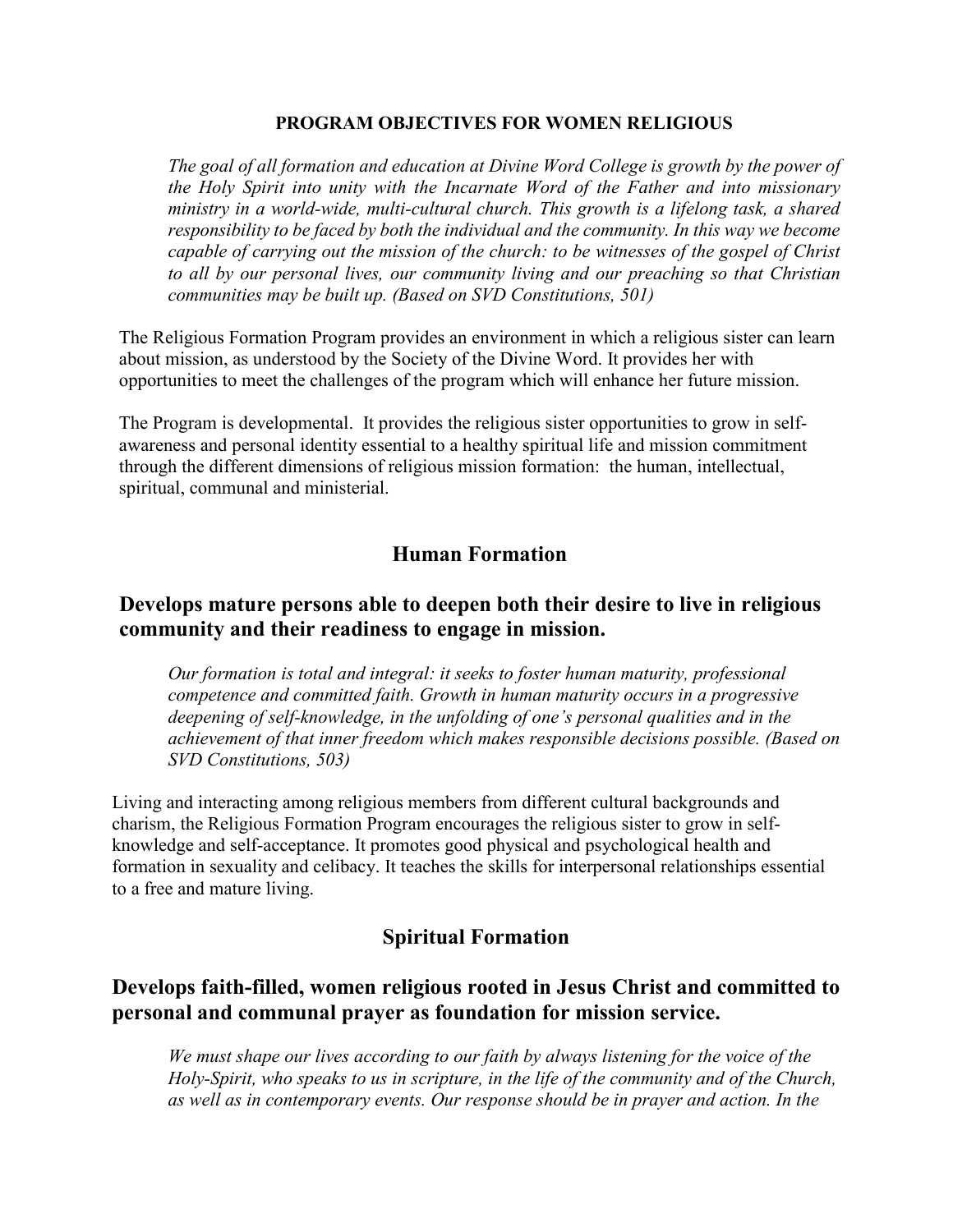**PROGRAM OBJECTIVES FOR WOMEN RELIGIOUS**

*The goal of all formation and education at Divine Word College is growth by the power of the Holy Spirit into unity with the Incarnate Word of the Father and into missionary ministry in a world-wide, multi-cultural church. This growth is a lifelong task, a shared responsibility to be faced by both the individual and the community. In this way we become capable of carrying out the mission of the church: to be witnesses of the gospel of Christ to all by our personal lives, our community living and our preaching so that Christian communities may be built up. (Based on SVD Constitutions, 501)*

The Religious Formation Program provides an environment in which a religious sister can learn about mission, as understood by the Society of the Divine Word. It provides her with opportunities to meet the challenges of the program which will enhance her future mission.

The Program is developmental. It provides the religious sister opportunities to grow in self-awareness and personal identity essential to a healthy spiritual life and mission commitment through the different dimensions of religious mission formation: the human, intellectual, spiritual, communal and ministerial.

## Human Formation

### Develops mature persons able to deepen both their desire to live in religious community and their readiness to engage in mission.

*Our formation is total and integral: it seeks to foster human maturity, professional competence and committed faith. Growth in human maturity occurs in a progressive deepening of self-knowledge, in the unfolding of one's personal qualities and in the achievement of that inner freedom which makes responsible decisions possible. (Based on SVD Constitutions, 503)*

Living and interacting among religious members from different cultural backgrounds and charism, the Religious Formation Program encourages the religious sister to grow in self-knowledge and self-acceptance. It promotes good physical and psychological health and formation in sexuality and celibacy. It teaches the skills for interpersonal relationships essential to a free and mature living.

## Spiritual Formation

### Develops faith-filled, women religious rooted in Jesus Christ and committed to personal and communal prayer as foundation for mission service.

*We must shape our lives according to our faith by always listening for the voice of the Holy-Spirit, who speaks to us in scripture, in the life of the community and of the Church, as well as in contemporary events. Our response should be in prayer and action. In the*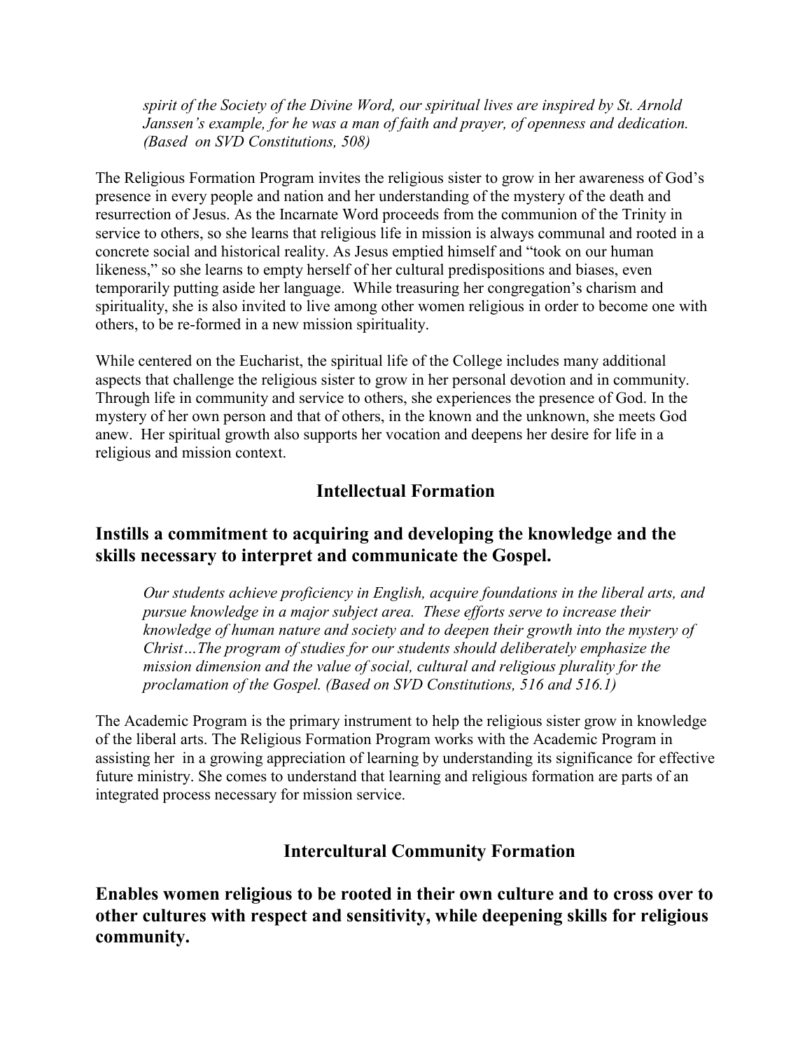*spirit of the Society of the Divine Word, our spiritual lives are inspired by St. Arnold Janssen's example, for he was a man of faith and prayer, of openness and dedication. (Based on SVD Constitutions, 508)*

The Religious Formation Program invites the religious sister to grow in her awareness of God's presence in every people and nation and her understanding of the mystery of the death and resurrection of Jesus. As the Incarnate Word proceeds from the communion of the Trinity in service to others, so she learns that religious life in mission is always communal and rooted in a concrete social and historical reality. As Jesus emptied himself and "took on our human likeness," so she learns to empty herself of her cultural predispositions and biases, even temporarily putting aside her language. While treasuring her congregation's charism and spirituality, she is also invited to live among other women religious in order to become one with others, to be re-formed in a new mission spirituality.

While centered on the Eucharist, the spiritual life of the College includes many additional aspects that challenge the religious sister to grow in her personal devotion and in community. Through life in community and service to others, she experiences the presence of God. In the mystery of her own person and that of others, in the known and the unknown, she meets God anew. Her spiritual growth also supports her vocation and deepens her desire for life in a religious and mission context.

## Intellectual Formation

### Instills a commitment to acquiring and developing the knowledge and the skills necessary to interpret and communicate the Gospel.

*Our students achieve proficiency in English, acquire foundations in the liberal arts, and pursue knowledge in a major subject area. These efforts serve to increase their knowledge of human nature and society and to deepen their growth into the mystery of Christ…The program of studies for our students should deliberately emphasize the mission dimension and the value of social, cultural and religious plurality for the proclamation of the Gospel. (Based on SVD Constitutions, 516 and 516.1)*

The Academic Program is the primary instrument to help the religious sister grow in knowledge of the liberal arts. The Religious Formation Program works with the Academic Program in assisting her in a growing appreciation of learning by understanding its significance for effective future ministry. She comes to understand that learning and religious formation are parts of an integrated process necessary for mission service.

## Intercultural Community Formation

### Enables women religious to be rooted in their own culture and to cross over to other cultures with respect and sensitivity, while deepening skills for religious community.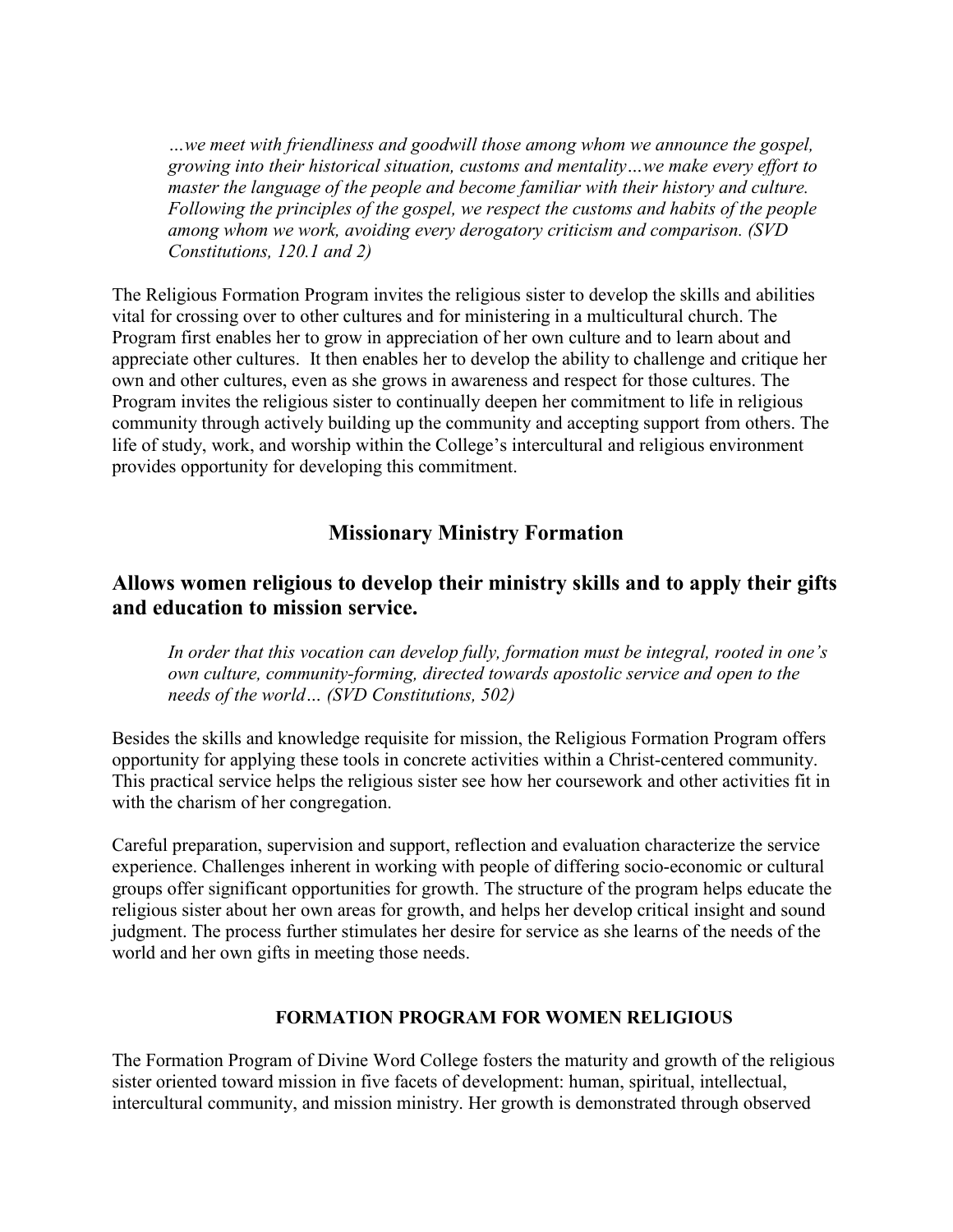> *…we meet with friendliness and goodwill those among whom we announce the gospel, growing into their historical situation, customs and mentality…we make every effort to master the language of the people and become familiar with their history and culture. Following the principles of the gospel, we respect the customs and habits of the people among whom we work, avoiding every derogatory criticism and comparison. (SVD Constitutions, 120.1 and 2)*

The Religious Formation Program invites the religious sister to develop the skills and abilities vital for crossing over to other cultures and for ministering in a multicultural church. The Program first enables her to grow in appreciation of her own culture and to learn about and appreciate other cultures. It then enables her to develop the ability to challenge and critique her own and other cultures, even as she grows in awareness and respect for those cultures. The Program invites the religious sister to continually deepen her commitment to life in religious community through actively building up the community and accepting support from others. The life of study, work, and worship within the College's intercultural and religious environment provides opportunity for developing this commitment.

## Missionary Ministry Formation

### Allows women religious to develop their ministry skills and to apply their gifts and education to mission service.

> *In order that this vocation can develop fully, formation must be integral, rooted in one's own culture, community-forming, directed towards apostolic service and open to the needs of the world… (SVD Constitutions, 502)*

Besides the skills and knowledge requisite for mission, the Religious Formation Program offers opportunity for applying these tools in concrete activities within a Christ-centered community. This practical service helps the religious sister see how her coursework and other activities fit in with the charism of her congregation.

Careful preparation, supervision and support, reflection and evaluation characterize the service experience. Challenges inherent in working with people of differing socio-economic or cultural groups offer significant opportunities for growth. The structure of the program helps educate the religious sister about her own areas for growth, and helps her develop critical insight and sound judgment. The process further stimulates her desire for service as she learns of the needs of the world and her own gifts in meeting those needs.

#### FORMATION PROGRAM FOR WOMEN RELIGIOUS

The Formation Program of Divine Word College fosters the maturity and growth of the religious sister oriented toward mission in five facets of development: human, spiritual, intellectual, intercultural community, and mission ministry. Her growth is demonstrated through observed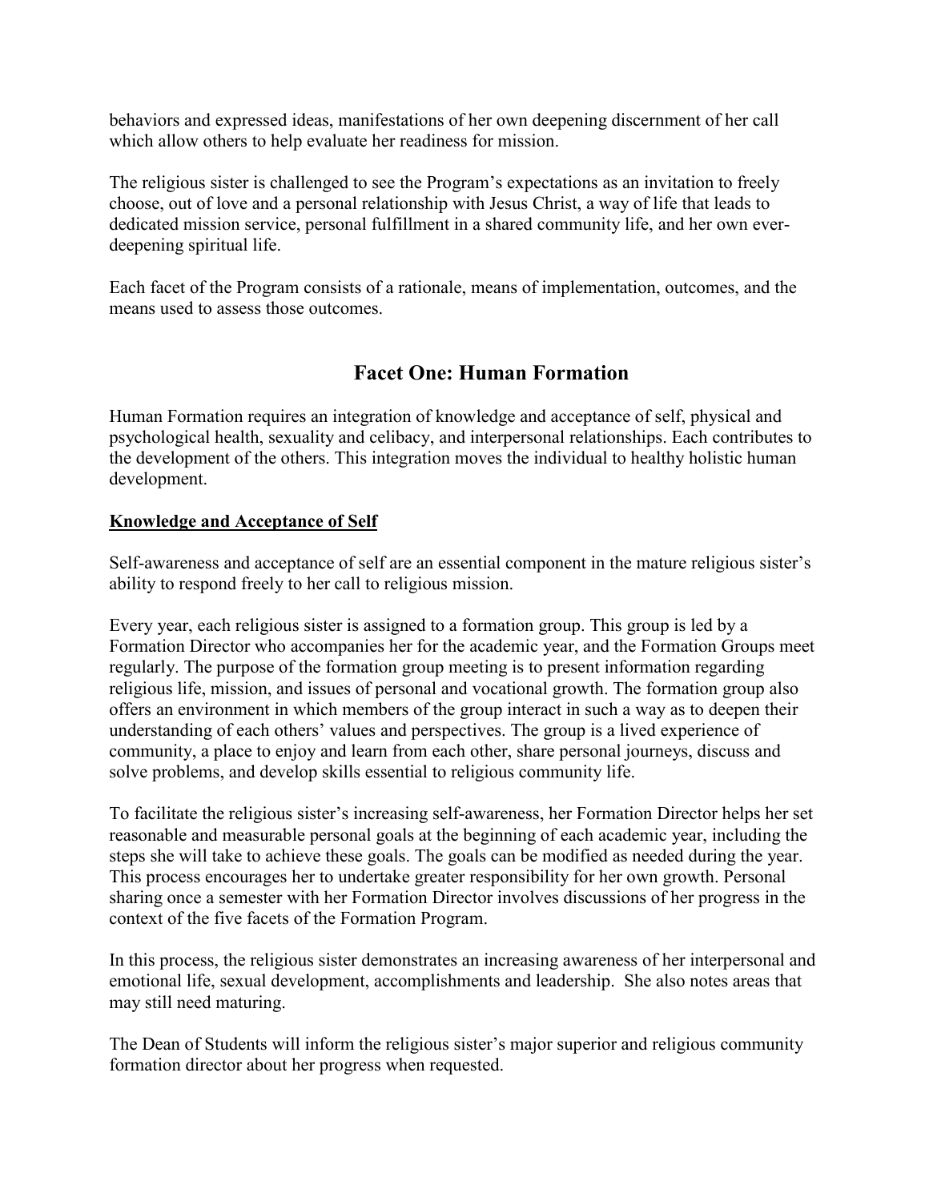behaviors and expressed ideas, manifestations of her own deepening discernment of her call which allow others to help evaluate her readiness for mission.

The religious sister is challenged to see the Program's expectations as an invitation to freely choose, out of love and a personal relationship with Jesus Christ, a way of life that leads to dedicated mission service, personal fulfillment in a shared community life, and her own ever-deepening spiritual life.

Each facet of the Program consists of a rationale, means of implementation, outcomes, and the means used to assess those outcomes.

## Facet One: Human Formation

Human Formation requires an integration of knowledge and acceptance of self, physical and psychological health, sexuality and celibacy, and interpersonal relationships. Each contributes to the development of the others. This integration moves the individual to healthy holistic human development.

### Knowledge and Acceptance of Self

Self-awareness and acceptance of self are an essential component in the mature religious sister's ability to respond freely to her call to religious mission.

Every year, each religious sister is assigned to a formation group. This group is led by a Formation Director who accompanies her for the academic year, and the Formation Groups meet regularly. The purpose of the formation group meeting is to present information regarding religious life, mission, and issues of personal and vocational growth. The formation group also offers an environment in which members of the group interact in such a way as to deepen their understanding of each others' values and perspectives. The group is a lived experience of community, a place to enjoy and learn from each other, share personal journeys, discuss and solve problems, and develop skills essential to religious community life.

To facilitate the religious sister's increasing self-awareness, her Formation Director helps her set reasonable and measurable personal goals at the beginning of each academic year, including the steps she will take to achieve these goals. The goals can be modified as needed during the year. This process encourages her to undertake greater responsibility for her own growth. Personal sharing once a semester with her Formation Director involves discussions of her progress in the context of the five facets of the Formation Program.

In this process, the religious sister demonstrates an increasing awareness of her interpersonal and emotional life, sexual development, accomplishments and leadership. She also notes areas that may still need maturing.

The Dean of Students will inform the religious sister's major superior and religious community formation director about her progress when requested.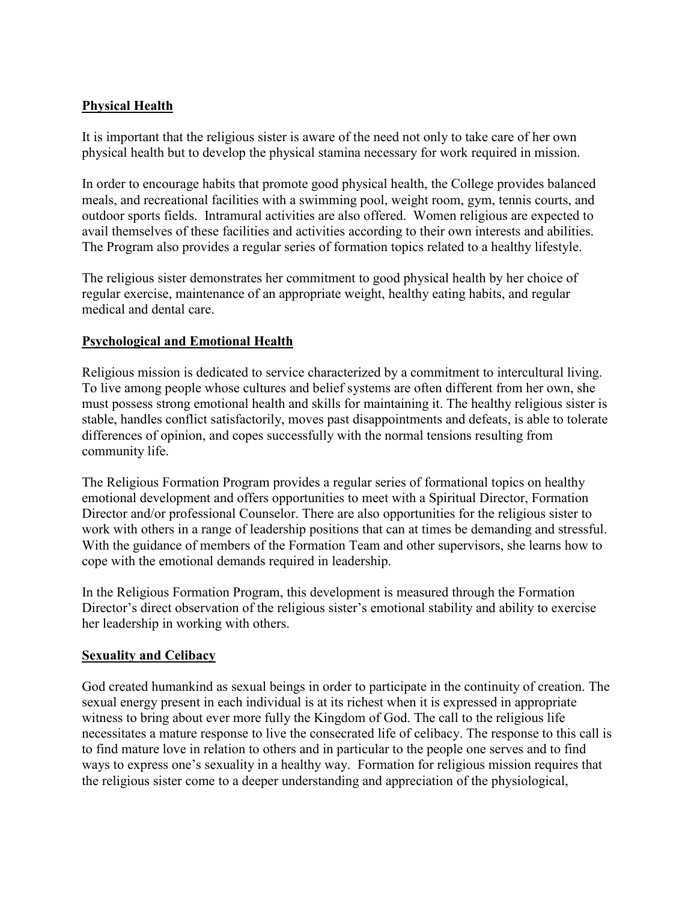## **Physical Health**

It is important that the religious sister is aware of the need not only to take care of her own physical health but to develop the physical stamina necessary for work required in mission.

In order to encourage habits that promote good physical health, the College provides balanced meals, and recreational facilities with a swimming pool, weight room, gym, tennis courts, and outdoor sports fields. Intramural activities are also offered. Women religious are expected to avail themselves of these facilities and activities according to their own interests and abilities. The Program also provides a regular series of formation topics related to a healthy lifestyle.

The religious sister demonstrates her commitment to good physical health by her choice of regular exercise, maintenance of an appropriate weight, healthy eating habits, and regular medical and dental care.

## **Psychological and Emotional Health**

Religious mission is dedicated to service characterized by a commitment to intercultural living. To live among people whose cultures and belief systems are often different from her own, she must possess strong emotional health and skills for maintaining it. The healthy religious sister is stable, handles conflict satisfactorily, moves past disappointments and defeats, is able to tolerate differences of opinion, and copes successfully with the normal tensions resulting from community life.

The Religious Formation Program provides a regular series of formational topics on healthy emotional development and offers opportunities to meet with a Spiritual Director, Formation Director and/or professional Counselor. There are also opportunities for the religious sister to work with others in a range of leadership positions that can at times be demanding and stressful. With the guidance of members of the Formation Team and other supervisors, she learns how to cope with the emotional demands required in leadership.

In the Religious Formation Program, this development is measured through the Formation Director's direct observation of the religious sister's emotional stability and ability to exercise her leadership in working with others.

## **Sexuality and Celibacy**

God created humankind as sexual beings in order to participate in the continuity of creation. The sexual energy present in each individual is at its richest when it is expressed in appropriate witness to bring about ever more fully the Kingdom of God. The call to the religious life necessitates a mature response to live the consecrated life of celibacy. The response to this call is to find mature love in relation to others and in particular to the people one serves and to find ways to express one's sexuality in a healthy way. Formation for religious mission requires that the religious sister come to a deeper understanding and appreciation of the physiological,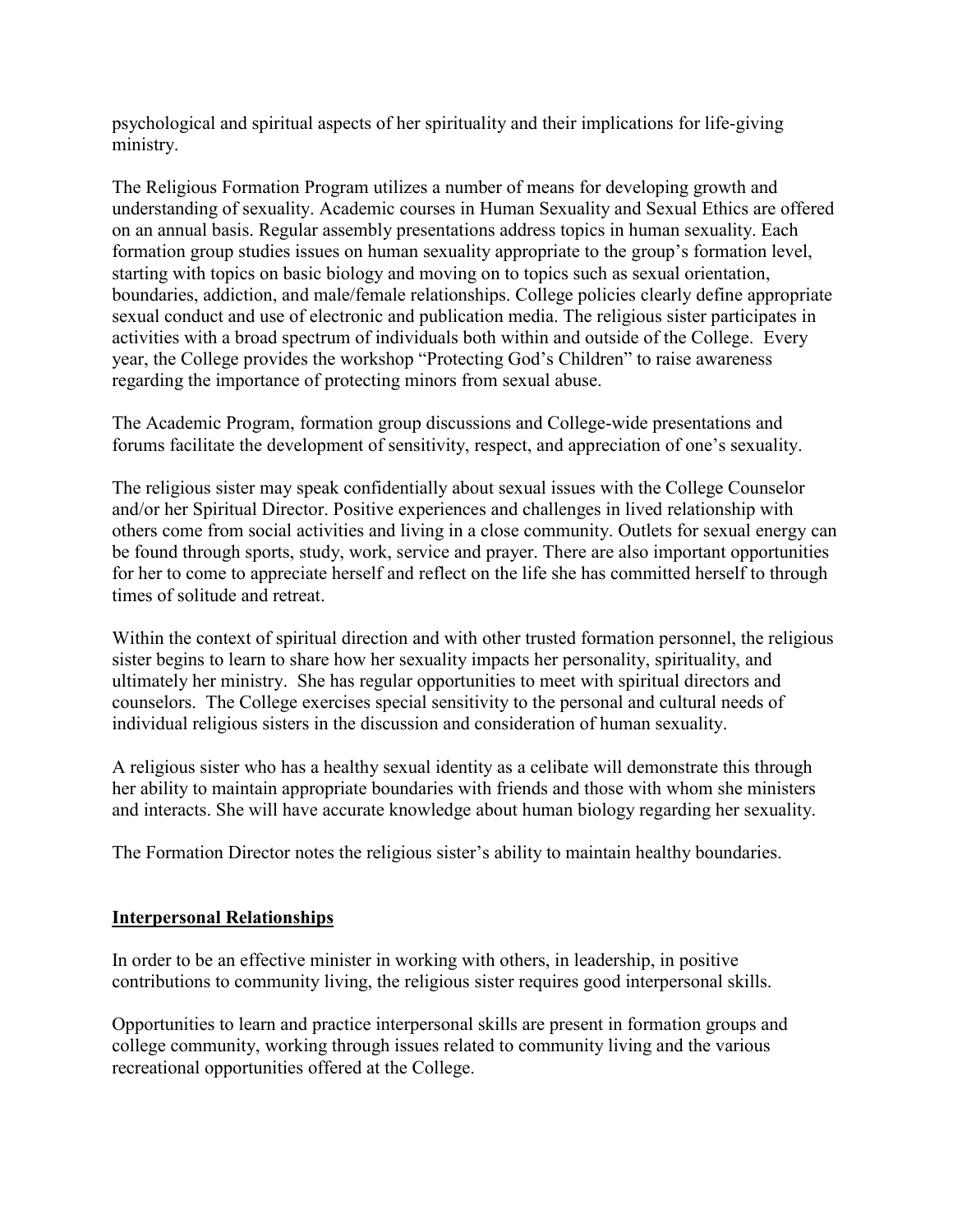psychological and spiritual aspects of her spirituality and their implications for life-giving ministry.

The Religious Formation Program utilizes a number of means for developing growth and understanding of sexuality. Academic courses in Human Sexuality and Sexual Ethics are offered on an annual basis. Regular assembly presentations address topics in human sexuality. Each formation group studies issues on human sexuality appropriate to the group's formation level, starting with topics on basic biology and moving on to topics such as sexual orientation, boundaries, addiction, and male/female relationships. College policies clearly define appropriate sexual conduct and use of electronic and publication media. The religious sister participates in activities with a broad spectrum of individuals both within and outside of the College. Every year, the College provides the workshop "Protecting God's Children" to raise awareness regarding the importance of protecting minors from sexual abuse.

The Academic Program, formation group discussions and College-wide presentations and forums facilitate the development of sensitivity, respect, and appreciation of one's sexuality.

The religious sister may speak confidentially about sexual issues with the College Counselor and/or her Spiritual Director. Positive experiences and challenges in lived relationship with others come from social activities and living in a close community. Outlets for sexual energy can be found through sports, study, work, service and prayer. There are also important opportunities for her to come to appreciate herself and reflect on the life she has committed herself to through times of solitude and retreat.

Within the context of spiritual direction and with other trusted formation personnel, the religious sister begins to learn to share how her sexuality impacts her personality, spirituality, and ultimately her ministry. She has regular opportunities to meet with spiritual directors and counselors. The College exercises special sensitivity to the personal and cultural needs of individual religious sisters in the discussion and consideration of human sexuality.

A religious sister who has a healthy sexual identity as a celibate will demonstrate this through her ability to maintain appropriate boundaries with friends and those with whom she ministers and interacts. She will have accurate knowledge about human biology regarding her sexuality.

The Formation Director notes the religious sister's ability to maintain healthy boundaries.

## Interpersonal Relationships

In order to be an effective minister in working with others, in leadership, in positive contributions to community living, the religious sister requires good interpersonal skills.

Opportunities to learn and practice interpersonal skills are present in formation groups and college community, working through issues related to community living and the various recreational opportunities offered at the College.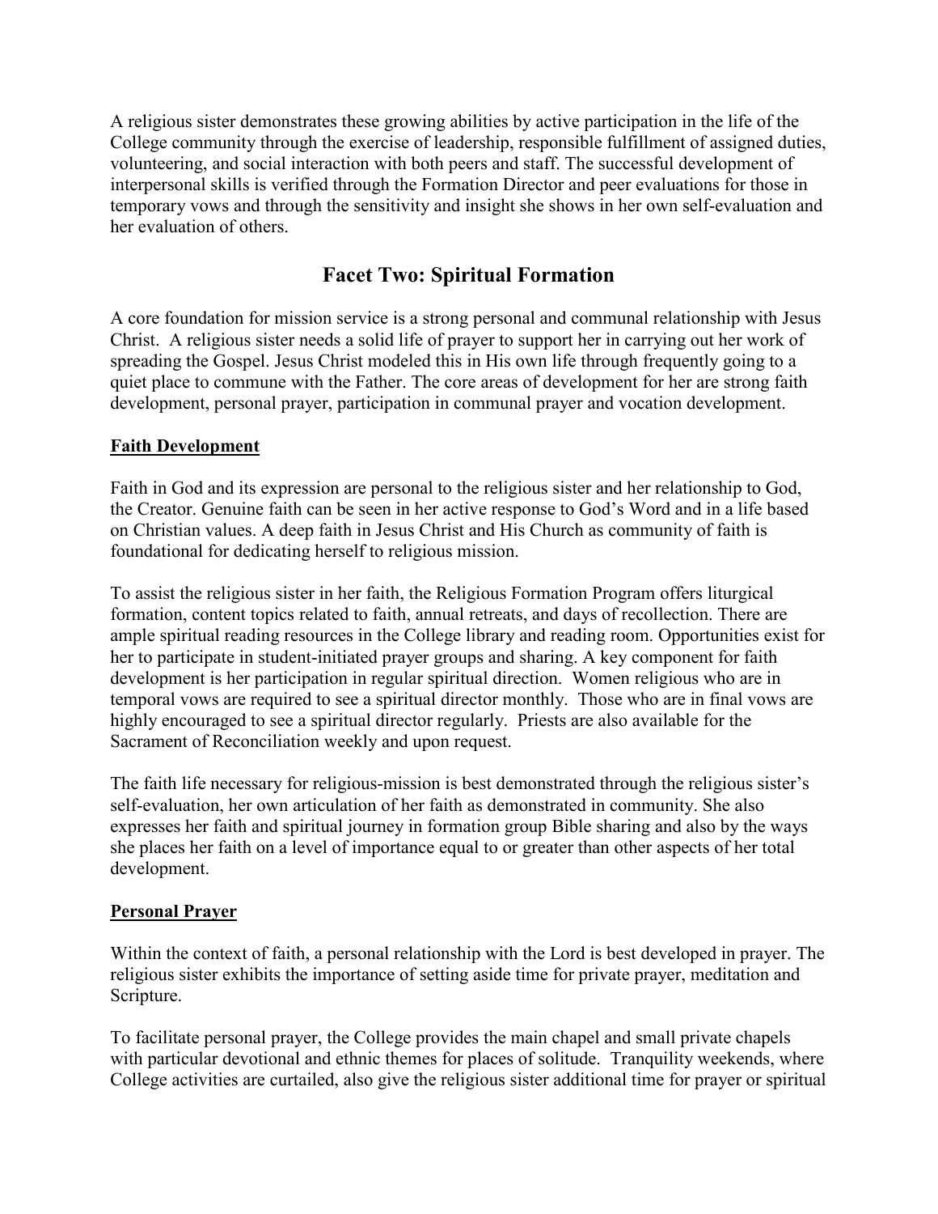A religious sister demonstrates these growing abilities by active participation in the life of the College community through the exercise of leadership, responsible fulfillment of assigned duties, volunteering, and social interaction with both peers and staff. The successful development of interpersonal skills is verified through the Formation Director and peer evaluations for those in temporary vows and through the sensitivity and insight she shows in her own self-evaluation and her evaluation of others.

## Facet Two: Spiritual Formation

A core foundation for mission service is a strong personal and communal relationship with Jesus Christ. A religious sister needs a solid life of prayer to support her in carrying out her work of spreading the Gospel. Jesus Christ modeled this in His own life through frequently going to a quiet place to commune with the Father. The core areas of development for her are strong faith development, personal prayer, participation in communal prayer and vocation development.

### Faith Development

Faith in God and its expression are personal to the religious sister and her relationship to God, the Creator. Genuine faith can be seen in her active response to God's Word and in a life based on Christian values. A deep faith in Jesus Christ and His Church as community of faith is foundational for dedicating herself to religious mission.

To assist the religious sister in her faith, the Religious Formation Program offers liturgical formation, content topics related to faith, annual retreats, and days of recollection. There are ample spiritual reading resources in the College library and reading room. Opportunities exist for her to participate in student-initiated prayer groups and sharing. A key component for faith development is her participation in regular spiritual direction. Women religious who are in temporal vows are required to see a spiritual director monthly. Those who are in final vows are highly encouraged to see a spiritual director regularly. Priests are also available for the Sacrament of Reconciliation weekly and upon request.

The faith life necessary for religious-mission is best demonstrated through the religious sister's self-evaluation, her own articulation of her faith as demonstrated in community. She also expresses her faith and spiritual journey in formation group Bible sharing and also by the ways she places her faith on a level of importance equal to or greater than other aspects of her total development.

### Personal Prayer

Within the context of faith, a personal relationship with the Lord is best developed in prayer. The religious sister exhibits the importance of setting aside time for private prayer, meditation and Scripture.

To facilitate personal prayer, the College provides the main chapel and small private chapels with particular devotional and ethnic themes for places of solitude. Tranquility weekends, where College activities are curtailed, also give the religious sister additional time for prayer or spiritual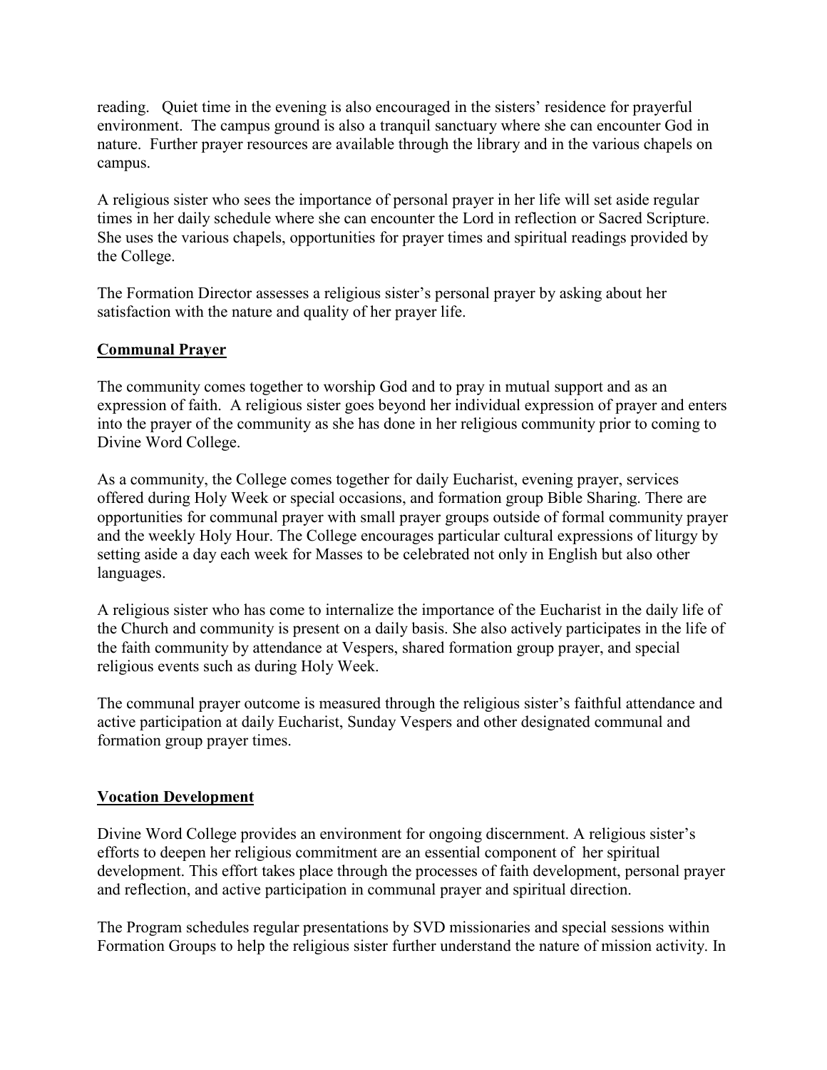reading. Quiet time in the evening is also encouraged in the sisters' residence for prayerful environment. The campus ground is also a tranquil sanctuary where she can encounter God in nature. Further prayer resources are available through the library and in the various chapels on campus.

A religious sister who sees the importance of personal prayer in her life will set aside regular times in her daily schedule where she can encounter the Lord in reflection or Sacred Scripture. She uses the various chapels, opportunities for prayer times and spiritual readings provided by the College.

The Formation Director assesses a religious sister's personal prayer by asking about her satisfaction with the nature and quality of her prayer life.

## Communal Prayer

The community comes together to worship God and to pray in mutual support and as an expression of faith. A religious sister goes beyond her individual expression of prayer and enters into the prayer of the community as she has done in her religious community prior to coming to Divine Word College.

As a community, the College comes together for daily Eucharist, evening prayer, services offered during Holy Week or special occasions, and formation group Bible Sharing. There are opportunities for communal prayer with small prayer groups outside of formal community prayer and the weekly Holy Hour. The College encourages particular cultural expressions of liturgy by setting aside a day each week for Masses to be celebrated not only in English but also other languages.

A religious sister who has come to internalize the importance of the Eucharist in the daily life of the Church and community is present on a daily basis. She also actively participates in the life of the faith community by attendance at Vespers, shared formation group prayer, and special religious events such as during Holy Week.

The communal prayer outcome is measured through the religious sister's faithful attendance and active participation at daily Eucharist, Sunday Vespers and other designated communal and formation group prayer times.

## Vocation Development

Divine Word College provides an environment for ongoing discernment. A religious sister's efforts to deepen her religious commitment are an essential component of her spiritual development. This effort takes place through the processes of faith development, personal prayer and reflection, and active participation in communal prayer and spiritual direction.

The Program schedules regular presentations by SVD missionaries and special sessions within Formation Groups to help the religious sister further understand the nature of mission activity. In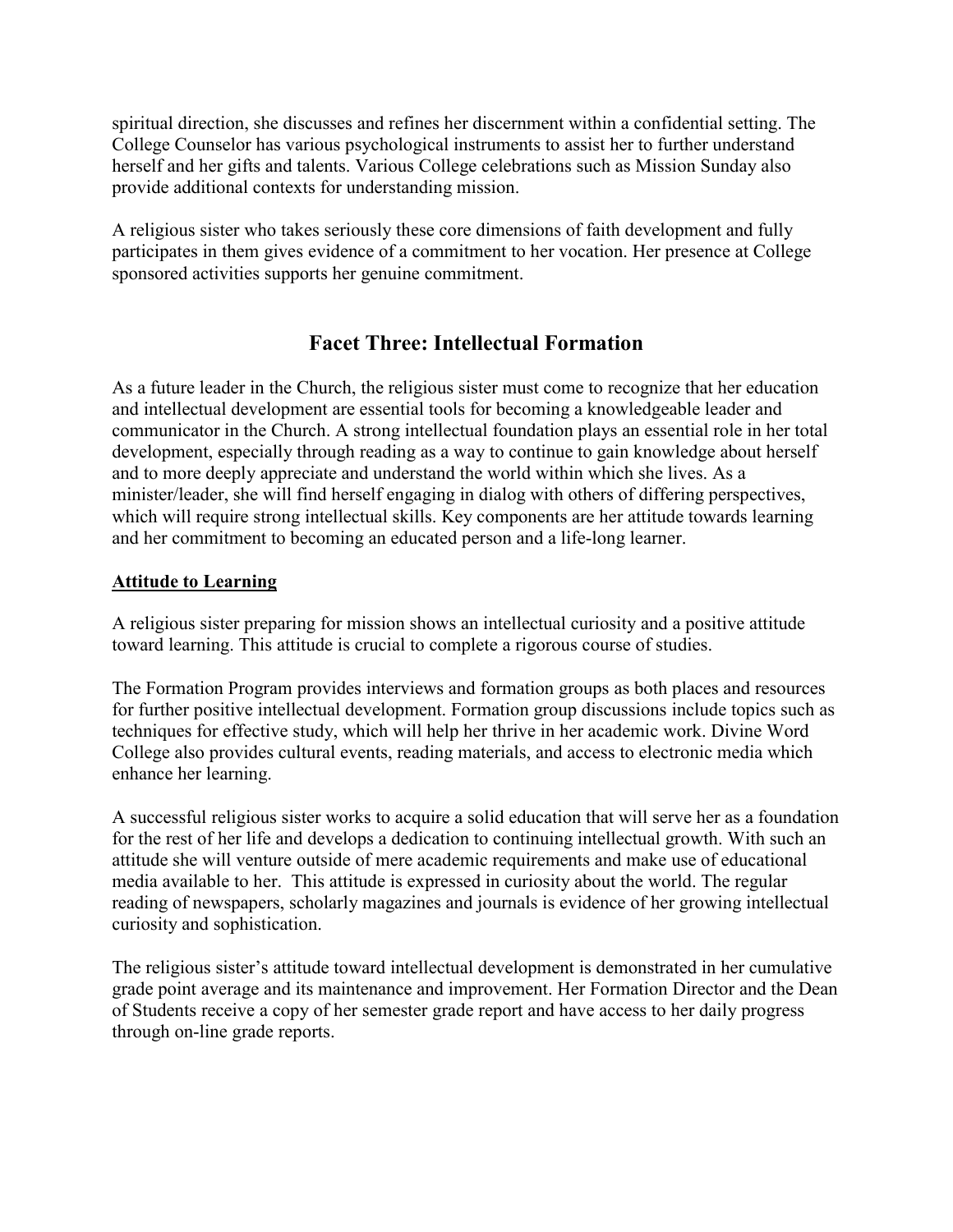spiritual direction, she discusses and refines her discernment within a confidential setting. The College Counselor has various psychological instruments to assist her to further understand herself and her gifts and talents. Various College celebrations such as Mission Sunday also provide additional contexts for understanding mission.

A religious sister who takes seriously these core dimensions of faith development and fully participates in them gives evidence of a commitment to her vocation. Her presence at College sponsored activities supports her genuine commitment.

## Facet Three: Intellectual Formation

As a future leader in the Church, the religious sister must come to recognize that her education and intellectual development are essential tools for becoming a knowledgeable leader and communicator in the Church. A strong intellectual foundation plays an essential role in her total development, especially through reading as a way to continue to gain knowledge about herself and to more deeply appreciate and understand the world within which she lives. As a minister/leader, she will find herself engaging in dialog with others of differing perspectives, which will require strong intellectual skills. Key components are her attitude towards learning and her commitment to becoming an educated person and a life-long learner.

### Attitude to Learning

A religious sister preparing for mission shows an intellectual curiosity and a positive attitude toward learning. This attitude is crucial to complete a rigorous course of studies.

The Formation Program provides interviews and formation groups as both places and resources for further positive intellectual development. Formation group discussions include topics such as techniques for effective study, which will help her thrive in her academic work. Divine Word College also provides cultural events, reading materials, and access to electronic media which enhance her learning.

A successful religious sister works to acquire a solid education that will serve her as a foundation for the rest of her life and develops a dedication to continuing intellectual growth. With such an attitude she will venture outside of mere academic requirements and make use of educational media available to her. This attitude is expressed in curiosity about the world. The regular reading of newspapers, scholarly magazines and journals is evidence of her growing intellectual curiosity and sophistication.

The religious sister's attitude toward intellectual development is demonstrated in her cumulative grade point average and its maintenance and improvement. Her Formation Director and the Dean of Students receive a copy of her semester grade report and have access to her daily progress through on-line grade reports.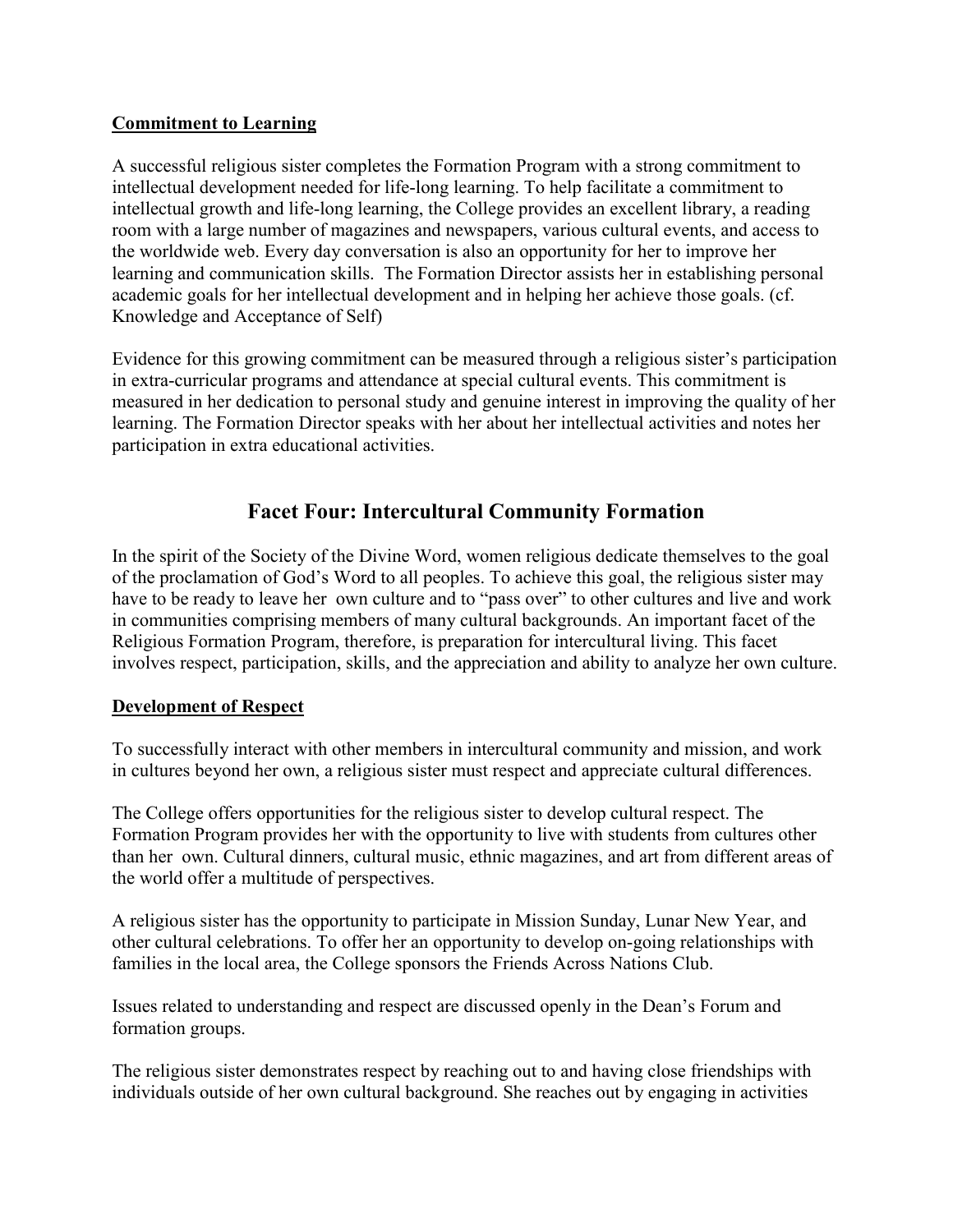**Commitment to Learning**

A successful religious sister completes the Formation Program with a strong commitment to intellectual development needed for life-long learning. To help facilitate a commitment to intellectual growth and life-long learning, the College provides an excellent library, a reading room with a large number of magazines and newspapers, various cultural events, and access to the worldwide web. Every day conversation is also an opportunity for her to improve her learning and communication skills. The Formation Director assists her in establishing personal academic goals for her intellectual development and in helping her achieve those goals. (cf. Knowledge and Acceptance of Self)

Evidence for this growing commitment can be measured through a religious sister's participation in extra-curricular programs and attendance at special cultural events. This commitment is measured in her dedication to personal study and genuine interest in improving the quality of her learning. The Formation Director speaks with her about her intellectual activities and notes her participation in extra educational activities.

## Facet Four: Intercultural Community Formation

In the spirit of the Society of the Divine Word, women religious dedicate themselves to the goal of the proclamation of God's Word to all peoples. To achieve this goal, the religious sister may have to be ready to leave her own culture and to "pass over" to other cultures and live and work in communities comprising members of many cultural backgrounds. An important facet of the Religious Formation Program, therefore, is preparation for intercultural living. This facet involves respect, participation, skills, and the appreciation and ability to analyze her own culture.

**Development of Respect**

To successfully interact with other members in intercultural community and mission, and work in cultures beyond her own, a religious sister must respect and appreciate cultural differences.

The College offers opportunities for the religious sister to develop cultural respect. The Formation Program provides her with the opportunity to live with students from cultures other than her own. Cultural dinners, cultural music, ethnic magazines, and art from different areas of the world offer a multitude of perspectives.

A religious sister has the opportunity to participate in Mission Sunday, Lunar New Year, and other cultural celebrations. To offer her an opportunity to develop on-going relationships with families in the local area, the College sponsors the Friends Across Nations Club.

Issues related to understanding and respect are discussed openly in the Dean's Forum and formation groups.

The religious sister demonstrates respect by reaching out to and having close friendships with individuals outside of her own cultural background. She reaches out by engaging in activities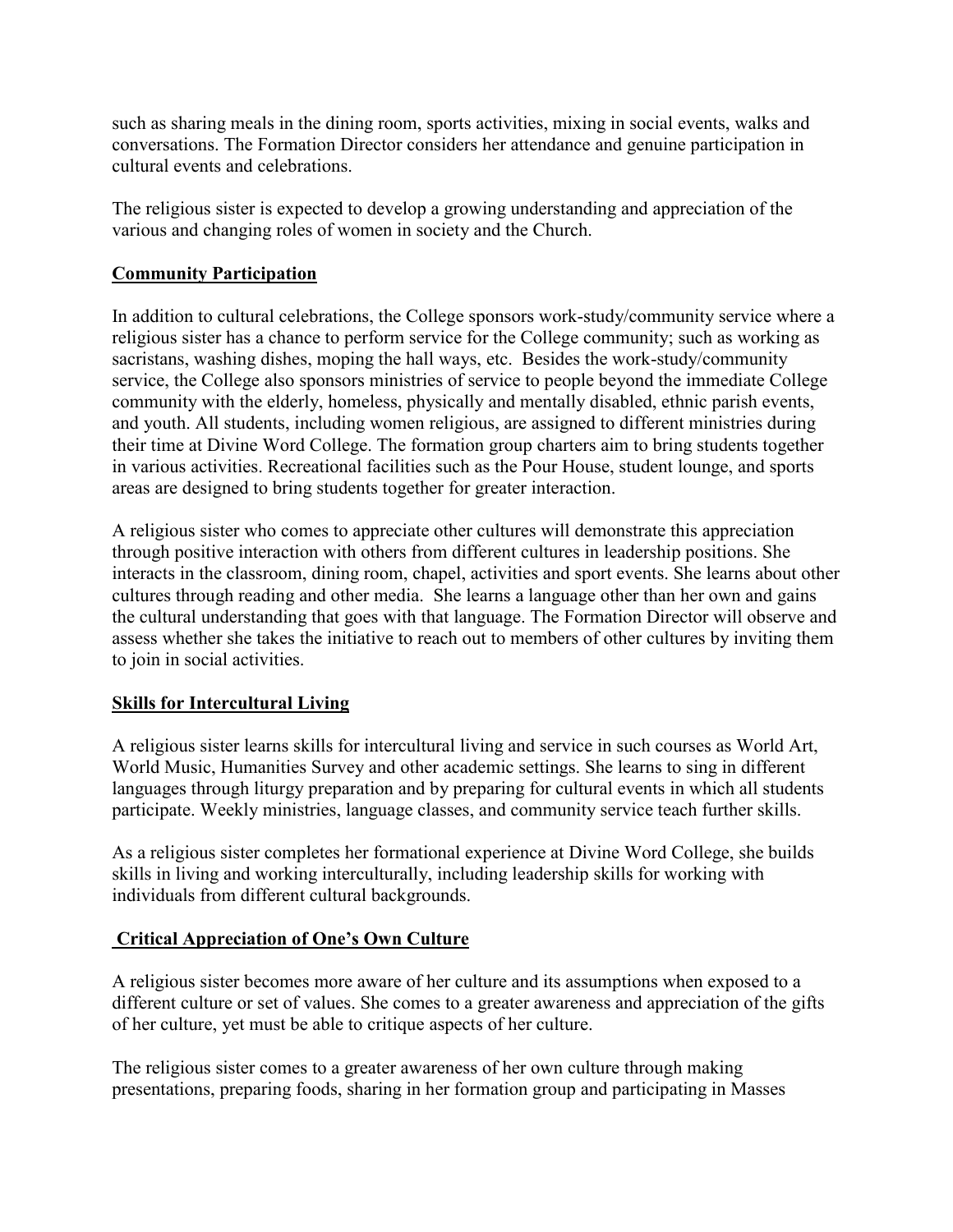such as sharing meals in the dining room, sports activities, mixing in social events, walks and conversations. The Formation Director considers her attendance and genuine participation in cultural events and celebrations.

The religious sister is expected to develop a growing understanding and appreciation of the various and changing roles of women in society and the Church.

## Community Participation

In addition to cultural celebrations, the College sponsors work-study/community service where a religious sister has a chance to perform service for the College community; such as working as sacristans, washing dishes, moping the hall ways, etc. Besides the work-study/community service, the College also sponsors ministries of service to people beyond the immediate College community with the elderly, homeless, physically and mentally disabled, ethnic parish events, and youth. All students, including women religious, are assigned to different ministries during their time at Divine Word College. The formation group charters aim to bring students together in various activities. Recreational facilities such as the Pour House, student lounge, and sports areas are designed to bring students together for greater interaction.

A religious sister who comes to appreciate other cultures will demonstrate this appreciation through positive interaction with others from different cultures in leadership positions. She interacts in the classroom, dining room, chapel, activities and sport events. She learns about other cultures through reading and other media. She learns a language other than her own and gains the cultural understanding that goes with that language. The Formation Director will observe and assess whether she takes the initiative to reach out to members of other cultures by inviting them to join in social activities.

## Skills for Intercultural Living

A religious sister learns skills for intercultural living and service in such courses as World Art, World Music, Humanities Survey and other academic settings. She learns to sing in different languages through liturgy preparation and by preparing for cultural events in which all students participate. Weekly ministries, language classes, and community service teach further skills.

As a religious sister completes her formational experience at Divine Word College, she builds skills in living and working interculturally, including leadership skills for working with individuals from different cultural backgrounds.

## Critical Appreciation of One's Own Culture

A religious sister becomes more aware of her culture and its assumptions when exposed to a different culture or set of values. She comes to a greater awareness and appreciation of the gifts of her culture, yet must be able to critique aspects of her culture.

The religious sister comes to a greater awareness of her own culture through making presentations, preparing foods, sharing in her formation group and participating in Masses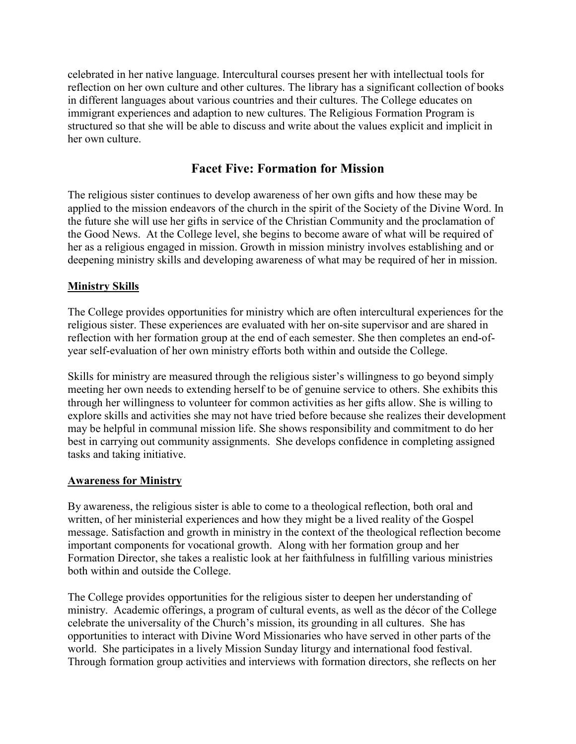celebrated in her native language. Intercultural courses present her with intellectual tools for reflection on her own culture and other cultures. The library has a significant collection of books in different languages about various countries and their cultures. The College educates on immigrant experiences and adaption to new cultures. The Religious Formation Program is structured so that she will be able to discuss and write about the values explicit and implicit in her own culture.

## Facet Five: Formation for Mission

The religious sister continues to develop awareness of her own gifts and how these may be applied to the mission endeavors of the church in the spirit of the Society of the Divine Word. In the future she will use her gifts in service of the Christian Community and the proclamation of the Good News. At the College level, she begins to become aware of what will be required of her as a religious engaged in mission. Growth in mission ministry involves establishing and or deepening ministry skills and developing awareness of what may be required of her in mission.

### Ministry Skills

The College provides opportunities for ministry which are often intercultural experiences for the religious sister. These experiences are evaluated with her on-site supervisor and are shared in reflection with her formation group at the end of each semester. She then completes an end-of-year self-evaluation of her own ministry efforts both within and outside the College.

Skills for ministry are measured through the religious sister's willingness to go beyond simply meeting her own needs to extending herself to be of genuine service to others. She exhibits this through her willingness to volunteer for common activities as her gifts allow. She is willing to explore skills and activities she may not have tried before because she realizes their development may be helpful in communal mission life. She shows responsibility and commitment to do her best in carrying out community assignments. She develops confidence in completing assigned tasks and taking initiative.

### Awareness for Ministry

By awareness, the religious sister is able to come to a theological reflection, both oral and written, of her ministerial experiences and how they might be a lived reality of the Gospel message. Satisfaction and growth in ministry in the context of the theological reflection become important components for vocational growth. Along with her formation group and her Formation Director, she takes a realistic look at her faithfulness in fulfilling various ministries both within and outside the College.

The College provides opportunities for the religious sister to deepen her understanding of ministry. Academic offerings, a program of cultural events, as well as the décor of the College celebrate the universality of the Church's mission, its grounding in all cultures. She has opportunities to interact with Divine Word Missionaries who have served in other parts of the world. She participates in a lively Mission Sunday liturgy and international food festival. Through formation group activities and interviews with formation directors, she reflects on her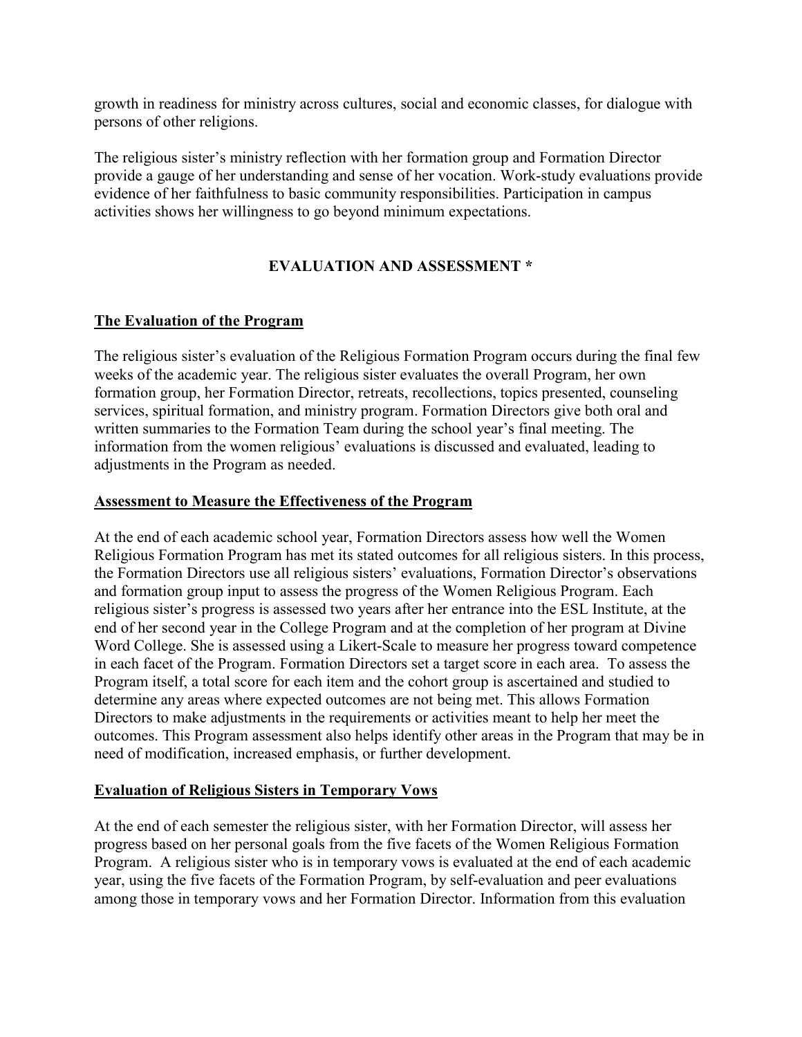growth in readiness for ministry across cultures, social and economic classes, for dialogue with persons of other religions.

The religious sister's ministry reflection with her formation group and Formation Director provide a gauge of her understanding and sense of her vocation. Work-study evaluations provide evidence of her faithfulness to basic community responsibilities. Participation in campus activities shows her willingness to go beyond minimum expectations.

## EVALUATION AND ASSESSMENT *

### The Evaluation of the Program

The religious sister's evaluation of the Religious Formation Program occurs during the final few weeks of the academic year. The religious sister evaluates the overall Program, her own formation group, her Formation Director, retreats, recollections, topics presented, counseling services, spiritual formation, and ministry program. Formation Directors give both oral and written summaries to the Formation Team during the school year's final meeting. The information from the women religious' evaluations is discussed and evaluated, leading to adjustments in the Program as needed.

### Assessment to Measure the Effectiveness of the Program

At the end of each academic school year, Formation Directors assess how well the Women Religious Formation Program has met its stated outcomes for all religious sisters. In this process, the Formation Directors use all religious sisters' evaluations, Formation Director's observations and formation group input to assess the progress of the Women Religious Program. Each religious sister's progress is assessed two years after her entrance into the ESL Institute, at the end of her second year in the College Program and at the completion of her program at Divine Word College. She is assessed using a Likert-Scale to measure her progress toward competence in each facet of the Program. Formation Directors set a target score in each area. To assess the Program itself, a total score for each item and the cohort group is ascertained and studied to determine any areas where expected outcomes are not being met. This allows Formation Directors to make adjustments in the requirements or activities meant to help her meet the outcomes. This Program assessment also helps identify other areas in the Program that may be in need of modification, increased emphasis, or further development.

### Evaluation of Religious Sisters in Temporary Vows

At the end of each semester the religious sister, with her Formation Director, will assess her progress based on her personal goals from the five facets of the Women Religious Formation Program. A religious sister who is in temporary vows is evaluated at the end of each academic year, using the five facets of the Formation Program, by self-evaluation and peer evaluations among those in temporary vows and her Formation Director. Information from this evaluation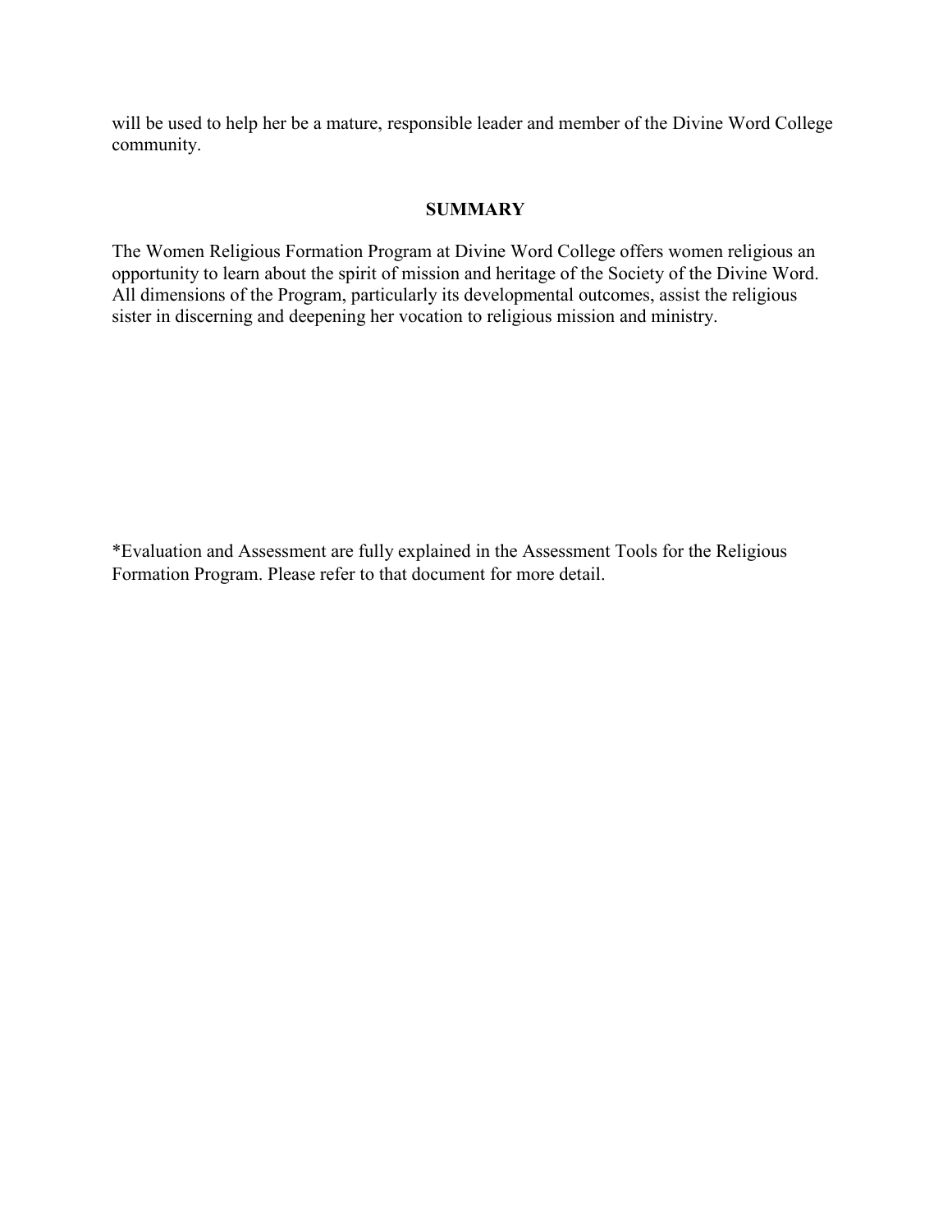will be used to help her be a mature, responsible leader and member of the Divine Word College community.

## SUMMARY

The Women Religious Formation Program at Divine Word College offers women religious an opportunity to learn about the spirit of mission and heritage of the Society of the Divine Word. All dimensions of the Program, particularly its developmental outcomes, assist the religious sister in discerning and deepening her vocation to religious mission and ministry.

*Evaluation and Assessment are fully explained in the Assessment Tools for the Religious Formation Program. Please refer to that document for more detail.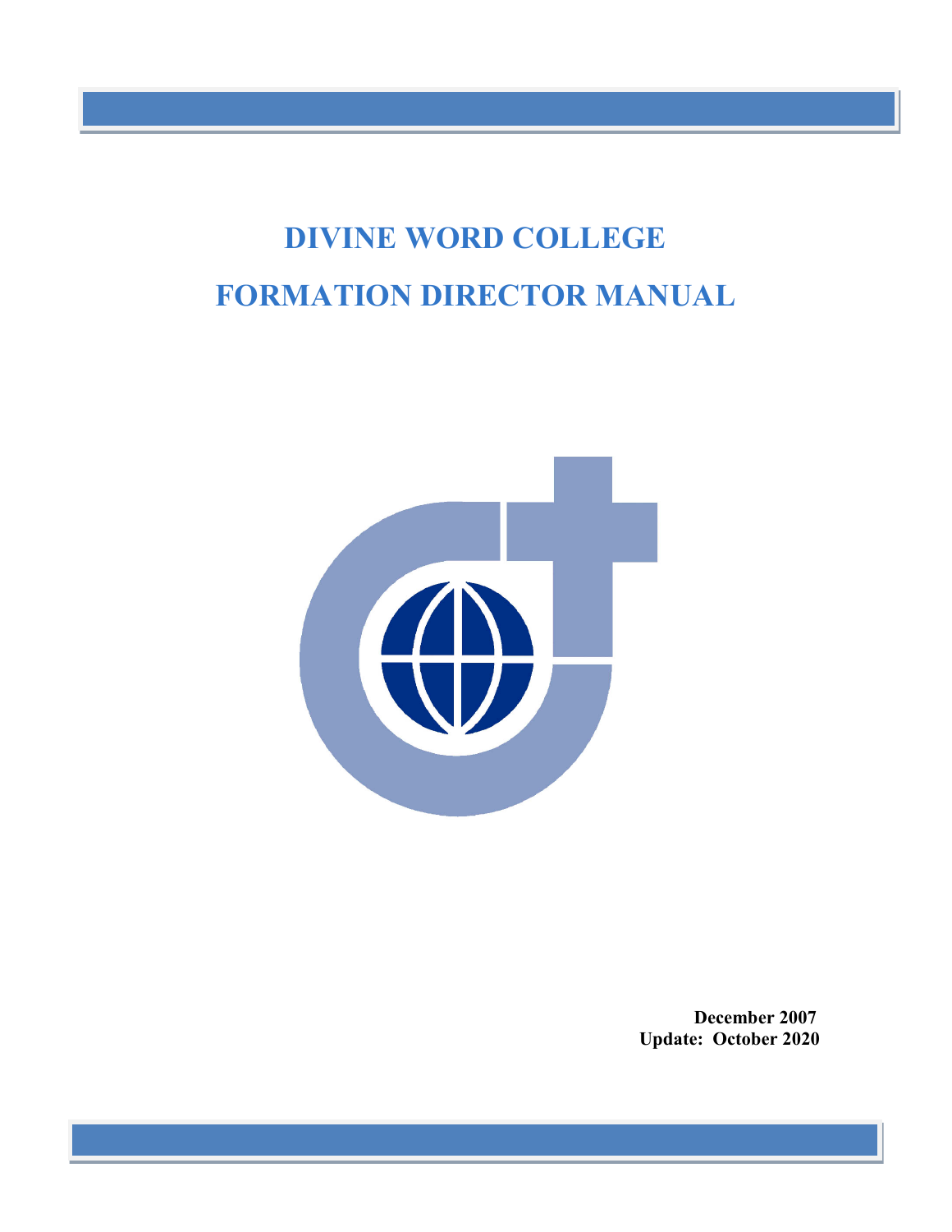# DIVINE WORD COLLEGE

# FORMATION DIRECTOR MANUAL

**December 2007**
**Update: October 2020**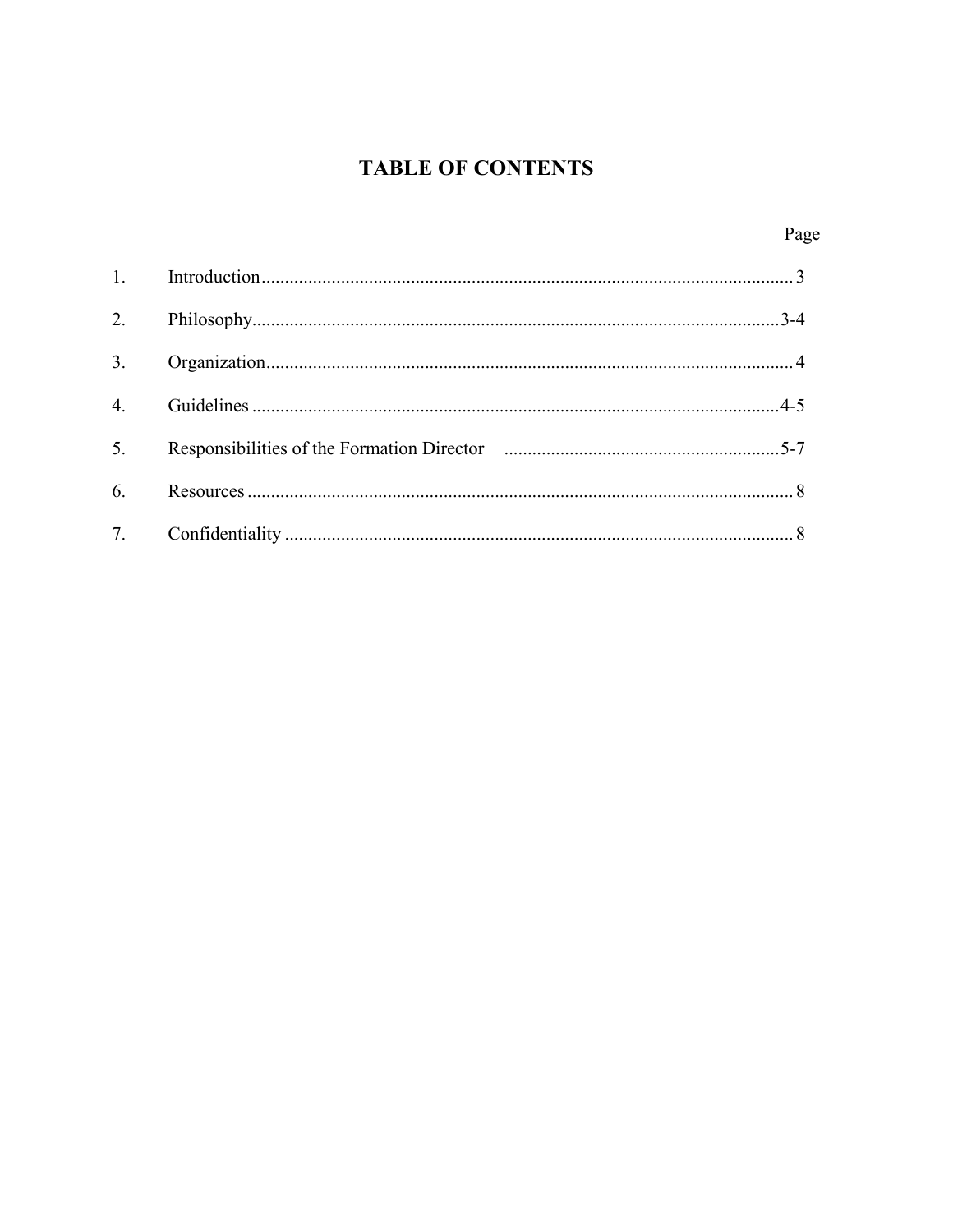# TABLE OF CONTENTS

| | | Page |
|---|---|---|
| 1. | Introduction | 3 |
| 2. | Philosophy | 3-4 |
| 3. | Organization | 4 |
| 4. | Guidelines | 4-5 |
| 5. | Responsibilities of the Formation Director | 5-7 |
| 6. | Resources | 8 |
| 7. | Confidentiality | 8 |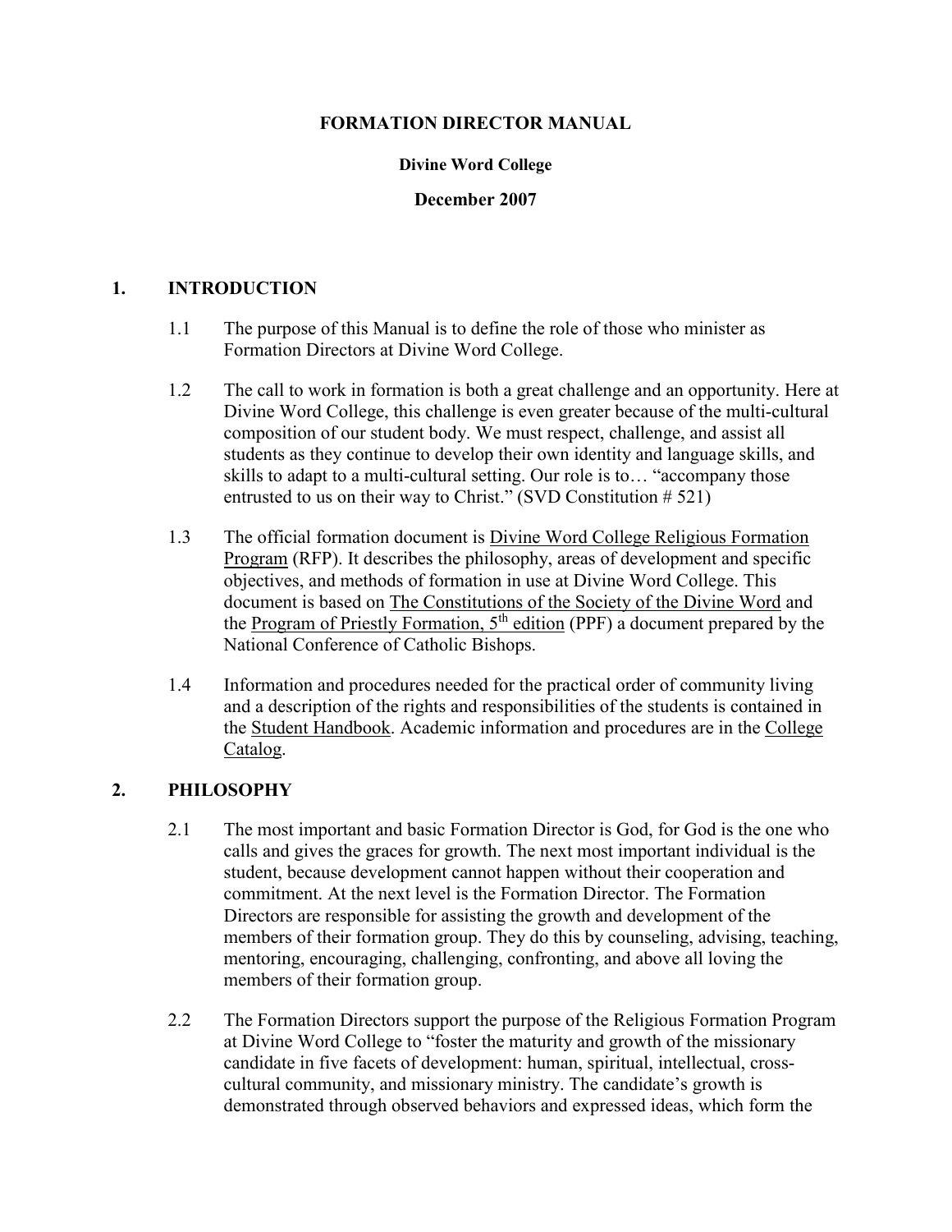# FORMATION DIRECTOR MANUAL

**Divine Word College**

**December 2007**

## 1. INTRODUCTION

1.1 The purpose of this Manual is to define the role of those who minister as Formation Directors at Divine Word College.

1.2 The call to work in formation is both a great challenge and an opportunity. Here at Divine Word College, this challenge is even greater because of the multi-cultural composition of our student body. We must respect, challenge, and assist all students as they continue to develop their own identity and language skills, and skills to adapt to a multi-cultural setting. Our role is to… "accompany those entrusted to us on their way to Christ." (SVD Constitution # 521)

1.3 The official formation document is Divine Word College Religious Formation Program (RFP). It describes the philosophy, areas of development and specific objectives, and methods of formation in use at Divine Word College. This document is based on The Constitutions of the Society of the Divine Word and the Program of Priestly Formation, 5th edition (PPF) a document prepared by the National Conference of Catholic Bishops.

1.4 Information and procedures needed for the practical order of community living and a description of the rights and responsibilities of the students is contained in the Student Handbook. Academic information and procedures are in the College Catalog.

## 2. PHILOSOPHY

2.1 The most important and basic Formation Director is God, for God is the one who calls and gives the graces for growth. The next most important individual is the student, because development cannot happen without their cooperation and commitment. At the next level is the Formation Director. The Formation Directors are responsible for assisting the growth and development of the members of their formation group. They do this by counseling, advising, teaching, mentoring, encouraging, challenging, confronting, and above all loving the members of their formation group.

2.2 The Formation Directors support the purpose of the Religious Formation Program at Divine Word College to "foster the maturity and growth of the missionary candidate in five facets of development: human, spiritual, intellectual, cross-cultural community, and missionary ministry. The candidate's growth is demonstrated through observed behaviors and expressed ideas, which form the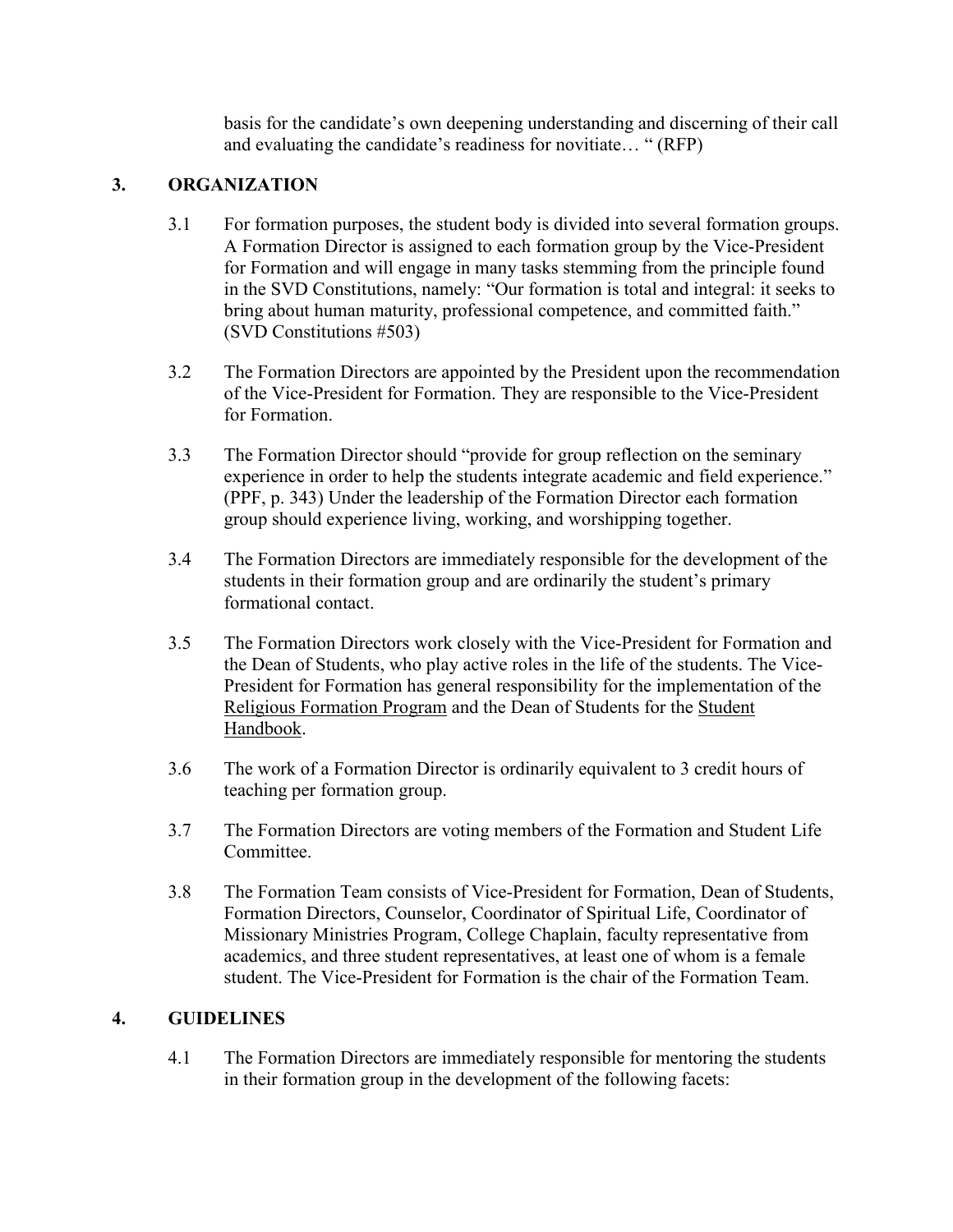basis for the candidate's own deepening understanding and discerning of their call and evaluating the candidate's readiness for novitiate… " (RFP)

## 3. ORGANIZATION

3.1 For formation purposes, the student body is divided into several formation groups. A Formation Director is assigned to each formation group by the Vice-President for Formation and will engage in many tasks stemming from the principle found in the SVD Constitutions, namely: "Our formation is total and integral: it seeks to bring about human maturity, professional competence, and committed faith." (SVD Constitutions #503)

3.2 The Formation Directors are appointed by the President upon the recommendation of the Vice-President for Formation. They are responsible to the Vice-President for Formation.

3.3 The Formation Director should "provide for group reflection on the seminary experience in order to help the students integrate academic and field experience." (PPF, p. 343) Under the leadership of the Formation Director each formation group should experience living, working, and worshipping together.

3.4 The Formation Directors are immediately responsible for the development of the students in their formation group and are ordinarily the student's primary formational contact.

3.5 The Formation Directors work closely with the Vice-President for Formation and the Dean of Students, who play active roles in the life of the students. The Vice-President for Formation has general responsibility for the implementation of the Religious Formation Program and the Dean of Students for the Student Handbook.

3.6 The work of a Formation Director is ordinarily equivalent to 3 credit hours of teaching per formation group.

3.7 The Formation Directors are voting members of the Formation and Student Life Committee.

3.8 The Formation Team consists of Vice-President for Formation, Dean of Students, Formation Directors, Counselor, Coordinator of Spiritual Life, Coordinator of Missionary Ministries Program, College Chaplain, faculty representative from academics, and three student representatives, at least one of whom is a female student. The Vice-President for Formation is the chair of the Formation Team.

## 4. GUIDELINES

4.1 The Formation Directors are immediately responsible for mentoring the students in their formation group in the development of the following facets: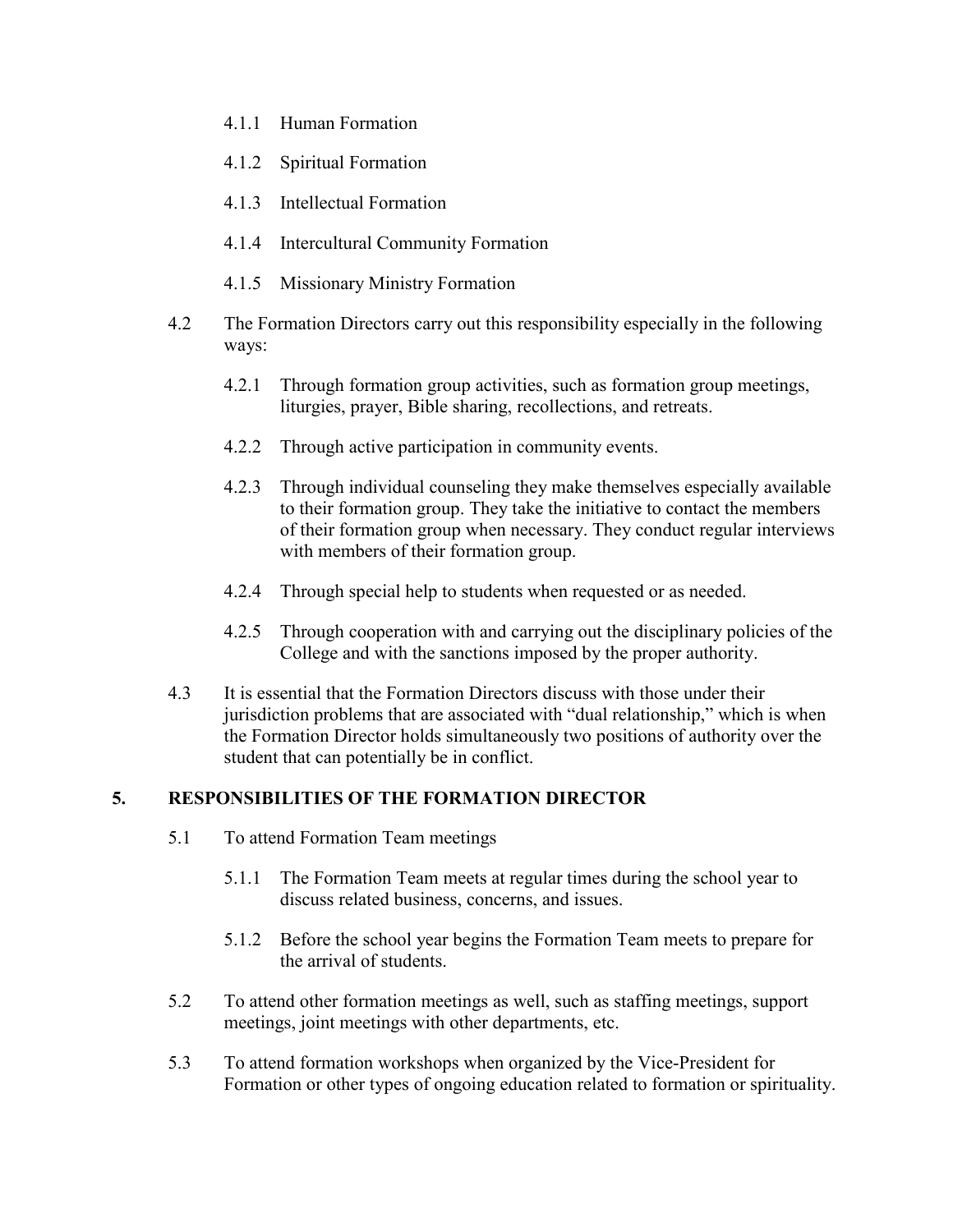- 4.1.1 Human Formation
- 4.1.2 Spiritual Formation
- 4.1.3 Intellectual Formation
- 4.1.4 Intercultural Community Formation
- 4.1.5 Missionary Ministry Formation

4.2 The Formation Directors carry out this responsibility especially in the following ways:

- 4.2.1 Through formation group activities, such as formation group meetings, liturgies, prayer, Bible sharing, recollections, and retreats.
- 4.2.2 Through active participation in community events.
- 4.2.3 Through individual counseling they make themselves especially available to their formation group. They take the initiative to contact the members of their formation group when necessary. They conduct regular interviews with members of their formation group.
- 4.2.4 Through special help to students when requested or as needed.
- 4.2.5 Through cooperation with and carrying out the disciplinary policies of the College and with the sanctions imposed by the proper authority.

4.3 It is essential that the Formation Directors discuss with those under their jurisdiction problems that are associated with "dual relationship," which is when the Formation Director holds simultaneously two positions of authority over the student that can potentially be in conflict.

## 5. RESPONSIBILITIES OF THE FORMATION DIRECTOR

5.1 To attend Formation Team meetings

- 5.1.1 The Formation Team meets at regular times during the school year to discuss related business, concerns, and issues.
- 5.1.2 Before the school year begins the Formation Team meets to prepare for the arrival of students.

5.2 To attend other formation meetings as well, such as staffing meetings, support meetings, joint meetings with other departments, etc.

5.3 To attend formation workshops when organized by the Vice-President for Formation or other types of ongoing education related to formation or spirituality.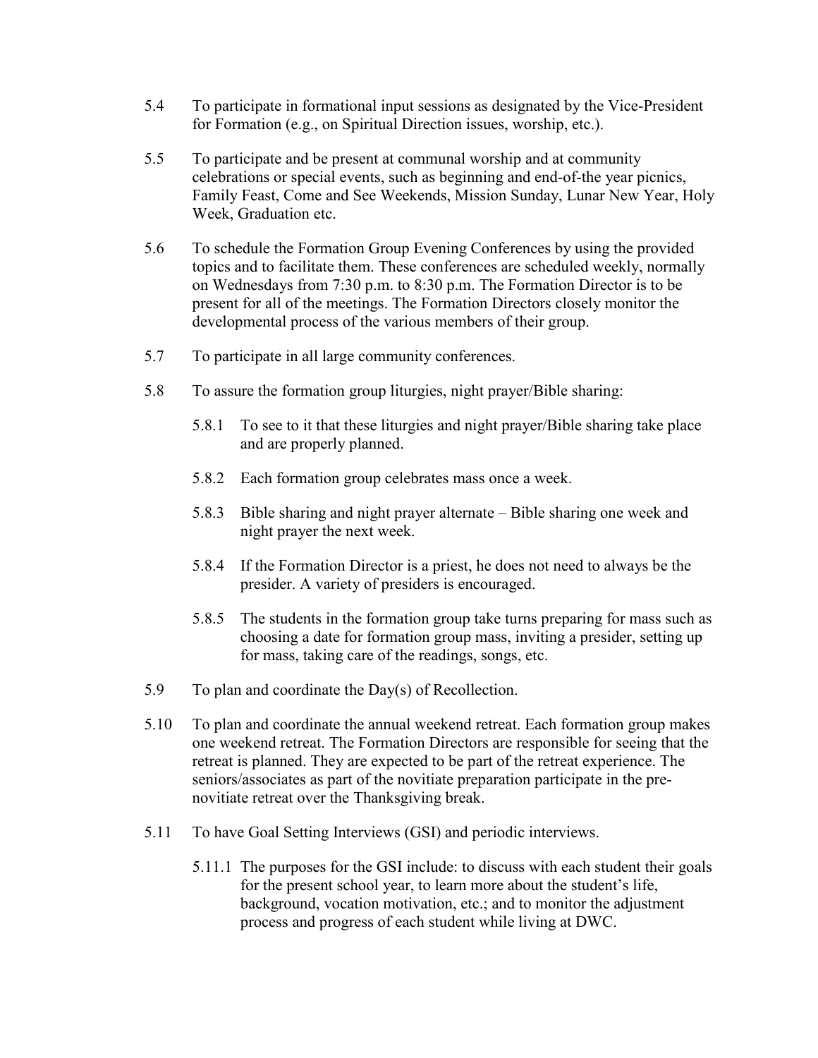5.4 To participate in formational input sessions as designated by the Vice-President for Formation (e.g., on Spiritual Direction issues, worship, etc.).

5.5 To participate and be present at communal worship and at community celebrations or special events, such as beginning and end-of-the year picnics, Family Feast, Come and See Weekends, Mission Sunday, Lunar New Year, Holy Week, Graduation etc.

5.6 To schedule the Formation Group Evening Conferences by using the provided topics and to facilitate them. These conferences are scheduled weekly, normally on Wednesdays from 7:30 p.m. to 8:30 p.m. The Formation Director is to be present for all of the meetings. The Formation Directors closely monitor the developmental process of the various members of their group.

5.7 To participate in all large community conferences.

5.8 To assure the formation group liturgies, night prayer/Bible sharing:

- 5.8.1 To see to it that these liturgies and night prayer/Bible sharing take place and are properly planned.
- 5.8.2 Each formation group celebrates mass once a week.
- 5.8.3 Bible sharing and night prayer alternate – Bible sharing one week and night prayer the next week.
- 5.8.4 If the Formation Director is a priest, he does not need to always be the presider. A variety of presiders is encouraged.
- 5.8.5 The students in the formation group take turns preparing for mass such as choosing a date for formation group mass, inviting a presider, setting up for mass, taking care of the readings, songs, etc.

5.9 To plan and coordinate the Day(s) of Recollection.

5.10 To plan and coordinate the annual weekend retreat. Each formation group makes one weekend retreat. The Formation Directors are responsible for seeing that the retreat is planned. They are expected to be part of the retreat experience. The seniors/associates as part of the novitiate preparation participate in the pre-novitiate retreat over the Thanksgiving break.

5.11 To have Goal Setting Interviews (GSI) and periodic interviews.

- 5.11.1 The purposes for the GSI include: to discuss with each student their goals for the present school year, to learn more about the student's life, background, vocation motivation, etc.; and to monitor the adjustment process and progress of each student while living at DWC.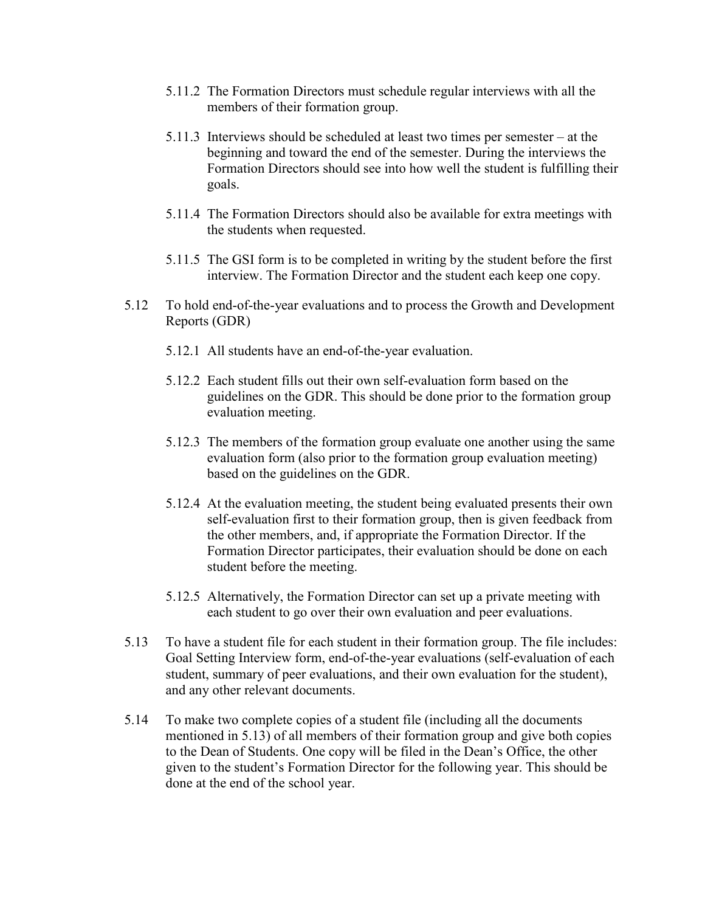5.11.2 The Formation Directors must schedule regular interviews with all the members of their formation group.

5.11.3 Interviews should be scheduled at least two times per semester – at the beginning and toward the end of the semester. During the interviews the Formation Directors should see into how well the student is fulfilling their goals.

5.11.4 The Formation Directors should also be available for extra meetings with the students when requested.

5.11.5 The GSI form is to be completed in writing by the student before the first interview. The Formation Director and the student each keep one copy.

5.12 To hold end-of-the-year evaluations and to process the Growth and Development Reports (GDR)

5.12.1 All students have an end-of-the-year evaluation.

5.12.2 Each student fills out their own self-evaluation form based on the guidelines on the GDR. This should be done prior to the formation group evaluation meeting.

5.12.3 The members of the formation group evaluate one another using the same evaluation form (also prior to the formation group evaluation meeting) based on the guidelines on the GDR.

5.12.4 At the evaluation meeting, the student being evaluated presents their own self-evaluation first to their formation group, then is given feedback from the other members, and, if appropriate the Formation Director. If the Formation Director participates, their evaluation should be done on each student before the meeting.

5.12.5 Alternatively, the Formation Director can set up a private meeting with each student to go over their own evaluation and peer evaluations.

5.13 To have a student file for each student in their formation group. The file includes: Goal Setting Interview form, end-of-the-year evaluations (self-evaluation of each student, summary of peer evaluations, and their own evaluation for the student), and any other relevant documents.

5.14 To make two complete copies of a student file (including all the documents mentioned in 5.13) of all members of their formation group and give both copies to the Dean of Students. One copy will be filed in the Dean's Office, the other given to the student's Formation Director for the following year. This should be done at the end of the school year.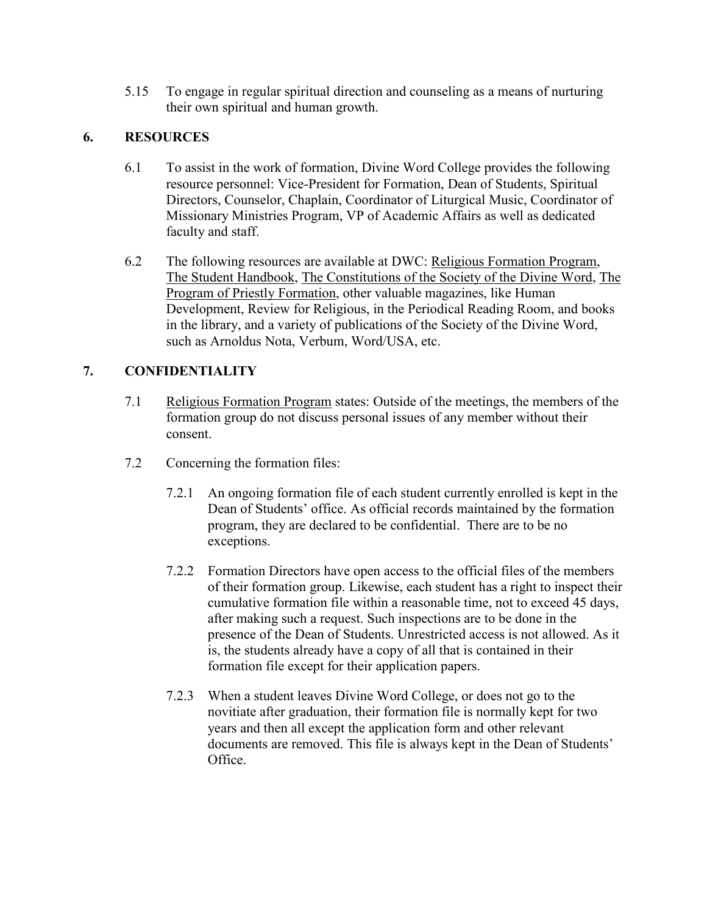5.15 To engage in regular spiritual direction and counseling as a means of nurturing their own spiritual and human growth.

## 6. RESOURCES

6.1 To assist in the work of formation, Divine Word College provides the following resource personnel: Vice-President for Formation, Dean of Students, Spiritual Directors, Counselor, Chaplain, Coordinator of Liturgical Music, Coordinator of Missionary Ministries Program, VP of Academic Affairs as well as dedicated faculty and staff.

6.2 The following resources are available at DWC: <u>Religious Formation Program</u>, <u>The Student Handbook</u>, <u>The Constitutions of the Society of the Divine Word</u>, <u>The Program of Priestly Formation</u>, other valuable magazines, like Human Development, Review for Religious, in the Periodical Reading Room, and books in the library, and a variety of publications of the Society of the Divine Word, such as Arnoldus Nota, Verbum, Word/USA, etc.

## 7. CONFIDENTIALITY

7.1 <u>Religious Formation Program</u> states: Outside of the meetings, the members of the formation group do not discuss personal issues of any member without their consent.

7.2 Concerning the formation files:

7.2.1 An ongoing formation file of each student currently enrolled is kept in the Dean of Students' office. As official records maintained by the formation program, they are declared to be confidential. There are to be no exceptions.

7.2.2 Formation Directors have open access to the official files of the members of their formation group. Likewise, each student has a right to inspect their cumulative formation file within a reasonable time, not to exceed 45 days, after making such a request. Such inspections are to be done in the presence of the Dean of Students. Unrestricted access is not allowed. As it is, the students already have a copy of all that is contained in their formation file except for their application papers.

7.2.3 When a student leaves Divine Word College, or does not go to the novitiate after graduation, their formation file is normally kept for two years and then all except the application form and other relevant documents are removed. This file is always kept in the Dean of Students' Office.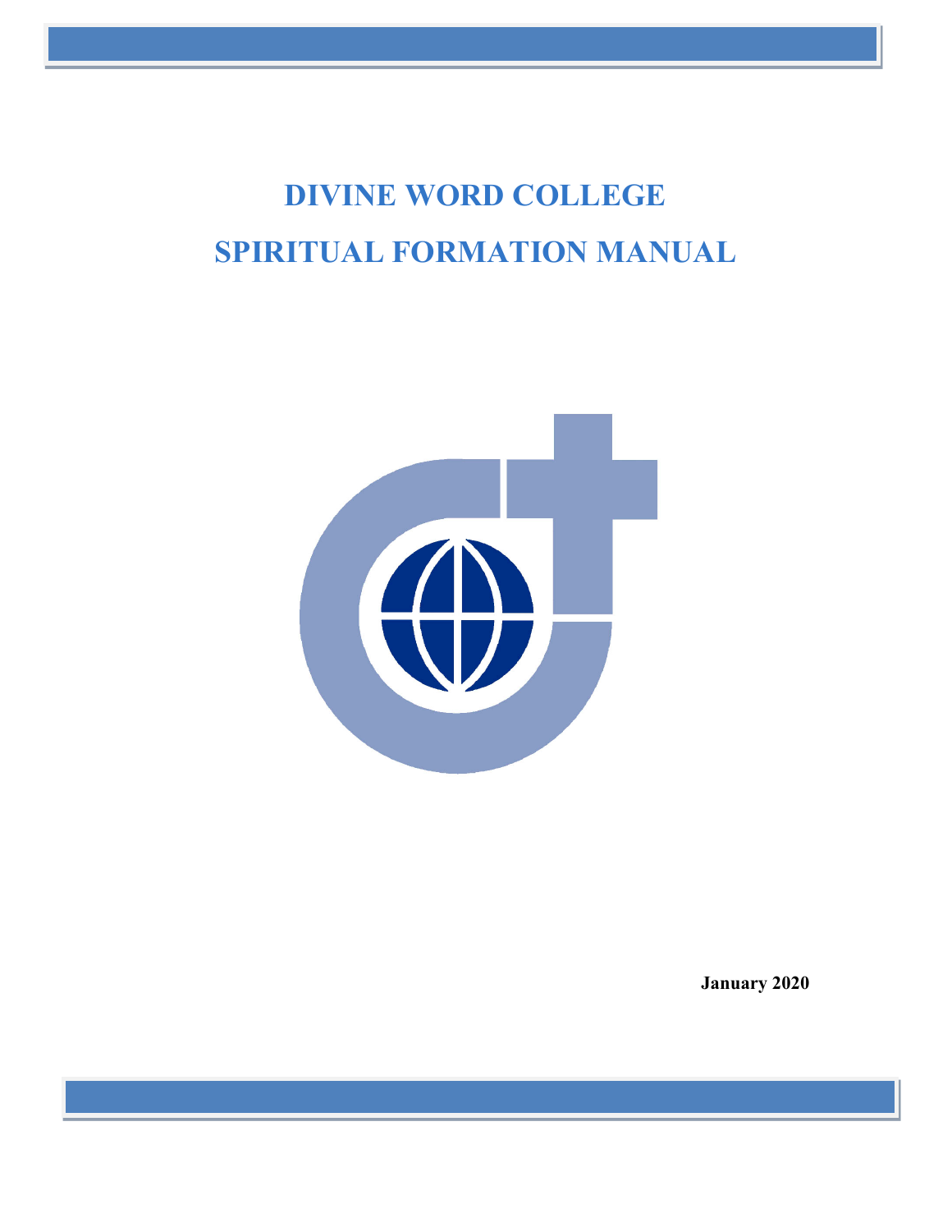# DIVINE WORD COLLEGE

# SPIRITUAL FORMATION MANUAL

January 2020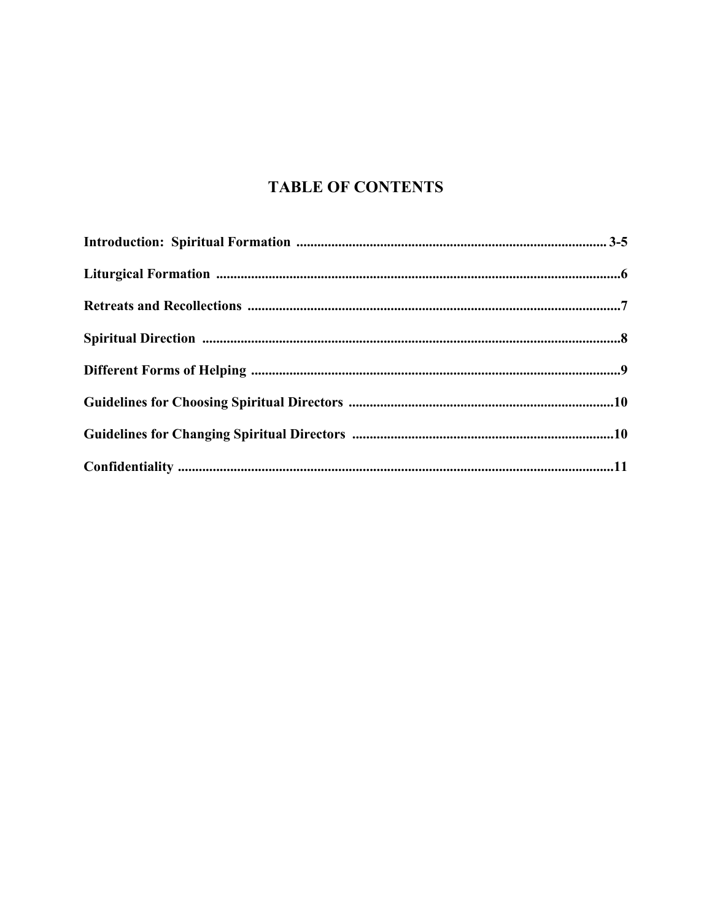# TABLE OF CONTENTS

**Introduction: Spiritual Formation ........................................................................................ 3-5**

**Liturgical Formation ....................................................................................................................6**

**Retreats and Recollections ...........................................................................................................7**

**Spiritual Direction .........................................................................................................................8**

**Different Forms of Helping ..........................................................................................................9**

**Guidelines for Choosing Spiritual Directors ............................................................................10**

**Guidelines for Changing Spiritual Directors ...........................................................................10**

**Confidentiality .............................................................................................................................11**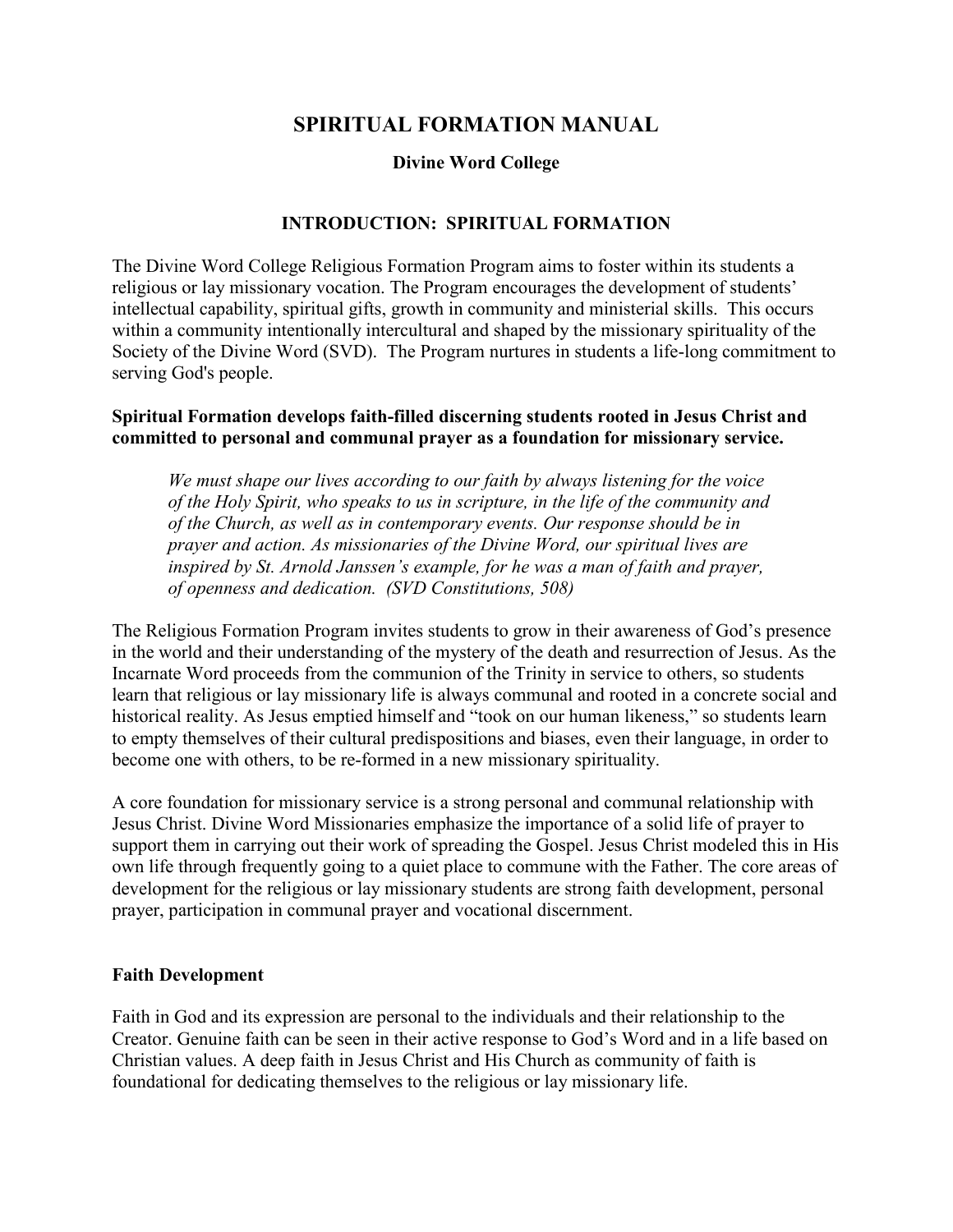# SPIRITUAL FORMATION MANUAL

**Divine Word College**

## INTRODUCTION: SPIRITUAL FORMATION

The Divine Word College Religious Formation Program aims to foster within its students a religious or lay missionary vocation. The Program encourages the development of students' intellectual capability, spiritual gifts, growth in community and ministerial skills. This occurs within a community intentionally intercultural and shaped by the missionary spirituality of the Society of the Divine Word (SVD). The Program nurtures in students a life-long commitment to serving God's people.

**Spiritual Formation develops faith-filled discerning students rooted in Jesus Christ and committed to personal and communal prayer as a foundation for missionary service.**

> *We must shape our lives according to our faith by always listening for the voice of the Holy Spirit, who speaks to us in scripture, in the life of the community and of the Church, as well as in contemporary events. Our response should be in prayer and action. As missionaries of the Divine Word, our spiritual lives are inspired by St. Arnold Janssen's example, for he was a man of faith and prayer, of openness and dedication. (SVD Constitutions, 508)*

The Religious Formation Program invites students to grow in their awareness of God's presence in the world and their understanding of the mystery of the death and resurrection of Jesus. As the Incarnate Word proceeds from the communion of the Trinity in service to others, so students learn that religious or lay missionary life is always communal and rooted in a concrete social and historical reality. As Jesus emptied himself and "took on our human likeness," so students learn to empty themselves of their cultural predispositions and biases, even their language, in order to become one with others, to be re-formed in a new missionary spirituality.

A core foundation for missionary service is a strong personal and communal relationship with Jesus Christ. Divine Word Missionaries emphasize the importance of a solid life of prayer to support them in carrying out their work of spreading the Gospel. Jesus Christ modeled this in His own life through frequently going to a quiet place to commune with the Father. The core areas of development for the religious or lay missionary students are strong faith development, personal prayer, participation in communal prayer and vocational discernment.

### Faith Development

Faith in God and its expression are personal to the individuals and their relationship to the Creator. Genuine faith can be seen in their active response to God's Word and in a life based on Christian values. A deep faith in Jesus Christ and His Church as community of faith is foundational for dedicating themselves to the religious or lay missionary life.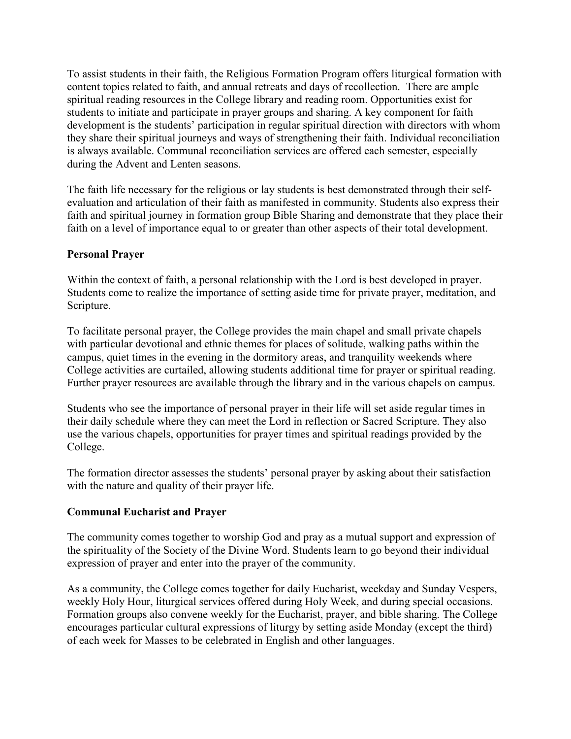To assist students in their faith, the Religious Formation Program offers liturgical formation with content topics related to faith, and annual retreats and days of recollection. There are ample spiritual reading resources in the College library and reading room. Opportunities exist for students to initiate and participate in prayer groups and sharing. A key component for faith development is the students' participation in regular spiritual direction with directors with whom they share their spiritual journeys and ways of strengthening their faith. Individual reconciliation is always available. Communal reconciliation services are offered each semester, especially during the Advent and Lenten seasons.

The faith life necessary for the religious or lay students is best demonstrated through their self-evaluation and articulation of their faith as manifested in community. Students also express their faith and spiritual journey in formation group Bible Sharing and demonstrate that they place their faith on a level of importance equal to or greater than other aspects of their total development.

**Personal Prayer**

Within the context of faith, a personal relationship with the Lord is best developed in prayer. Students come to realize the importance of setting aside time for private prayer, meditation, and Scripture.

To facilitate personal prayer, the College provides the main chapel and small private chapels with particular devotional and ethnic themes for places of solitude, walking paths within the campus, quiet times in the evening in the dormitory areas, and tranquility weekends where College activities are curtailed, allowing students additional time for prayer or spiritual reading. Further prayer resources are available through the library and in the various chapels on campus.

Students who see the importance of personal prayer in their life will set aside regular times in their daily schedule where they can meet the Lord in reflection or Sacred Scripture. They also use the various chapels, opportunities for prayer times and spiritual readings provided by the College.

The formation director assesses the students' personal prayer by asking about their satisfaction with the nature and quality of their prayer life.

**Communal Eucharist and Prayer**

The community comes together to worship God and pray as a mutual support and expression of the spirituality of the Society of the Divine Word. Students learn to go beyond their individual expression of prayer and enter into the prayer of the community.

As a community, the College comes together for daily Eucharist, weekday and Sunday Vespers, weekly Holy Hour, liturgical services offered during Holy Week, and during special occasions. Formation groups also convene weekly for the Eucharist, prayer, and bible sharing. The College encourages particular cultural expressions of liturgy by setting aside Monday (except the third) of each week for Masses to be celebrated in English and other languages.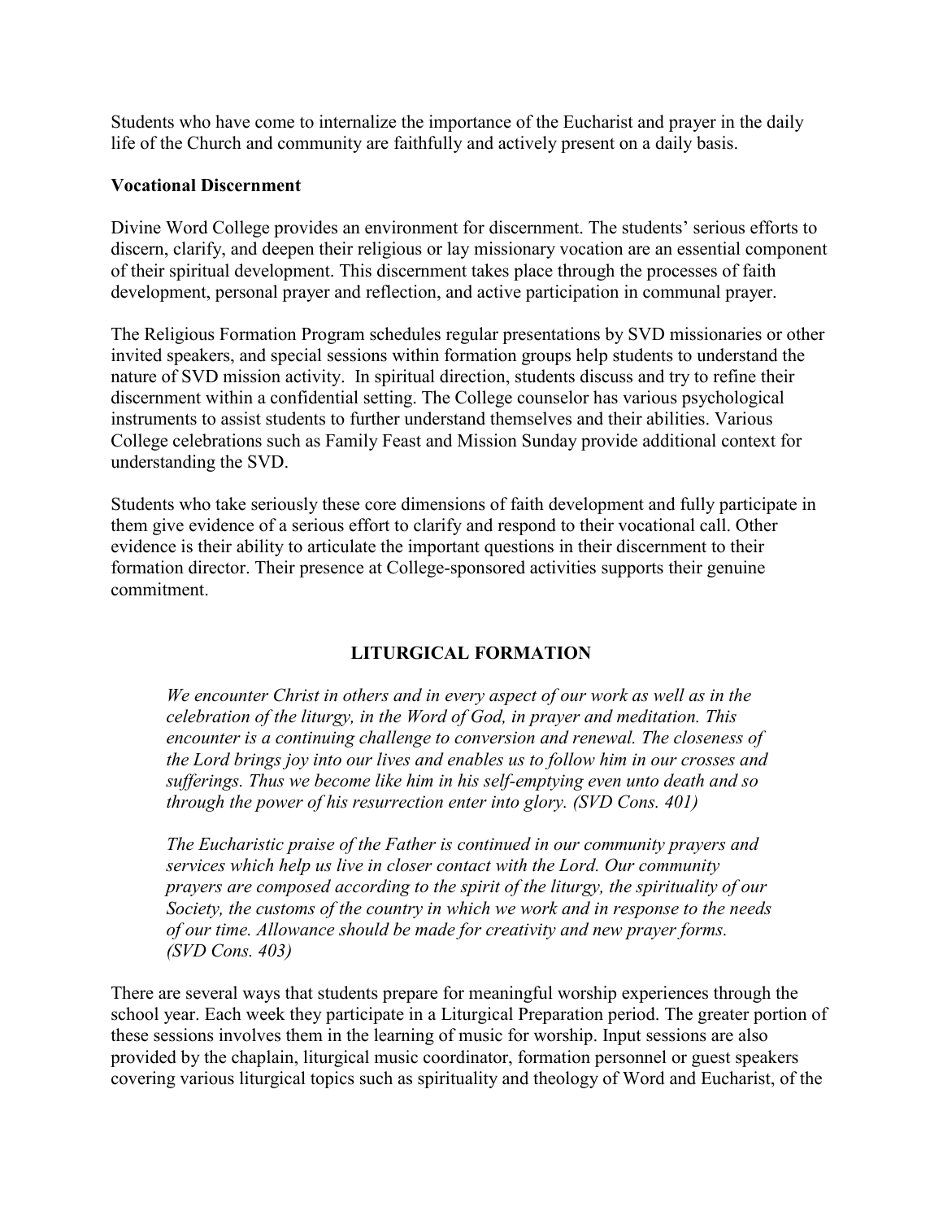Students who have come to internalize the importance of the Eucharist and prayer in the daily life of the Church and community are faithfully and actively present on a daily basis.

**Vocational Discernment**

Divine Word College provides an environment for discernment. The students' serious efforts to discern, clarify, and deepen their religious or lay missionary vocation are an essential component of their spiritual development. This discernment takes place through the processes of faith development, personal prayer and reflection, and active participation in communal prayer.

The Religious Formation Program schedules regular presentations by SVD missionaries or other invited speakers, and special sessions within formation groups help students to understand the nature of SVD mission activity. In spiritual direction, students discuss and try to refine their discernment within a confidential setting. The College counselor has various psychological instruments to assist students to further understand themselves and their abilities. Various College celebrations such as Family Feast and Mission Sunday provide additional context for understanding the SVD.

Students who take seriously these core dimensions of faith development and fully participate in them give evidence of a serious effort to clarify and respond to their vocational call. Other evidence is their ability to articulate the important questions in their discernment to their formation director. Their presence at College-sponsored activities supports their genuine commitment.

## LITURGICAL FORMATION

*We encounter Christ in others and in every aspect of our work as well as in the celebration of the liturgy, in the Word of God, in prayer and meditation. This encounter is a continuing challenge to conversion and renewal. The closeness of the Lord brings joy into our lives and enables us to follow him in our crosses and sufferings. Thus we become like him in his self-emptying even unto death and so through the power of his resurrection enter into glory. (SVD Cons. 401)*

*The Eucharistic praise of the Father is continued in our community prayers and services which help us live in closer contact with the Lord. Our community prayers are composed according to the spirit of the liturgy, the spirituality of our Society, the customs of the country in which we work and in response to the needs of our time. Allowance should be made for creativity and new prayer forms. (SVD Cons. 403)*

There are several ways that students prepare for meaningful worship experiences through the school year. Each week they participate in a Liturgical Preparation period. The greater portion of these sessions involves them in the learning of music for worship. Input sessions are also provided by the chaplain, liturgical music coordinator, formation personnel or guest speakers covering various liturgical topics such as spirituality and theology of Word and Eucharist, of the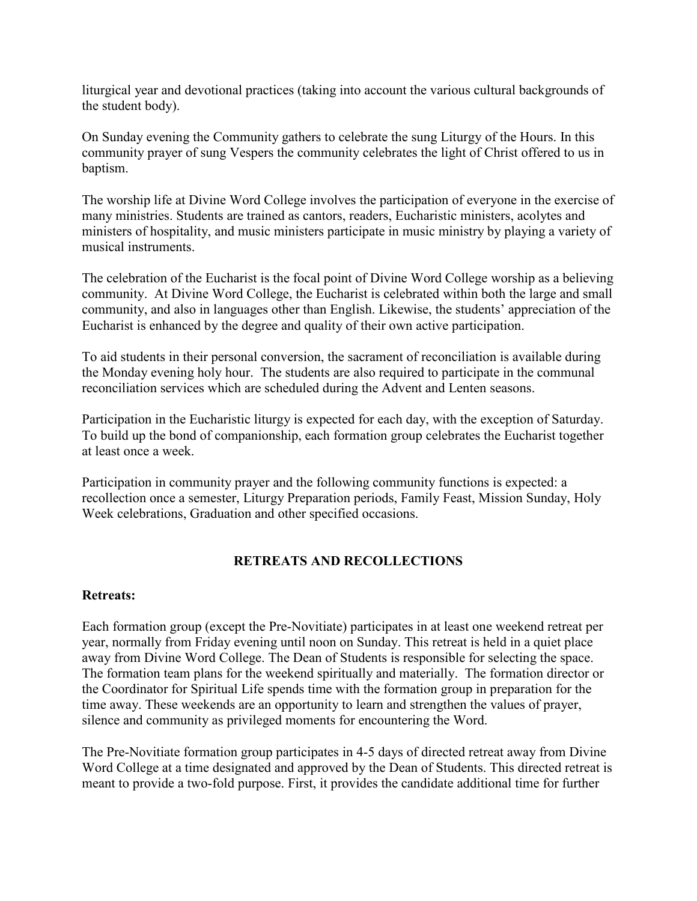liturgical year and devotional practices (taking into account the various cultural backgrounds of the student body).

On Sunday evening the Community gathers to celebrate the sung Liturgy of the Hours. In this community prayer of sung Vespers the community celebrates the light of Christ offered to us in baptism.

The worship life at Divine Word College involves the participation of everyone in the exercise of many ministries. Students are trained as cantors, readers, Eucharistic ministers, acolytes and ministers of hospitality, and music ministers participate in music ministry by playing a variety of musical instruments.

The celebration of the Eucharist is the focal point of Divine Word College worship as a believing community. At Divine Word College, the Eucharist is celebrated within both the large and small community, and also in languages other than English. Likewise, the students' appreciation of the Eucharist is enhanced by the degree and quality of their own active participation.

To aid students in their personal conversion, the sacrament of reconciliation is available during the Monday evening holy hour. The students are also required to participate in the communal reconciliation services which are scheduled during the Advent and Lenten seasons.

Participation in the Eucharistic liturgy is expected for each day, with the exception of Saturday. To build up the bond of companionship, each formation group celebrates the Eucharist together at least once a week.

Participation in community prayer and the following community functions is expected: a recollection once a semester, Liturgy Preparation periods, Family Feast, Mission Sunday, Holy Week celebrations, Graduation and other specified occasions.

## RETREATS AND RECOLLECTIONS

**Retreats:**

Each formation group (except the Pre-Novitiate) participates in at least one weekend retreat per year, normally from Friday evening until noon on Sunday. This retreat is held in a quiet place away from Divine Word College. The Dean of Students is responsible for selecting the space. The formation team plans for the weekend spiritually and materially. The formation director or the Coordinator for Spiritual Life spends time with the formation group in preparation for the time away. These weekends are an opportunity to learn and strengthen the values of prayer, silence and community as privileged moments for encountering the Word.

The Pre-Novitiate formation group participates in 4-5 days of directed retreat away from Divine Word College at a time designated and approved by the Dean of Students. This directed retreat is meant to provide a two-fold purpose. First, it provides the candidate additional time for further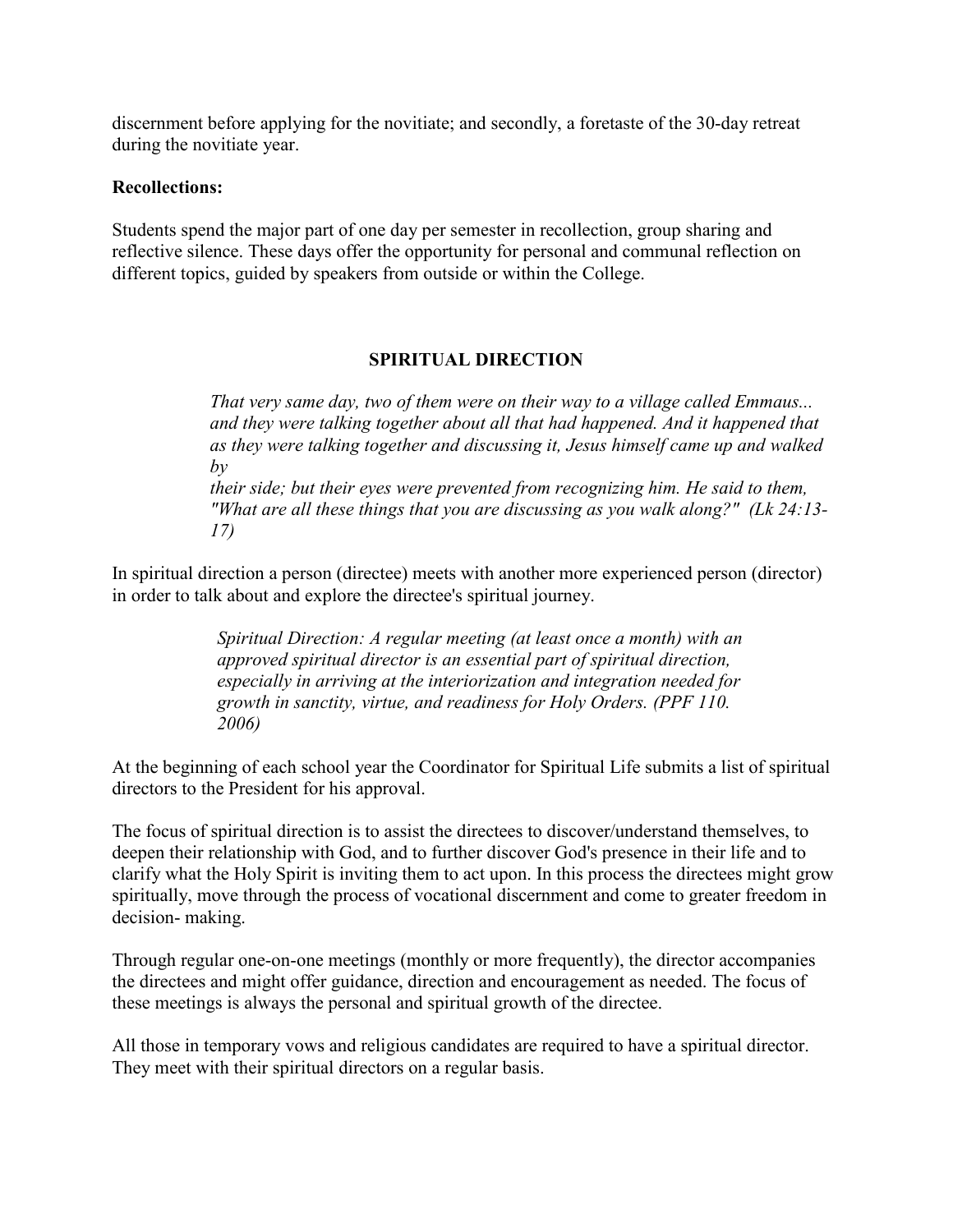discernment before applying for the novitiate; and secondly, a foretaste of the 30-day retreat during the novitiate year.

**Recollections:**

Students spend the major part of one day per semester in recollection, group sharing and reflective silence. These days offer the opportunity for personal and communal reflection on different topics, guided by speakers from outside or within the College.

## SPIRITUAL DIRECTION

> *That very same day, two of them were on their way to a village called Emmaus... and they were talking together about all that had happened. And it happened that as they were talking together and discussing it, Jesus himself came up and walked by their side; but their eyes were prevented from recognizing him. He said to them, "What are all these things that you are discussing as you walk along?" (Lk 24:13-17)*

In spiritual direction a person (directee) meets with another more experienced person (director) in order to talk about and explore the directee's spiritual journey.

> *Spiritual Direction: A regular meeting (at least once a month) with an approved spiritual director is an essential part of spiritual direction, especially in arriving at the interiorization and integration needed for growth in sanctity, virtue, and readiness for Holy Orders. (PPF 110. 2006)*

At the beginning of each school year the Coordinator for Spiritual Life submits a list of spiritual directors to the President for his approval.

The focus of spiritual direction is to assist the directees to discover/understand themselves, to deepen their relationship with God, and to further discover God's presence in their life and to clarify what the Holy Spirit is inviting them to act upon. In this process the directees might grow spiritually, move through the process of vocational discernment and come to greater freedom in decision- making.

Through regular one-on-one meetings (monthly or more frequently), the director accompanies the directees and might offer guidance, direction and encouragement as needed. The focus of these meetings is always the personal and spiritual growth of the directee.

All those in temporary vows and religious candidates are required to have a spiritual director. They meet with their spiritual directors on a regular basis.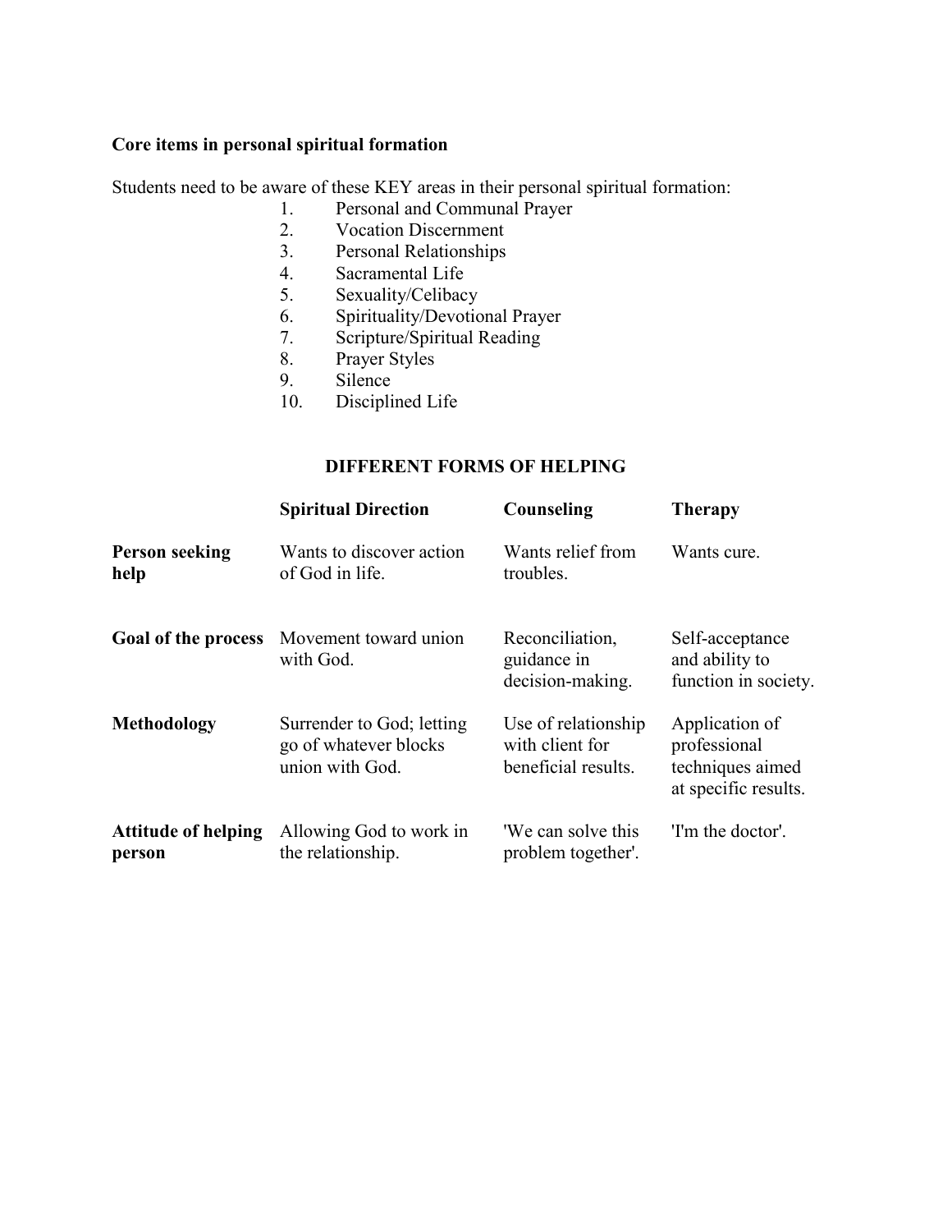**Core items in personal spiritual formation**

Students need to be aware of these KEY areas in their personal spiritual formation:

1. Personal and Communal Prayer
2. Vocation Discernment
3. Personal Relationships
4. Sacramental Life
5. Sexuality/Celibacy
6. Spirituality/Devotional Prayer
7. Scripture/Spiritual Reading
8. Prayer Styles
9. Silence
10. Disciplined Life

**DIFFERENT FORMS OF HELPING**

| | **Spiritual Direction** | **Counseling** | **Therapy** |
|---|---|---|---|
| **Person seeking help** | Wants to discover action of God in life. | Wants relief from troubles. | Wants cure. |
| **Goal of the process** | Movement toward union with God. | Reconciliation, guidance in decision-making. | Self-acceptance and ability to function in society. |
| **Methodology** | Surrender to God; letting go of whatever blocks union with God. | Use of relationship with client for beneficial results. | Application of professional techniques aimed at specific results. |
| **Attitude of helping person** | Allowing God to work in the relationship. | 'We can solve this problem together'. | 'I'm the doctor'. |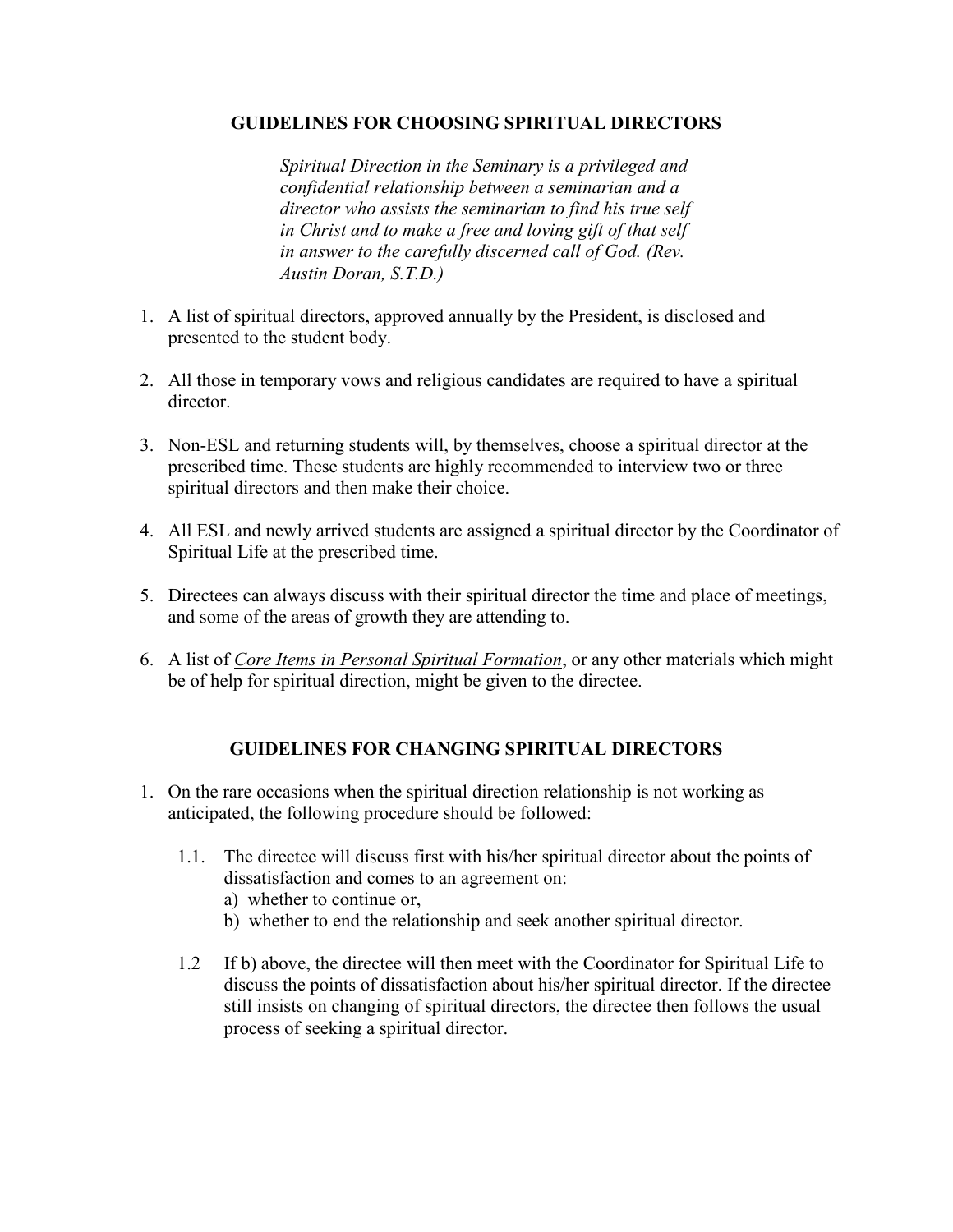## GUIDELINES FOR CHOOSING SPIRITUAL DIRECTORS

> *Spiritual Direction in the Seminary is a privileged and confidential relationship between a seminarian and a director who assists the seminarian to find his true self in Christ and to make a free and loving gift of that self in answer to the carefully discerned call of God. (Rev. Austin Doran, S.T.D.)*

1. A list of spiritual directors, approved annually by the President, is disclosed and presented to the student body.

2. All those in temporary vows and religious candidates are required to have a spiritual director.

3. Non-ESL and returning students will, by themselves, choose a spiritual director at the prescribed time. These students are highly recommended to interview two or three spiritual directors and then make their choice.

4. All ESL and newly arrived students are assigned a spiritual director by the Coordinator of Spiritual Life at the prescribed time.

5. Directees can always discuss with their spiritual director the time and place of meetings, and some of the areas of growth they are attending to.

6. A list of *Core Items in Personal Spiritual Formation*, or any other materials which might be of help for spiritual direction, might be given to the directee.

## GUIDELINES FOR CHANGING SPIRITUAL DIRECTORS

1. On the rare occasions when the spiritual direction relationship is not working as anticipated, the following procedure should be followed:

   1.1. The directee will discuss first with his/her spiritual director about the points of dissatisfaction and comes to an agreement on:
   a) whether to continue or,
   b) whether to end the relationship and seek another spiritual director.

   1.2 If b) above, the directee will then meet with the Coordinator for Spiritual Life to discuss the points of dissatisfaction about his/her spiritual director. If the directee still insists on changing of spiritual directors, the directee then follows the usual process of seeking a spiritual director.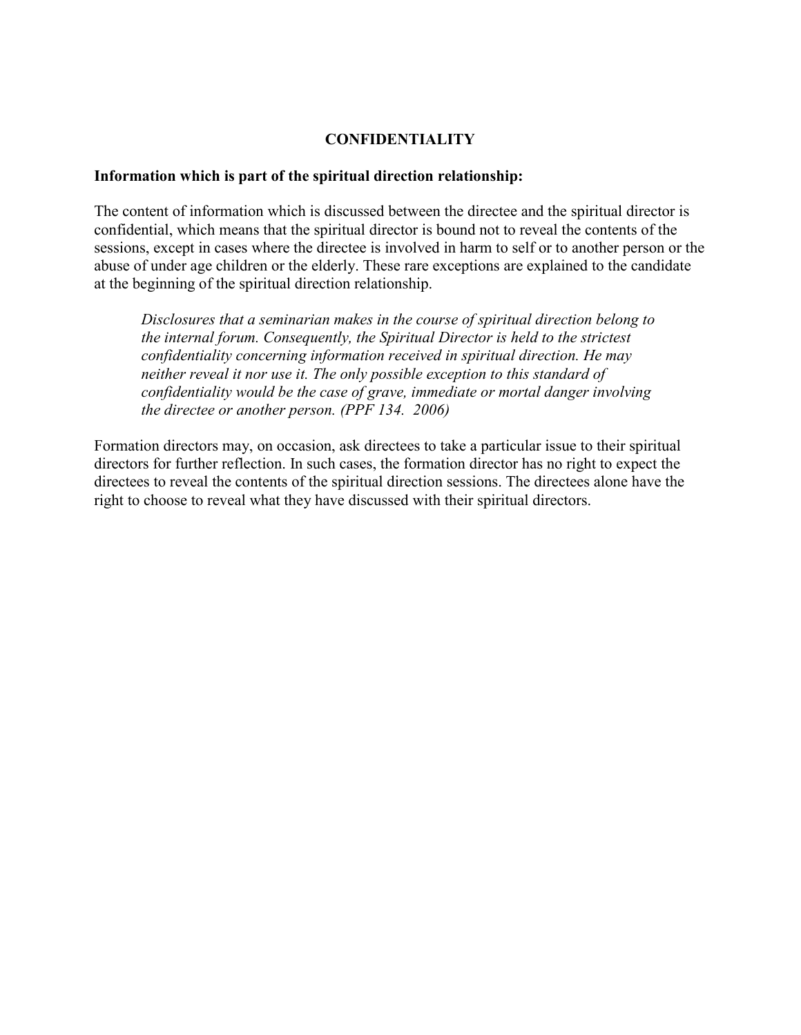# CONFIDENTIALITY

**Information which is part of the spiritual direction relationship:**

The content of information which is discussed between the directee and the spiritual director is confidential, which means that the spiritual director is bound not to reveal the contents of the sessions, except in cases where the directee is involved in harm to self or to another person or the abuse of under age children or the elderly. These rare exceptions are explained to the candidate at the beginning of the spiritual direction relationship.

> *Disclosures that a seminarian makes in the course of spiritual direction belong to the internal forum. Consequently, the Spiritual Director is held to the strictest confidentiality concerning information received in spiritual direction. He may neither reveal it nor use it. The only possible exception to this standard of confidentiality would be the case of grave, immediate or mortal danger involving the directee or another person. (PPF 134. 2006)*

Formation directors may, on occasion, ask directees to take a particular issue to their spiritual directors for further reflection. In such cases, the formation director has no right to expect the directees to reveal the contents of the spiritual direction sessions. The directees alone have the right to choose to reveal what they have discussed with their spiritual directors.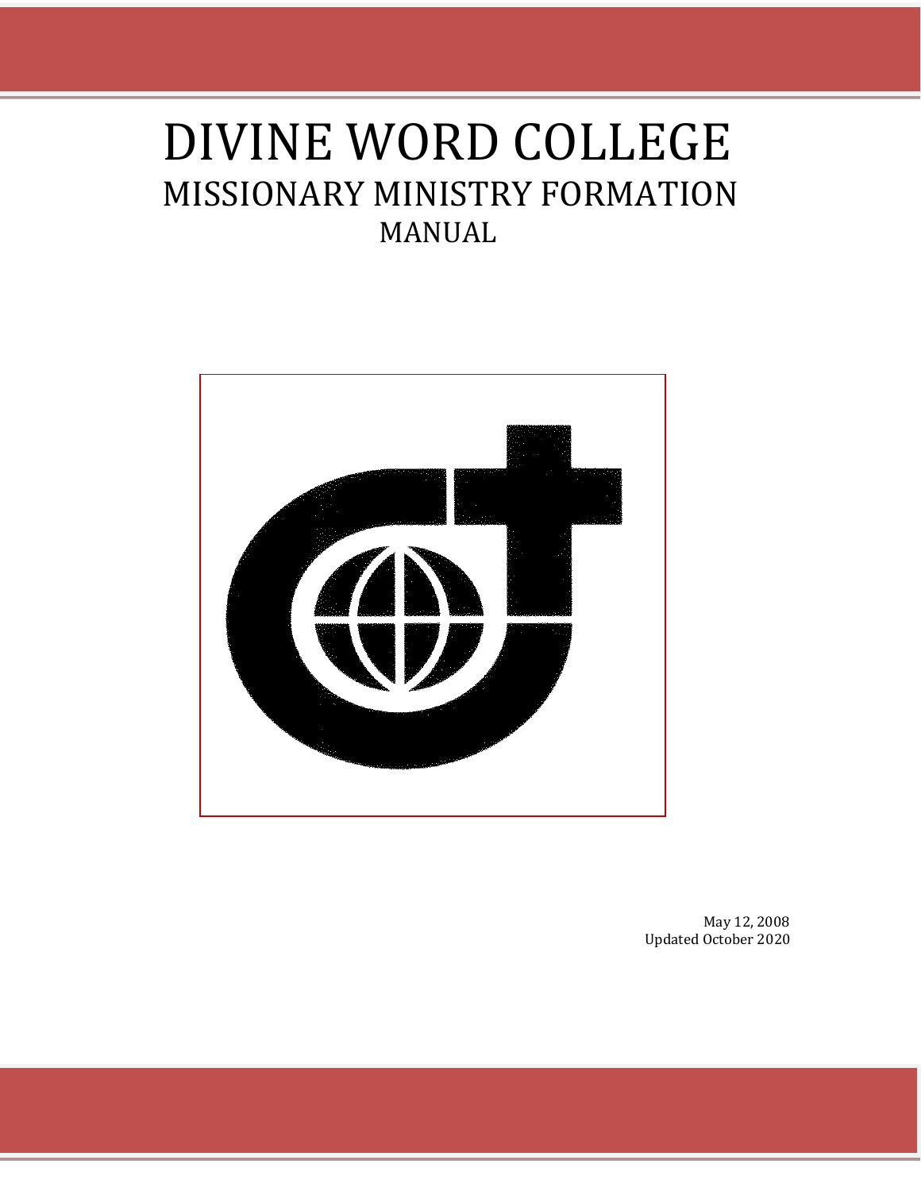# DIVINE WORD COLLEGE

## MISSIONARY MINISTRY FORMATION

### MANUAL

May 12, 2008

Updated October 2020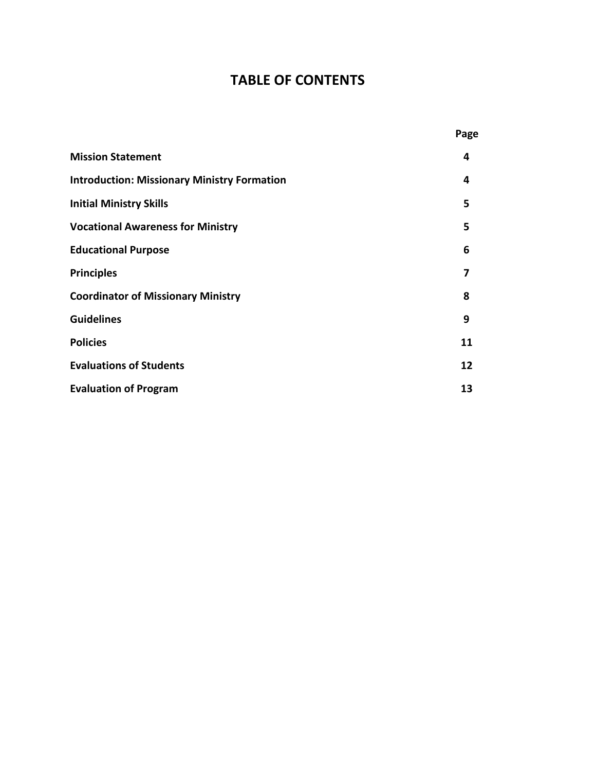# TABLE OF CONTENTS

| | Page |
|---|---|
| **Mission Statement** | **4** |
| **Introduction: Missionary Ministry Formation** | **4** |
| **Initial Ministry Skills** | **5** |
| **Vocational Awareness for Ministry** | **5** |
| **Educational Purpose** | **6** |
| **Principles** | **7** |
| **Coordinator of Missionary Ministry** | **8** |
| **Guidelines** | **9** |
| **Policies** | **11** |
| **Evaluations of Students** | **12** |
| **Evaluation of Program** | **13** |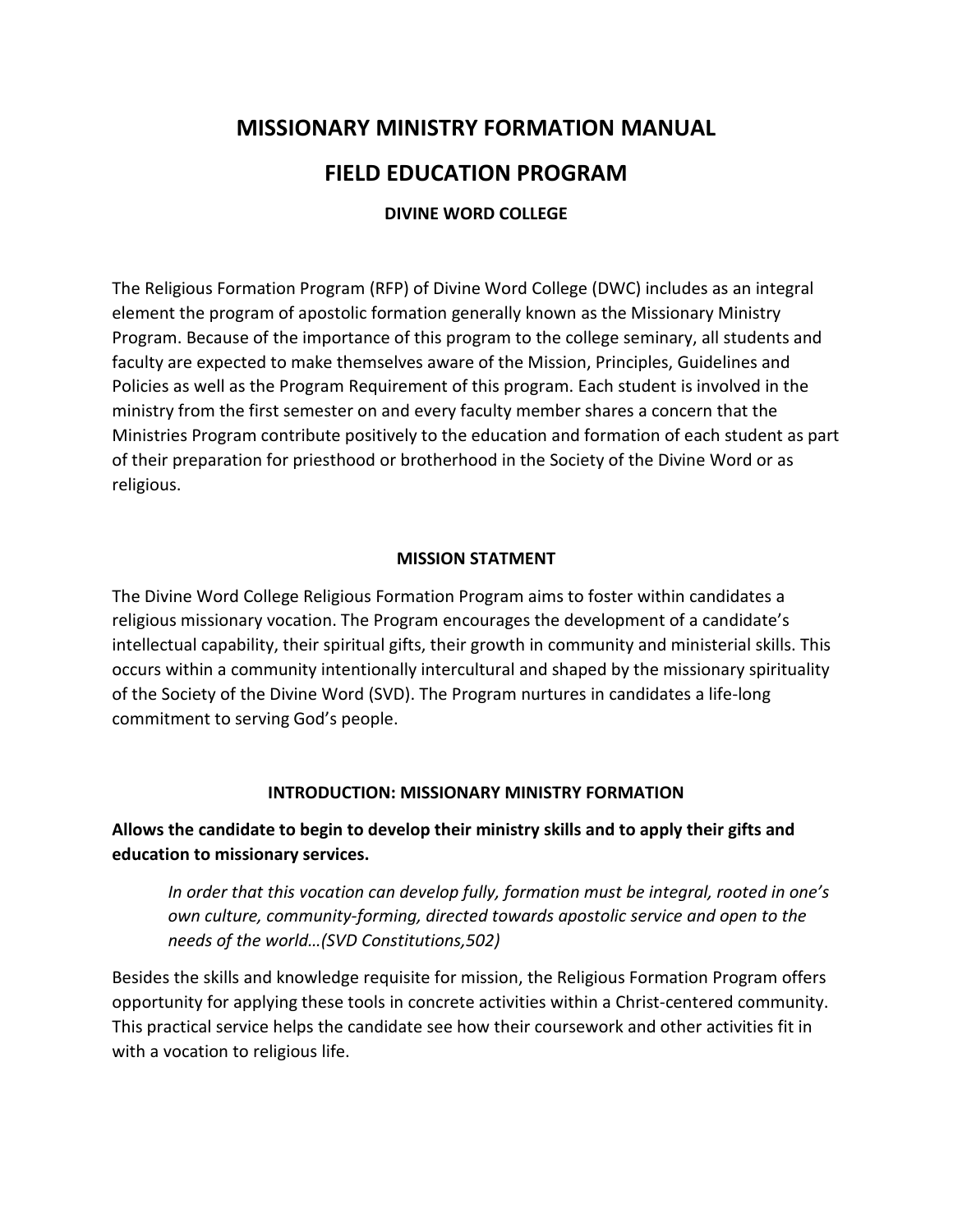# MISSIONARY MINISTRY FORMATION MANUAL

# FIELD EDUCATION PROGRAM

### DIVINE WORD COLLEGE

The Religious Formation Program (RFP) of Divine Word College (DWC) includes as an integral element the program of apostolic formation generally known as the Missionary Ministry Program. Because of the importance of this program to the college seminary, all students and faculty are expected to make themselves aware of the Mission, Principles, Guidelines and Policies as well as the Program Requirement of this program. Each student is involved in the ministry from the first semester on and every faculty member shares a concern that the Ministries Program contribute positively to the education and formation of each student as part of their preparation for priesthood or brotherhood in the Society of the Divine Word or as religious.

### MISSION STATMENT

The Divine Word College Religious Formation Program aims to foster within candidates a religious missionary vocation. The Program encourages the development of a candidate's intellectual capability, their spiritual gifts, their growth in community and ministerial skills. This occurs within a community intentionally intercultural and shaped by the missionary spirituality of the Society of the Divine Word (SVD). The Program nurtures in candidates a life-long commitment to serving God's people.

### INTRODUCTION: MISSIONARY MINISTRY FORMATION

**Allows the candidate to begin to develop their ministry skills and to apply their gifts and education to missionary services.**

> *In order that this vocation can develop fully, formation must be integral, rooted in one's own culture, community-forming, directed towards apostolic service and open to the needs of the world…(SVD Constitutions,502)*

Besides the skills and knowledge requisite for mission, the Religious Formation Program offers opportunity for applying these tools in concrete activities within a Christ-centered community. This practical service helps the candidate see how their coursework and other activities fit in with a vocation to religious life.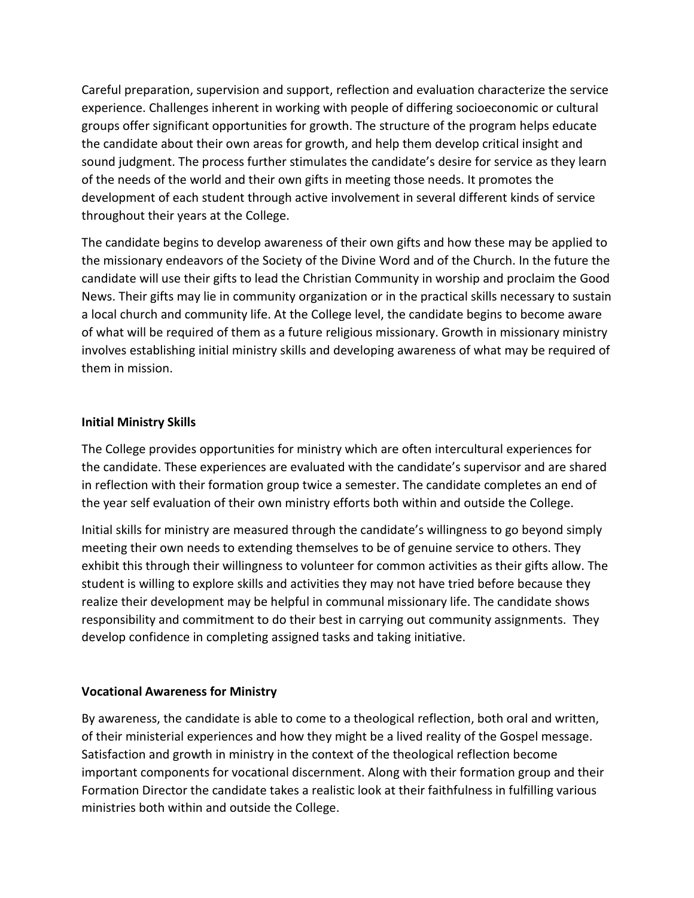Careful preparation, supervision and support, reflection and evaluation characterize the service experience. Challenges inherent in working with people of differing socioeconomic or cultural groups offer significant opportunities for growth. The structure of the program helps educate the candidate about their own areas for growth, and help them develop critical insight and sound judgment. The process further stimulates the candidate's desire for service as they learn of the needs of the world and their own gifts in meeting those needs. It promotes the development of each student through active involvement in several different kinds of service throughout their years at the College.

The candidate begins to develop awareness of their own gifts and how these may be applied to the missionary endeavors of the Society of the Divine Word and of the Church. In the future the candidate will use their gifts to lead the Christian Community in worship and proclaim the Good News. Their gifts may lie in community organization or in the practical skills necessary to sustain a local church and community life. At the College level, the candidate begins to become aware of what will be required of them as a future religious missionary. Growth in missionary ministry involves establishing initial ministry skills and developing awareness of what may be required of them in mission.

**Initial Ministry Skills**

The College provides opportunities for ministry which are often intercultural experiences for the candidate. These experiences are evaluated with the candidate's supervisor and are shared in reflection with their formation group twice a semester. The candidate completes an end of the year self evaluation of their own ministry efforts both within and outside the College.

Initial skills for ministry are measured through the candidate's willingness to go beyond simply meeting their own needs to extending themselves to be of genuine service to others. They exhibit this through their willingness to volunteer for common activities as their gifts allow. The student is willing to explore skills and activities they may not have tried before because they realize their development may be helpful in communal missionary life. The candidate shows responsibility and commitment to do their best in carrying out community assignments. They develop confidence in completing assigned tasks and taking initiative.

**Vocational Awareness for Ministry**

By awareness, the candidate is able to come to a theological reflection, both oral and written, of their ministerial experiences and how they might be a lived reality of the Gospel message. Satisfaction and growth in ministry in the context of the theological reflection become important components for vocational discernment. Along with their formation group and their Formation Director the candidate takes a realistic look at their faithfulness in fulfilling various ministries both within and outside the College.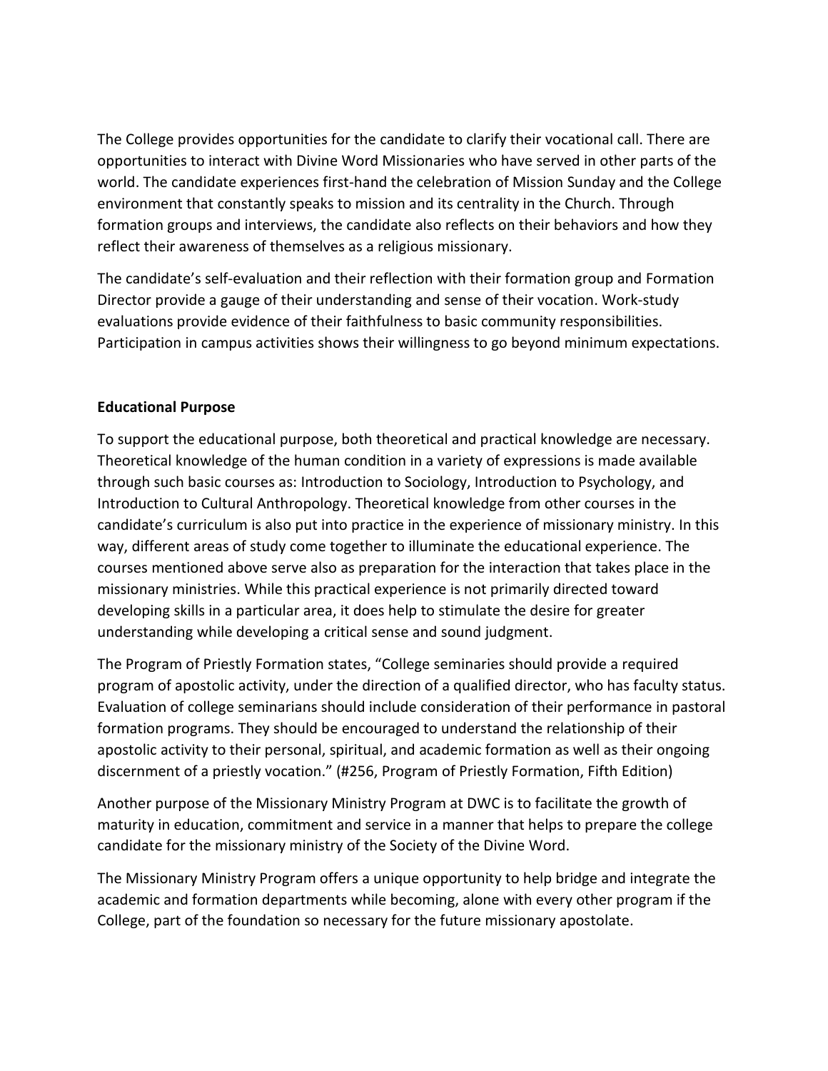The College provides opportunities for the candidate to clarify their vocational call. There are opportunities to interact with Divine Word Missionaries who have served in other parts of the world. The candidate experiences first-hand the celebration of Mission Sunday and the College environment that constantly speaks to mission and its centrality in the Church. Through formation groups and interviews, the candidate also reflects on their behaviors and how they reflect their awareness of themselves as a religious missionary.

The candidate's self-evaluation and their reflection with their formation group and Formation Director provide a gauge of their understanding and sense of their vocation. Work-study evaluations provide evidence of their faithfulness to basic community responsibilities. Participation in campus activities shows their willingness to go beyond minimum expectations.

**Educational Purpose**

To support the educational purpose, both theoretical and practical knowledge are necessary. Theoretical knowledge of the human condition in a variety of expressions is made available through such basic courses as: Introduction to Sociology, Introduction to Psychology, and Introduction to Cultural Anthropology. Theoretical knowledge from other courses in the candidate's curriculum is also put into practice in the experience of missionary ministry. In this way, different areas of study come together to illuminate the educational experience. The courses mentioned above serve also as preparation for the interaction that takes place in the missionary ministries. While this practical experience is not primarily directed toward developing skills in a particular area, it does help to stimulate the desire for greater understanding while developing a critical sense and sound judgment.

The Program of Priestly Formation states, "College seminaries should provide a required program of apostolic activity, under the direction of a qualified director, who has faculty status. Evaluation of college seminarians should include consideration of their performance in pastoral formation programs. They should be encouraged to understand the relationship of their apostolic activity to their personal, spiritual, and academic formation as well as their ongoing discernment of a priestly vocation." (#256, Program of Priestly Formation, Fifth Edition)

Another purpose of the Missionary Ministry Program at DWC is to facilitate the growth of maturity in education, commitment and service in a manner that helps to prepare the college candidate for the missionary ministry of the Society of the Divine Word.

The Missionary Ministry Program offers a unique opportunity to help bridge and integrate the academic and formation departments while becoming, alone with every other program if the College, part of the foundation so necessary for the future missionary apostolate.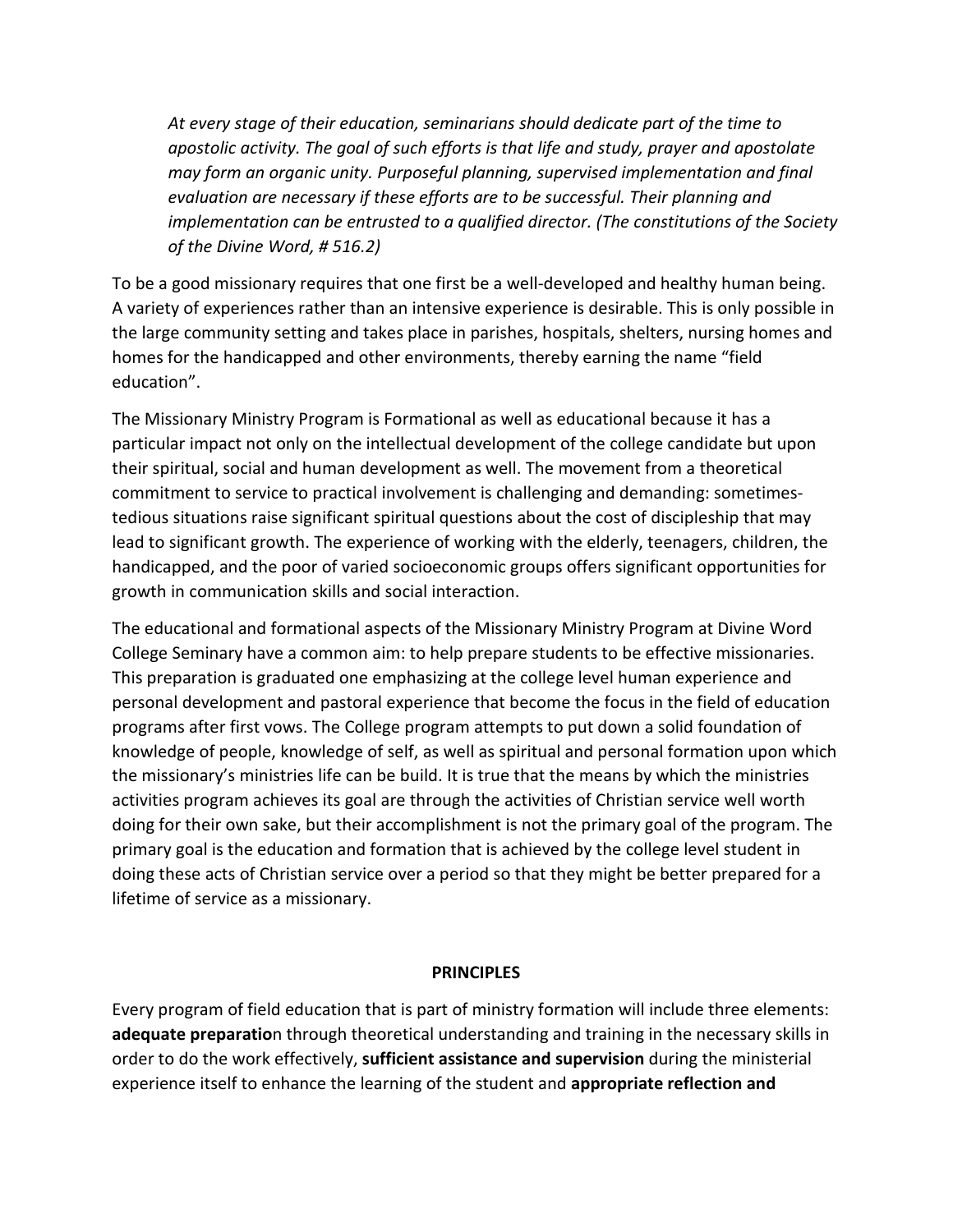*At every stage of their education, seminarians should dedicate part of the time to apostolic activity. The goal of such efforts is that life and study, prayer and apostolate may form an organic unity. Purposeful planning, supervised implementation and final evaluation are necessary if these efforts are to be successful. Their planning and implementation can be entrusted to a qualified director. (The constitutions of the Society of the Divine Word, # 516.2)*

To be a good missionary requires that one first be a well-developed and healthy human being. A variety of experiences rather than an intensive experience is desirable. This is only possible in the large community setting and takes place in parishes, hospitals, shelters, nursing homes and homes for the handicapped and other environments, thereby earning the name "field education".

The Missionary Ministry Program is Formational as well as educational because it has a particular impact not only on the intellectual development of the college candidate but upon their spiritual, social and human development as well. The movement from a theoretical commitment to service to practical involvement is challenging and demanding: sometimes-tedious situations raise significant spiritual questions about the cost of discipleship that may lead to significant growth. The experience of working with the elderly, teenagers, children, the handicapped, and the poor of varied socioeconomic groups offers significant opportunities for growth in communication skills and social interaction.

The educational and formational aspects of the Missionary Ministry Program at Divine Word College Seminary have a common aim: to help prepare students to be effective missionaries. This preparation is graduated one emphasizing at the college level human experience and personal development and pastoral experience that become the focus in the field of education programs after first vows. The College program attempts to put down a solid foundation of knowledge of people, knowledge of self, as well as spiritual and personal formation upon which the missionary's ministries life can be build. It is true that the means by which the ministries activities program achieves its goal are through the activities of Christian service well worth doing for their own sake, but their accomplishment is not the primary goal of the program. The primary goal is the education and formation that is achieved by the college level student in doing these acts of Christian service over a period so that they might be better prepared for a lifetime of service as a missionary.

## PRINCIPLES

Every program of field education that is part of ministry formation will include three elements: **adequate preparation** through theoretical understanding and training in the necessary skills in order to do the work effectively, **sufficient assistance and supervision** during the ministerial experience itself to enhance the learning of the student and **appropriate reflection and**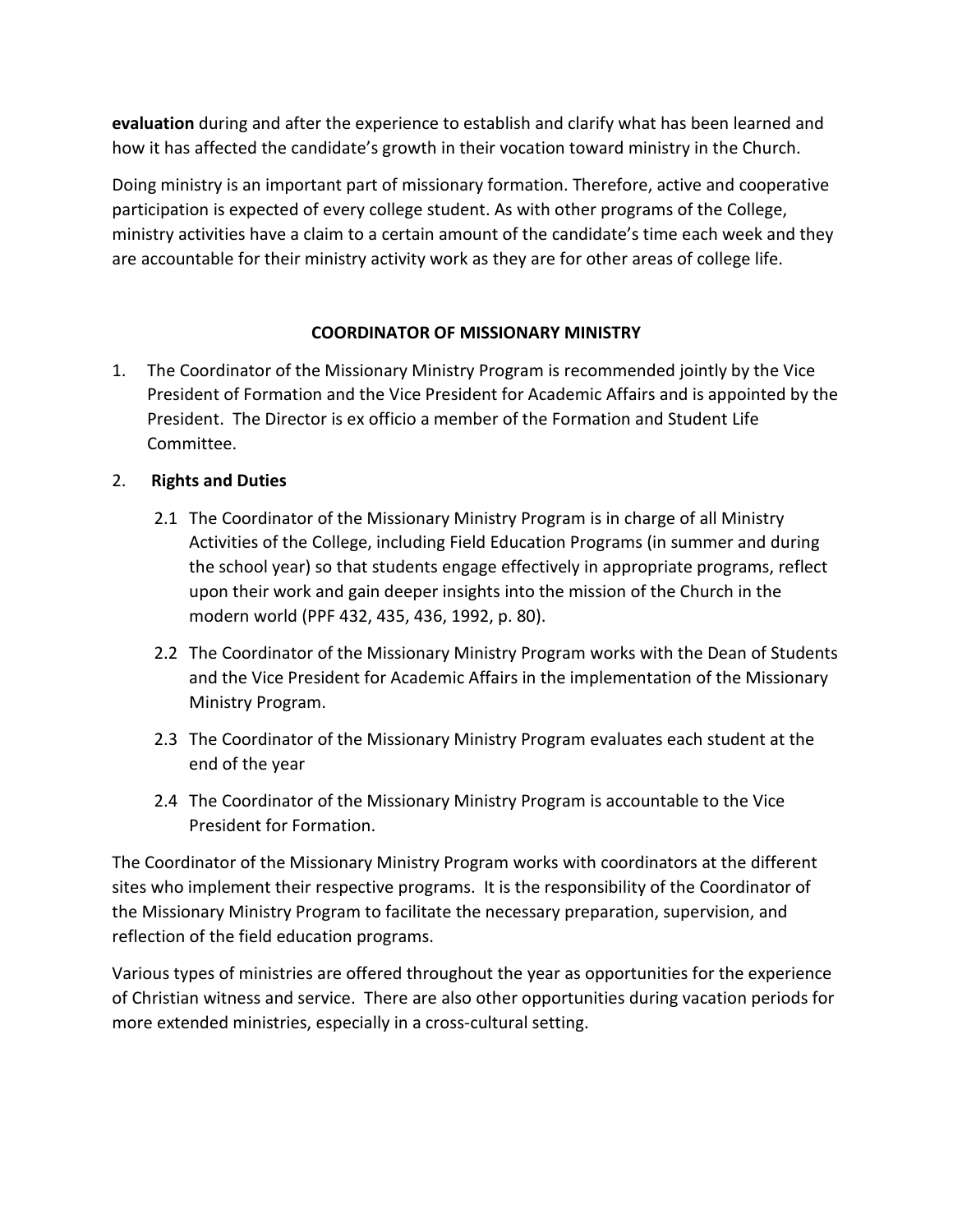**evaluation** during and after the experience to establish and clarify what has been learned and how it has affected the candidate's growth in their vocation toward ministry in the Church.

Doing ministry is an important part of missionary formation. Therefore, active and cooperative participation is expected of every college student. As with other programs of the College, ministry activities have a claim to a certain amount of the candidate's time each week and they are accountable for their ministry activity work as they are for other areas of college life.

## COORDINATOR OF MISSIONARY MINISTRY

1. The Coordinator of the Missionary Ministry Program is recommended jointly by the Vice President of Formation and the Vice President for Academic Affairs and is appointed by the President. The Director is ex officio a member of the Formation and Student Life Committee.

2. **Rights and Duties**

   2.1 The Coordinator of the Missionary Ministry Program is in charge of all Ministry Activities of the College, including Field Education Programs (in summer and during the school year) so that students engage effectively in appropriate programs, reflect upon their work and gain deeper insights into the mission of the Church in the modern world (PPF 432, 435, 436, 1992, p. 80).

   2.2 The Coordinator of the Missionary Ministry Program works with the Dean of Students and the Vice President for Academic Affairs in the implementation of the Missionary Ministry Program.

   2.3 The Coordinator of the Missionary Ministry Program evaluates each student at the end of the year

   2.4 The Coordinator of the Missionary Ministry Program is accountable to the Vice President for Formation.

The Coordinator of the Missionary Ministry Program works with coordinators at the different sites who implement their respective programs. It is the responsibility of the Coordinator of the Missionary Ministry Program to facilitate the necessary preparation, supervision, and reflection of the field education programs.

Various types of ministries are offered throughout the year as opportunities for the experience of Christian witness and service. There are also other opportunities during vacation periods for more extended ministries, especially in a cross-cultural setting.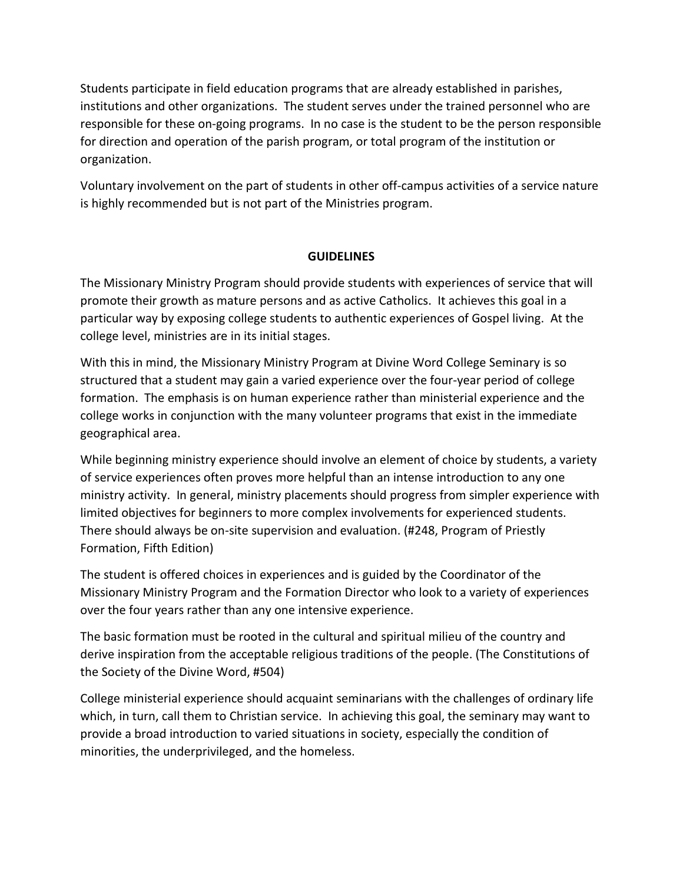Students participate in field education programs that are already established in parishes, institutions and other organizations. The student serves under the trained personnel who are responsible for these on-going programs. In no case is the student to be the person responsible for direction and operation of the parish program, or total program of the institution or organization.

Voluntary involvement on the part of students in other off-campus activities of a service nature is highly recommended but is not part of the Ministries program.

## GUIDELINES

The Missionary Ministry Program should provide students with experiences of service that will promote their growth as mature persons and as active Catholics. It achieves this goal in a particular way by exposing college students to authentic experiences of Gospel living. At the college level, ministries are in its initial stages.

With this in mind, the Missionary Ministry Program at Divine Word College Seminary is so structured that a student may gain a varied experience over the four-year period of college formation. The emphasis is on human experience rather than ministerial experience and the college works in conjunction with the many volunteer programs that exist in the immediate geographical area.

While beginning ministry experience should involve an element of choice by students, a variety of service experiences often proves more helpful than an intense introduction to any one ministry activity. In general, ministry placements should progress from simpler experience with limited objectives for beginners to more complex involvements for experienced students. There should always be on-site supervision and evaluation. (#248, Program of Priestly Formation, Fifth Edition)

The student is offered choices in experiences and is guided by the Coordinator of the Missionary Ministry Program and the Formation Director who look to a variety of experiences over the four years rather than any one intensive experience.

The basic formation must be rooted in the cultural and spiritual milieu of the country and derive inspiration from the acceptable religious traditions of the people. (The Constitutions of the Society of the Divine Word, #504)

College ministerial experience should acquaint seminarians with the challenges of ordinary life which, in turn, call them to Christian service. In achieving this goal, the seminary may want to provide a broad introduction to varied situations in society, especially the condition of minorities, the underprivileged, and the homeless.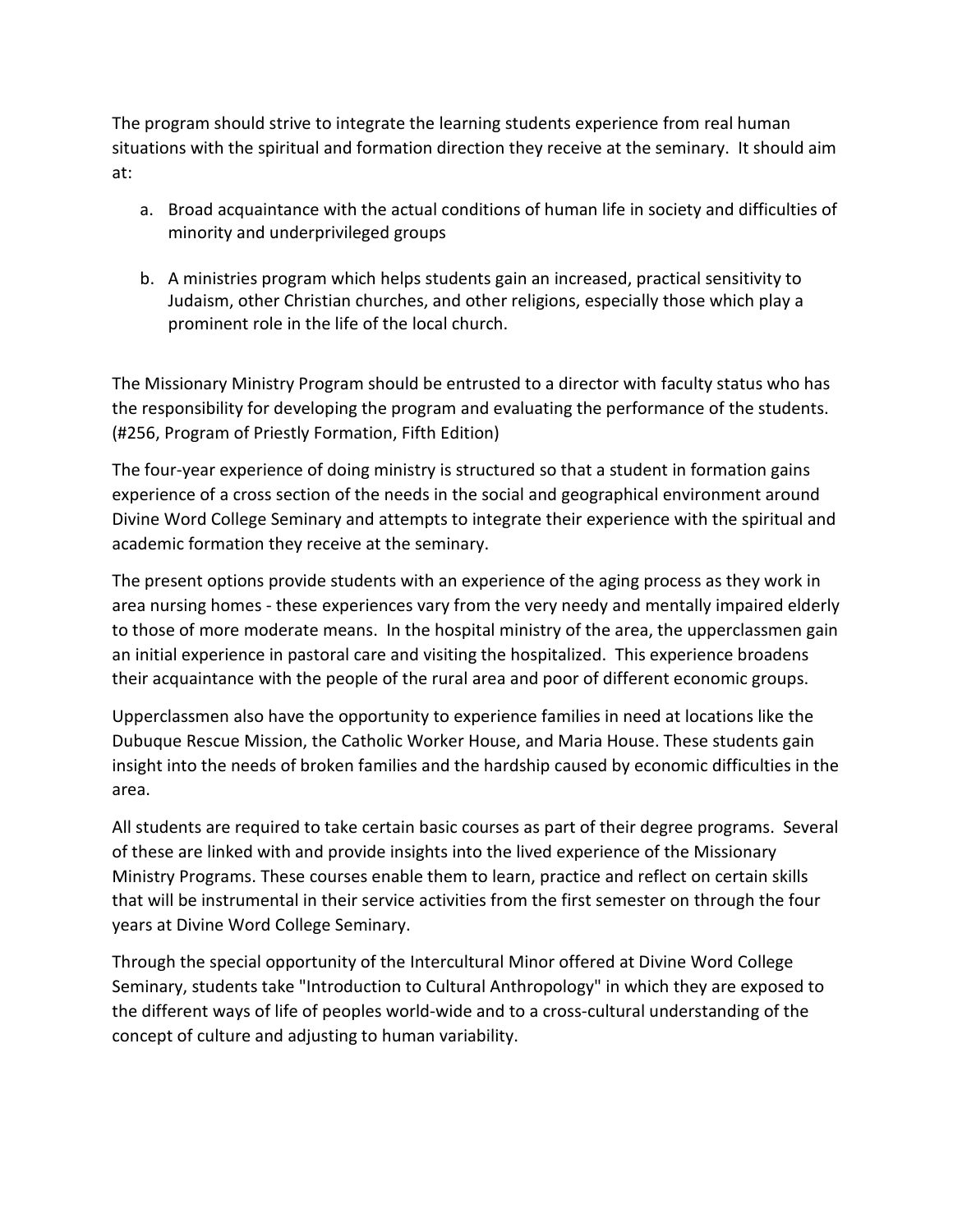The program should strive to integrate the learning students experience from real human situations with the spiritual and formation direction they receive at the seminary. It should aim at:

a. Broad acquaintance with the actual conditions of human life in society and difficulties of minority and underprivileged groups

b. A ministries program which helps students gain an increased, practical sensitivity to Judaism, other Christian churches, and other religions, especially those which play a prominent role in the life of the local church.

The Missionary Ministry Program should be entrusted to a director with faculty status who has the responsibility for developing the program and evaluating the performance of the students. (#256, Program of Priestly Formation, Fifth Edition)

The four-year experience of doing ministry is structured so that a student in formation gains experience of a cross section of the needs in the social and geographical environment around Divine Word College Seminary and attempts to integrate their experience with the spiritual and academic formation they receive at the seminary.

The present options provide students with an experience of the aging process as they work in area nursing homes - these experiences vary from the very needy and mentally impaired elderly to those of more moderate means. In the hospital ministry of the area, the upperclassmen gain an initial experience in pastoral care and visiting the hospitalized. This experience broadens their acquaintance with the people of the rural area and poor of different economic groups.

Upperclassmen also have the opportunity to experience families in need at locations like the Dubuque Rescue Mission, the Catholic Worker House, and Maria House. These students gain insight into the needs of broken families and the hardship caused by economic difficulties in the area.

All students are required to take certain basic courses as part of their degree programs. Several of these are linked with and provide insights into the lived experience of the Missionary Ministry Programs. These courses enable them to learn, practice and reflect on certain skills that will be instrumental in their service activities from the first semester on through the four years at Divine Word College Seminary.

Through the special opportunity of the Intercultural Minor offered at Divine Word College Seminary, students take "Introduction to Cultural Anthropology" in which they are exposed to the different ways of life of peoples world-wide and to a cross-cultural understanding of the concept of culture and adjusting to human variability.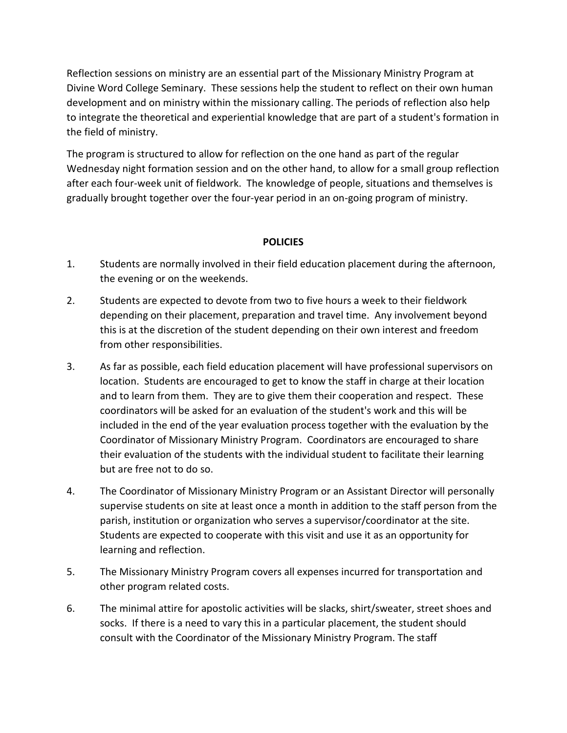Reflection sessions on ministry are an essential part of the Missionary Ministry Program at Divine Word College Seminary. These sessions help the student to reflect on their own human development and on ministry within the missionary calling. The periods of reflection also help to integrate the theoretical and experiential knowledge that are part of a student's formation in the field of ministry.

The program is structured to allow for reflection on the one hand as part of the regular Wednesday night formation session and on the other hand, to allow for a small group reflection after each four-week unit of fieldwork. The knowledge of people, situations and themselves is gradually brought together over the four-year period in an on-going program of ministry.

**POLICIES**

1. Students are normally involved in their field education placement during the afternoon, the evening or on the weekends.
2. Students are expected to devote from two to five hours a week to their fieldwork depending on their placement, preparation and travel time. Any involvement beyond this is at the discretion of the student depending on their own interest and freedom from other responsibilities.
3. As far as possible, each field education placement will have professional supervisors on location. Students are encouraged to get to know the staff in charge at their location and to learn from them. They are to give them their cooperation and respect. These coordinators will be asked for an evaluation of the student's work and this will be included in the end of the year evaluation process together with the evaluation by the Coordinator of Missionary Ministry Program. Coordinators are encouraged to share their evaluation of the students with the individual student to facilitate their learning but are free not to do so.
4. The Coordinator of Missionary Ministry Program or an Assistant Director will personally supervise students on site at least once a month in addition to the staff person from the parish, institution or organization who serves a supervisor/coordinator at the site. Students are expected to cooperate with this visit and use it as an opportunity for learning and reflection.
5. The Missionary Ministry Program covers all expenses incurred for transportation and other program related costs.
6. The minimal attire for apostolic activities will be slacks, shirt/sweater, street shoes and socks. If there is a need to vary this in a particular placement, the student should consult with the Coordinator of the Missionary Ministry Program. The staff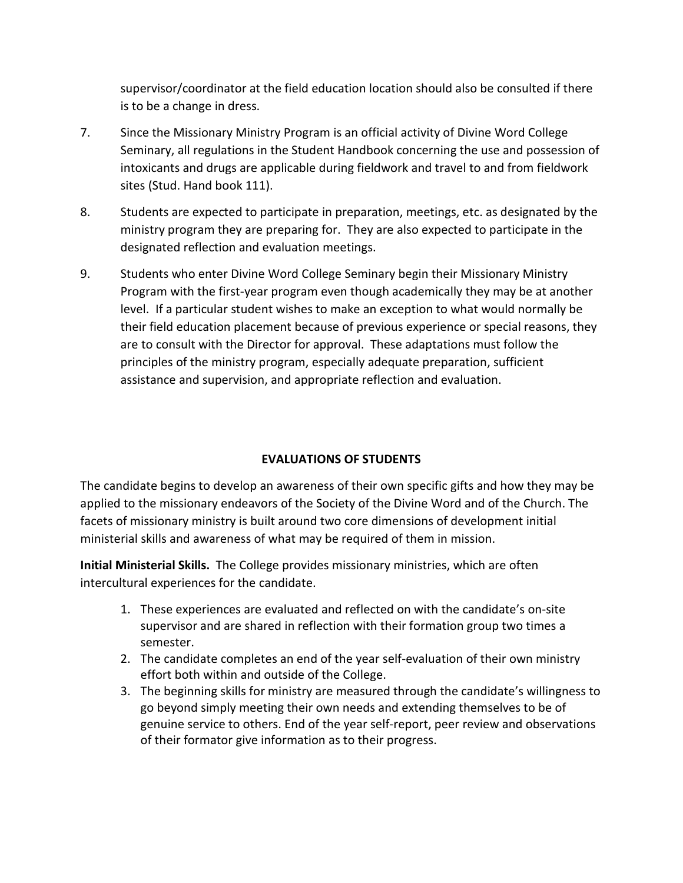supervisor/coordinator at the field education location should also be consulted if there is to be a change in dress.

7. Since the Missionary Ministry Program is an official activity of Divine Word College Seminary, all regulations in the Student Handbook concerning the use and possession of intoxicants and drugs are applicable during fieldwork and travel to and from fieldwork sites (Stud. Hand book 111).

8. Students are expected to participate in preparation, meetings, etc. as designated by the ministry program they are preparing for. They are also expected to participate in the designated reflection and evaluation meetings.

9. Students who enter Divine Word College Seminary begin their Missionary Ministry Program with the first-year program even though academically they may be at another level. If a particular student wishes to make an exception to what would normally be their field education placement because of previous experience or special reasons, they are to consult with the Director for approval. These adaptations must follow the principles of the ministry program, especially adequate preparation, sufficient assistance and supervision, and appropriate reflection and evaluation.

## EVALUATIONS OF STUDENTS

The candidate begins to develop an awareness of their own specific gifts and how they may be applied to the missionary endeavors of the Society of the Divine Word and of the Church. The facets of missionary ministry is built around two core dimensions of development initial ministerial skills and awareness of what may be required of them in mission.

**Initial Ministerial Skills.** The College provides missionary ministries, which are often intercultural experiences for the candidate.

1. These experiences are evaluated and reflected on with the candidate's on-site supervisor and are shared in reflection with their formation group two times a semester.
2. The candidate completes an end of the year self-evaluation of their own ministry effort both within and outside of the College.
3. The beginning skills for ministry are measured through the candidate's willingness to go beyond simply meeting their own needs and extending themselves to be of genuine service to others. End of the year self-report, peer review and observations of their formator give information as to their progress.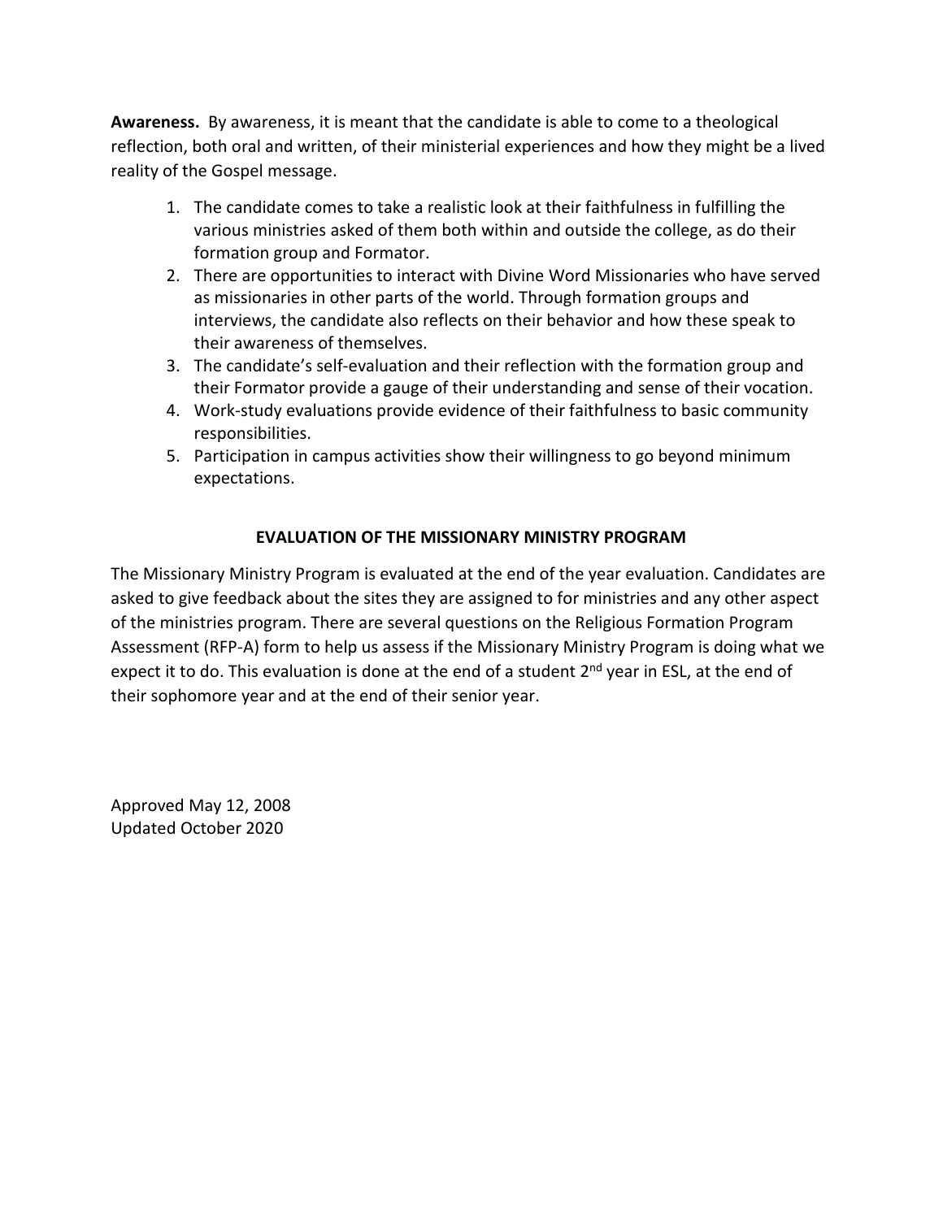**Awareness.** By awareness, it is meant that the candidate is able to come to a theological reflection, both oral and written, of their ministerial experiences and how they might be a lived reality of the Gospel message.

1. The candidate comes to take a realistic look at their faithfulness in fulfilling the various ministries asked of them both within and outside the college, as do their formation group and Formator.
2. There are opportunities to interact with Divine Word Missionaries who have served as missionaries in other parts of the world. Through formation groups and interviews, the candidate also reflects on their behavior and how these speak to their awareness of themselves.
3. The candidate's self-evaluation and their reflection with the formation group and their Formator provide a gauge of their understanding and sense of their vocation.
4. Work-study evaluations provide evidence of their faithfulness to basic community responsibilities.
5. Participation in campus activities show their willingness to go beyond minimum expectations.

## EVALUATION OF THE MISSIONARY MINISTRY PROGRAM

The Missionary Ministry Program is evaluated at the end of the year evaluation. Candidates are asked to give feedback about the sites they are assigned to for ministries and any other aspect of the ministries program. There are several questions on the Religious Formation Program Assessment (RFP-A) form to help us assess if the Missionary Ministry Program is doing what we expect it to do. This evaluation is done at the end of a student 2nd year in ESL, at the end of their sophomore year and at the end of their senior year.

Approved May 12, 2008
Updated October 2020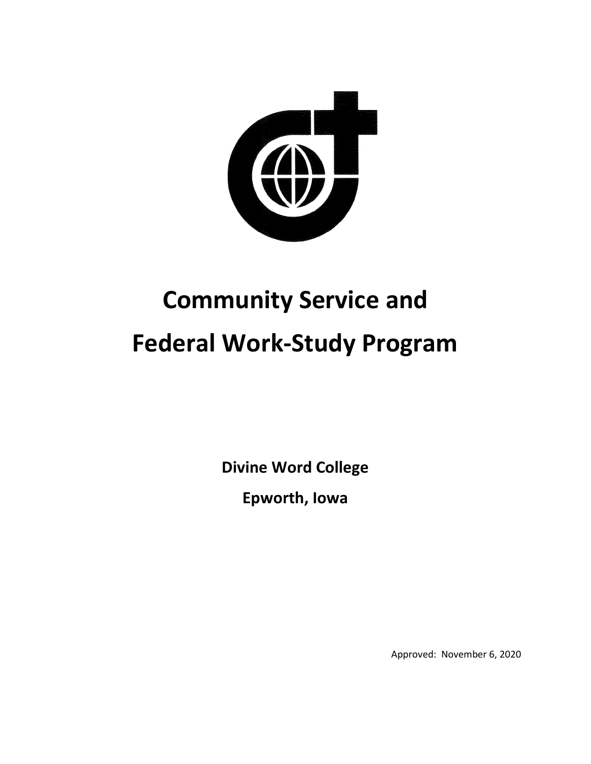# Community Service and Federal Work-Study Program

**Divine Word College**

**Epworth, Iowa**

Approved: November 6, 2020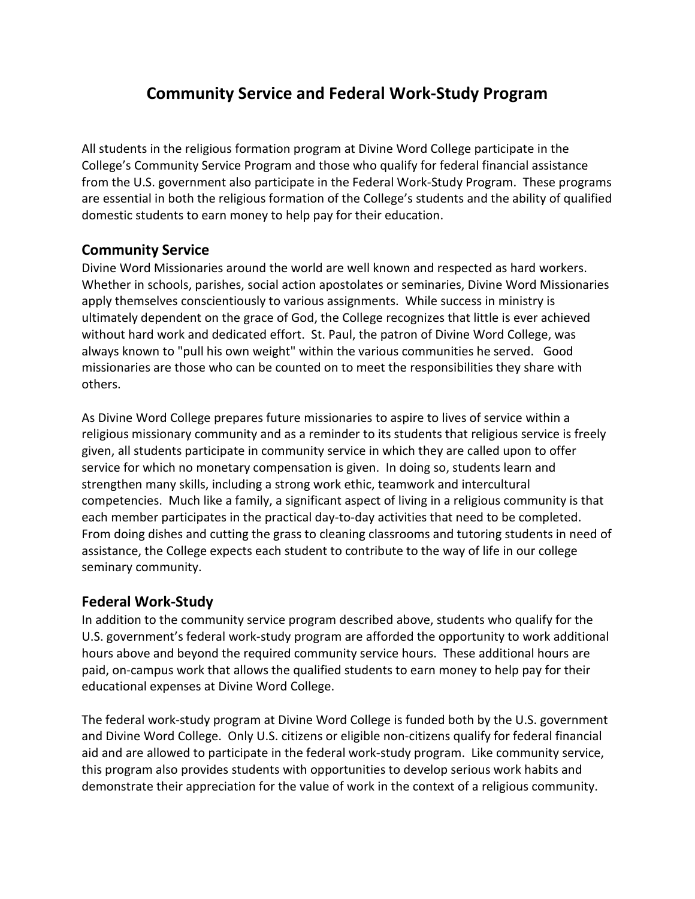# Community Service and Federal Work-Study Program

All students in the religious formation program at Divine Word College participate in the College's Community Service Program and those who qualify for federal financial assistance from the U.S. government also participate in the Federal Work-Study Program. These programs are essential in both the religious formation of the College's students and the ability of qualified domestic students to earn money to help pay for their education.

## Community Service

Divine Word Missionaries around the world are well known and respected as hard workers. Whether in schools, parishes, social action apostolates or seminaries, Divine Word Missionaries apply themselves conscientiously to various assignments. While success in ministry is ultimately dependent on the grace of God, the College recognizes that little is ever achieved without hard work and dedicated effort. St. Paul, the patron of Divine Word College, was always known to "pull his own weight" within the various communities he served. Good missionaries are those who can be counted on to meet the responsibilities they share with others.

As Divine Word College prepares future missionaries to aspire to lives of service within a religious missionary community and as a reminder to its students that religious service is freely given, all students participate in community service in which they are called upon to offer service for which no monetary compensation is given. In doing so, students learn and strengthen many skills, including a strong work ethic, teamwork and intercultural competencies. Much like a family, a significant aspect of living in a religious community is that each member participates in the practical day-to-day activities that need to be completed. From doing dishes and cutting the grass to cleaning classrooms and tutoring students in need of assistance, the College expects each student to contribute to the way of life in our college seminary community.

## Federal Work-Study

In addition to the community service program described above, students who qualify for the U.S. government's federal work-study program are afforded the opportunity to work additional hours above and beyond the required community service hours. These additional hours are paid, on-campus work that allows the qualified students to earn money to help pay for their educational expenses at Divine Word College.

The federal work-study program at Divine Word College is funded both by the U.S. government and Divine Word College. Only U.S. citizens or eligible non-citizens qualify for federal financial aid and are allowed to participate in the federal work-study program. Like community service, this program also provides students with opportunities to develop serious work habits and demonstrate their appreciation for the value of work in the context of a religious community.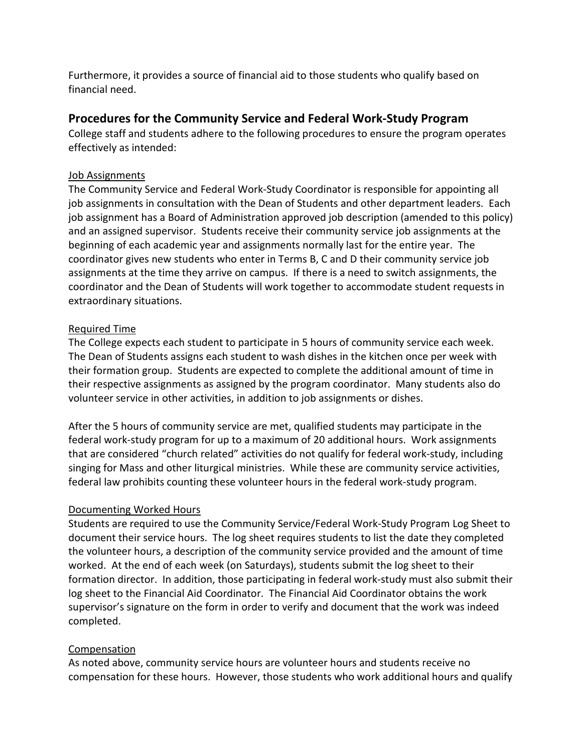Furthermore, it provides a source of financial aid to those students who qualify based on financial need.

## Procedures for the Community Service and Federal Work-Study Program

College staff and students adhere to the following procedures to ensure the program operates effectively as intended:

### Job Assignments

The Community Service and Federal Work-Study Coordinator is responsible for appointing all job assignments in consultation with the Dean of Students and other department leaders. Each job assignment has a Board of Administration approved job description (amended to this policy) and an assigned supervisor. Students receive their community service job assignments at the beginning of each academic year and assignments normally last for the entire year. The coordinator gives new students who enter in Terms B, C and D their community service job assignments at the time they arrive on campus. If there is a need to switch assignments, the coordinator and the Dean of Students will work together to accommodate student requests in extraordinary situations.

### Required Time

The College expects each student to participate in 5 hours of community service each week. The Dean of Students assigns each student to wash dishes in the kitchen once per week with their formation group. Students are expected to complete the additional amount of time in their respective assignments as assigned by the program coordinator. Many students also do volunteer service in other activities, in addition to job assignments or dishes.

After the 5 hours of community service are met, qualified students may participate in the federal work-study program for up to a maximum of 20 additional hours. Work assignments that are considered "church related" activities do not qualify for federal work-study, including singing for Mass and other liturgical ministries. While these are community service activities, federal law prohibits counting these volunteer hours in the federal work-study program.

### Documenting Worked Hours

Students are required to use the Community Service/Federal Work-Study Program Log Sheet to document their service hours. The log sheet requires students to list the date they completed the volunteer hours, a description of the community service provided and the amount of time worked. At the end of each week (on Saturdays), students submit the log sheet to their formation director. In addition, those participating in federal work-study must also submit their log sheet to the Financial Aid Coordinator. The Financial Aid Coordinator obtains the work supervisor's signature on the form in order to verify and document that the work was indeed completed.

### Compensation

As noted above, community service hours are volunteer hours and students receive no compensation for these hours. However, those students who work additional hours and qualify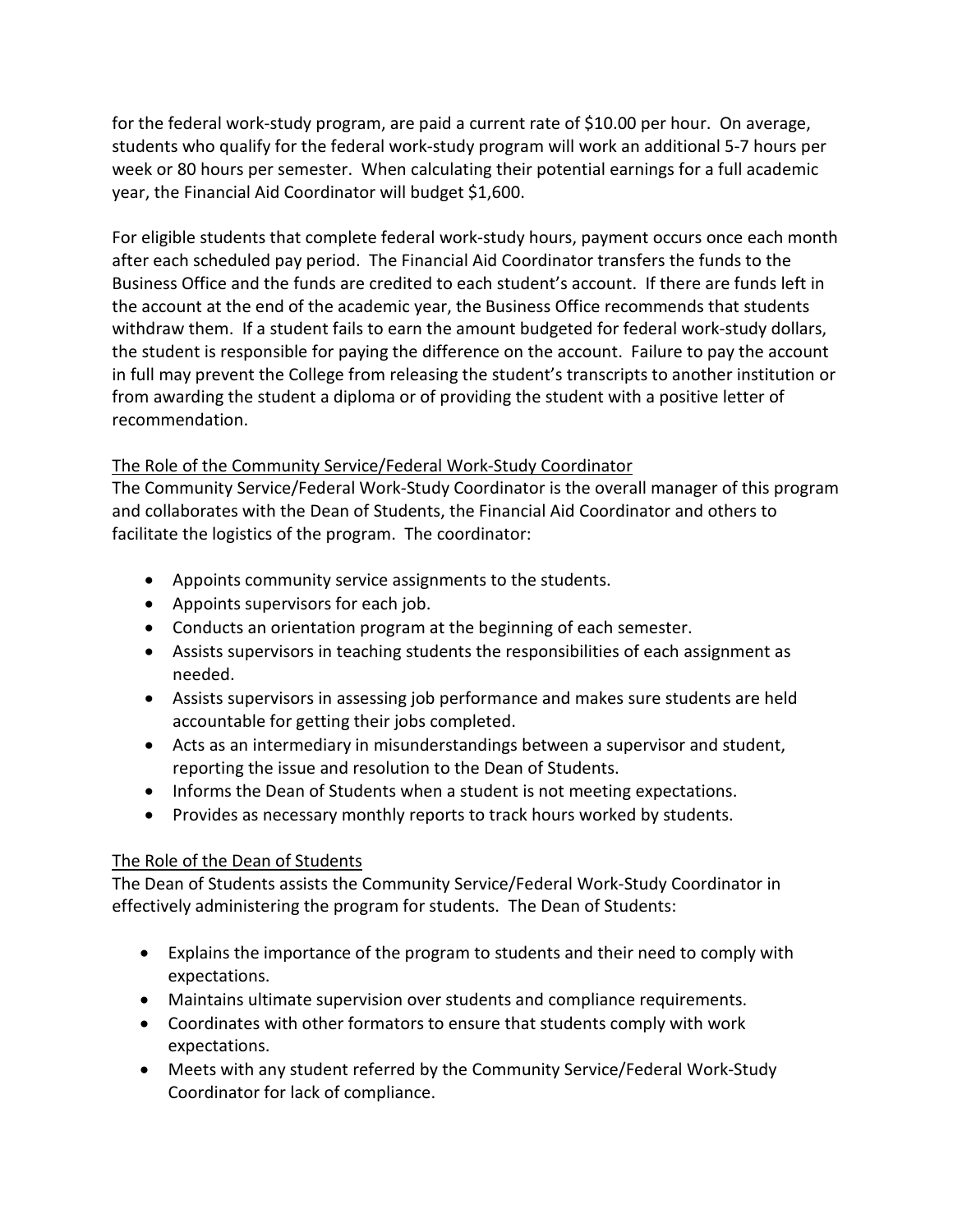for the federal work-study program, are paid a current rate of $10.00 per hour. On average, students who qualify for the federal work-study program will work an additional 5-7 hours per week or 80 hours per semester. When calculating their potential earnings for a full academic year, the Financial Aid Coordinator will budget $1,600.

For eligible students that complete federal work-study hours, payment occurs once each month after each scheduled pay period. The Financial Aid Coordinator transfers the funds to the Business Office and the funds are credited to each student's account. If there are funds left in the account at the end of the academic year, the Business Office recommends that students withdraw them. If a student fails to earn the amount budgeted for federal work-study dollars, the student is responsible for paying the difference on the account. Failure to pay the account in full may prevent the College from releasing the student's transcripts to another institution or from awarding the student a diploma or of providing the student with a positive letter of recommendation.

<u>The Role of the Community Service/Federal Work-Study Coordinator</u>

The Community Service/Federal Work-Study Coordinator is the overall manager of this program and collaborates with the Dean of Students, the Financial Aid Coordinator and others to facilitate the logistics of the program. The coordinator:

- Appoints community service assignments to the students.
- Appoints supervisors for each job.
- Conducts an orientation program at the beginning of each semester.
- Assists supervisors in teaching students the responsibilities of each assignment as needed.
- Assists supervisors in assessing job performance and makes sure students are held accountable for getting their jobs completed.
- Acts as an intermediary in misunderstandings between a supervisor and student, reporting the issue and resolution to the Dean of Students.
- Informs the Dean of Students when a student is not meeting expectations.
- Provides as necessary monthly reports to track hours worked by students.

<u>The Role of the Dean of Students</u>

The Dean of Students assists the Community Service/Federal Work-Study Coordinator in effectively administering the program for students. The Dean of Students:

- Explains the importance of the program to students and their need to comply with expectations.
- Maintains ultimate supervision over students and compliance requirements.
- Coordinates with other formators to ensure that students comply with work expectations.
- Meets with any student referred by the Community Service/Federal Work-Study Coordinator for lack of compliance.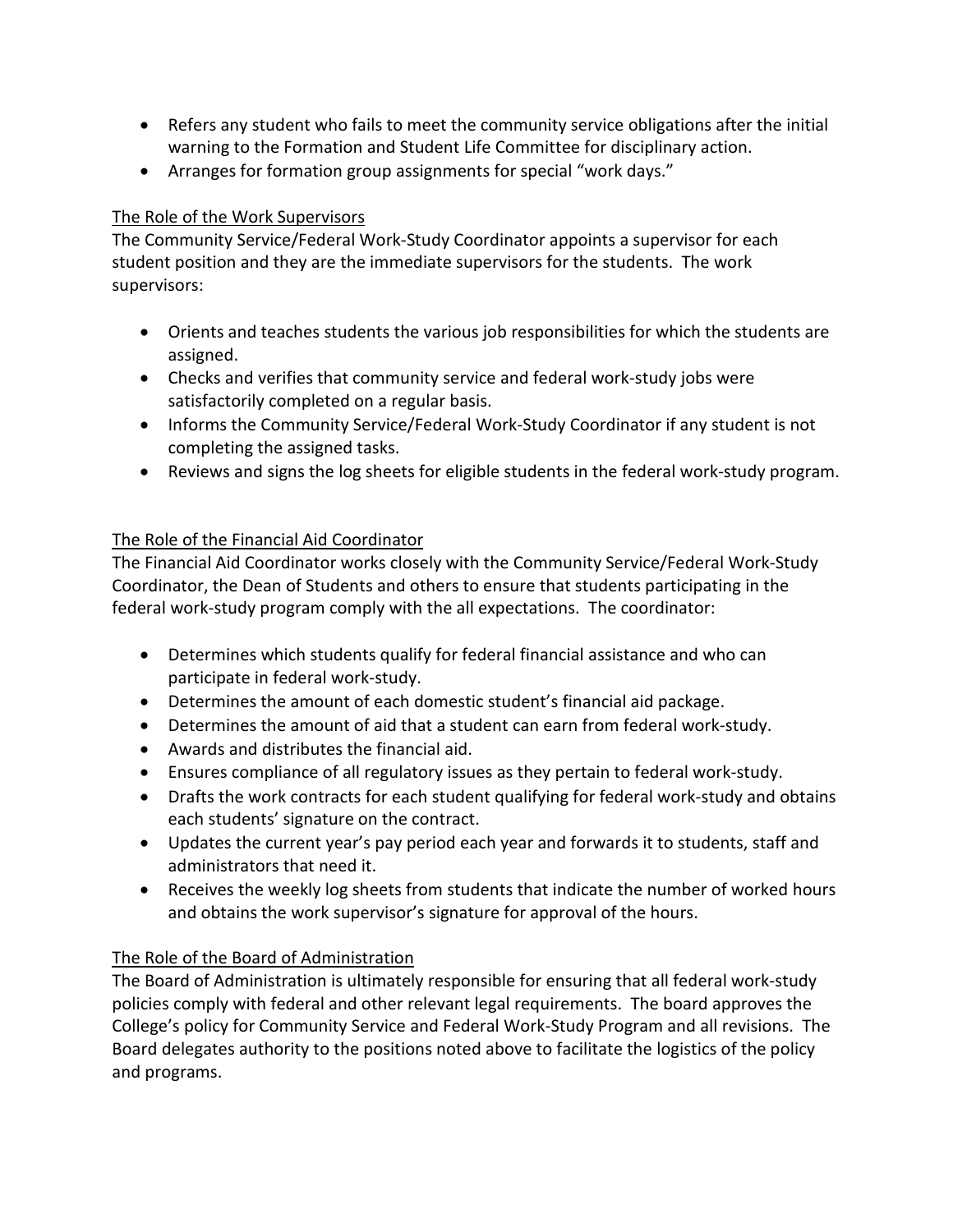- Refers any student who fails to meet the community service obligations after the initial warning to the Formation and Student Life Committee for disciplinary action.
- Arranges for formation group assignments for special "work days."

The Role of the Work Supervisors

The Community Service/Federal Work-Study Coordinator appoints a supervisor for each student position and they are the immediate supervisors for the students. The work supervisors:

- Orients and teaches students the various job responsibilities for which the students are assigned.
- Checks and verifies that community service and federal work-study jobs were satisfactorily completed on a regular basis.
- Informs the Community Service/Federal Work-Study Coordinator if any student is not completing the assigned tasks.
- Reviews and signs the log sheets for eligible students in the federal work-study program.

The Role of the Financial Aid Coordinator

The Financial Aid Coordinator works closely with the Community Service/Federal Work-Study Coordinator, the Dean of Students and others to ensure that students participating in the federal work-study program comply with the all expectations. The coordinator:

- Determines which students qualify for federal financial assistance and who can participate in federal work-study.
- Determines the amount of each domestic student's financial aid package.
- Determines the amount of aid that a student can earn from federal work-study.
- Awards and distributes the financial aid.
- Ensures compliance of all regulatory issues as they pertain to federal work-study.
- Drafts the work contracts for each student qualifying for federal work-study and obtains each students' signature on the contract.
- Updates the current year's pay period each year and forwards it to students, staff and administrators that need it.
- Receives the weekly log sheets from students that indicate the number of worked hours and obtains the work supervisor's signature for approval of the hours.

The Role of the Board of Administration

The Board of Administration is ultimately responsible for ensuring that all federal work-study policies comply with federal and other relevant legal requirements. The board approves the College's policy for Community Service and Federal Work-Study Program and all revisions. The Board delegates authority to the positions noted above to facilitate the logistics of the policy and programs.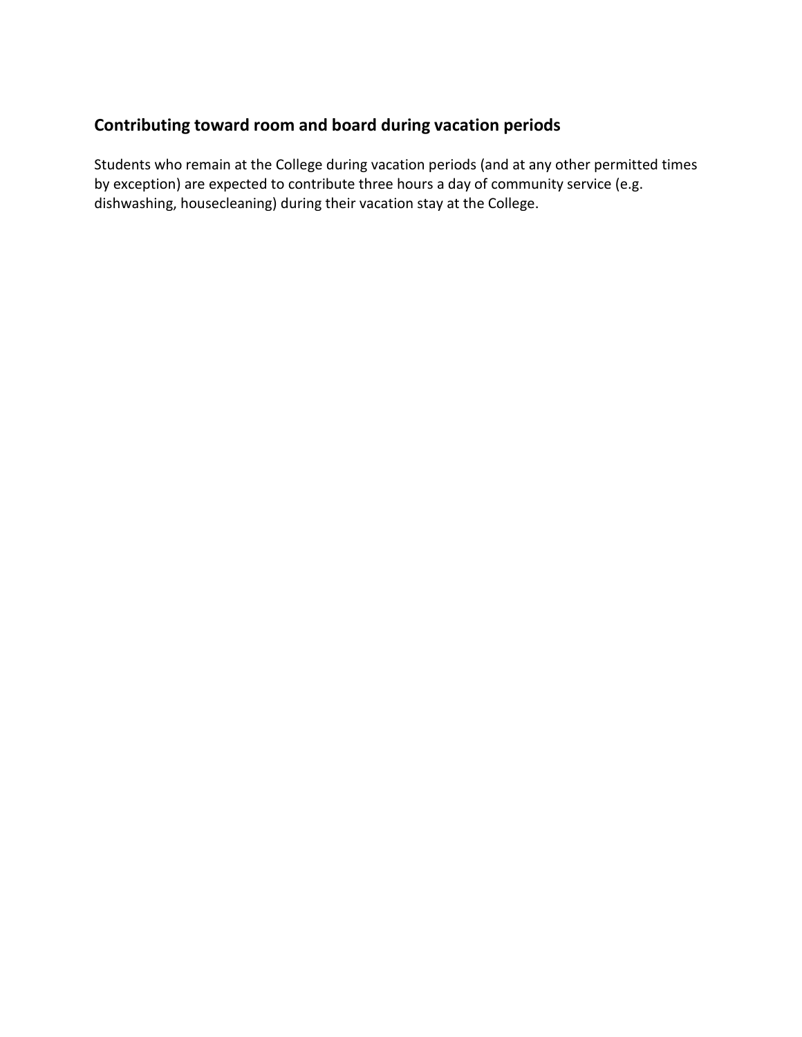## Contributing toward room and board during vacation periods

Students who remain at the College during vacation periods (and at any other permitted times by exception) are expected to contribute three hours a day of community service (e.g. dishwashing, housecleaning) during their vacation stay at the College.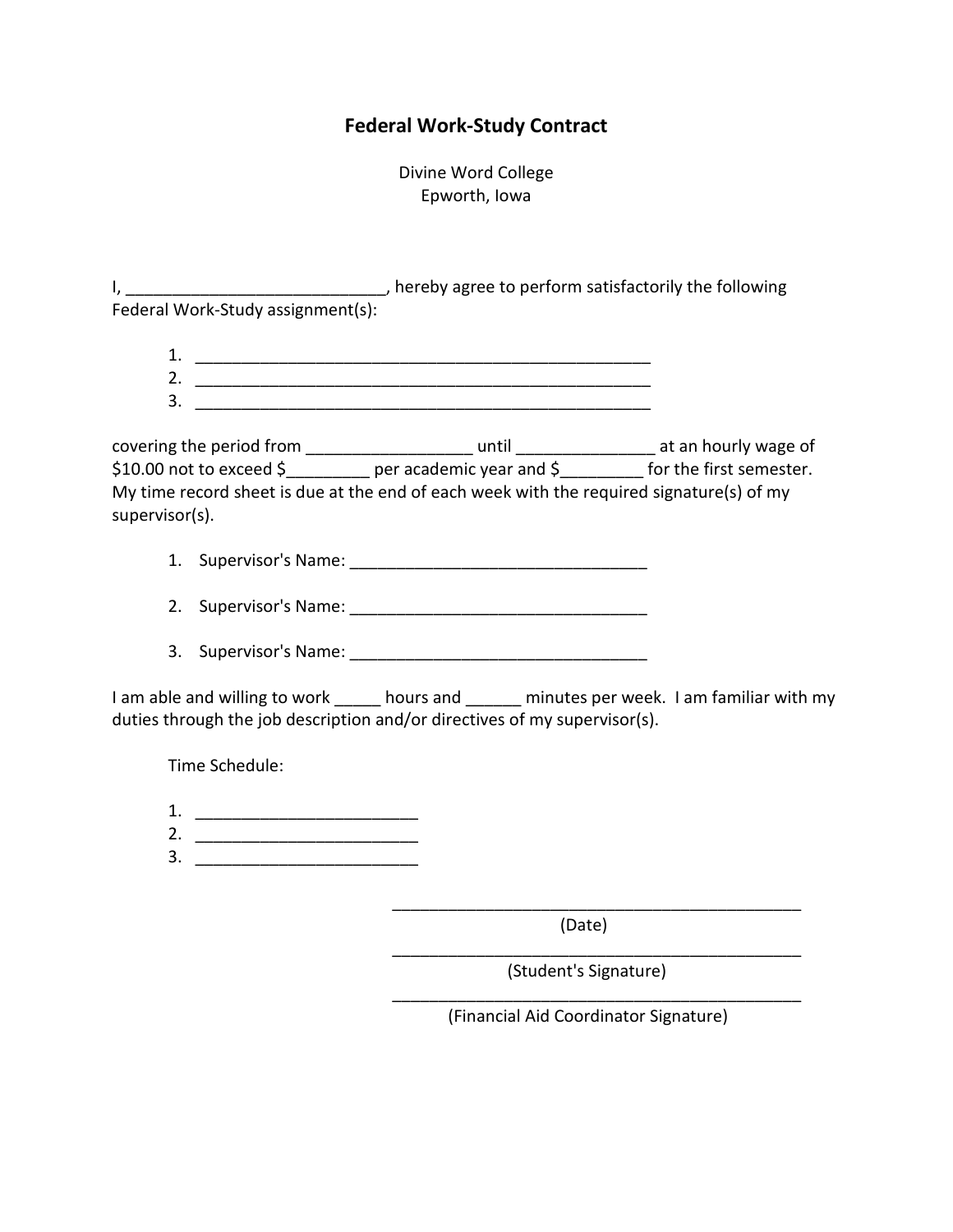# Federal Work-Study Contract

Divine Word College
Epworth, Iowa

I, ____________________________, hereby agree to perform satisfactorily the following Federal Work-Study assignment(s):

1. ___________________________________________________
2. ___________________________________________________
3. ___________________________________________________

covering the period from __________________ until _______________ at an hourly wage of $10.00 not to exceed $_________ per academic year and $_________ for the first semester. My time record sheet is due at the end of each week with the required signature(s) of my supervisor(s).

1. Supervisor's Name: _________________________________

2. Supervisor's Name: _________________________________

3. Supervisor's Name: _________________________________

I am able and willing to work _____ hours and ______ minutes per week. I am familiar with my duties through the job description and/or directives of my supervisor(s).

Time Schedule:

1. ________________________
2. ________________________
3. ________________________

_____________________________________________
(Date)

_____________________________________________
(Student's Signature)

_____________________________________________
(Financial Aid Coordinator Signature)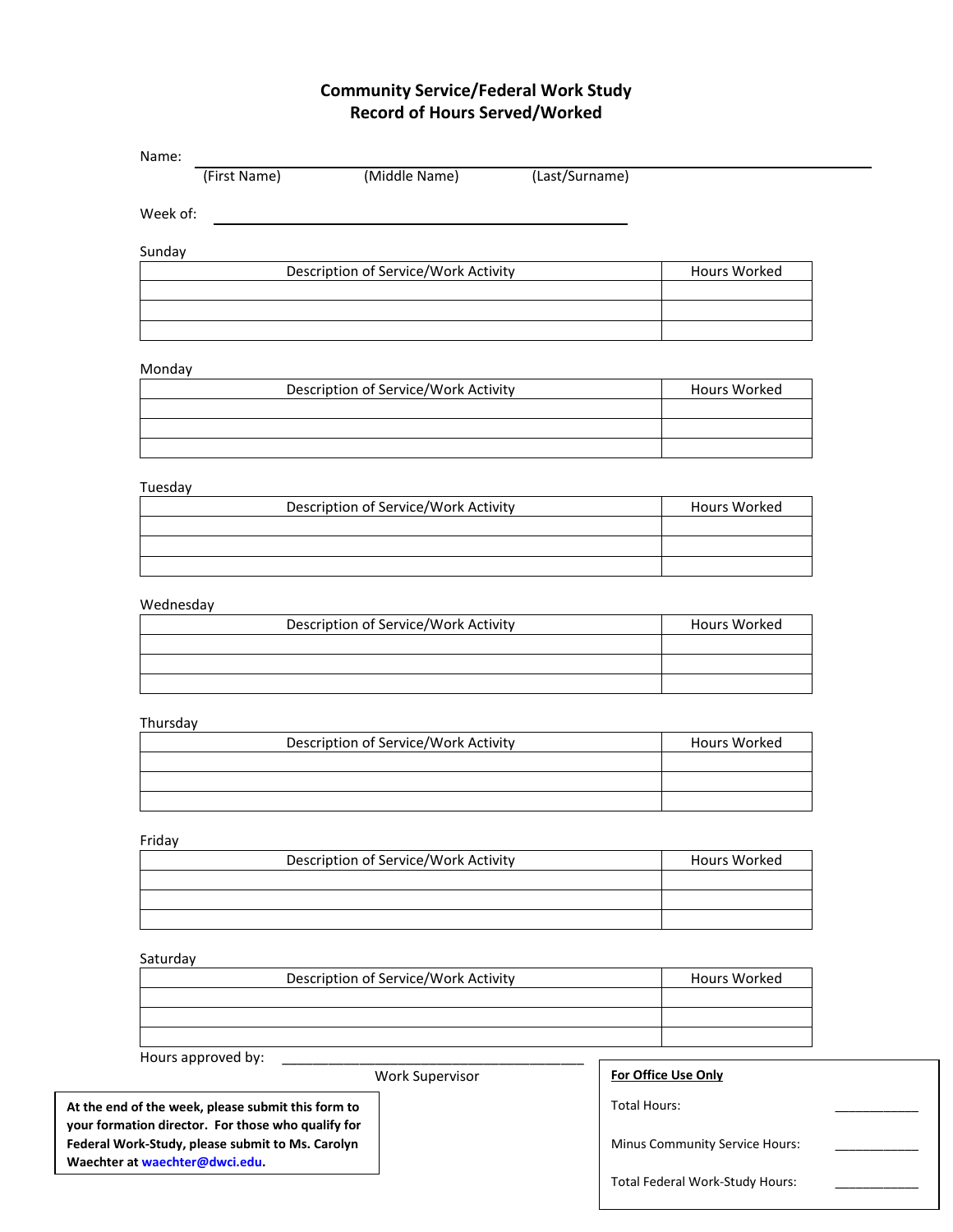# Community Service/Federal Work Study
# Record of Hours Served/Worked

Name: ______________________________________________________________
(First Name) (Middle Name) (Last/Surname)

Week of: ______________________________________

Sunday

| Description of Service/Work Activity | Hours Worked |
|---|---|
| | |
| | |
| | |

Monday

| Description of Service/Work Activity | Hours Worked |
|---|---|
| | |
| | |
| | |

Tuesday

| Description of Service/Work Activity | Hours Worked |
|---|---|
| | |
| | |
| | |

Wednesday

| Description of Service/Work Activity | Hours Worked |
|---|---|
| | |
| | |
| | |

Thursday

| Description of Service/Work Activity | Hours Worked |
|---|---|
| | |
| | |
| | |

Friday

| Description of Service/Work Activity | Hours Worked |
|---|---|
| | |
| | |
| | |

Saturday

| Description of Service/Work Activity | Hours Worked |
|---|---|
| | |
| | |
| | |

Hours approved by: ________________________________________
Work Supervisor

**At the end of the week, please submit this form to your formation director. For those who qualify for Federal Work-Study, please submit to Ms. Carolyn Waechter at waechter@dwci.edu.**

**For Office Use Only**

Total Hours: ____________

Minus Community Service Hours: ____________

Total Federal Work-Study Hours: ____________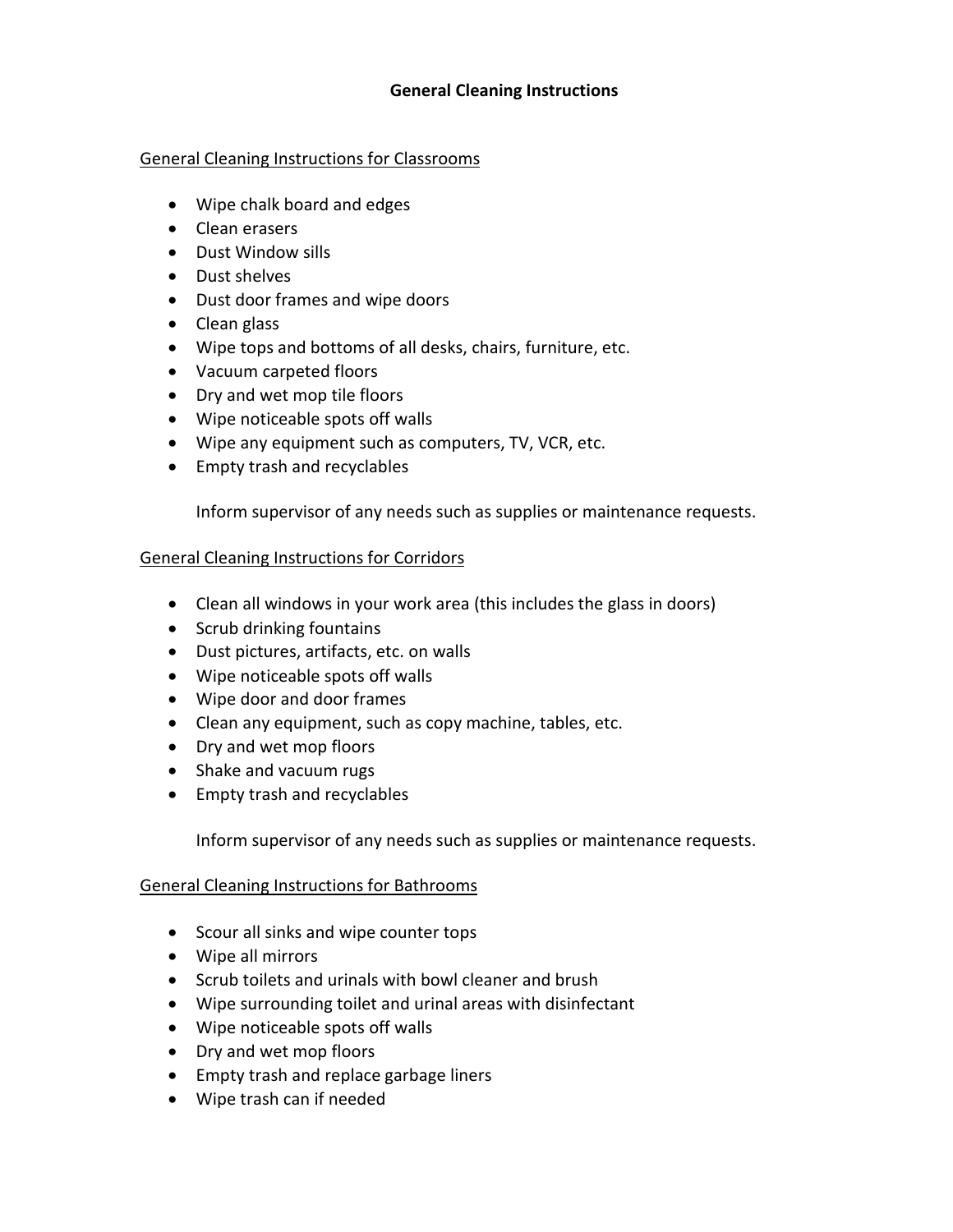# General Cleaning Instructions

## General Cleaning Instructions for Classrooms

- Wipe chalk board and edges
- Clean erasers
- Dust Window sills
- Dust shelves
- Dust door frames and wipe doors
- Clean glass
- Wipe tops and bottoms of all desks, chairs, furniture, etc.
- Vacuum carpeted floors
- Dry and wet mop tile floors
- Wipe noticeable spots off walls
- Wipe any equipment such as computers, TV, VCR, etc.
- Empty trash and recyclables

Inform supervisor of any needs such as supplies or maintenance requests.

## General Cleaning Instructions for Corridors

- Clean all windows in your work area (this includes the glass in doors)
- Scrub drinking fountains
- Dust pictures, artifacts, etc. on walls
- Wipe noticeable spots off walls
- Wipe door and door frames
- Clean any equipment, such as copy machine, tables, etc.
- Dry and wet mop floors
- Shake and vacuum rugs
- Empty trash and recyclables

Inform supervisor of any needs such as supplies or maintenance requests.

## General Cleaning Instructions for Bathrooms

- Scour all sinks and wipe counter tops
- Wipe all mirrors
- Scrub toilets and urinals with bowl cleaner and brush
- Wipe surrounding toilet and urinal areas with disinfectant
- Wipe noticeable spots off walls
- Dry and wet mop floors
- Empty trash and replace garbage liners
- Wipe trash can if needed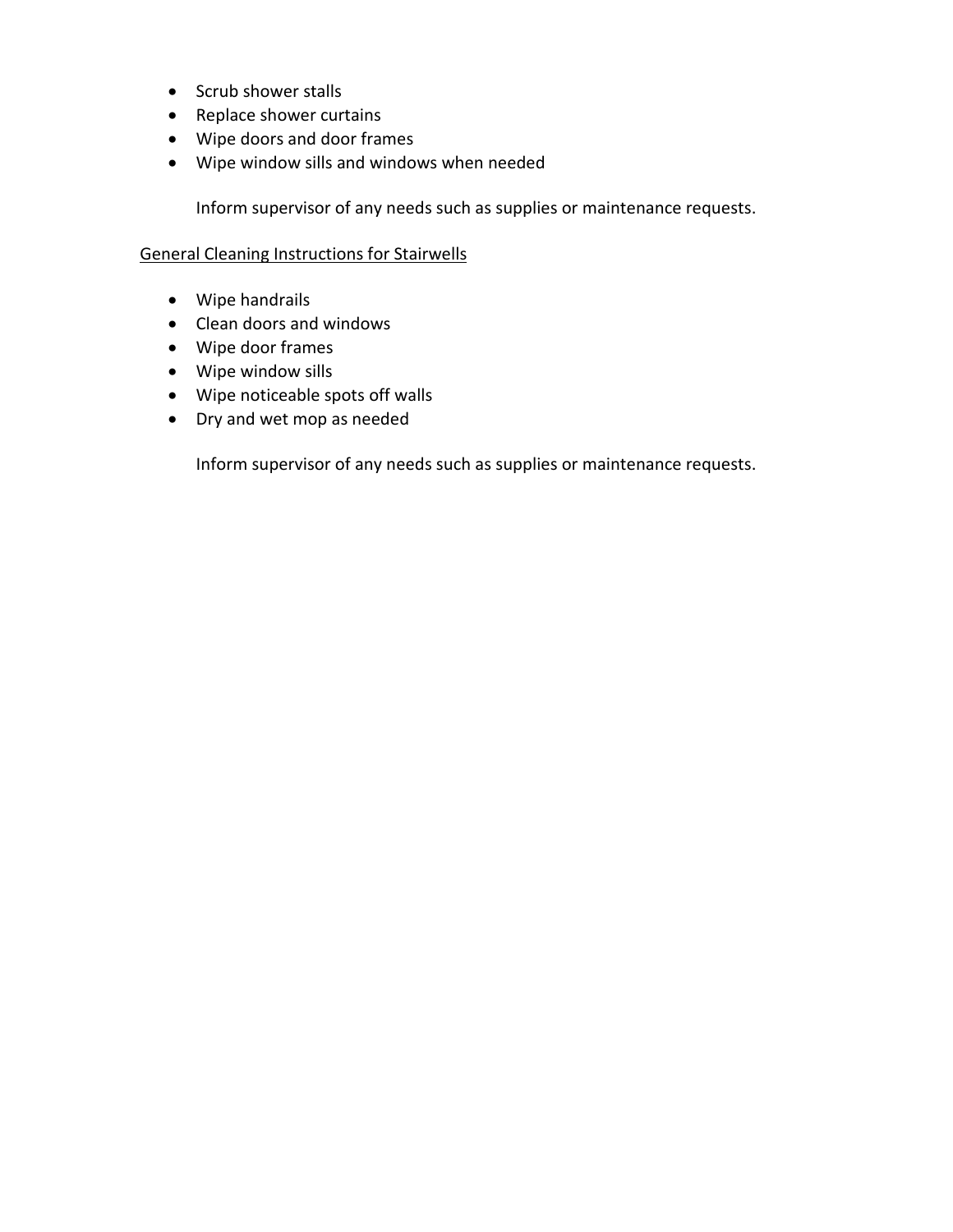- Scrub shower stalls
- Replace shower curtains
- Wipe doors and door frames
- Wipe window sills and windows when needed

Inform supervisor of any needs such as supplies or maintenance requests.

<u>General Cleaning Instructions for Stairwells</u>

- Wipe handrails
- Clean doors and windows
- Wipe door frames
- Wipe window sills
- Wipe noticeable spots off walls
- Dry and wet mop as needed

Inform supervisor of any needs such as supplies or maintenance requests.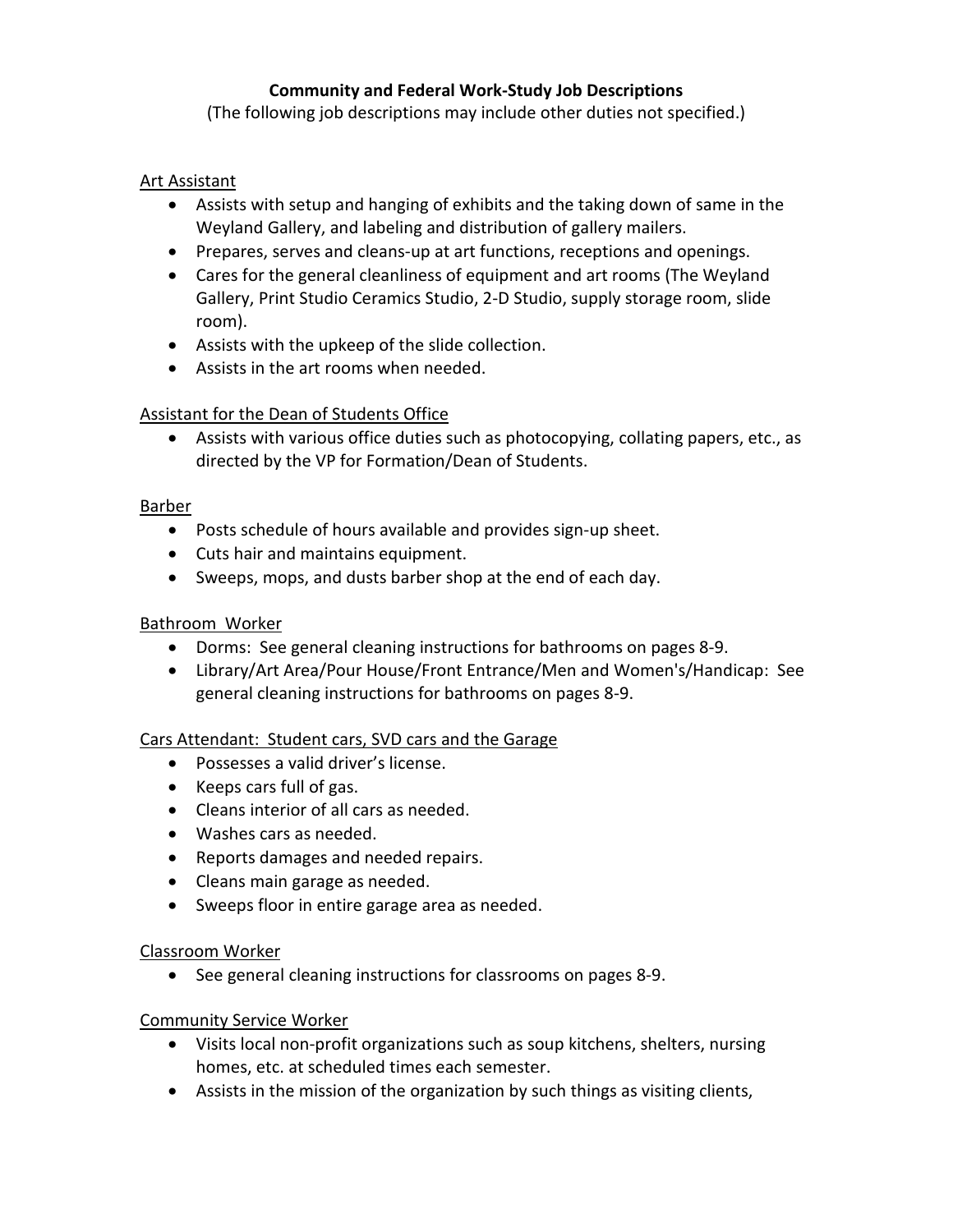**Community and Federal Work-Study Job Descriptions**

(The following job descriptions may include other duties not specified.)

Art Assistant

- Assists with setup and hanging of exhibits and the taking down of same in the Weyland Gallery, and labeling and distribution of gallery mailers.
- Prepares, serves and cleans-up at art functions, receptions and openings.
- Cares for the general cleanliness of equipment and art rooms (The Weyland Gallery, Print Studio Ceramics Studio, 2-D Studio, supply storage room, slide room).
- Assists with the upkeep of the slide collection.
- Assists in the art rooms when needed.

Assistant for the Dean of Students Office

- Assists with various office duties such as photocopying, collating papers, etc., as directed by the VP for Formation/Dean of Students.

Barber

- Posts schedule of hours available and provides sign-up sheet.
- Cuts hair and maintains equipment.
- Sweeps, mops, and dusts barber shop at the end of each day.

Bathroom Worker

- Dorms: See general cleaning instructions for bathrooms on pages 8-9.
- Library/Art Area/Pour House/Front Entrance/Men and Women's/Handicap: See general cleaning instructions for bathrooms on pages 8-9.

Cars Attendant: Student cars, SVD cars and the Garage

- Possesses a valid driver's license.
- Keeps cars full of gas.
- Cleans interior of all cars as needed.
- Washes cars as needed.
- Reports damages and needed repairs.
- Cleans main garage as needed.
- Sweeps floor in entire garage area as needed.

Classroom Worker

- See general cleaning instructions for classrooms on pages 8-9.

Community Service Worker

- Visits local non-profit organizations such as soup kitchens, shelters, nursing homes, etc. at scheduled times each semester.
- Assists in the mission of the organization by such things as visiting clients,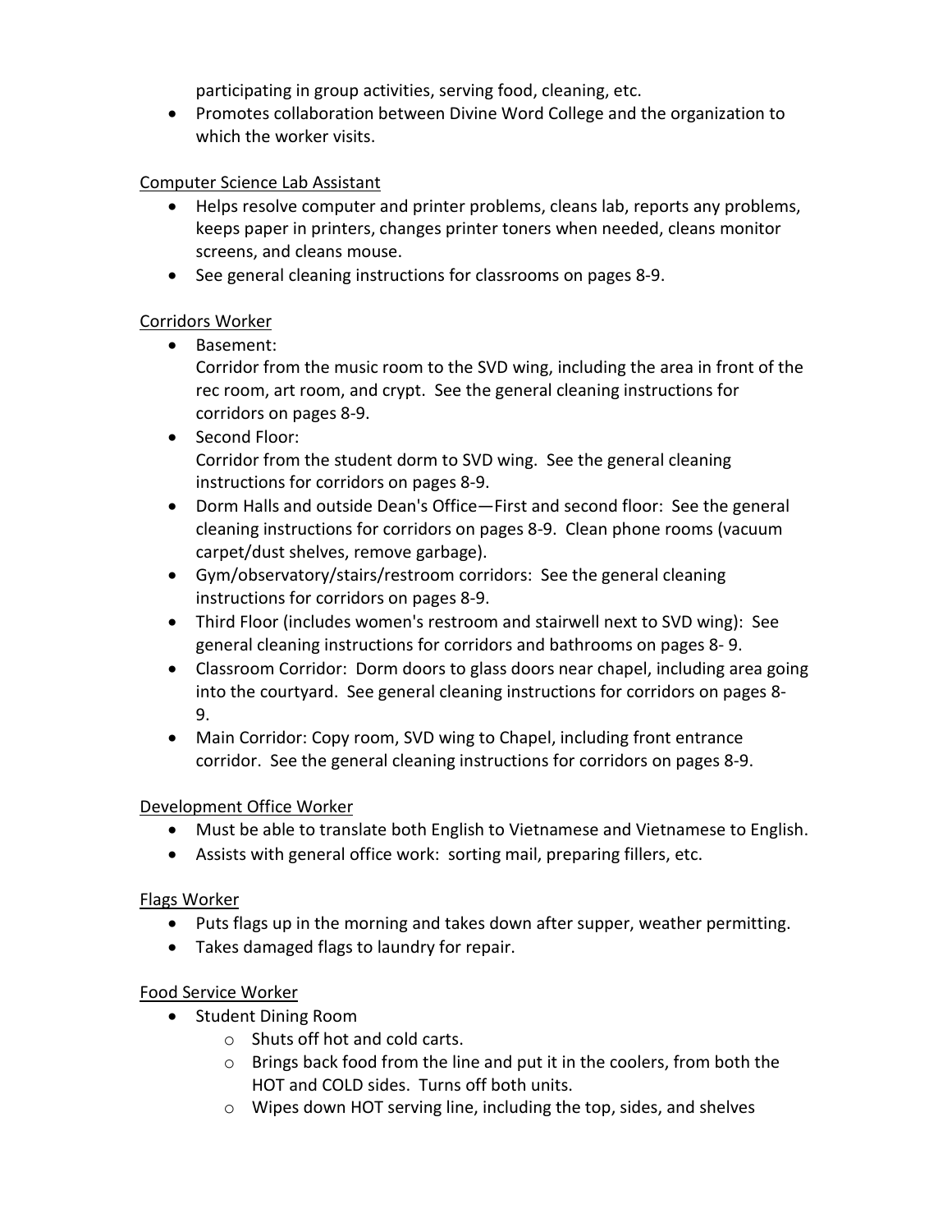participating in group activities, serving food, cleaning, etc.

- Promotes collaboration between Divine Word College and the organization to which the worker visits.

<u>Computer Science Lab Assistant</u>

- Helps resolve computer and printer problems, cleans lab, reports any problems, keeps paper in printers, changes printer toners when needed, cleans monitor screens, and cleans mouse.
- See general cleaning instructions for classrooms on pages 8-9.

<u>Corridors Worker</u>

- Basement:
  Corridor from the music room to the SVD wing, including the area in front of the rec room, art room, and crypt. See the general cleaning instructions for corridors on pages 8-9.
- Second Floor:
  Corridor from the student dorm to SVD wing. See the general cleaning instructions for corridors on pages 8-9.
- Dorm Halls and outside Dean's Office—First and second floor: See the general cleaning instructions for corridors on pages 8-9. Clean phone rooms (vacuum carpet/dust shelves, remove garbage).
- Gym/observatory/stairs/restroom corridors: See the general cleaning instructions for corridors on pages 8-9.
- Third Floor (includes women's restroom and stairwell next to SVD wing): See general cleaning instructions for corridors and bathrooms on pages 8- 9.
- Classroom Corridor: Dorm doors to glass doors near chapel, including area going into the courtyard. See general cleaning instructions for corridors on pages 8-9.
- Main Corridor: Copy room, SVD wing to Chapel, including front entrance corridor. See the general cleaning instructions for corridors on pages 8-9.

<u>Development Office Worker</u>

- Must be able to translate both English to Vietnamese and Vietnamese to English.
- Assists with general office work: sorting mail, preparing fillers, etc.

<u>Flags Worker</u>

- Puts flags up in the morning and takes down after supper, weather permitting.
- Takes damaged flags to laundry for repair.

<u>Food Service Worker</u>

- Student Dining Room
  - Shuts off hot and cold carts.
  - Brings back food from the line and put it in the coolers, from both the HOT and COLD sides. Turns off both units.
  - Wipes down HOT serving line, including the top, sides, and shelves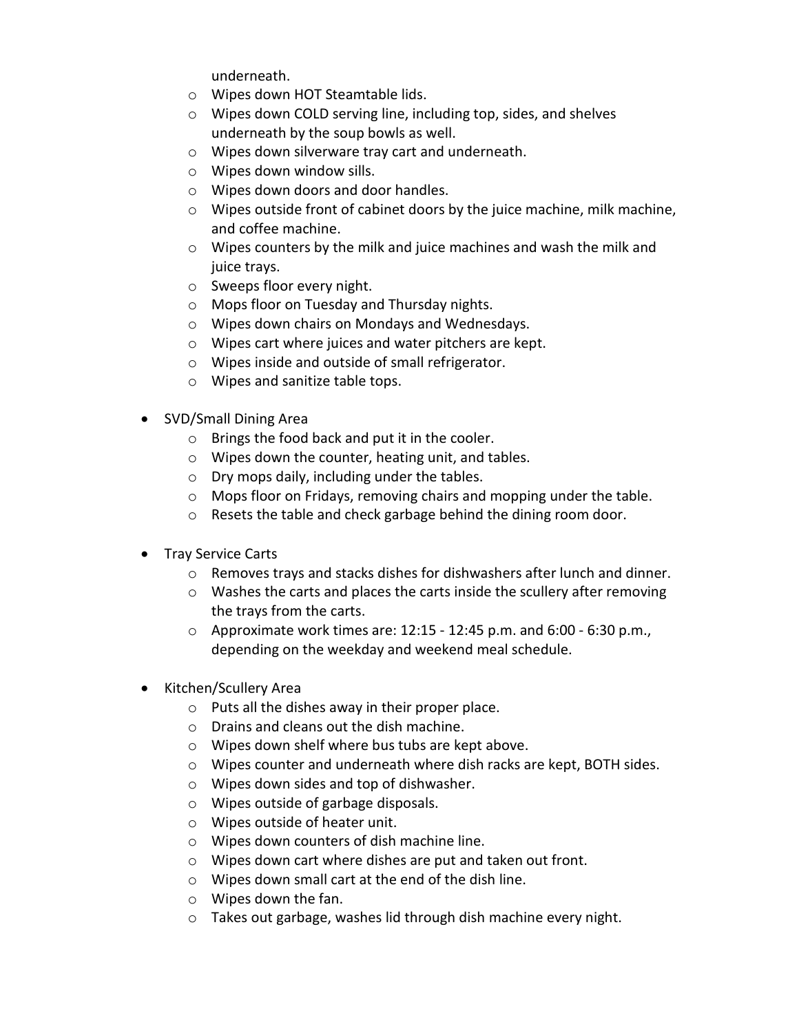underneath.
  - Wipes down HOT Steamtable lids.
  - Wipes down COLD serving line, including top, sides, and shelves underneath by the soup bowls as well.
  - Wipes down silverware tray cart and underneath.
  - Wipes down window sills.
  - Wipes down doors and door handles.
  - Wipes outside front of cabinet doors by the juice machine, milk machine, and coffee machine.
  - Wipes counters by the milk and juice machines and wash the milk and juice trays.
  - Sweeps floor every night.
  - Mops floor on Tuesday and Thursday nights.
  - Wipes down chairs on Mondays and Wednesdays.
  - Wipes cart where juices and water pitchers are kept.
  - Wipes inside and outside of small refrigerator.
  - Wipes and sanitize table tops.

- SVD/Small Dining Area
  - Brings the food back and put it in the cooler.
  - Wipes down the counter, heating unit, and tables.
  - Dry mops daily, including under the tables.
  - Mops floor on Fridays, removing chairs and mopping under the table.
  - Resets the table and check garbage behind the dining room door.

- Tray Service Carts
  - Removes trays and stacks dishes for dishwashers after lunch and dinner.
  - Washes the carts and places the carts inside the scullery after removing the trays from the carts.
  - Approximate work times are: 12:15 - 12:45 p.m. and 6:00 - 6:30 p.m., depending on the weekday and weekend meal schedule.

- Kitchen/Scullery Area
  - Puts all the dishes away in their proper place.
  - Drains and cleans out the dish machine.
  - Wipes down shelf where bus tubs are kept above.
  - Wipes counter and underneath where dish racks are kept, BOTH sides.
  - Wipes down sides and top of dishwasher.
  - Wipes outside of garbage disposals.
  - Wipes outside of heater unit.
  - Wipes down counters of dish machine line.
  - Wipes down cart where dishes are put and taken out front.
  - Wipes down small cart at the end of the dish line.
  - Wipes down the fan.
  - Takes out garbage, washes lid through dish machine every night.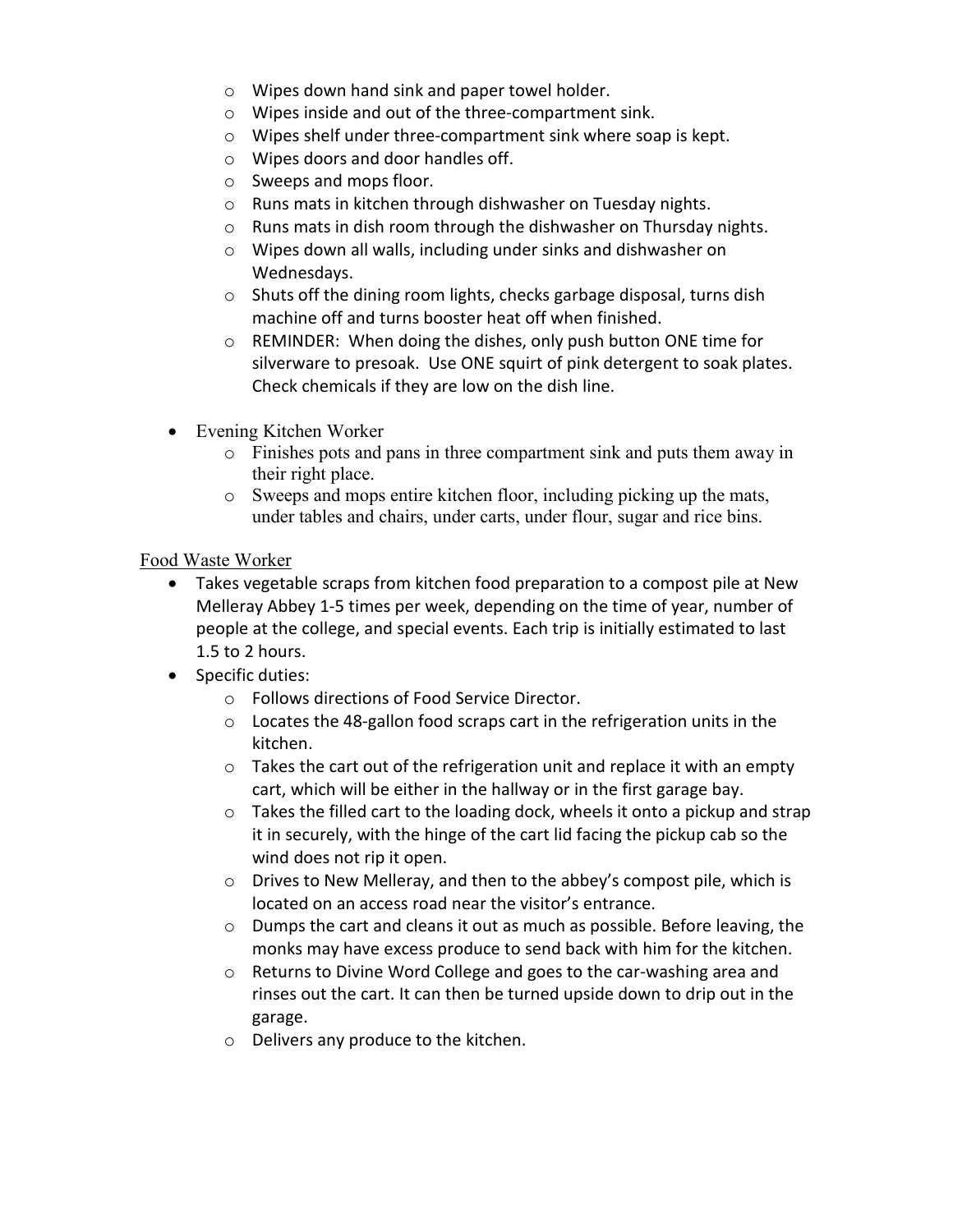- Wipes down hand sink and paper towel holder.
  - Wipes inside and out of the three-compartment sink.
  - Wipes shelf under three-compartment sink where soap is kept.
  - Wipes doors and door handles off.
  - Sweeps and mops floor.
  - Runs mats in kitchen through dishwasher on Tuesday nights.
  - Runs mats in dish room through the dishwasher on Thursday nights.
  - Wipes down all walls, including under sinks and dishwasher on Wednesdays.
  - Shuts off the dining room lights, checks garbage disposal, turns dish machine off and turns booster heat off when finished.
  - REMINDER: When doing the dishes, only push button ONE time for silverware to presoak. Use ONE squirt of pink detergent to soak plates. Check chemicals if they are low on the dish line.

- Evening Kitchen Worker
  - Finishes pots and pans in three compartment sink and puts them away in their right place.
  - Sweeps and mops entire kitchen floor, including picking up the mats, under tables and chairs, under carts, under flour, sugar and rice bins.

<u>Food Waste Worker</u>

- Takes vegetable scraps from kitchen food preparation to a compost pile at New Melleray Abbey 1-5 times per week, depending on the time of year, number of people at the college, and special events. Each trip is initially estimated to last 1.5 to 2 hours.
- Specific duties:
  - Follows directions of Food Service Director.
  - Locates the 48-gallon food scraps cart in the refrigeration units in the kitchen.
  - Takes the cart out of the refrigeration unit and replace it with an empty cart, which will be either in the hallway or in the first garage bay.
  - Takes the filled cart to the loading dock, wheels it onto a pickup and strap it in securely, with the hinge of the cart lid facing the pickup cab so the wind does not rip it open.
  - Drives to New Melleray, and then to the abbey's compost pile, which is located on an access road near the visitor's entrance.
  - Dumps the cart and cleans it out as much as possible. Before leaving, the monks may have excess produce to send back with him for the kitchen.
  - Returns to Divine Word College and goes to the car-washing area and rinses out the cart. It can then be turned upside down to drip out in the garage.
  - Delivers any produce to the kitchen.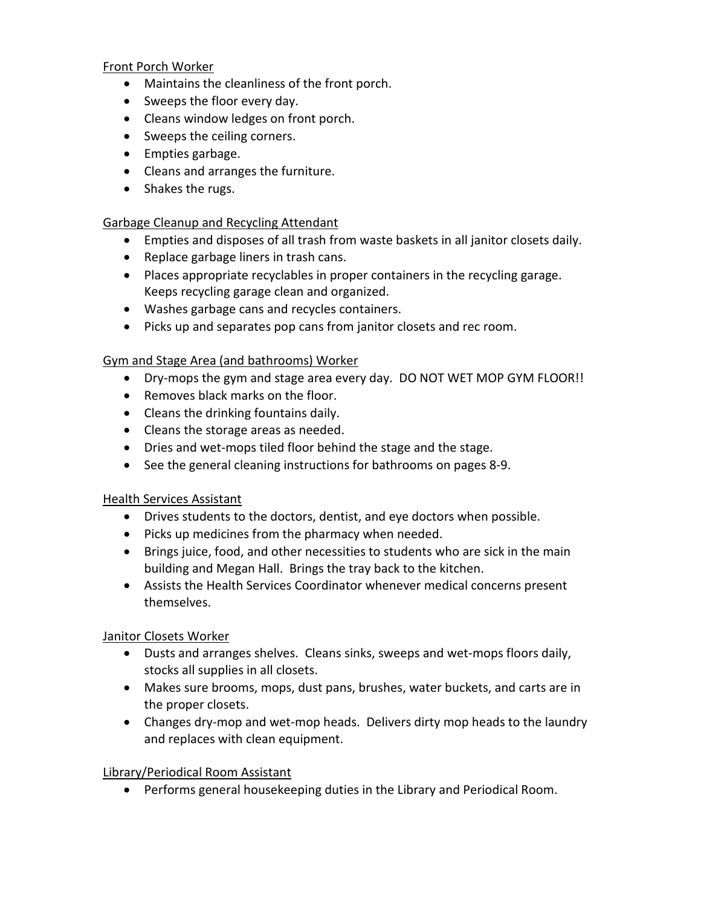Front Porch Worker

- Maintains the cleanliness of the front porch.
- Sweeps the floor every day.
- Cleans window ledges on front porch.
- Sweeps the ceiling corners.
- Empties garbage.
- Cleans and arranges the furniture.
- Shakes the rugs.

Garbage Cleanup and Recycling Attendant

- Empties and disposes of all trash from waste baskets in all janitor closets daily.
- Replace garbage liners in trash cans.
- Places appropriate recyclables in proper containers in the recycling garage. Keeps recycling garage clean and organized.
- Washes garbage cans and recycles containers.
- Picks up and separates pop cans from janitor closets and rec room.

Gym and Stage Area (and bathrooms) Worker

- Dry-mops the gym and stage area every day. DO NOT WET MOP GYM FLOOR!!
- Removes black marks on the floor.
- Cleans the drinking fountains daily.
- Cleans the storage areas as needed.
- Dries and wet-mops tiled floor behind the stage and the stage.
- See the general cleaning instructions for bathrooms on pages 8-9.

Health Services Assistant

- Drives students to the doctors, dentist, and eye doctors when possible.
- Picks up medicines from the pharmacy when needed.
- Brings juice, food, and other necessities to students who are sick in the main building and Megan Hall. Brings the tray back to the kitchen.
- Assists the Health Services Coordinator whenever medical concerns present themselves.

Janitor Closets Worker

- Dusts and arranges shelves. Cleans sinks, sweeps and wet-mops floors daily, stocks all supplies in all closets.
- Makes sure brooms, mops, dust pans, brushes, water buckets, and carts are in the proper closets.
- Changes dry-mop and wet-mop heads. Delivers dirty mop heads to the laundry and replaces with clean equipment.

Library/Periodical Room Assistant

- Performs general housekeeping duties in the Library and Periodical Room.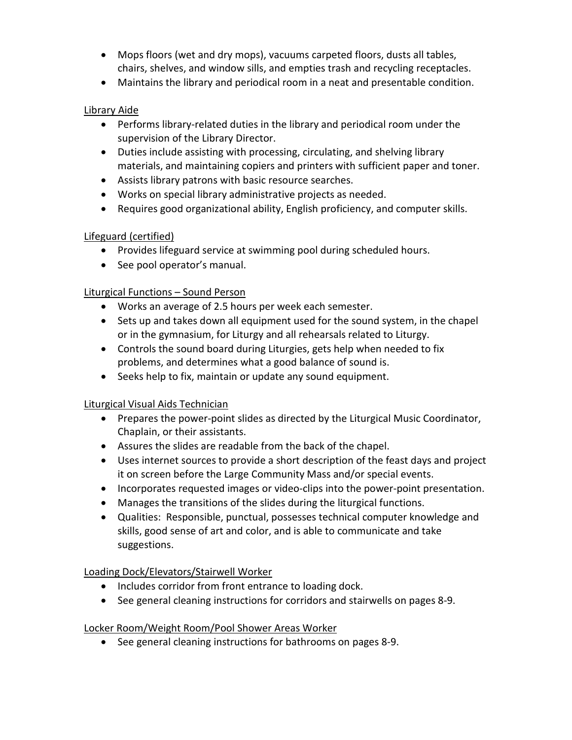- Mops floors (wet and dry mops), vacuums carpeted floors, dusts all tables, chairs, shelves, and window sills, and empties trash and recycling receptacles.
- Maintains the library and periodical room in a neat and presentable condition.

Library Aide

- Performs library-related duties in the library and periodical room under the supervision of the Library Director.
- Duties include assisting with processing, circulating, and shelving library materials, and maintaining copiers and printers with sufficient paper and toner.
- Assists library patrons with basic resource searches.
- Works on special library administrative projects as needed.
- Requires good organizational ability, English proficiency, and computer skills.

Lifeguard (certified)

- Provides lifeguard service at swimming pool during scheduled hours.
- See pool operator's manual.

Liturgical Functions – Sound Person

- Works an average of 2.5 hours per week each semester.
- Sets up and takes down all equipment used for the sound system, in the chapel or in the gymnasium, for Liturgy and all rehearsals related to Liturgy.
- Controls the sound board during Liturgies, gets help when needed to fix problems, and determines what a good balance of sound is.
- Seeks help to fix, maintain or update any sound equipment.

Liturgical Visual Aids Technician

- Prepares the power-point slides as directed by the Liturgical Music Coordinator, Chaplain, or their assistants.
- Assures the slides are readable from the back of the chapel.
- Uses internet sources to provide a short description of the feast days and project it on screen before the Large Community Mass and/or special events.
- Incorporates requested images or video-clips into the power-point presentation.
- Manages the transitions of the slides during the liturgical functions.
- Qualities: Responsible, punctual, possesses technical computer knowledge and skills, good sense of art and color, and is able to communicate and take suggestions.

Loading Dock/Elevators/Stairwell Worker

- Includes corridor from front entrance to loading dock.
- See general cleaning instructions for corridors and stairwells on pages 8-9.

Locker Room/Weight Room/Pool Shower Areas Worker

- See general cleaning instructions for bathrooms on pages 8-9.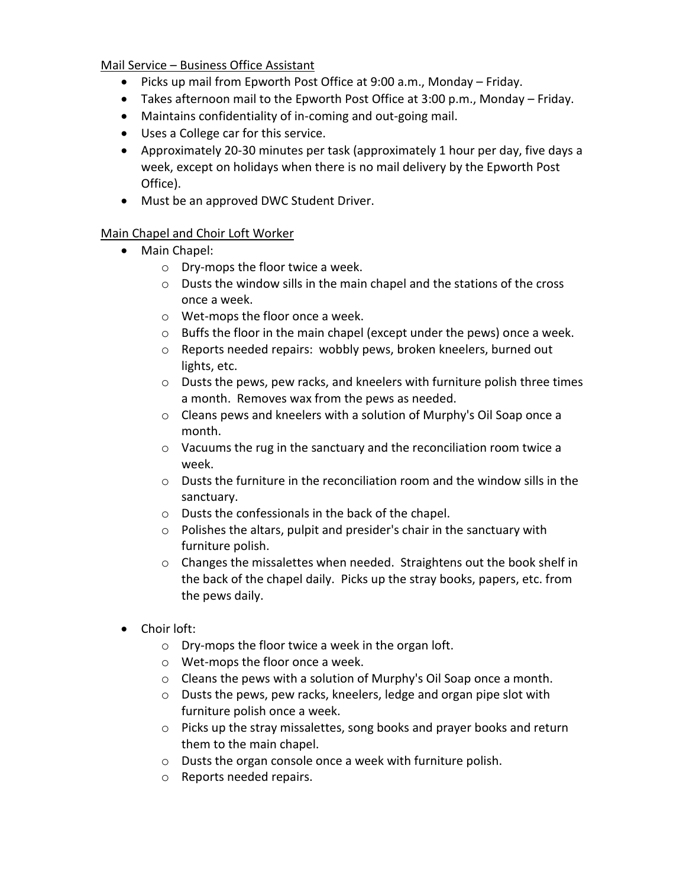Mail Service – Business Office Assistant

- Picks up mail from Epworth Post Office at 9:00 a.m., Monday – Friday.
- Takes afternoon mail to the Epworth Post Office at 3:00 p.m., Monday – Friday.
- Maintains confidentiality of in-coming and out-going mail.
- Uses a College car for this service.
- Approximately 20-30 minutes per task (approximately 1 hour per day, five days a week, except on holidays when there is no mail delivery by the Epworth Post Office).
- Must be an approved DWC Student Driver.

Main Chapel and Choir Loft Worker

- Main Chapel:
    - Dry-mops the floor twice a week.
    - Dusts the window sills in the main chapel and the stations of the cross once a week.
    - Wet-mops the floor once a week.
    - Buffs the floor in the main chapel (except under the pews) once a week.
    - Reports needed repairs: wobbly pews, broken kneelers, burned out lights, etc.
    - Dusts the pews, pew racks, and kneelers with furniture polish three times a month. Removes wax from the pews as needed.
    - Cleans pews and kneelers with a solution of Murphy's Oil Soap once a month.
    - Vacuums the rug in the sanctuary and the reconciliation room twice a week.
    - Dusts the furniture in the reconciliation room and the window sills in the sanctuary.
    - Dusts the confessionals in the back of the chapel.
    - Polishes the altars, pulpit and presider's chair in the sanctuary with furniture polish.
    - Changes the missalettes when needed. Straightens out the book shelf in the back of the chapel daily. Picks up the stray books, papers, etc. from the pews daily.
- Choir loft:
    - Dry-mops the floor twice a week in the organ loft.
    - Wet-mops the floor once a week.
    - Cleans the pews with a solution of Murphy's Oil Soap once a month.
    - Dusts the pews, pew racks, kneelers, ledge and organ pipe slot with furniture polish once a week.
    - Picks up the stray missalettes, song books and prayer books and return them to the main chapel.
    - Dusts the organ console once a week with furniture polish.
    - Reports needed repairs.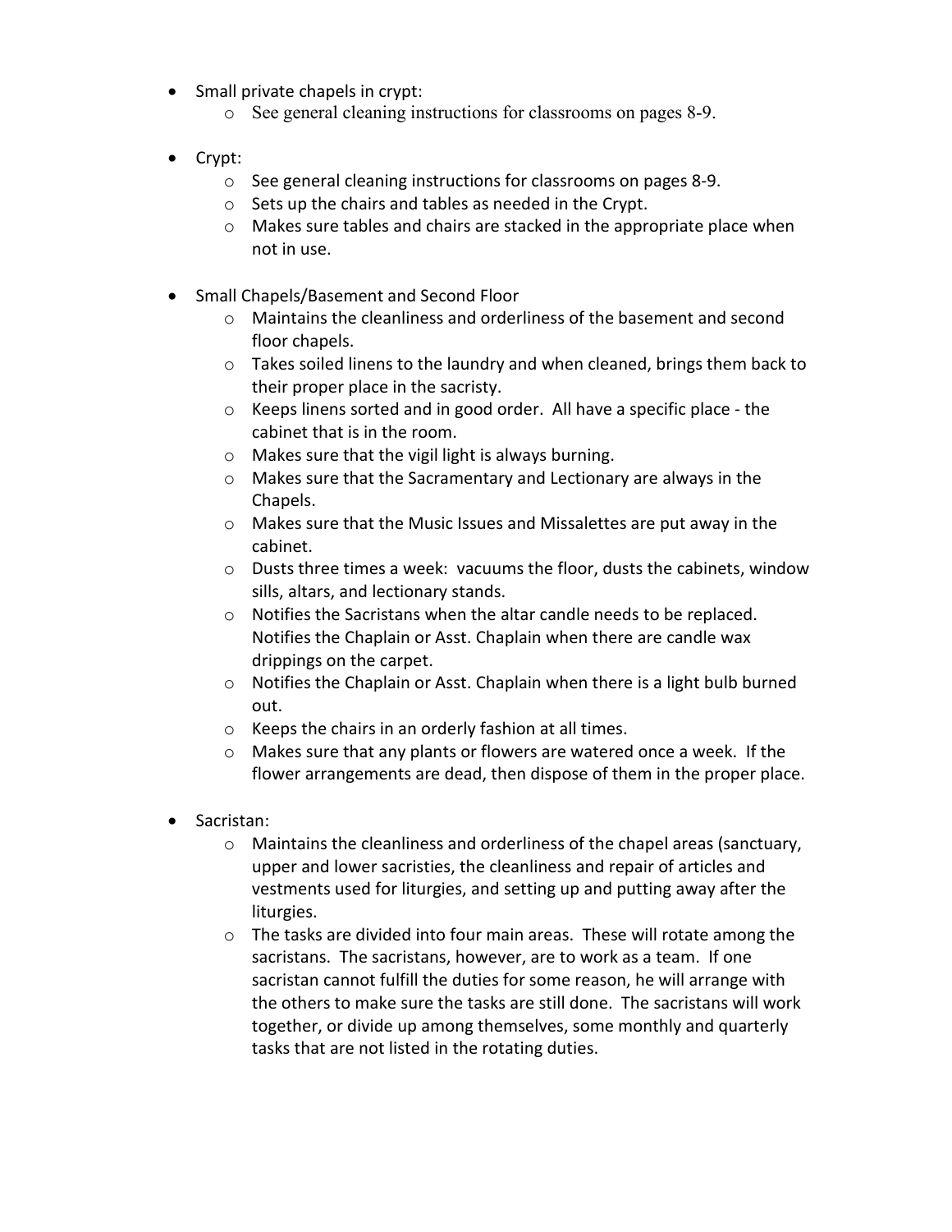- Small private chapels in crypt:
  - See general cleaning instructions for classrooms on pages 8-9.

- Crypt:
  - See general cleaning instructions for classrooms on pages 8-9.
  - Sets up the chairs and tables as needed in the Crypt.
  - Makes sure tables and chairs are stacked in the appropriate place when not in use.

- Small Chapels/Basement and Second Floor
  - Maintains the cleanliness and orderliness of the basement and second floor chapels.
  - Takes soiled linens to the laundry and when cleaned, brings them back to their proper place in the sacristy.
  - Keeps linens sorted and in good order. All have a specific place - the cabinet that is in the room.
  - Makes sure that the vigil light is always burning.
  - Makes sure that the Sacramentary and Lectionary are always in the Chapels.
  - Makes sure that the Music Issues and Missalettes are put away in the cabinet.
  - Dusts three times a week: vacuums the floor, dusts the cabinets, window sills, altars, and lectionary stands.
  - Notifies the Sacristans when the altar candle needs to be replaced. Notifies the Chaplain or Asst. Chaplain when there are candle wax drippings on the carpet.
  - Notifies the Chaplain or Asst. Chaplain when there is a light bulb burned out.
  - Keeps the chairs in an orderly fashion at all times.
  - Makes sure that any plants or flowers are watered once a week. If the flower arrangements are dead, then dispose of them in the proper place.

- Sacristan:
  - Maintains the cleanliness and orderliness of the chapel areas (sanctuary, upper and lower sacristies, the cleanliness and repair of articles and vestments used for liturgies, and setting up and putting away after the liturgies.
  - The tasks are divided into four main areas. These will rotate among the sacristans. The sacristans, however, are to work as a team. If one sacristan cannot fulfill the duties for some reason, he will arrange with the others to make sure the tasks are still done. The sacristans will work together, or divide up among themselves, some monthly and quarterly tasks that are not listed in the rotating duties.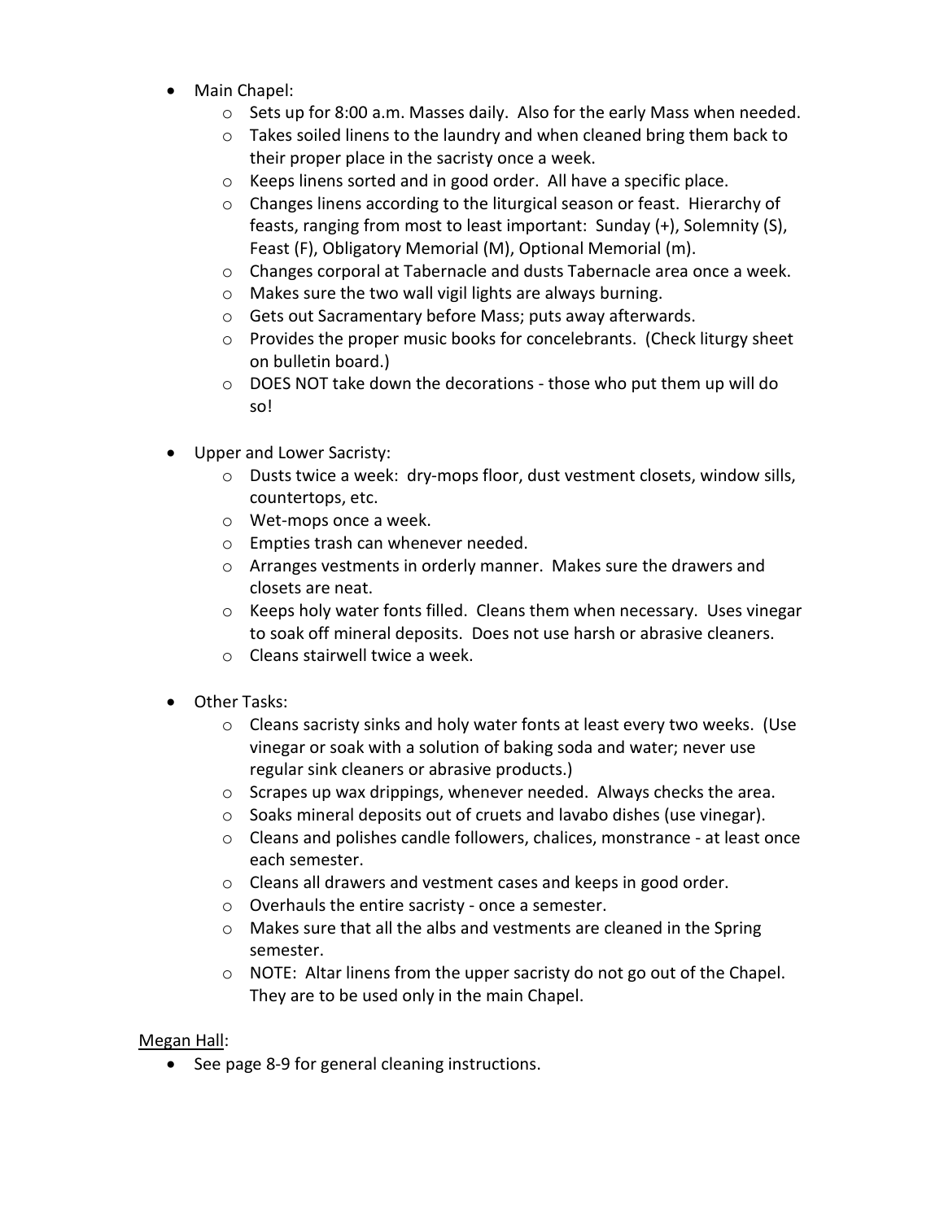- Main Chapel:
  - Sets up for 8:00 a.m. Masses daily. Also for the early Mass when needed.
  - Takes soiled linens to the laundry and when cleaned bring them back to their proper place in the sacristy once a week.
  - Keeps linens sorted and in good order. All have a specific place.
  - Changes linens according to the liturgical season or feast. Hierarchy of feasts, ranging from most to least important: Sunday (+), Solemnity (S), Feast (F), Obligatory Memorial (M), Optional Memorial (m).
  - Changes corporal at Tabernacle and dusts Tabernacle area once a week.
  - Makes sure the two wall vigil lights are always burning.
  - Gets out Sacramentary before Mass; puts away afterwards.
  - Provides the proper music books for concelebrants. (Check liturgy sheet on bulletin board.)
  - DOES NOT take down the decorations - those who put them up will do so!

- Upper and Lower Sacristy:
  - Dusts twice a week: dry-mops floor, dust vestment closets, window sills, countertops, etc.
  - Wet-mops once a week.
  - Empties trash can whenever needed.
  - Arranges vestments in orderly manner. Makes sure the drawers and closets are neat.
  - Keeps holy water fonts filled. Cleans them when necessary. Uses vinegar to soak off mineral deposits. Does not use harsh or abrasive cleaners.
  - Cleans stairwell twice a week.

- Other Tasks:
  - Cleans sacristy sinks and holy water fonts at least every two weeks. (Use vinegar or soak with a solution of baking soda and water; never use regular sink cleaners or abrasive products.)
  - Scrapes up wax drippings, whenever needed. Always checks the area.
  - Soaks mineral deposits out of cruets and lavabo dishes (use vinegar).
  - Cleans and polishes candle followers, chalices, monstrance - at least once each semester.
  - Cleans all drawers and vestment cases and keeps in good order.
  - Overhauls the entire sacristy - once a semester.
  - Makes sure that all the albs and vestments are cleaned in the Spring semester.
  - NOTE: Altar linens from the upper sacristy do not go out of the Chapel. They are to be used only in the main Chapel.

<u>Megan Hall</u>:

- See page 8-9 for general cleaning instructions.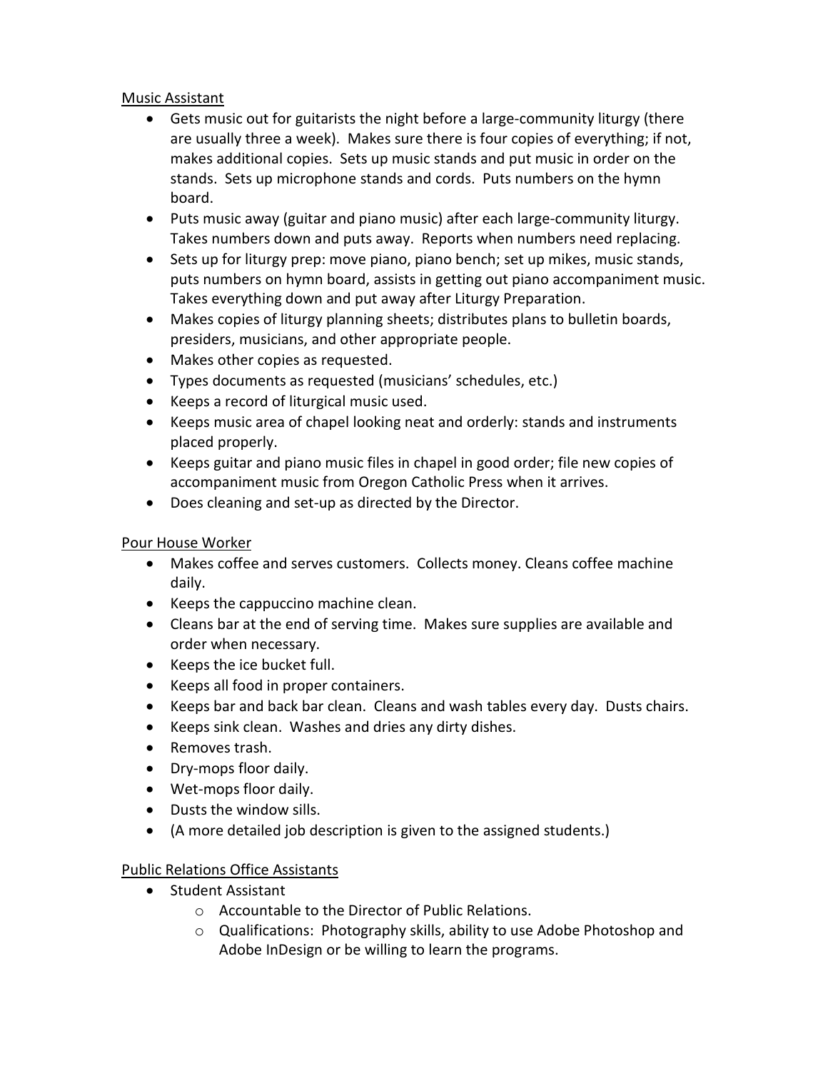Music Assistant

- Gets music out for guitarists the night before a large-community liturgy (there are usually three a week). Makes sure there is four copies of everything; if not, makes additional copies. Sets up music stands and put music in order on the stands. Sets up microphone stands and cords. Puts numbers on the hymn board.
- Puts music away (guitar and piano music) after each large-community liturgy. Takes numbers down and puts away. Reports when numbers need replacing.
- Sets up for liturgy prep: move piano, piano bench; set up mikes, music stands, puts numbers on hymn board, assists in getting out piano accompaniment music. Takes everything down and put away after Liturgy Preparation.
- Makes copies of liturgy planning sheets; distributes plans to bulletin boards, presiders, musicians, and other appropriate people.
- Makes other copies as requested.
- Types documents as requested (musicians' schedules, etc.)
- Keeps a record of liturgical music used.
- Keeps music area of chapel looking neat and orderly: stands and instruments placed properly.
- Keeps guitar and piano music files in chapel in good order; file new copies of accompaniment music from Oregon Catholic Press when it arrives.
- Does cleaning and set-up as directed by the Director.

Pour House Worker

- Makes coffee and serves customers. Collects money. Cleans coffee machine daily.
- Keeps the cappuccino machine clean.
- Cleans bar at the end of serving time. Makes sure supplies are available and order when necessary.
- Keeps the ice bucket full.
- Keeps all food in proper containers.
- Keeps bar and back bar clean. Cleans and wash tables every day. Dusts chairs.
- Keeps sink clean. Washes and dries any dirty dishes.
- Removes trash.
- Dry-mops floor daily.
- Wet-mops floor daily.
- Dusts the window sills.
- (A more detailed job description is given to the assigned students.)

Public Relations Office Assistants

- Student Assistant
  - Accountable to the Director of Public Relations.
  - Qualifications: Photography skills, ability to use Adobe Photoshop and Adobe InDesign or be willing to learn the programs.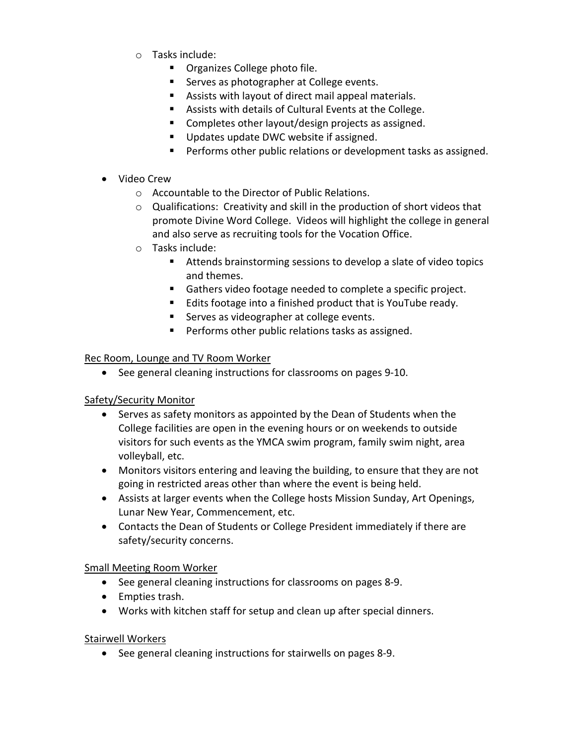- Tasks include:
    - Organizes College photo file.
    - Serves as photographer at College events.
    - Assists with layout of direct mail appeal materials.
    - Assists with details of Cultural Events at the College.
    - Completes other layout/design projects as assigned.
    - Updates update DWC website if assigned.
    - Performs other public relations or development tasks as assigned.

- Video Crew
    - Accountable to the Director of Public Relations.
    - Qualifications: Creativity and skill in the production of short videos that promote Divine Word College. Videos will highlight the college in general and also serve as recruiting tools for the Vocation Office.
    - Tasks include:
        - Attends brainstorming sessions to develop a slate of video topics and themes.
        - Gathers video footage needed to complete a specific project.
        - Edits footage into a finished product that is YouTube ready.
        - Serves as videographer at college events.
        - Performs other public relations tasks as assigned.

<u>Rec Room, Lounge and TV Room Worker</u>

- See general cleaning instructions for classrooms on pages 9-10.

<u>Safety/Security Monitor</u>

- Serves as safety monitors as appointed by the Dean of Students when the College facilities are open in the evening hours or on weekends to outside visitors for such events as the YMCA swim program, family swim night, area volleyball, etc.
- Monitors visitors entering and leaving the building, to ensure that they are not going in restricted areas other than where the event is being held.
- Assists at larger events when the College hosts Mission Sunday, Art Openings, Lunar New Year, Commencement, etc.
- Contacts the Dean of Students or College President immediately if there are safety/security concerns.

<u>Small Meeting Room Worker</u>

- See general cleaning instructions for classrooms on pages 8-9.
- Empties trash.
- Works with kitchen staff for setup and clean up after special dinners.

<u>Stairwell Workers</u>

- See general cleaning instructions for stairwells on pages 8-9.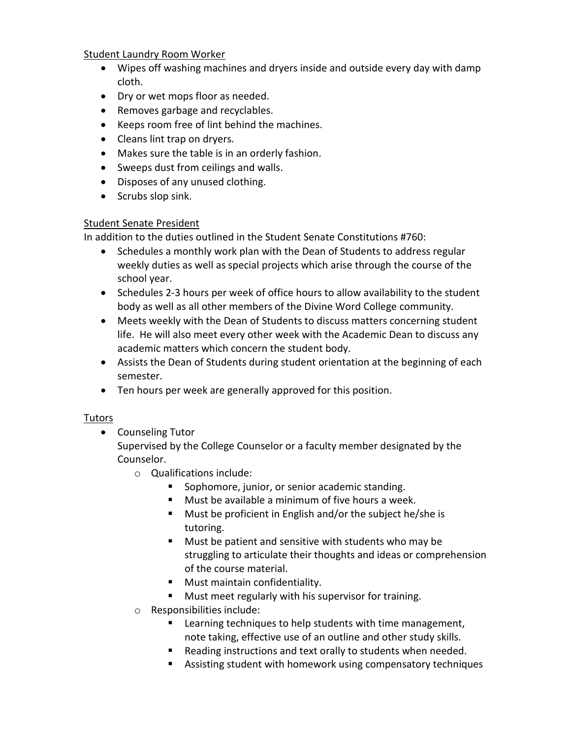Student Laundry Room Worker

- Wipes off washing machines and dryers inside and outside every day with damp cloth.
- Dry or wet mops floor as needed.
- Removes garbage and recyclables.
- Keeps room free of lint behind the machines.
- Cleans lint trap on dryers.
- Makes sure the table is in an orderly fashion.
- Sweeps dust from ceilings and walls.
- Disposes of any unused clothing.
- Scrubs slop sink.

Student Senate President

In addition to the duties outlined in the Student Senate Constitutions #760:

- Schedules a monthly work plan with the Dean of Students to address regular weekly duties as well as special projects which arise through the course of the school year.
- Schedules 2-3 hours per week of office hours to allow availability to the student body as well as all other members of the Divine Word College community.
- Meets weekly with the Dean of Students to discuss matters concerning student life. He will also meet every other week with the Academic Dean to discuss any academic matters which concern the student body.
- Assists the Dean of Students during student orientation at the beginning of each semester.
- Ten hours per week are generally approved for this position.

Tutors

- Counseling Tutor
  Supervised by the College Counselor or a faculty member designated by the Counselor.
  - Qualifications include:
    - Sophomore, junior, or senior academic standing.
    - Must be available a minimum of five hours a week.
    - Must be proficient in English and/or the subject he/she is tutoring.
    - Must be patient and sensitive with students who may be struggling to articulate their thoughts and ideas or comprehension of the course material.
    - Must maintain confidentiality.
    - Must meet regularly with his supervisor for training.
  - Responsibilities include:
    - Learning techniques to help students with time management, note taking, effective use of an outline and other study skills.
    - Reading instructions and text orally to students when needed.
    - Assisting student with homework using compensatory techniques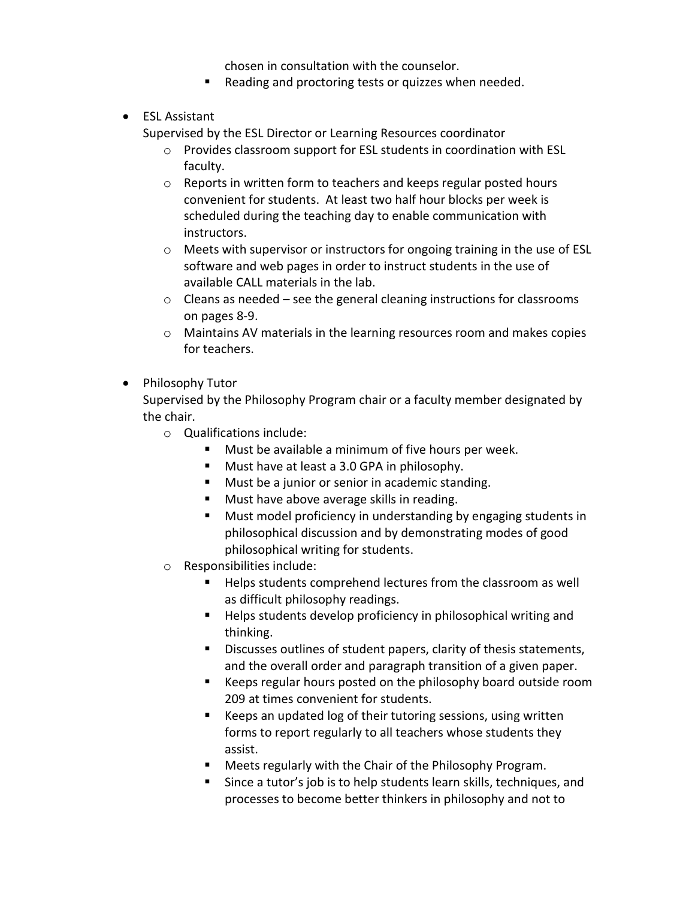chosen in consultation with the counselor.
  - Reading and proctoring tests or quizzes when needed.

- ESL Assistant
  Supervised by the ESL Director or Learning Resources coordinator
  - Provides classroom support for ESL students in coordination with ESL faculty.
  - Reports in written form to teachers and keeps regular posted hours convenient for students. At least two half hour blocks per week is scheduled during the teaching day to enable communication with instructors.
  - Meets with supervisor or instructors for ongoing training in the use of ESL software and web pages in order to instruct students in the use of available CALL materials in the lab.
  - Cleans as needed – see the general cleaning instructions for classrooms on pages 8-9.
  - Maintains AV materials in the learning resources room and makes copies for teachers.

- Philosophy Tutor
  Supervised by the Philosophy Program chair or a faculty member designated by the chair.
  - Qualifications include:
    - Must be available a minimum of five hours per week.
    - Must have at least a 3.0 GPA in philosophy.
    - Must be a junior or senior in academic standing.
    - Must have above average skills in reading.
    - Must model proficiency in understanding by engaging students in philosophical discussion and by demonstrating modes of good philosophical writing for students.
  - Responsibilities include:
    - Helps students comprehend lectures from the classroom as well as difficult philosophy readings.
    - Helps students develop proficiency in philosophical writing and thinking.
    - Discusses outlines of student papers, clarity of thesis statements, and the overall order and paragraph transition of a given paper.
    - Keeps regular hours posted on the philosophy board outside room 209 at times convenient for students.
    - Keeps an updated log of their tutoring sessions, using written forms to report regularly to all teachers whose students they assist.
    - Meets regularly with the Chair of the Philosophy Program.
    - Since a tutor's job is to help students learn skills, techniques, and processes to become better thinkers in philosophy and not to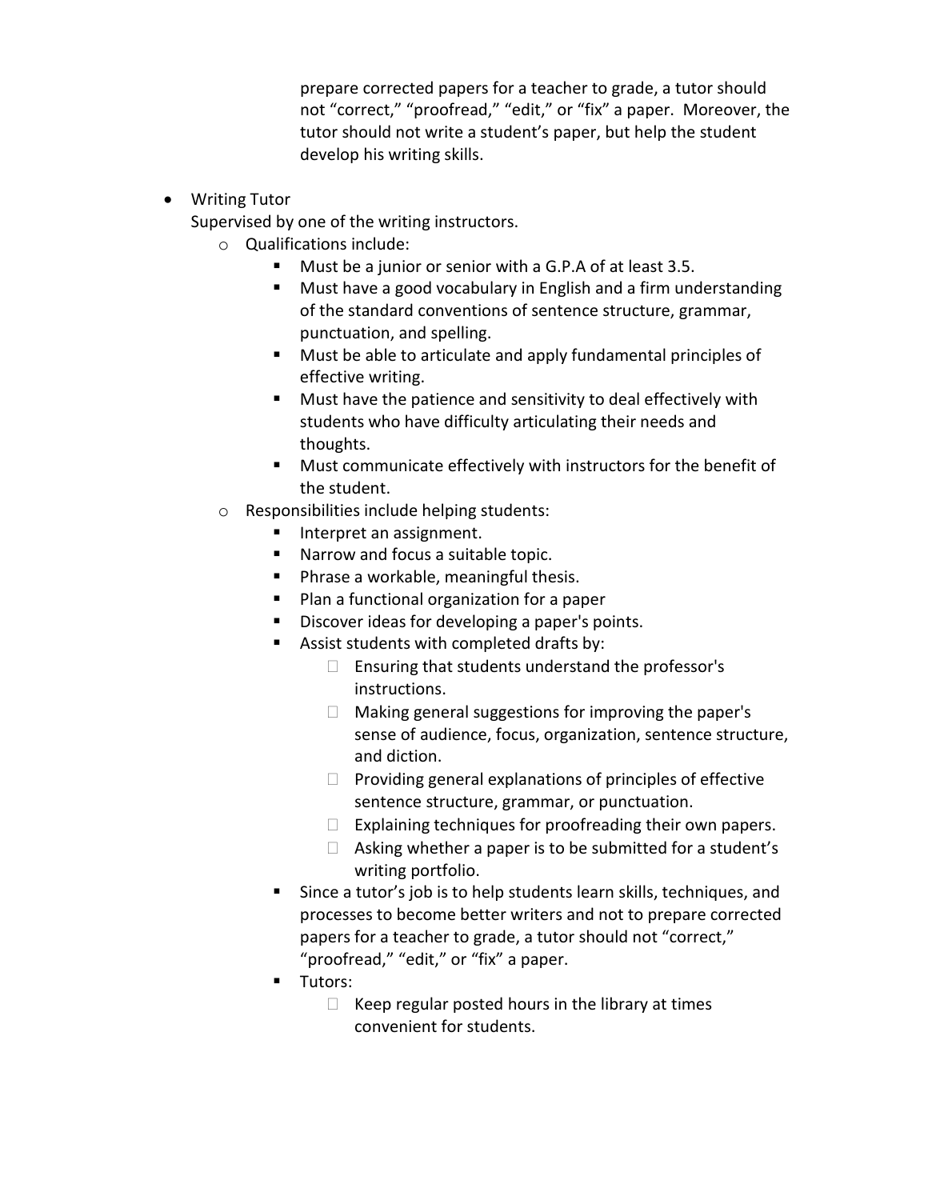prepare corrected papers for a teacher to grade, a tutor should not "correct," "proofread," "edit," or "fix" a paper. Moreover, the tutor should not write a student's paper, but help the student develop his writing skills.

- Writing Tutor
  Supervised by one of the writing instructors.
  - Qualifications include:
    - Must be a junior or senior with a G.P.A of at least 3.5.
    - Must have a good vocabulary in English and a firm understanding of the standard conventions of sentence structure, grammar, punctuation, and spelling.
    - Must be able to articulate and apply fundamental principles of effective writing.
    - Must have the patience and sensitivity to deal effectively with students who have difficulty articulating their needs and thoughts.
    - Must communicate effectively with instructors for the benefit of the student.
  - Responsibilities include helping students:
    - Interpret an assignment.
    - Narrow and focus a suitable topic.
    - Phrase a workable, meaningful thesis.
    - Plan a functional organization for a paper
    - Discover ideas for developing a paper's points.
    - Assist students with completed drafts by:
      - Ensuring that students understand the professor's instructions.
      - Making general suggestions for improving the paper's sense of audience, focus, organization, sentence structure, and diction.
      - Providing general explanations of principles of effective sentence structure, grammar, or punctuation.
      - Explaining techniques for proofreading their own papers.
      - Asking whether a paper is to be submitted for a student's writing portfolio.
    - Since a tutor's job is to help students learn skills, techniques, and processes to become better writers and not to prepare corrected papers for a teacher to grade, a tutor should not "correct," "proofread," "edit," or "fix" a paper.
    - Tutors:
      - Keep regular posted hours in the library at times convenient for students.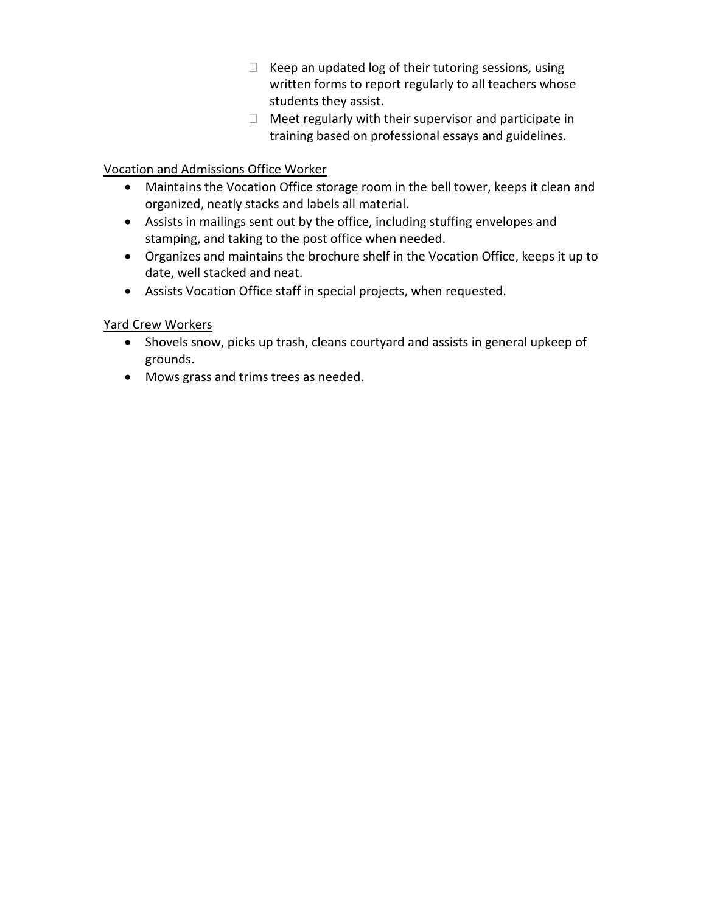- Keep an updated log of their tutoring sessions, using written forms to report regularly to all teachers whose students they assist.
- Meet regularly with their supervisor and participate in training based on professional essays and guidelines.

<u>Vocation and Admissions Office Worker</u>

- Maintains the Vocation Office storage room in the bell tower, keeps it clean and organized, neatly stacks and labels all material.
- Assists in mailings sent out by the office, including stuffing envelopes and stamping, and taking to the post office when needed.
- Organizes and maintains the brochure shelf in the Vocation Office, keeps it up to date, well stacked and neat.
- Assists Vocation Office staff in special projects, when requested.

<u>Yard Crew Workers</u>

- Shovels snow, picks up trash, cleans courtyard and assists in general upkeep of grounds.
- Mows grass and trims trees as needed.